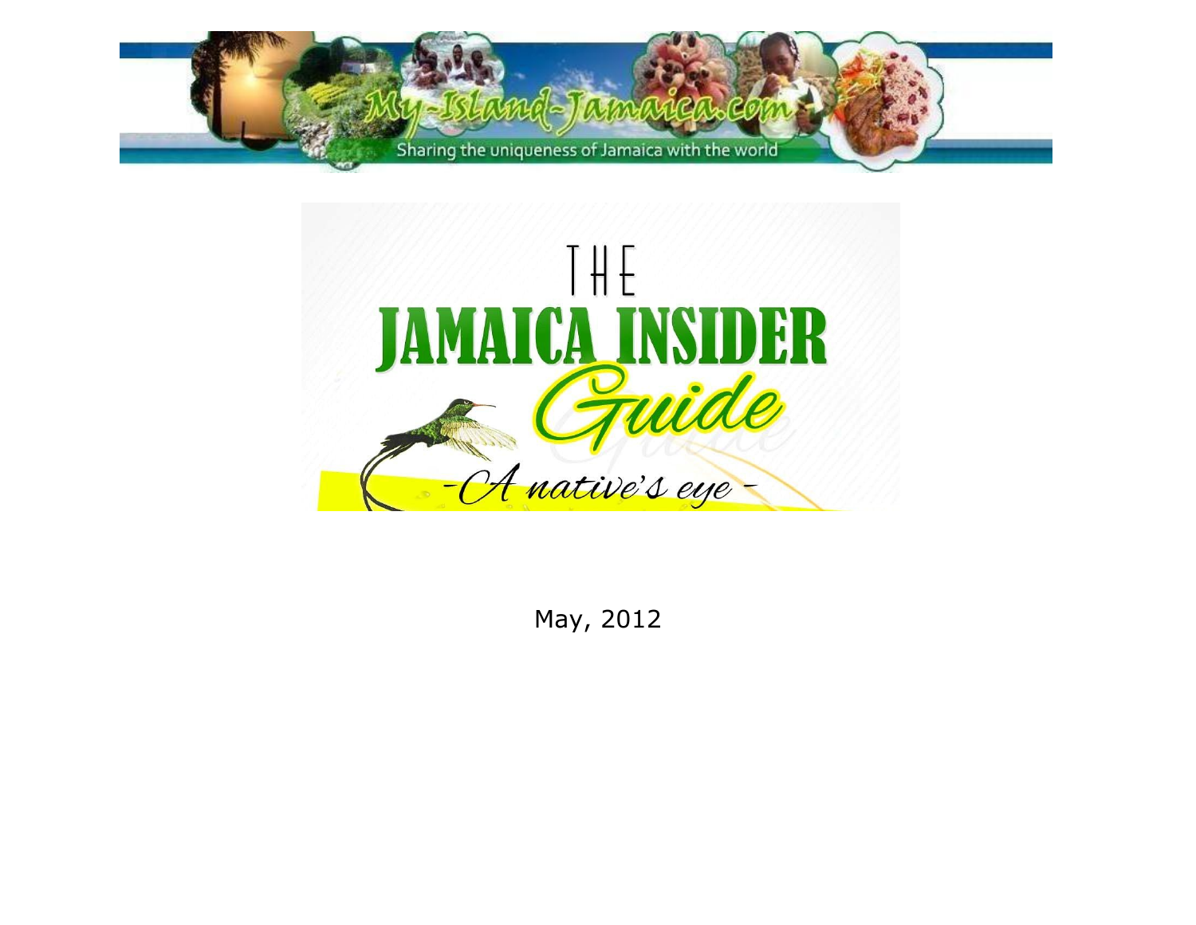My-Island-Jamaica.com

Sharing the uniqueness of Jamaica with the world

# THE JAMAICA INSIDER *Guide*

*-A native's eye -*

May, 2012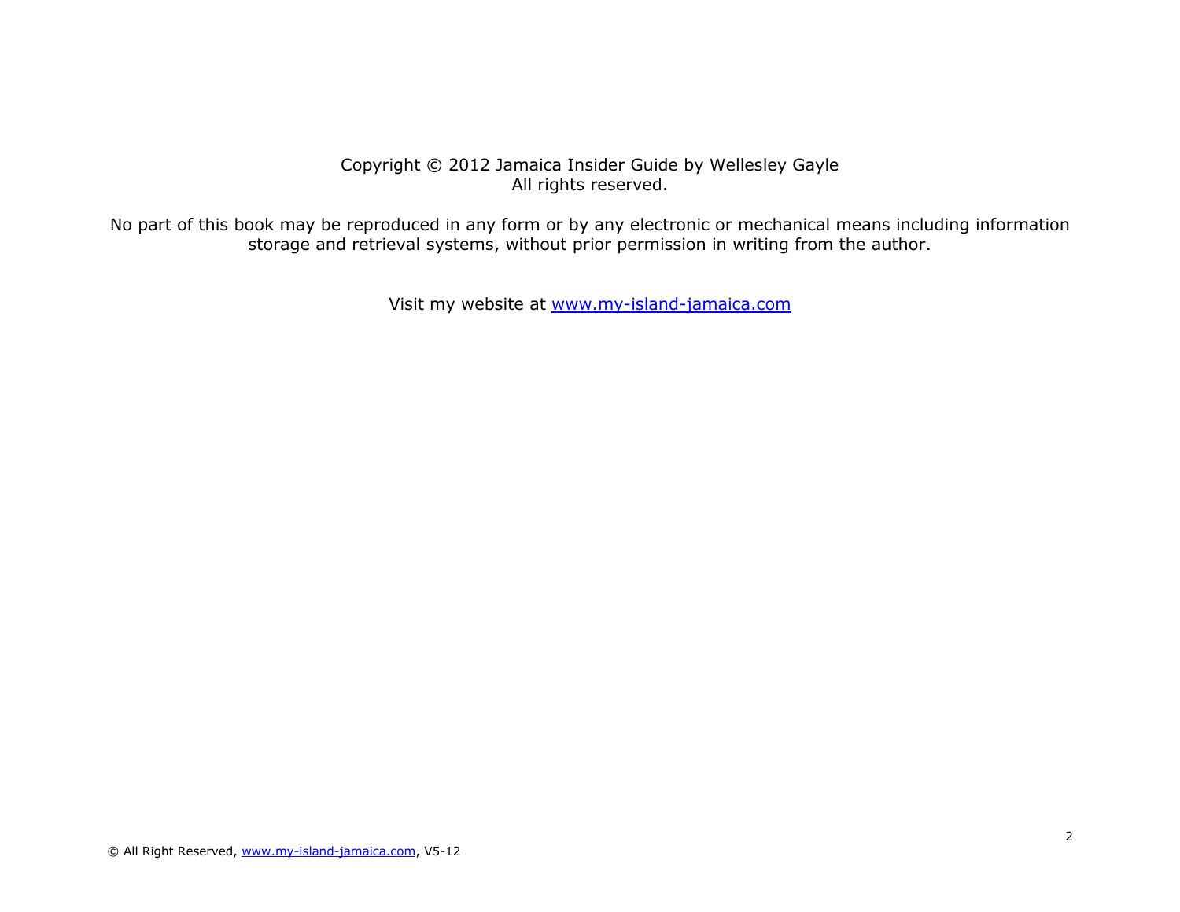Copyright © 2012 Jamaica Insider Guide by Wellesley Gayle
All rights reserved.

No part of this book may be reproduced in any form or by any electronic or mechanical means including information storage and retrieval systems, without prior permission in writing from the author.

Visit my website at [www.my-island-jamaica.com](http://www.my-island-jamaica.com)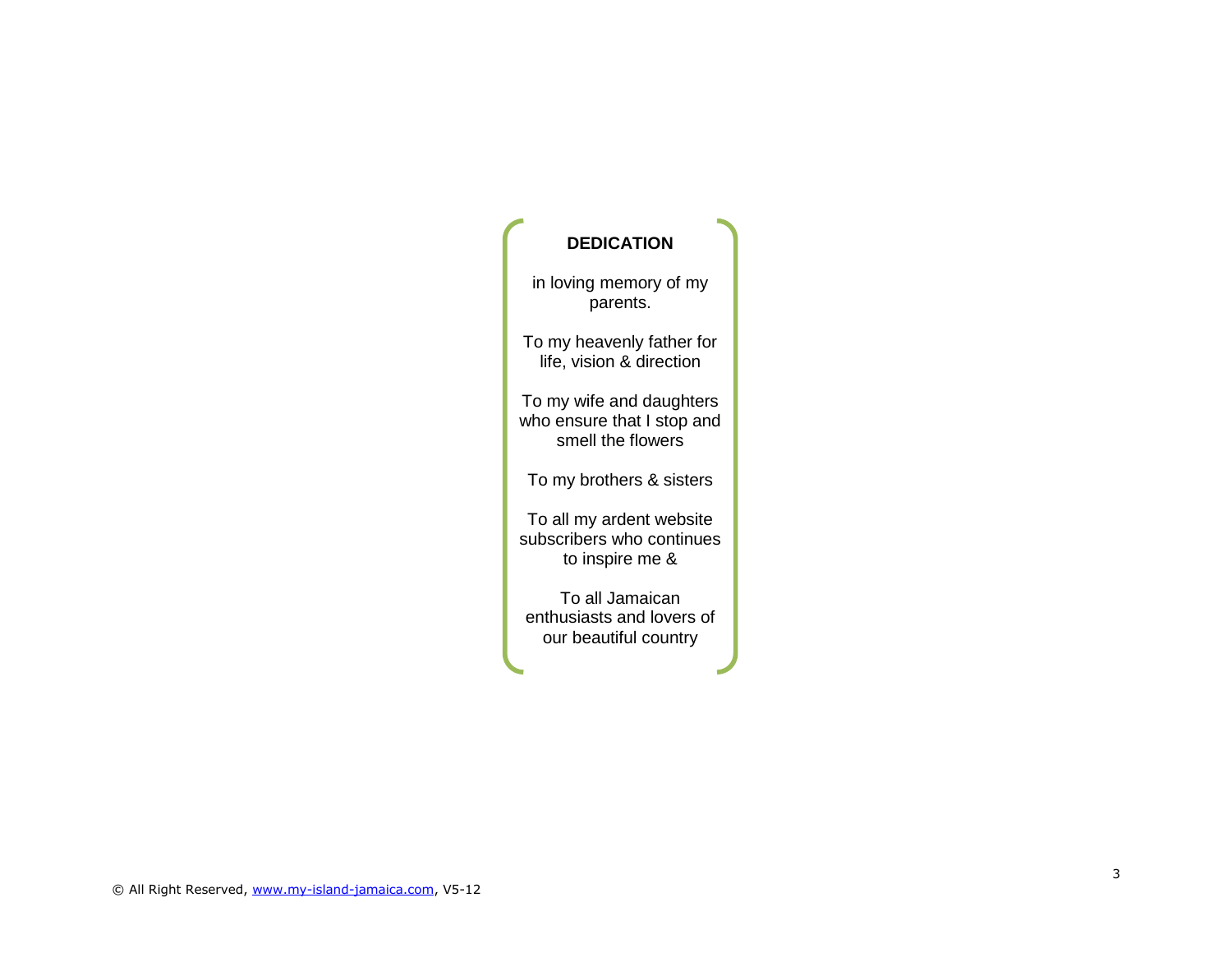## DEDICATION

in loving memory of my parents.

To my heavenly father for life, vision & direction

To my wife and daughters who ensure that I stop and smell the flowers

To my brothers & sisters

To all my ardent website subscribers who continues to inspire me &

To all Jamaican enthusiasts and lovers of our beautiful country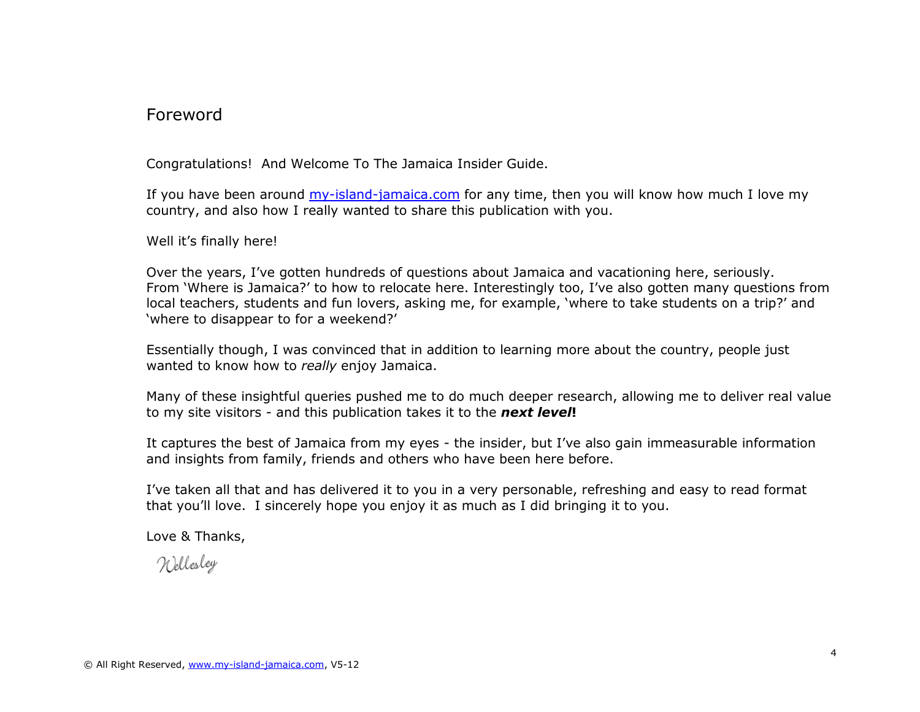# Foreword

Congratulations! And Welcome To The Jamaica Insider Guide.

If you have been around [my-island-jamaica.com](http://www.my-island-jamaica.com) for any time, then you will know how much I love my country, and also how I really wanted to share this publication with you.

Well it's finally here!

Over the years, I've gotten hundreds of questions about Jamaica and vacationing here, seriously. From 'Where is Jamaica?' to how to relocate here. Interestingly too, I've also gotten many questions from local teachers, students and fun lovers, asking me, for example, 'where to take students on a trip?' and 'where to disappear to for a weekend?'

Essentially though, I was convinced that in addition to learning more about the country, people just wanted to know how to *really* enjoy Jamaica.

Many of these insightful queries pushed me to do much deeper research, allowing me to deliver real value to my site visitors - and this publication takes it to the ***next level*!**

It captures the best of Jamaica from my eyes - the insider, but I've also gain immeasurable information and insights from family, friends and others who have been here before.

I've taken all that and has delivered it to you in a very personable, refreshing and easy to read format that you'll love. I sincerely hope you enjoy it as much as I did bringing it to you.

Love & Thanks,

Wellesley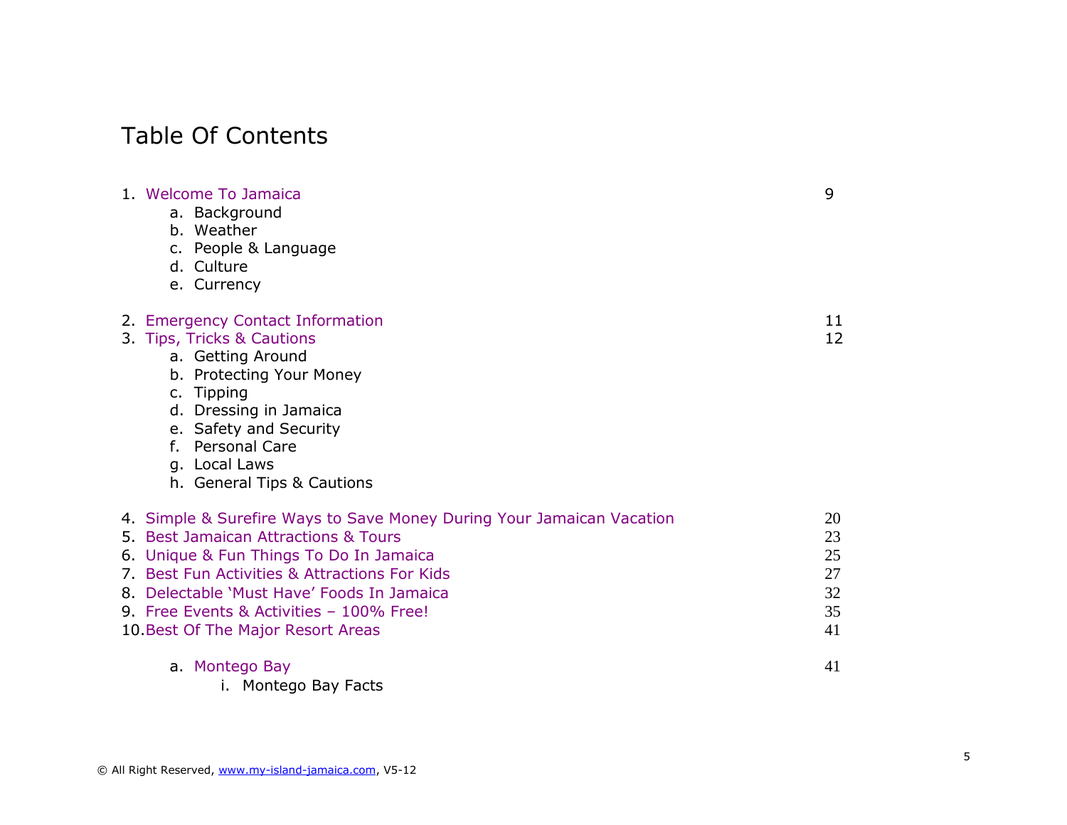# Table Of Contents

1. Welcome To Jamaica 9
   a. Background
   b. Weather
   c. People & Language
   d. Culture
   e. Currency

2. Emergency Contact Information 11
3. Tips, Tricks & Cautions 12
   a. Getting Around
   b. Protecting Your Money
   c. Tipping
   d. Dressing in Jamaica
   e. Safety and Security
   f. Personal Care
   g. Local Laws
   h. General Tips & Cautions

4. Simple & Surefire Ways to Save Money During Your Jamaican Vacation 20
5. Best Jamaican Attractions & Tours 23
6. Unique & Fun Things To Do In Jamaica 25
7. Best Fun Activities & Attractions For Kids 27
8. Delectable 'Must Have' Foods In Jamaica 32
9. Free Events & Activities – 100% Free! 35
10. Best Of The Major Resort Areas 41

    a. Montego Bay 41
       i. Montego Bay Facts

© All Right Reserved, www.my-island-jamaica.com, V5-12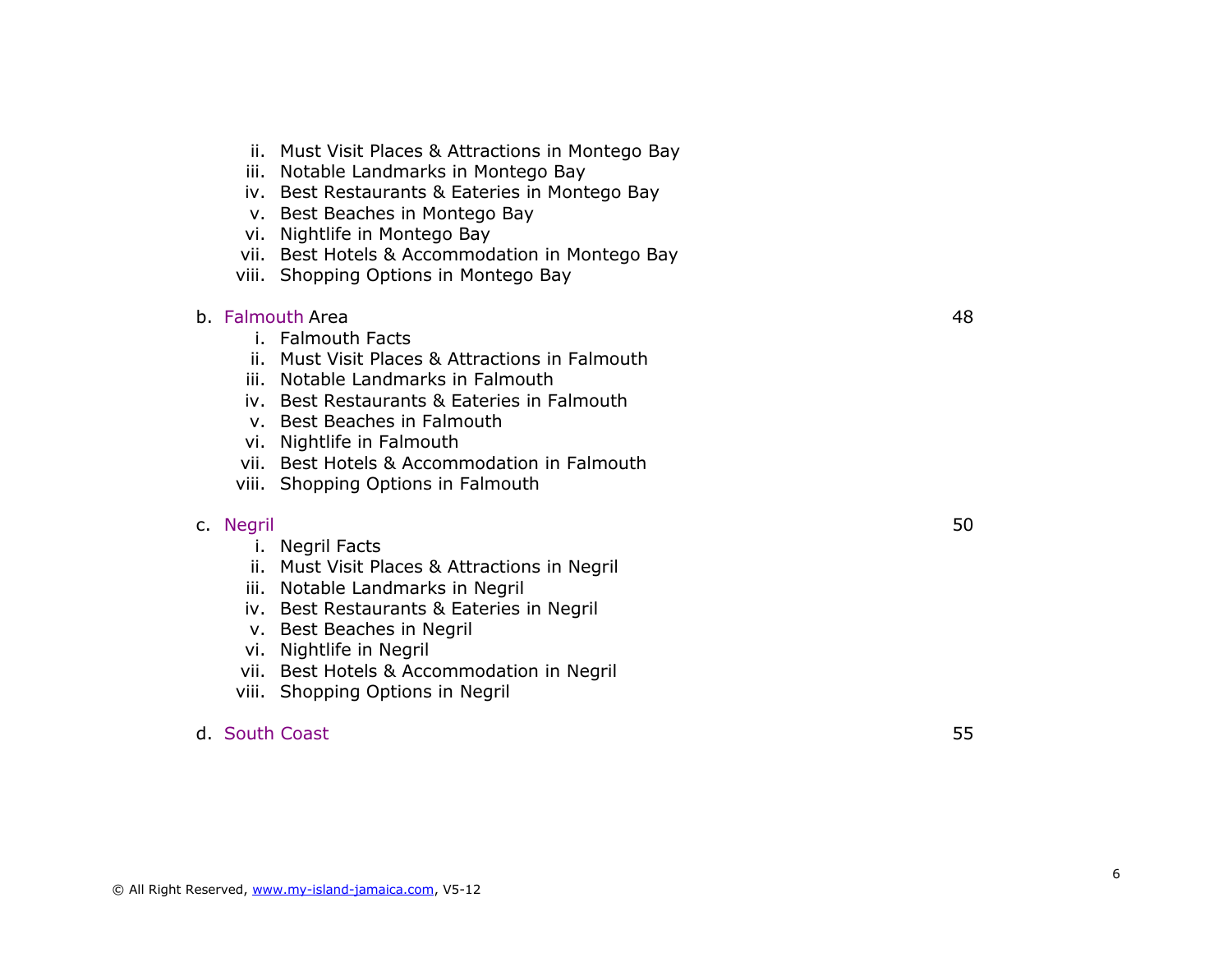ii. Must Visit Places & Attractions in Montego Bay
iii. Notable Landmarks in Montego Bay
iv. Best Restaurants & Eateries in Montego Bay
v. Best Beaches in Montego Bay
vi. Nightlife in Montego Bay
vii. Best Hotels & Accommodation in Montego Bay
viii. Shopping Options in Montego Bay

b. Falmouth Area — 48

i. Falmouth Facts
ii. Must Visit Places & Attractions in Falmouth
iii. Notable Landmarks in Falmouth
iv. Best Restaurants & Eateries in Falmouth
v. Best Beaches in Falmouth
vi. Nightlife in Falmouth
vii. Best Hotels & Accommodation in Falmouth
viii. Shopping Options in Falmouth

c. Negril — 50

i. Negril Facts
ii. Must Visit Places & Attractions in Negril
iii. Notable Landmarks in Negril
iv. Best Restaurants & Eateries in Negril
v. Best Beaches in Negril
vi. Nightlife in Negril
vii. Best Hotels & Accommodation in Negril
viii. Shopping Options in Negril

d. South Coast — 55

© All Right Reserved, www.my-island-jamaica.com, V5-12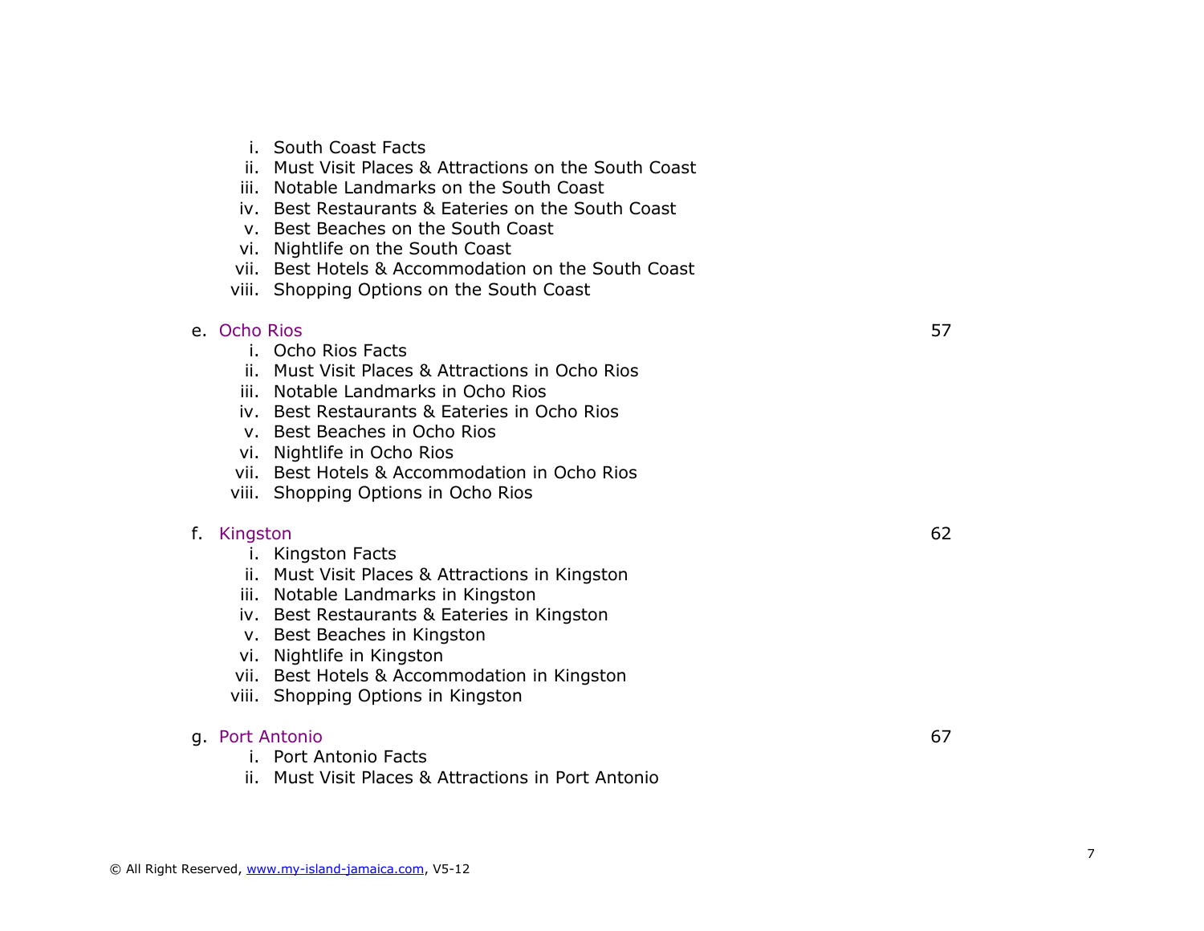i. South Coast Facts
   ii. Must Visit Places & Attractions on the South Coast
   iii. Notable Landmarks on the South Coast
   iv. Best Restaurants & Eateries on the South Coast
   v. Best Beaches on the South Coast
   vi. Nightlife on the South Coast
   vii. Best Hotels & Accommodation on the South Coast
   viii. Shopping Options on the South Coast

e. Ocho Rios — 57
   i. Ocho Rios Facts
   ii. Must Visit Places & Attractions in Ocho Rios
   iii. Notable Landmarks in Ocho Rios
   iv. Best Restaurants & Eateries in Ocho Rios
   v. Best Beaches in Ocho Rios
   vi. Nightlife in Ocho Rios
   vii. Best Hotels & Accommodation in Ocho Rios
   viii. Shopping Options in Ocho Rios

f. Kingston — 62
   i. Kingston Facts
   ii. Must Visit Places & Attractions in Kingston
   iii. Notable Landmarks in Kingston
   iv. Best Restaurants & Eateries in Kingston
   v. Best Beaches in Kingston
   vi. Nightlife in Kingston
   vii. Best Hotels & Accommodation in Kingston
   viii. Shopping Options in Kingston

g. Port Antonio — 67
   i. Port Antonio Facts
   ii. Must Visit Places & Attractions in Port Antonio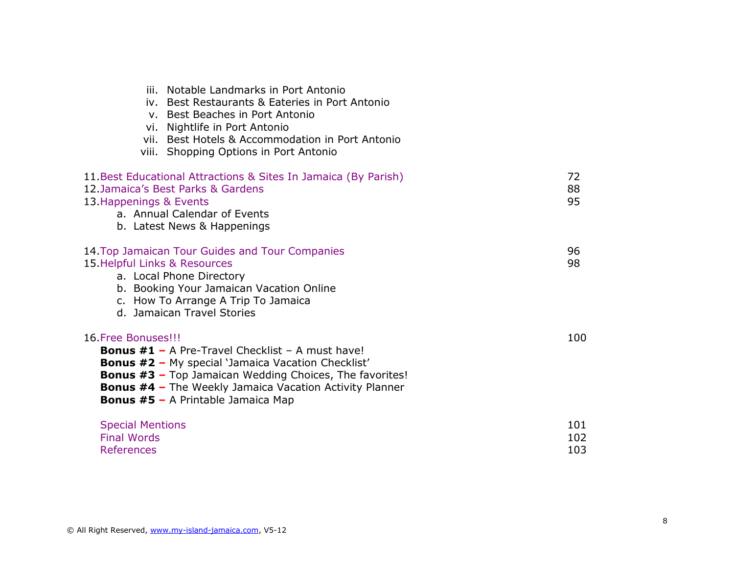iii. Notable Landmarks in Port Antonio
iv. Best Restaurants & Eateries in Port Antonio
v. Best Beaches in Port Antonio
vi. Nightlife in Port Antonio
vii. Best Hotels & Accommodation in Port Antonio
viii. Shopping Options in Port Antonio

| | |
|---|---|
| 11. Best Educational Attractions & Sites In Jamaica (By Parish) | 72 |
| 12. Jamaica's Best Parks & Gardens | 88 |
| 13. Happenings & Events | 95 |
| a. Annual Calendar of Events | |
| b. Latest News & Happenings | |
| 14. Top Jamaican Tour Guides and Tour Companies | 96 |
| 15. Helpful Links & Resources | 98 |
| a. Local Phone Directory | |
| b. Booking Your Jamaican Vacation Online | |
| c. How To Arrange A Trip To Jamaica | |
| d. Jamaican Travel Stories | |
| 16. Free Bonuses!!! | 100 |
| **Bonus #1 –** A Pre-Travel Checklist – A must have! | |
| **Bonus #2 –** My special 'Jamaica Vacation Checklist' | |
| **Bonus #3 –** Top Jamaican Wedding Choices, The favorites! | |
| **Bonus #4 –** The Weekly Jamaica Vacation Activity Planner | |
| **Bonus #5 –** A Printable Jamaica Map | |
| Special Mentions | 101 |
| Final Words | 102 |
| References | 103 |

© All Right Reserved, www.my-island-jamaica.com, V5-12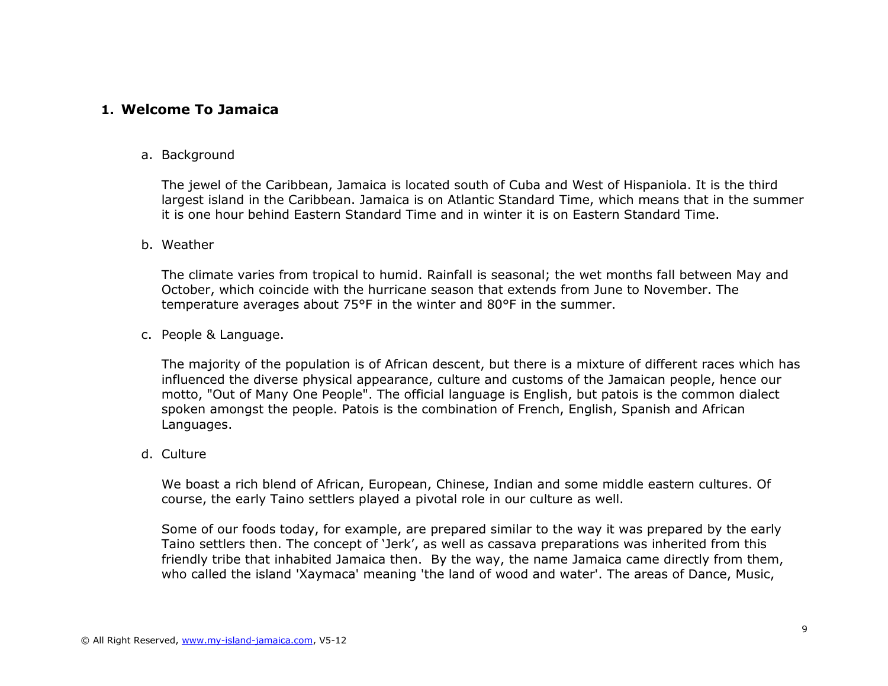# 1. Welcome To Jamaica

## a. Background

The jewel of the Caribbean, Jamaica is located south of Cuba and West of Hispaniola. It is the third largest island in the Caribbean. Jamaica is on Atlantic Standard Time, which means that in the summer it is one hour behind Eastern Standard Time and in winter it is on Eastern Standard Time.

## b. Weather

The climate varies from tropical to humid. Rainfall is seasonal; the wet months fall between May and October, which coincide with the hurricane season that extends from June to November. The temperature averages about 75°F in the winter and 80°F in the summer.

## c. People & Language.

The majority of the population is of African descent, but there is a mixture of different races which has influenced the diverse physical appearance, culture and customs of the Jamaican people, hence our motto, "Out of Many One People". The official language is English, but patois is the common dialect spoken amongst the people. Patois is the combination of French, English, Spanish and African Languages.

## d. Culture

We boast a rich blend of African, European, Chinese, Indian and some middle eastern cultures. Of course, the early Taino settlers played a pivotal role in our culture as well.

Some of our foods today, for example, are prepared similar to the way it was prepared by the early Taino settlers then. The concept of 'Jerk', as well as cassava preparations was inherited from this friendly tribe that inhabited Jamaica then. By the way, the name Jamaica came directly from them, who called the island 'Xaymaca' meaning 'the land of wood and water'. The areas of Dance, Music,

© All Right Reserved, www.my-island-jamaica.com, V5-12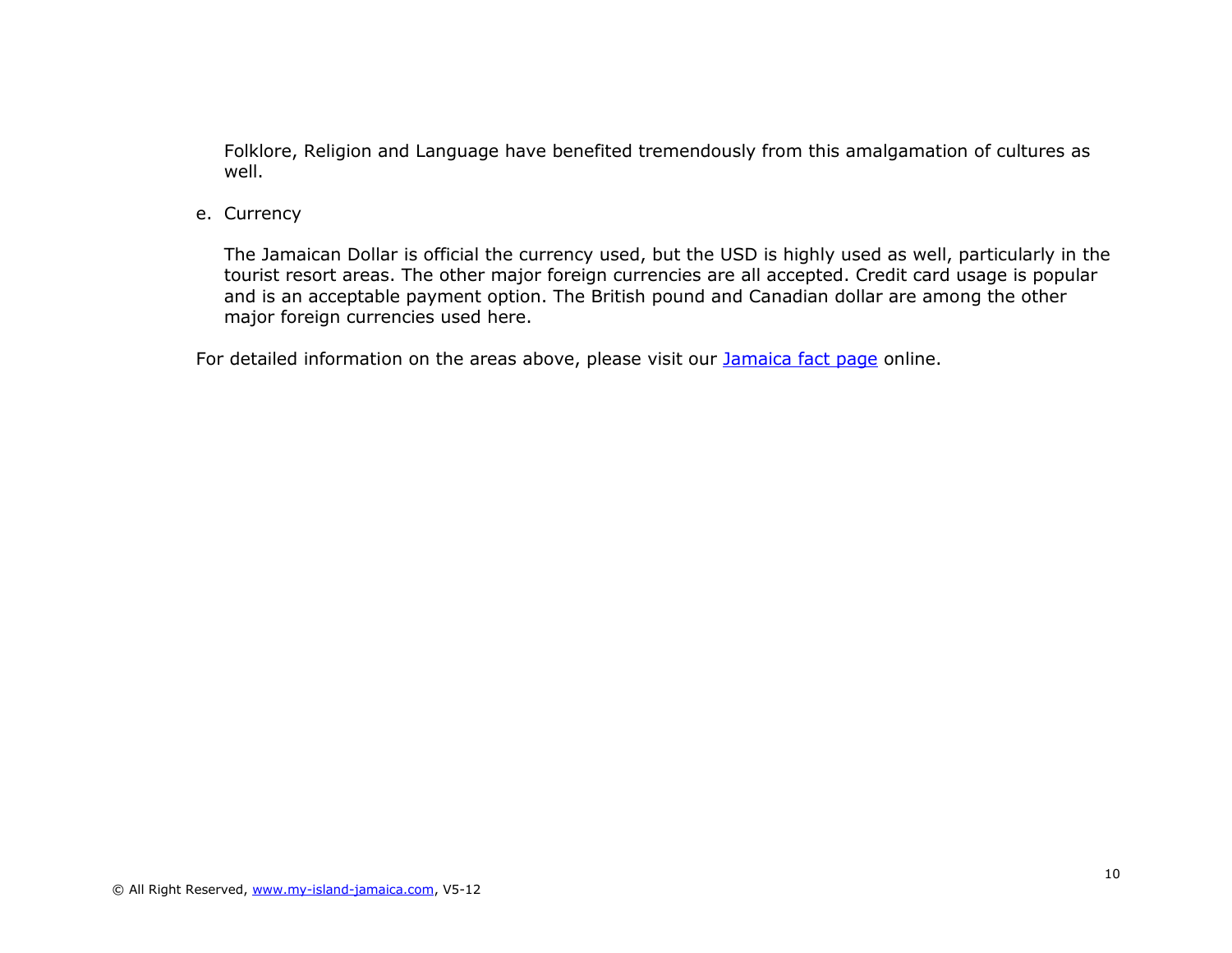Folklore, Religion and Language have benefited tremendously from this amalgamation of cultures as well.

e. Currency

The Jamaican Dollar is official the currency used, but the USD is highly used as well, particularly in the tourist resort areas. The other major foreign currencies are all accepted. Credit card usage is popular and is an acceptable payment option. The British pound and Canadian dollar are among the other major foreign currencies used here.

For detailed information on the areas above, please visit our [Jamaica fact page](#) online.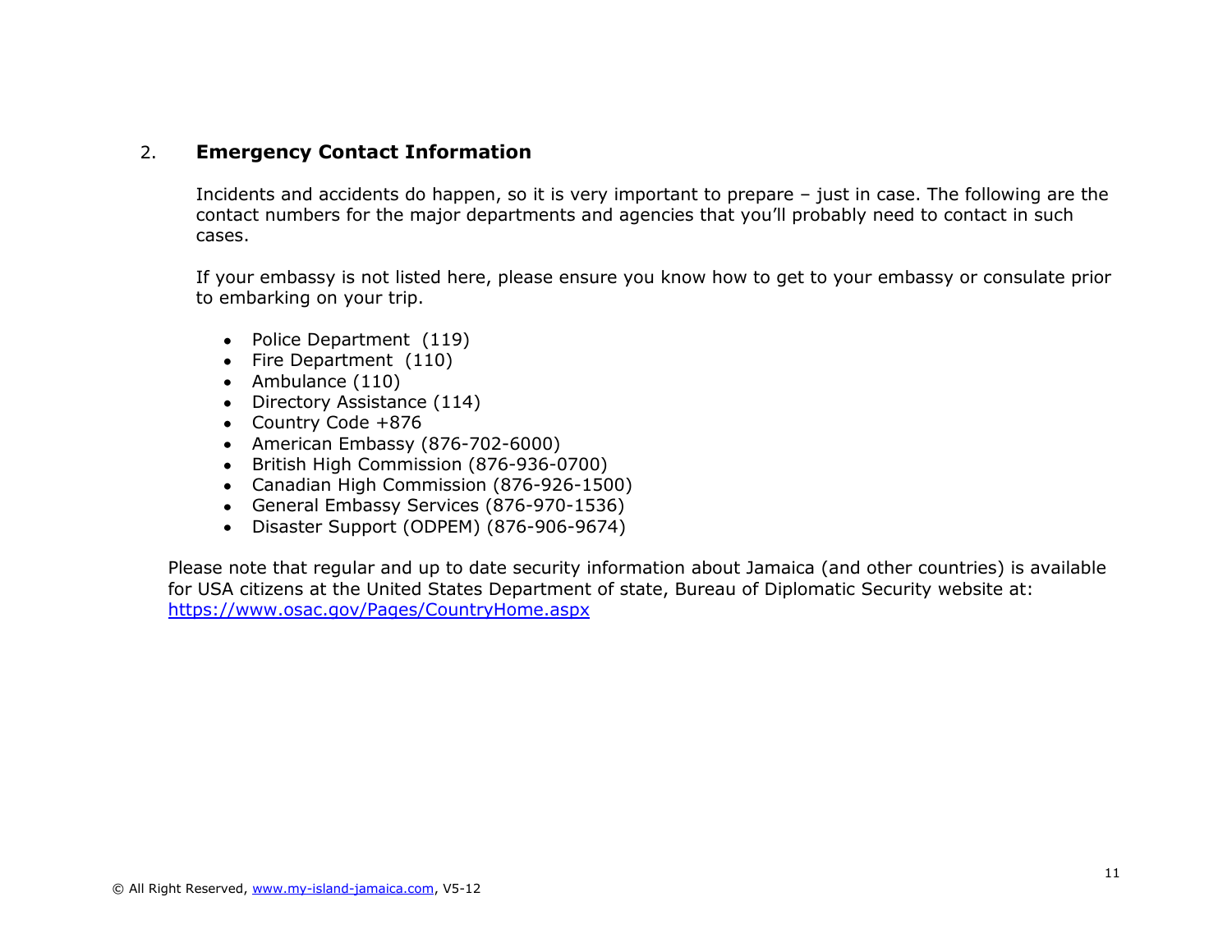## 2. Emergency Contact Information

Incidents and accidents do happen, so it is very important to prepare – just in case. The following are the contact numbers for the major departments and agencies that you'll probably need to contact in such cases.

If your embassy is not listed here, please ensure you know how to get to your embassy or consulate prior to embarking on your trip.

- Police Department (119)
- Fire Department (110)
- Ambulance (110)
- Directory Assistance (114)
- Country Code +876
- American Embassy (876-702-6000)
- British High Commission (876-936-0700)
- Canadian High Commission (876-926-1500)
- General Embassy Services (876-970-1536)
- Disaster Support (ODPEM) (876-906-9674)

Please note that regular and up to date security information about Jamaica (and other countries) is available for USA citizens at the United States Department of state, Bureau of Diplomatic Security website at: https://www.osac.gov/Pages/CountryHome.aspx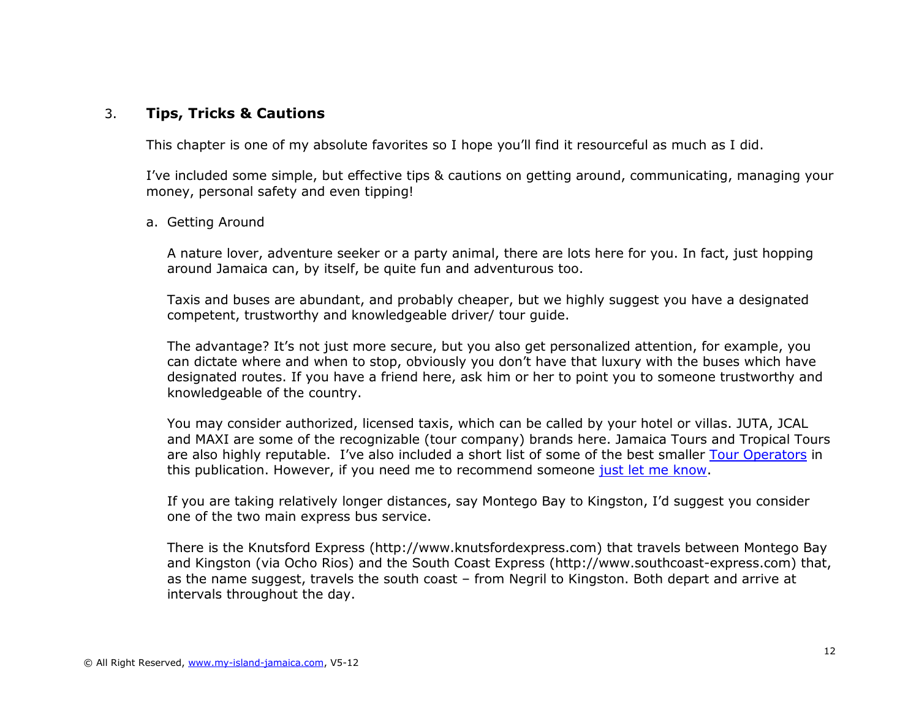## 3. Tips, Tricks & Cautions

This chapter is one of my absolute favorites so I hope you'll find it resourceful as much as I did.

I've included some simple, but effective tips & cautions on getting around, communicating, managing your money, personal safety and even tipping!

### a. Getting Around

A nature lover, adventure seeker or a party animal, there are lots here for you. In fact, just hopping around Jamaica can, by itself, be quite fun and adventurous too.

Taxis and buses are abundant, and probably cheaper, but we highly suggest you have a designated competent, trustworthy and knowledgeable driver/ tour guide.

The advantage? It's not just more secure, but you also get personalized attention, for example, you can dictate where and when to stop, obviously you don't have that luxury with the buses which have designated routes. If you have a friend here, ask him or her to point you to someone trustworthy and knowledgeable of the country.

You may consider authorized, licensed taxis, which can be called by your hotel or villas. JUTA, JCAL and MAXI are some of the recognizable (tour company) brands here. Jamaica Tours and Tropical Tours are also highly reputable. I've also included a short list of some of the best smaller Tour Operators in this publication. However, if you need me to recommend someone just let me know.

If you are taking relatively longer distances, say Montego Bay to Kingston, I'd suggest you consider one of the two main express bus service.

There is the Knutsford Express (http://www.knutsfordexpress.com) that travels between Montego Bay and Kingston (via Ocho Rios) and the South Coast Express (http://www.southcoast-express.com) that, as the name suggest, travels the south coast – from Negril to Kingston. Both depart and arrive at intervals throughout the day.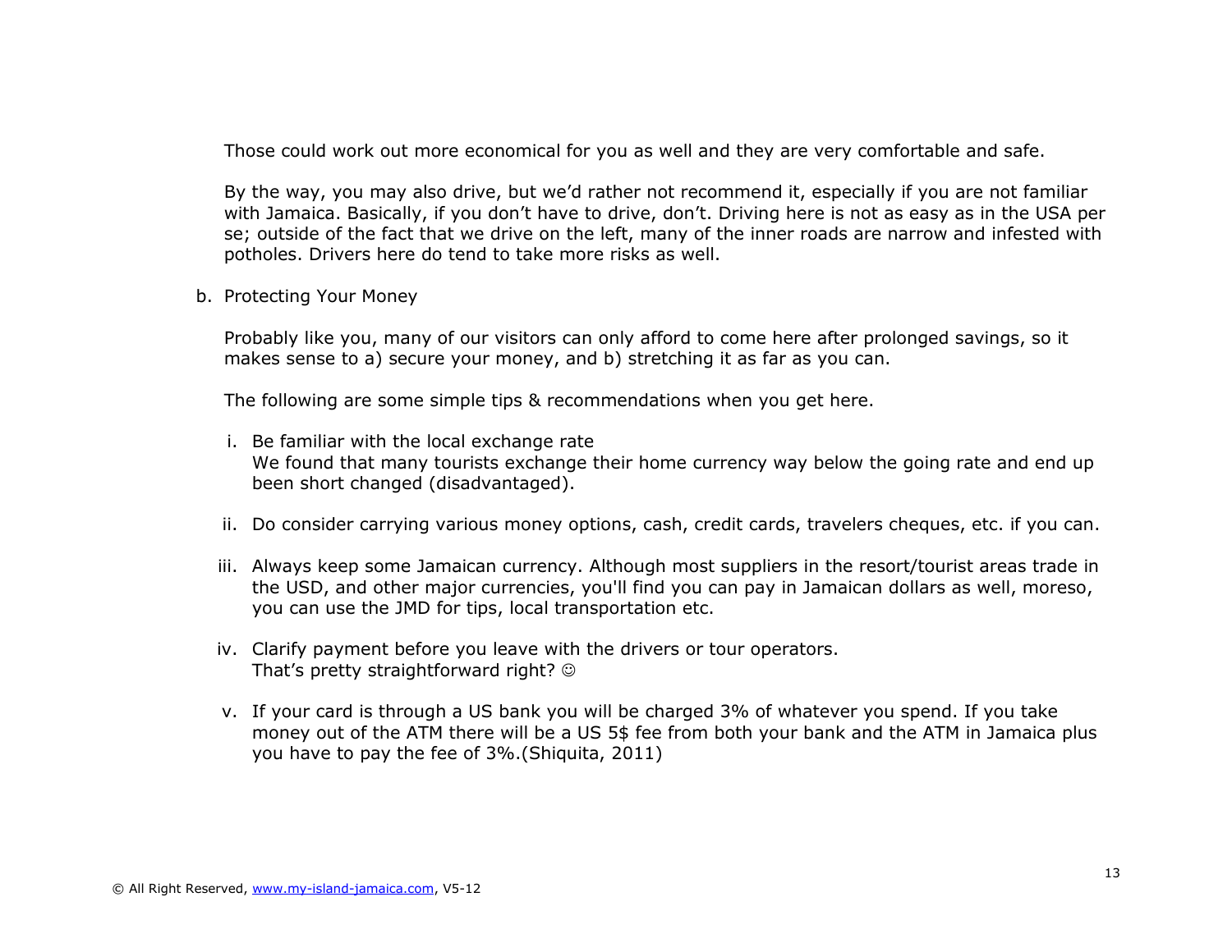Those could work out more economical for you as well and they are very comfortable and safe.

By the way, you may also drive, but we'd rather not recommend it, especially if you are not familiar with Jamaica. Basically, if you don't have to drive, don't. Driving here is not as easy as in the USA per se; outside of the fact that we drive on the left, many of the inner roads are narrow and infested with potholes. Drivers here do tend to take more risks as well.

b. Protecting Your Money

Probably like you, many of our visitors can only afford to come here after prolonged savings, so it makes sense to a) secure your money, and b) stretching it as far as you can.

The following are some simple tips & recommendations when you get here.

i. Be familiar with the local exchange rate
   We found that many tourists exchange their home currency way below the going rate and end up been short changed (disadvantaged).

ii. Do consider carrying various money options, cash, credit cards, travelers cheques, etc. if you can.

iii. Always keep some Jamaican currency. Although most suppliers in the resort/tourist areas trade in the USD, and other major currencies, you'll find you can pay in Jamaican dollars as well, moreso, you can use the JMD for tips, local transportation etc.

iv. Clarify payment before you leave with the drivers or tour operators.
   That's pretty straightforward right? ☺

v. If your card is through a US bank you will be charged 3% of whatever you spend. If you take money out of the ATM there will be a US 5$ fee from both your bank and the ATM in Jamaica plus you have to pay the fee of 3%.(Shiquita, 2011)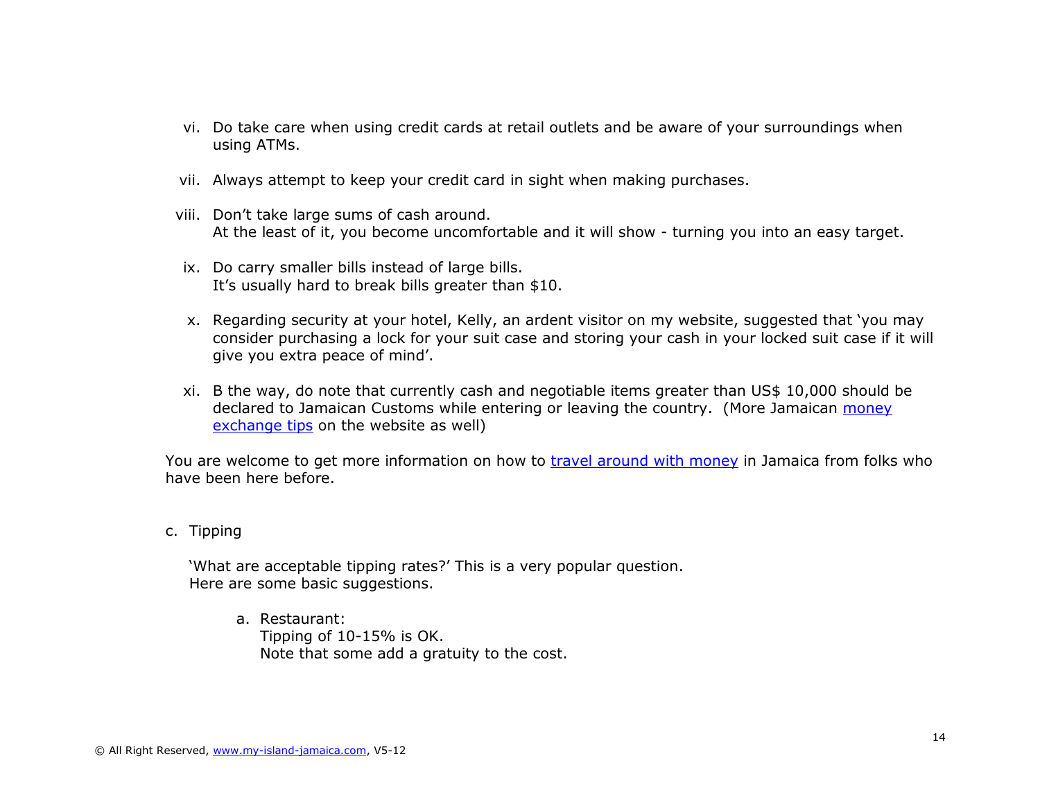vi. Do take care when using credit cards at retail outlets and be aware of your surroundings when using ATMs.

vii. Always attempt to keep your credit card in sight when making purchases.

viii. Don't take large sums of cash around.
At the least of it, you become uncomfortable and it will show - turning you into an easy target.

ix. Do carry smaller bills instead of large bills.
It's usually hard to break bills greater than $10.

x. Regarding security at your hotel, Kelly, an ardent visitor on my website, suggested that 'you may consider purchasing a lock for your suit case and storing your cash in your locked suit case if it will give you extra peace of mind'.

xi. B the way, do note that currently cash and negotiable items greater than US$ 10,000 should be declared to Jamaican Customs while entering or leaving the country. (More Jamaican money exchange tips on the website as well)

You are welcome to get more information on how to travel around with money in Jamaica from folks who have been here before.

c. Tipping

'What are acceptable tipping rates?' This is a very popular question.
Here are some basic suggestions.

a. Restaurant:
Tipping of 10-15% is OK.
Note that some add a gratuity to the cost.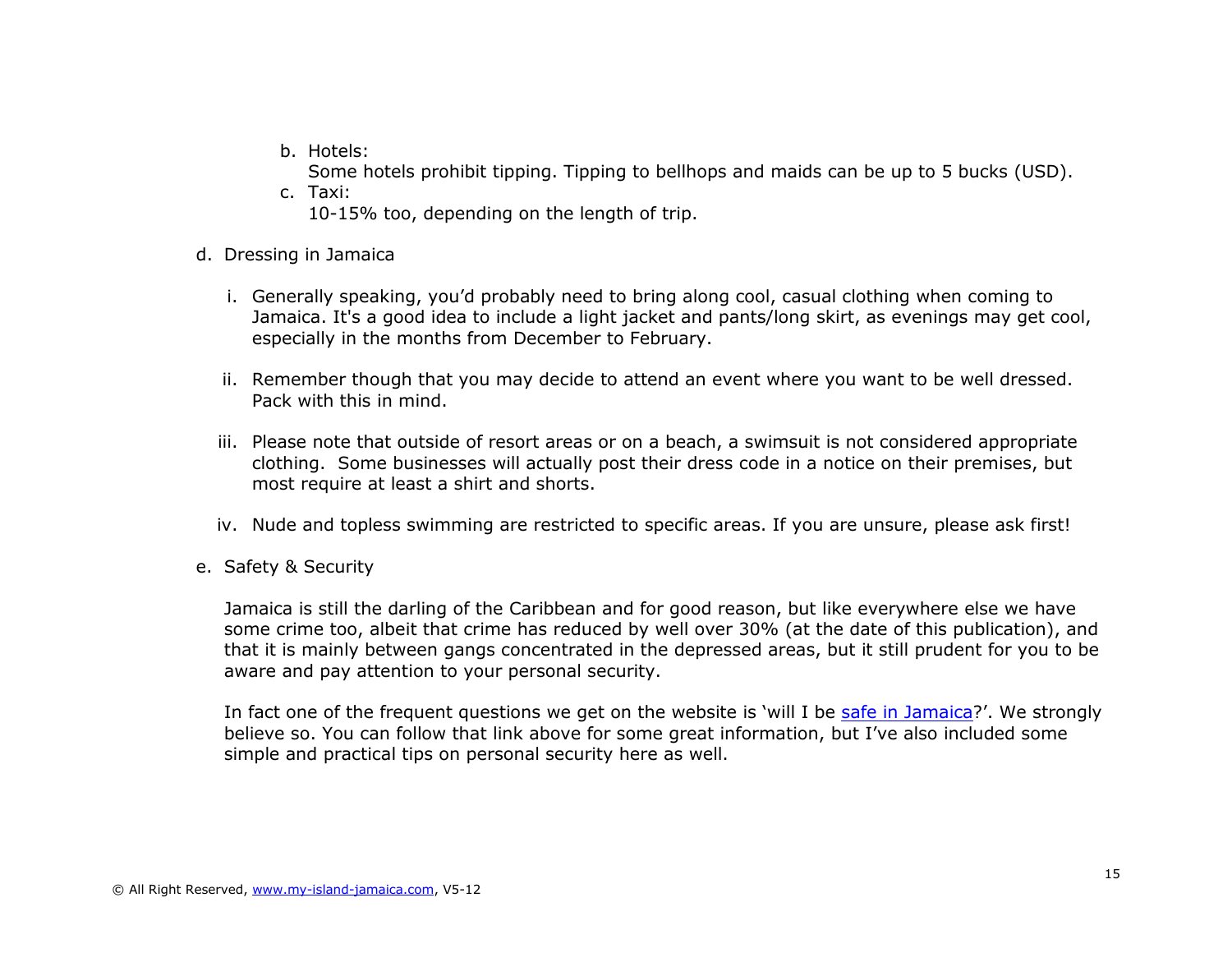b. Hotels:
   Some hotels prohibit tipping. Tipping to bellhops and maids can be up to 5 bucks (USD).
c. Taxi:
   10-15% too, depending on the length of trip.

d. Dressing in Jamaica

   i. Generally speaking, you'd probably need to bring along cool, casual clothing when coming to Jamaica. It's a good idea to include a light jacket and pants/long skirt, as evenings may get cool, especially in the months from December to February.

   ii. Remember though that you may decide to attend an event where you want to be well dressed. Pack with this in mind.

   iii. Please note that outside of resort areas or on a beach, a swimsuit is not considered appropriate clothing. Some businesses will actually post their dress code in a notice on their premises, but most require at least a shirt and shorts.

   iv. Nude and topless swimming are restricted to specific areas. If you are unsure, please ask first!

e. Safety & Security

   Jamaica is still the darling of the Caribbean and for good reason, but like everywhere else we have some crime too, albeit that crime has reduced by well over 30% (at the date of this publication), and that it is mainly between gangs concentrated in the depressed areas, but it still prudent for you to be aware and pay attention to your personal security.

   In fact one of the frequent questions we get on the website is 'will I be safe in Jamaica?'. We strongly believe so. You can follow that link above for some great information, but I've also included some simple and practical tips on personal security here as well.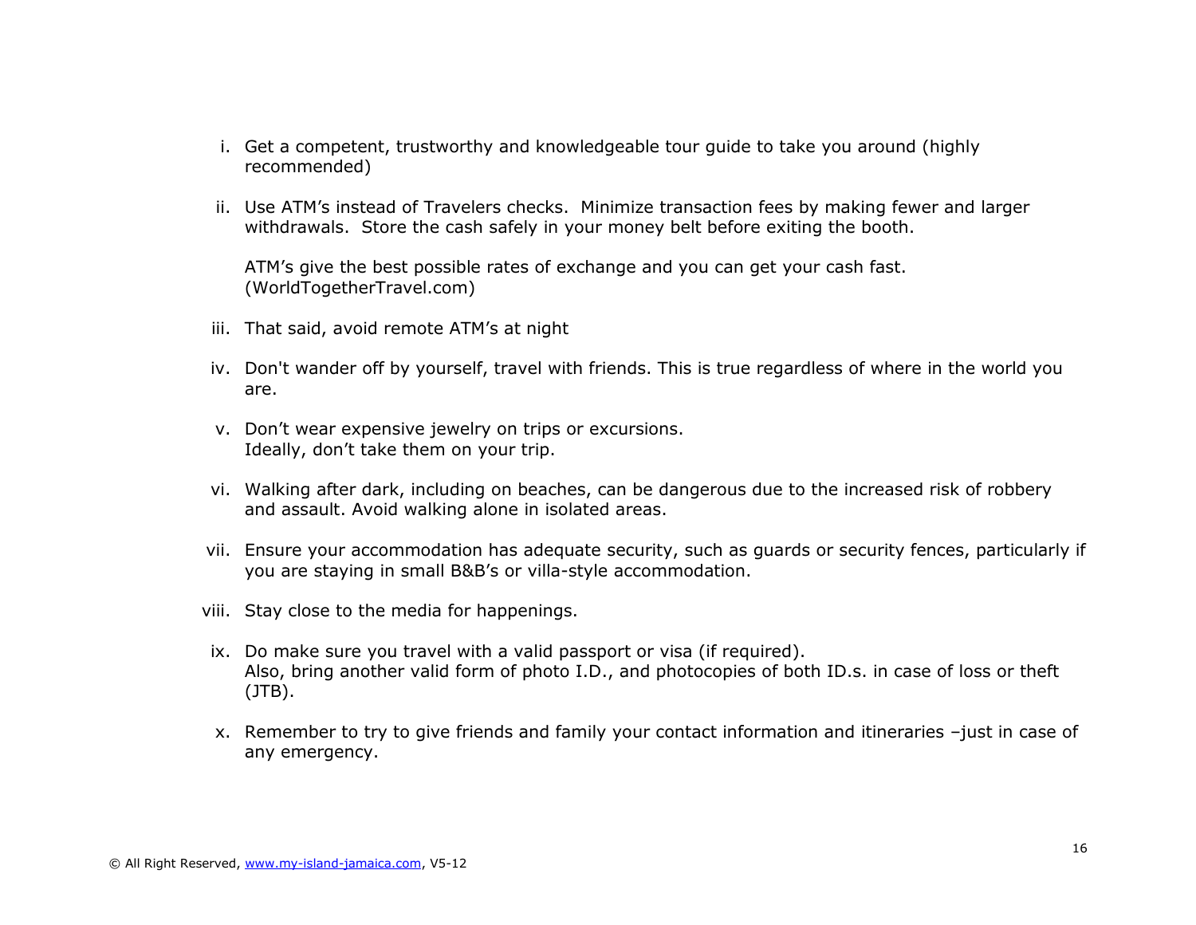i. Get a competent, trustworthy and knowledgeable tour guide to take you around (highly recommended)

ii. Use ATM's instead of Travelers checks. Minimize transaction fees by making fewer and larger withdrawals. Store the cash safely in your money belt before exiting the booth.

    ATM's give the best possible rates of exchange and you can get your cash fast. (WorldTogetherTravel.com)

iii. That said, avoid remote ATM's at night

iv. Don't wander off by yourself, travel with friends. This is true regardless of where in the world you are.

v. Don't wear expensive jewelry on trips or excursions.
   Ideally, don't take them on your trip.

vi. Walking after dark, including on beaches, can be dangerous due to the increased risk of robbery and assault. Avoid walking alone in isolated areas.

vii. Ensure your accommodation has adequate security, such as guards or security fences, particularly if you are staying in small B&B's or villa-style accommodation.

viii. Stay close to the media for happenings.

ix. Do make sure you travel with a valid passport or visa (if required).
    Also, bring another valid form of photo I.D., and photocopies of both ID.s. in case of loss or theft (JTB).

x. Remember to try to give friends and family your contact information and itineraries –just in case of any emergency.

© All Right Reserved, www.my-island-jamaica.com, V5-12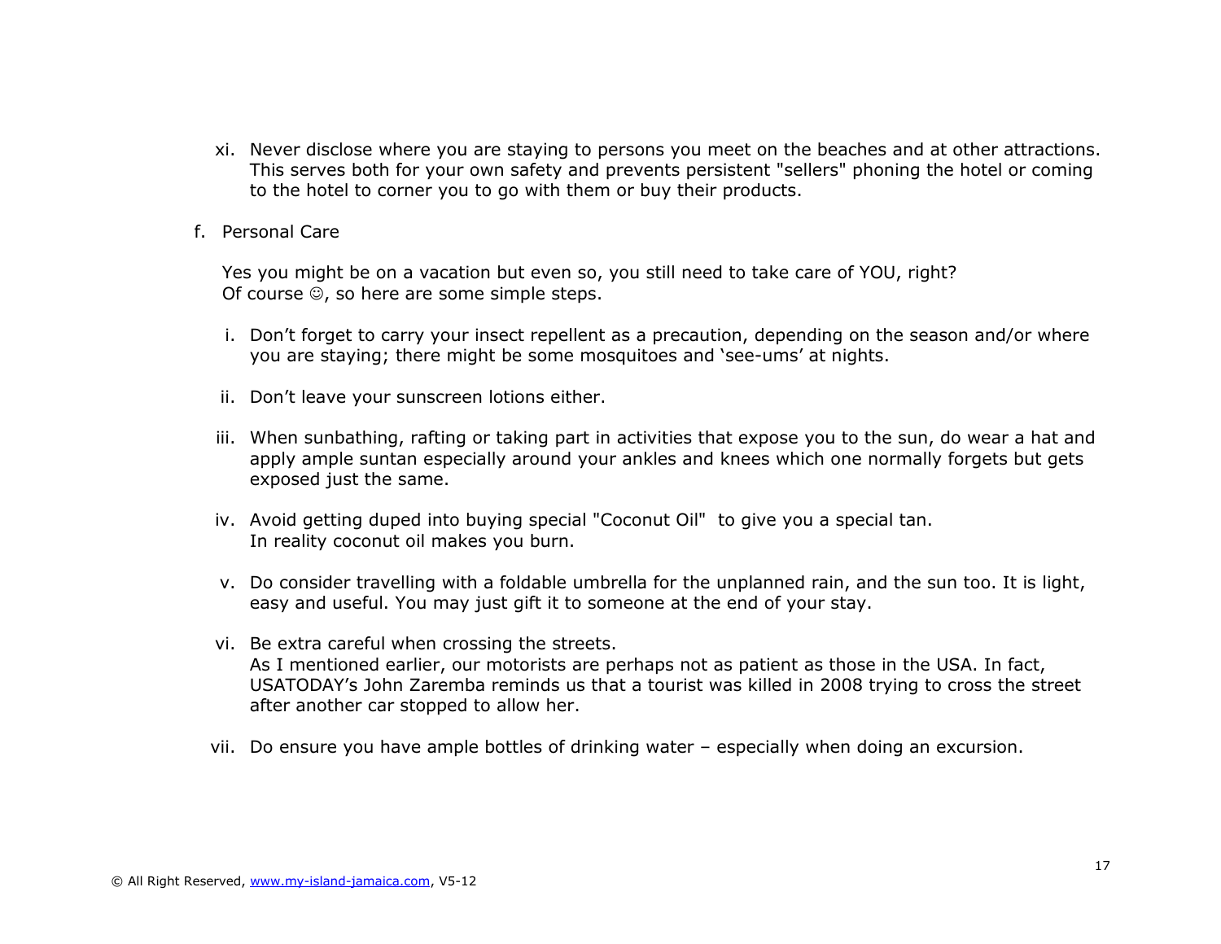xi. Never disclose where you are staying to persons you meet on the beaches and at other attractions. This serves both for your own safety and prevents persistent "sellers" phoning the hotel or coming to the hotel to corner you to go with them or buy their products.

f. Personal Care

Yes you might be on a vacation but even so, you still need to take care of YOU, right? Of course ☺, so here are some simple steps.

i. Don't forget to carry your insect repellent as a precaution, depending on the season and/or where you are staying; there might be some mosquitoes and 'see-ums' at nights.

ii. Don't leave your sunscreen lotions either.

iii. When sunbathing, rafting or taking part in activities that expose you to the sun, do wear a hat and apply ample suntan especially around your ankles and knees which one normally forgets but gets exposed just the same.

iv. Avoid getting duped into buying special "Coconut Oil" to give you a special tan.
In reality coconut oil makes you burn.

v. Do consider travelling with a foldable umbrella for the unplanned rain, and the sun too. It is light, easy and useful. You may just gift it to someone at the end of your stay.

vi. Be extra careful when crossing the streets.
As I mentioned earlier, our motorists are perhaps not as patient as those in the USA. In fact, USATODAY's John Zaremba reminds us that a tourist was killed in 2008 trying to cross the street after another car stopped to allow her.

vii. Do ensure you have ample bottles of drinking water – especially when doing an excursion.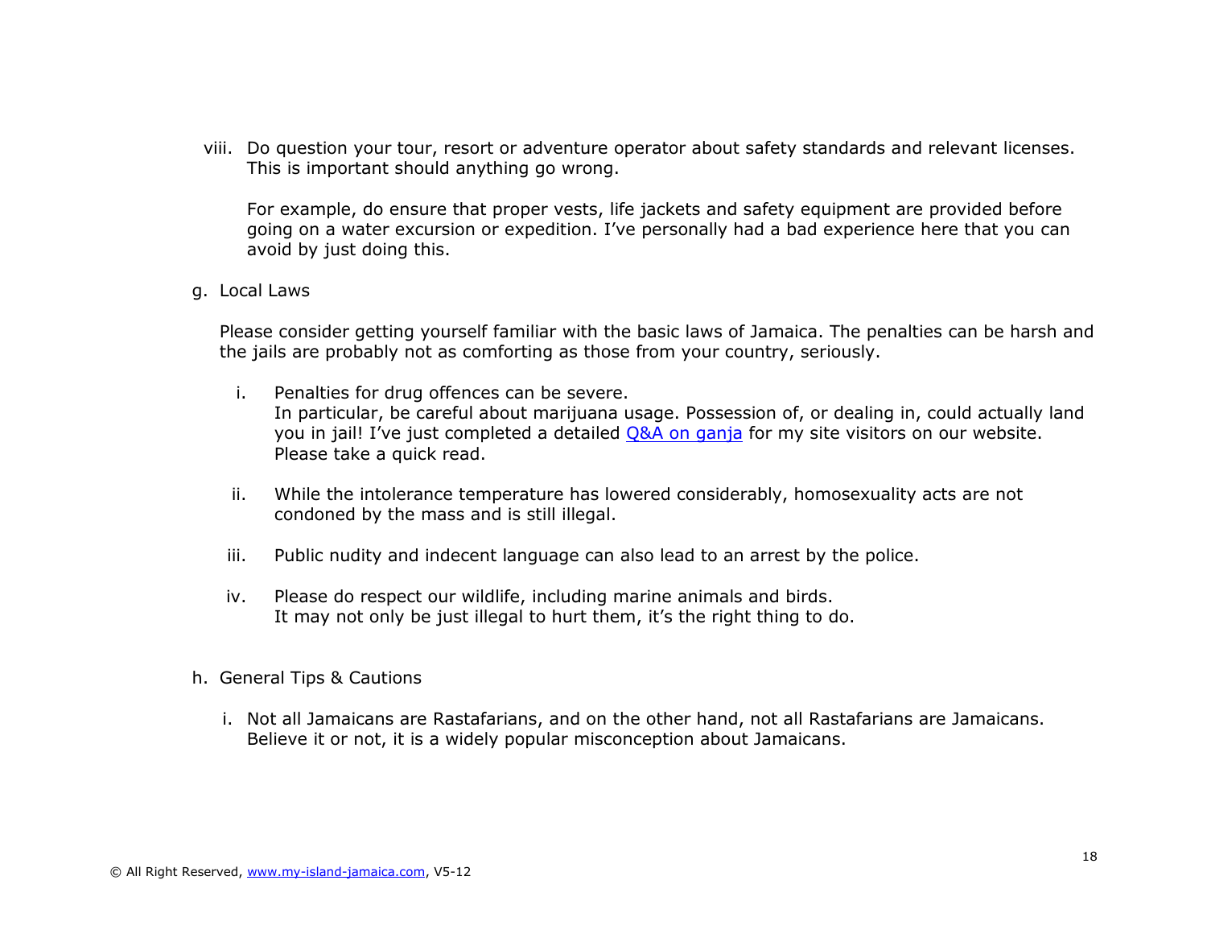viii. Do question your tour, resort or adventure operator about safety standards and relevant licenses. This is important should anything go wrong.

   For example, do ensure that proper vests, life jackets and safety equipment are provided before going on a water excursion or expedition. I've personally had a bad experience here that you can avoid by just doing this.

g. Local Laws

Please consider getting yourself familiar with the basic laws of Jamaica. The penalties can be harsh and the jails are probably not as comforting as those from your country, seriously.

i. Penalties for drug offences can be severe.
   In particular, be careful about marijuana usage. Possession of, or dealing in, could actually land you in jail! I've just completed a detailed [Q&A on ganja]() for my site visitors on our website. Please take a quick read.

ii. While the intolerance temperature has lowered considerably, homosexuality acts are not condoned by the mass and is still illegal.

iii. Public nudity and indecent language can also lead to an arrest by the police.

iv. Please do respect our wildlife, including marine animals and birds.
   It may not only be just illegal to hurt them, it's the right thing to do.

h. General Tips & Cautions

i. Not all Jamaicans are Rastafarians, and on the other hand, not all Rastafarians are Jamaicans. Believe it or not, it is a widely popular misconception about Jamaicans.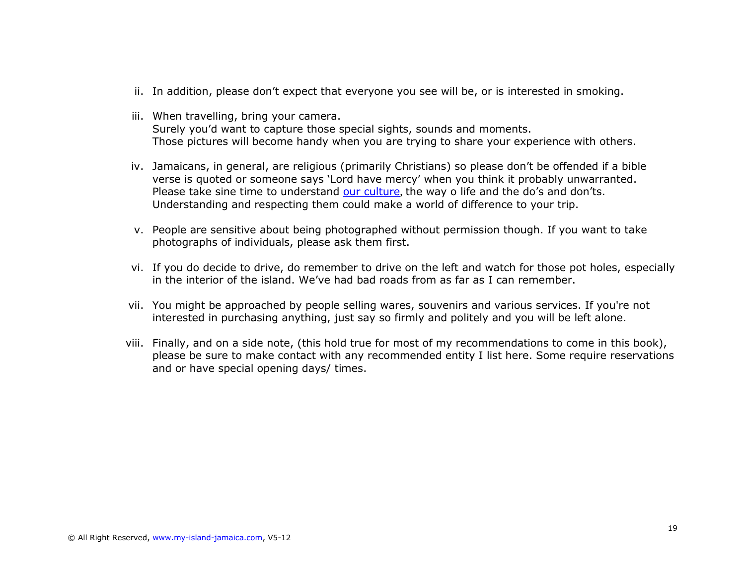ii. In addition, please don't expect that everyone you see will be, or is interested in smoking.

iii. When travelling, bring your camera.
Surely you'd want to capture those special sights, sounds and moments.
Those pictures will become handy when you are trying to share your experience with others.

iv. Jamaicans, in general, are religious (primarily Christians) so please don't be offended if a bible verse is quoted or someone says 'Lord have mercy' when you think it probably unwarranted. Please take sine time to understand [our culture](), the way o life and the do's and don'ts. Understanding and respecting them could make a world of difference to your trip.

v. People are sensitive about being photographed without permission though. If you want to take photographs of individuals, please ask them first.

vi. If you do decide to drive, do remember to drive on the left and watch for those pot holes, especially in the interior of the island. We've had bad roads from as far as I can remember.

vii. You might be approached by people selling wares, souvenirs and various services. If you're not interested in purchasing anything, just say so firmly and politely and you will be left alone.

viii. Finally, and on a side note, (this hold true for most of my recommendations to come in this book), please be sure to make contact with any recommended entity I list here. Some require reservations and or have special opening days/ times.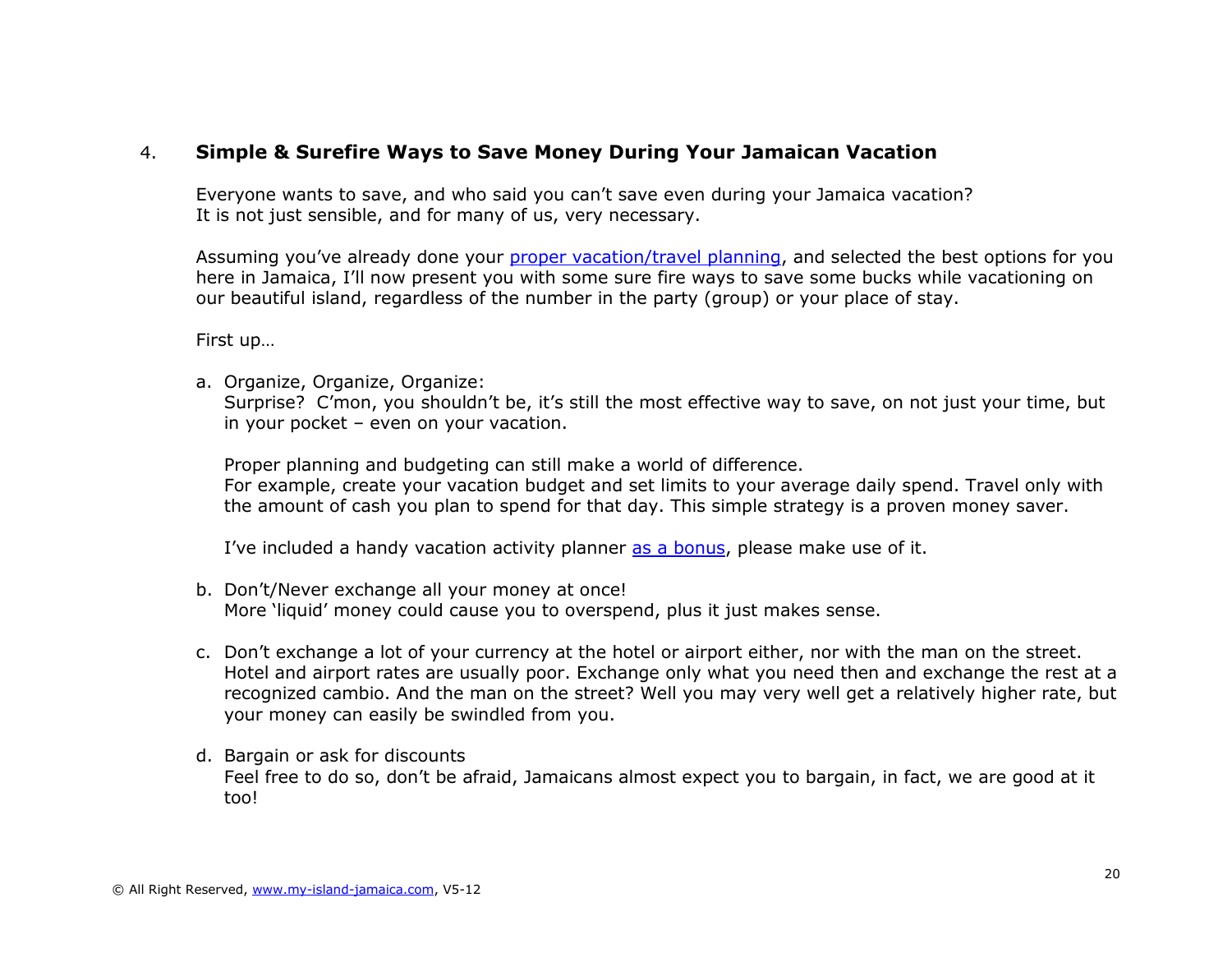## 4. Simple & Surefire Ways to Save Money During Your Jamaican Vacation

Everyone wants to save, and who said you can't save even during your Jamaica vacation?
It is not just sensible, and for many of us, very necessary.

Assuming you've already done your [proper vacation/travel planning](), and selected the best options for you here in Jamaica, I'll now present you with some sure fire ways to save some bucks while vacationing on our beautiful island, regardless of the number in the party (group) or your place of stay.

First up…

a. Organize, Organize, Organize:
   Surprise? C'mon, you shouldn't be, it's still the most effective way to save, on not just your time, but in your pocket – even on your vacation.

   Proper planning and budgeting can still make a world of difference.
   For example, create your vacation budget and set limits to your average daily spend. Travel only with the amount of cash you plan to spend for that day. This simple strategy is a proven money saver.

   I've included a handy vacation activity planner [as a bonus](), please make use of it.

b. Don't/Never exchange all your money at once!
   More 'liquid' money could cause you to overspend, plus it just makes sense.

c. Don't exchange a lot of your currency at the hotel or airport either, nor with the man on the street. Hotel and airport rates are usually poor. Exchange only what you need then and exchange the rest at a recognized cambio. And the man on the street? Well you may very well get a relatively higher rate, but your money can easily be swindled from you.

d. Bargain or ask for discounts
   Feel free to do so, don't be afraid, Jamaicans almost expect you to bargain, in fact, we are good at it too!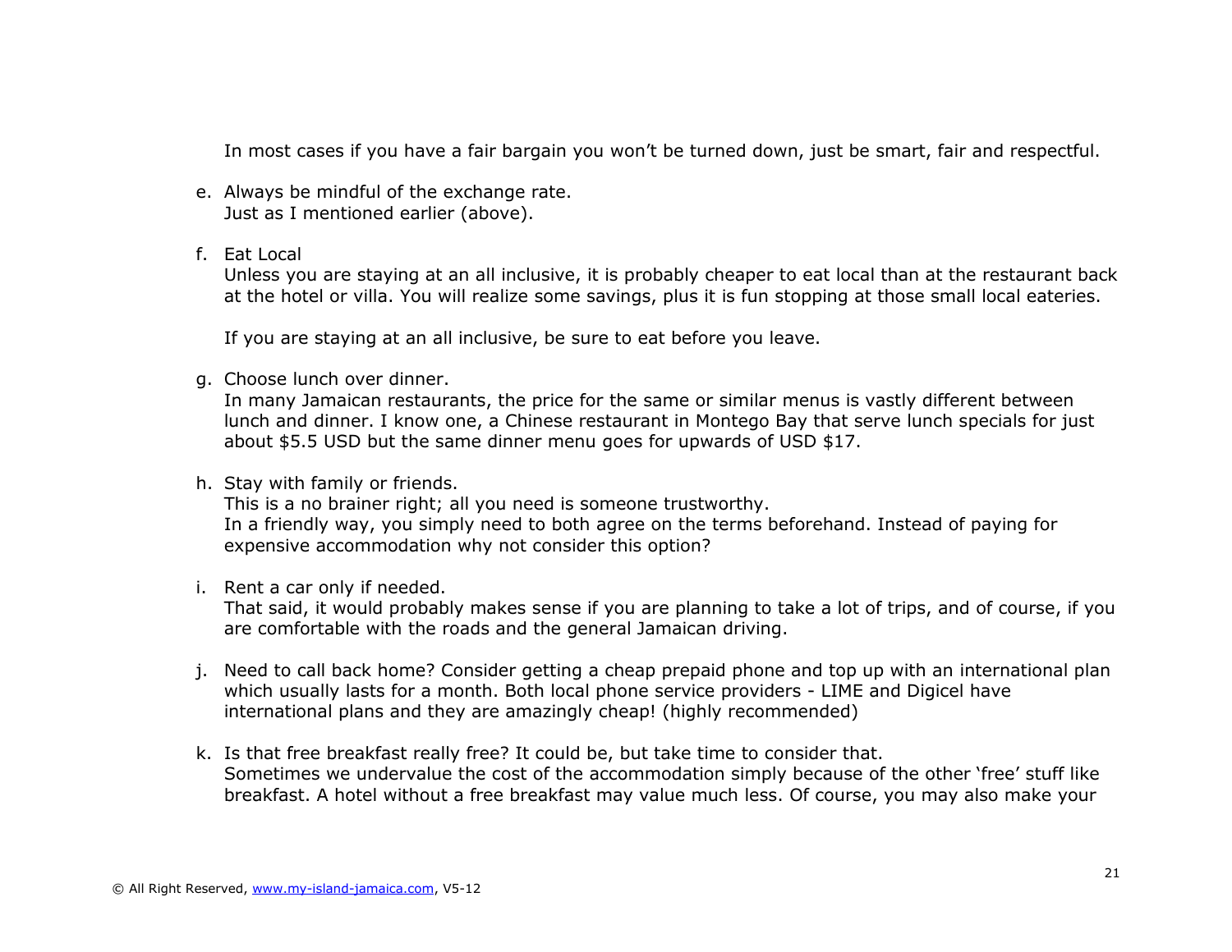In most cases if you have a fair bargain you won't be turned down, just be smart, fair and respectful.

e. Always be mindful of the exchange rate.
   Just as I mentioned earlier (above).

f. Eat Local
   Unless you are staying at an all inclusive, it is probably cheaper to eat local than at the restaurant back at the hotel or villa. You will realize some savings, plus it is fun stopping at those small local eateries.

   If you are staying at an all inclusive, be sure to eat before you leave.

g. Choose lunch over dinner.
   In many Jamaican restaurants, the price for the same or similar menus is vastly different between lunch and dinner. I know one, a Chinese restaurant in Montego Bay that serve lunch specials for just about $5.5 USD but the same dinner menu goes for upwards of USD $17.

h. Stay with family or friends.
   This is a no brainer right; all you need is someone trustworthy.
   In a friendly way, you simply need to both agree on the terms beforehand. Instead of paying for expensive accommodation why not consider this option?

i. Rent a car only if needed.
   That said, it would probably makes sense if you are planning to take a lot of trips, and of course, if you are comfortable with the roads and the general Jamaican driving.

j. Need to call back home? Consider getting a cheap prepaid phone and top up with an international plan which usually lasts for a month. Both local phone service providers - LIME and Digicel have international plans and they are amazingly cheap! (highly recommended)

k. Is that free breakfast really free? It could be, but take time to consider that.
   Sometimes we undervalue the cost of the accommodation simply because of the other 'free' stuff like breakfast. A hotel without a free breakfast may value much less. Of course, you may also make your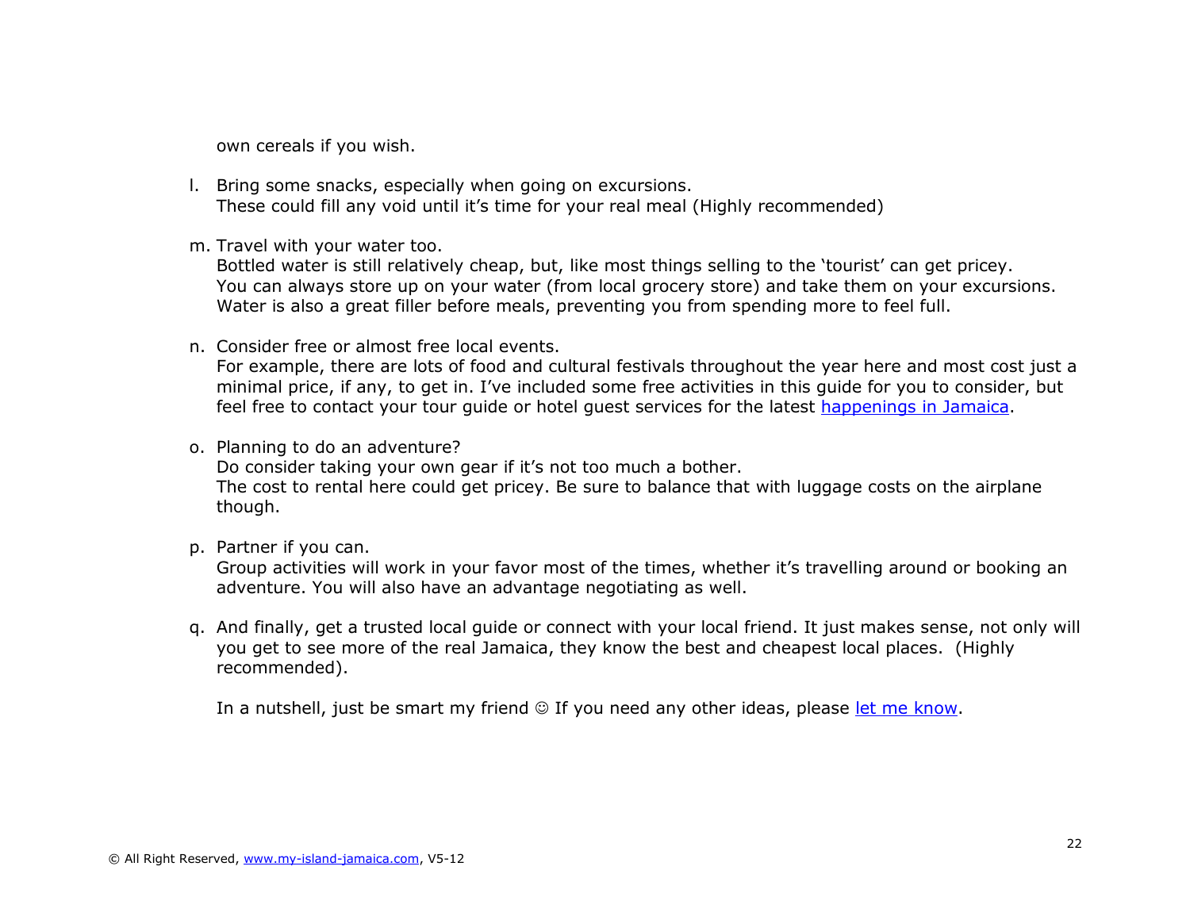own cereals if you wish.

l. Bring some snacks, especially when going on excursions.
   These could fill any void until it's time for your real meal (Highly recommended)

m. Travel with your water too.
   Bottled water is still relatively cheap, but, like most things selling to the 'tourist' can get pricey.
   You can always store up on your water (from local grocery store) and take them on your excursions.
   Water is also a great filler before meals, preventing you from spending more to feel full.

n. Consider free or almost free local events.
   For example, there are lots of food and cultural festivals throughout the year here and most cost just a minimal price, if any, to get in. I've included some free activities in this guide for you to consider, but feel free to contact your tour guide or hotel guest services for the latest happenings in Jamaica.

o. Planning to do an adventure?
   Do consider taking your own gear if it's not too much a bother.
   The cost to rental here could get pricey. Be sure to balance that with luggage costs on the airplane though.

p. Partner if you can.
   Group activities will work in your favor most of the times, whether it's travelling around or booking an adventure. You will also have an advantage negotiating as well.

q. And finally, get a trusted local guide or connect with your local friend. It just makes sense, not only will you get to see more of the real Jamaica, they know the best and cheapest local places. (Highly recommended).

   In a nutshell, just be smart my friend ☺ If you need any other ideas, please let me know.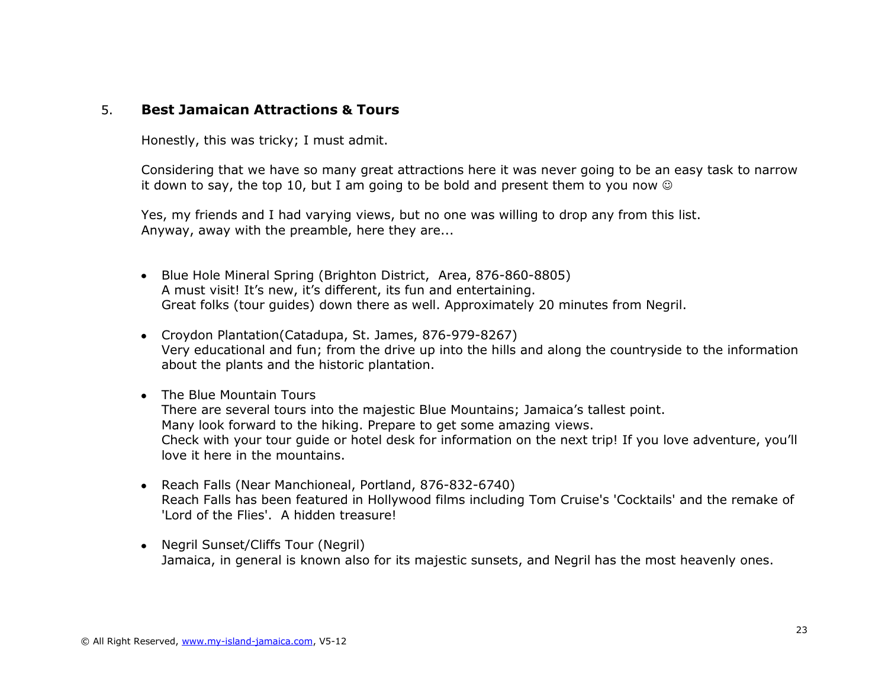## 5. Best Jamaican Attractions & Tours

Honestly, this was tricky; I must admit.

Considering that we have so many great attractions here it was never going to be an easy task to narrow it down to say, the top 10, but I am going to be bold and present them to you now ☺

Yes, my friends and I had varying views, but no one was willing to drop any from this list.
Anyway, away with the preamble, here they are...

- Blue Hole Mineral Spring (Brighton District,  Area, 876-860-8805)
  A must visit! It's new, it's different, its fun and entertaining.
  Great folks (tour guides) down there as well. Approximately 20 minutes from Negril.

- Croydon Plantation(Catadupa, St. James, 876-979-8267)
  Very educational and fun; from the drive up into the hills and along the countryside to the information about the plants and the historic plantation.

- The Blue Mountain Tours
  There are several tours into the majestic Blue Mountains; Jamaica's tallest point.
  Many look forward to the hiking. Prepare to get some amazing views.
  Check with your tour guide or hotel desk for information on the next trip! If you love adventure, you'll love it here in the mountains.

- Reach Falls (Near Manchioneal, Portland, 876-832-6740)
  Reach Falls has been featured in Hollywood films including Tom Cruise's 'Cocktails' and the remake of 'Lord of the Flies'.  A hidden treasure!

- Negril Sunset/Cliffs Tour (Negril)
  Jamaica, in general is known also for its majestic sunsets, and Negril has the most heavenly ones.

© All Right Reserved, www.my-island-jamaica.com, V5-12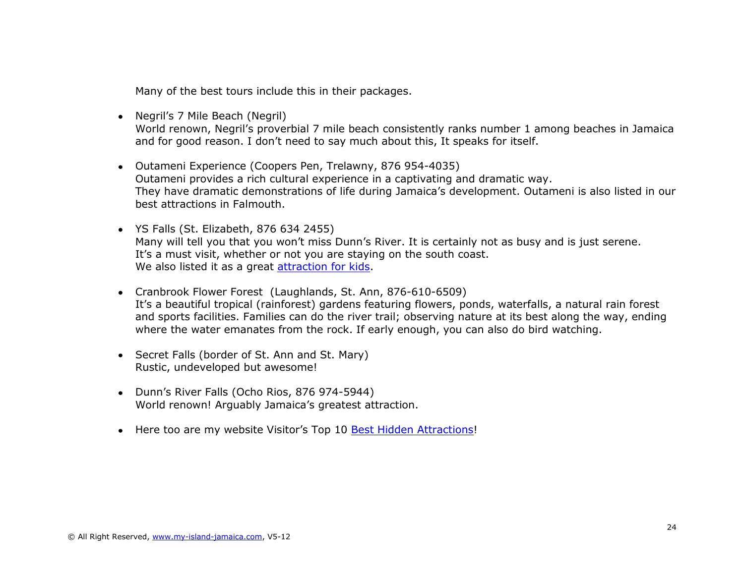Many of the best tours include this in their packages.

- Negril's 7 Mile Beach (Negril)
  World renown, Negril's proverbial 7 mile beach consistently ranks number 1 among beaches in Jamaica and for good reason. I don't need to say much about this, It speaks for itself.

- Outameni Experience (Coopers Pen, Trelawny, 876 954-4035)
  Outameni provides a rich cultural experience in a captivating and dramatic way.
  They have dramatic demonstrations of life during Jamaica's development. Outameni is also listed in our best attractions in Falmouth.

- YS Falls (St. Elizabeth, 876 634 2455)
  Many will tell you that you won't miss Dunn's River. It is certainly not as busy and is just serene.
  It's a must visit, whether or not you are staying on the south coast.
  We also listed it as a great attraction for kids.

- Cranbrook Flower Forest (Laughlands, St. Ann, 876-610-6509)
  It's a beautiful tropical (rainforest) gardens featuring flowers, ponds, waterfalls, a natural rain forest and sports facilities. Families can do the river trail; observing nature at its best along the way, ending where the water emanates from the rock. If early enough, you can also do bird watching.

- Secret Falls (border of St. Ann and St. Mary)
  Rustic, undeveloped but awesome!

- Dunn's River Falls (Ocho Rios, 876 974-5944)
  World renown! Arguably Jamaica's greatest attraction.

- Here too are my website Visitor's Top 10 Best Hidden Attractions!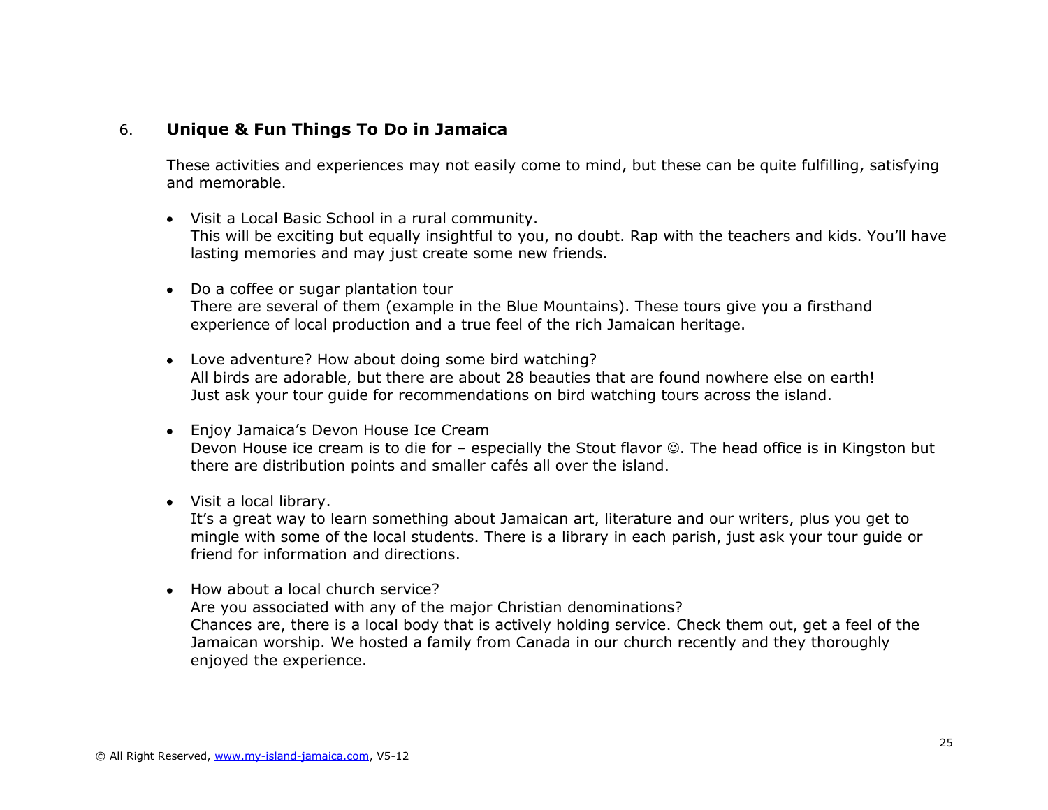## 6. **Unique & Fun Things To Do in Jamaica**

These activities and experiences may not easily come to mind, but these can be quite fulfilling, satisfying and memorable.

- Visit a Local Basic School in a rural community.
  This will be exciting but equally insightful to you, no doubt. Rap with the teachers and kids. You'll have lasting memories and may just create some new friends.

- Do a coffee or sugar plantation tour
  There are several of them (example in the Blue Mountains). These tours give you a firsthand experience of local production and a true feel of the rich Jamaican heritage.

- Love adventure? How about doing some bird watching?
  All birds are adorable, but there are about 28 beauties that are found nowhere else on earth! Just ask your tour guide for recommendations on bird watching tours across the island.

- Enjoy Jamaica's Devon House Ice Cream
  Devon House ice cream is to die for – especially the Stout flavor ☺. The head office is in Kingston but there are distribution points and smaller cafés all over the island.

- Visit a local library.
  It's a great way to learn something about Jamaican art, literature and our writers, plus you get to mingle with some of the local students. There is a library in each parish, just ask your tour guide or friend for information and directions.

- How about a local church service?
  Are you associated with any of the major Christian denominations?
  Chances are, there is a local body that is actively holding service. Check them out, get a feel of the Jamaican worship. We hosted a family from Canada in our church recently and they thoroughly enjoyed the experience.

© All Right Reserved, www.my-island-jamaica.com, V5-12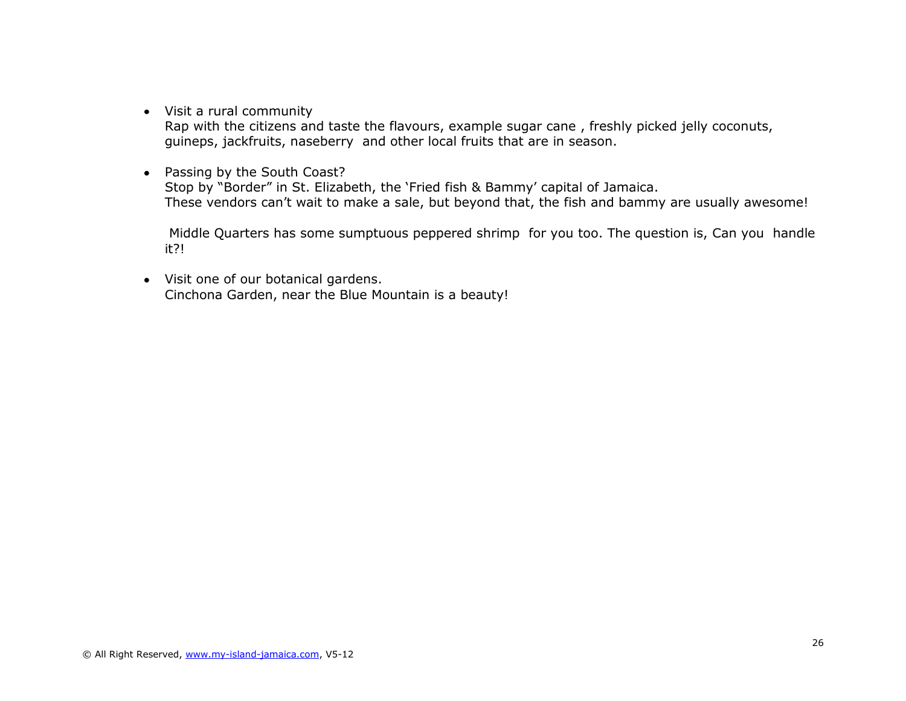- Visit a rural community
  Rap with the citizens and taste the flavours, example sugar cane , freshly picked jelly coconuts, guineps, jackfruits, naseberry and other local fruits that are in season.

- Passing by the South Coast?
  Stop by "Border" in St. Elizabeth, the 'Fried fish & Bammy' capital of Jamaica.
  These vendors can't wait to make a sale, but beyond that, the fish and bammy are usually awesome!

  Middle Quarters has some sumptuous peppered shrimp for you too. The question is, Can you handle it?!

- Visit one of our botanical gardens.
  Cinchona Garden, near the Blue Mountain is a beauty!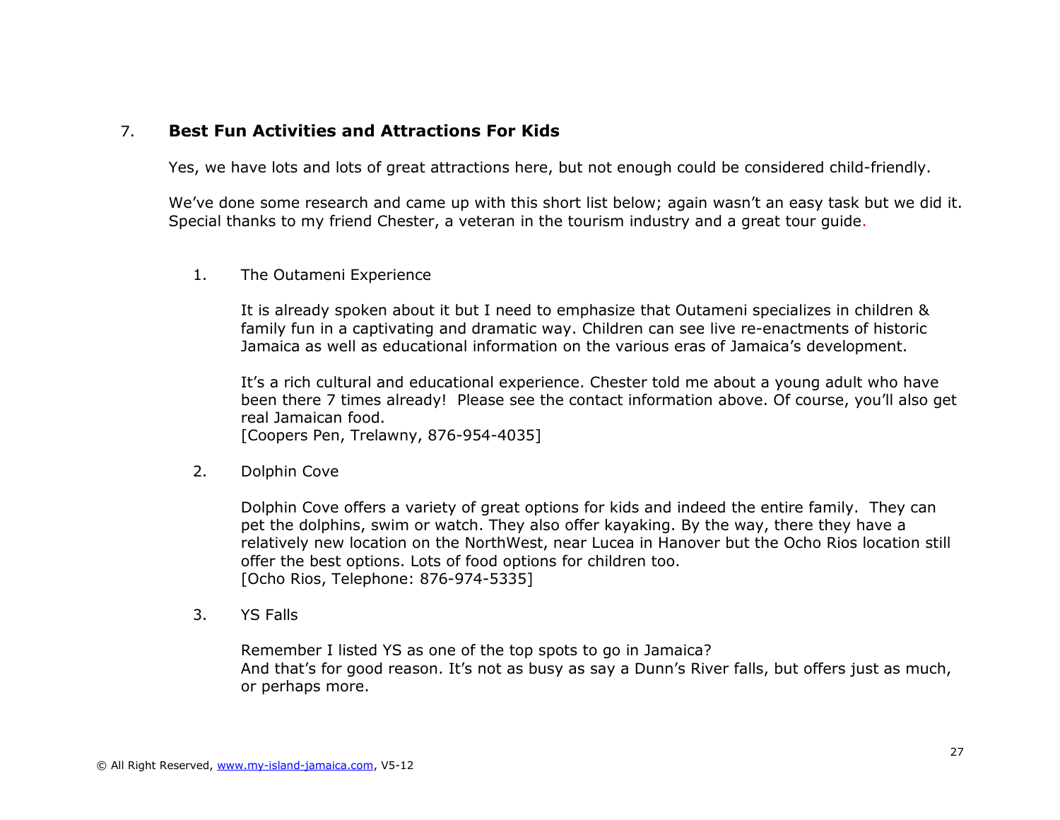## 7. Best Fun Activities and Attractions For Kids

Yes, we have lots and lots of great attractions here, but not enough could be considered child-friendly.

We've done some research and came up with this short list below; again wasn't an easy task but we did it. Special thanks to my friend Chester, a veteran in the tourism industry and a great tour guide.

1. The Outameni Experience

   It is already spoken about it but I need to emphasize that Outameni specializes in children & family fun in a captivating and dramatic way. Children can see live re-enactments of historic Jamaica as well as educational information on the various eras of Jamaica's development.

   It's a rich cultural and educational experience. Chester told me about a young adult who have been there 7 times already! Please see the contact information above. Of course, you'll also get real Jamaican food.
   [Coopers Pen, Trelawny, 876-954-4035]

2. Dolphin Cove

   Dolphin Cove offers a variety of great options for kids and indeed the entire family. They can pet the dolphins, swim or watch. They also offer kayaking. By the way, there they have a relatively new location on the NorthWest, near Lucea in Hanover but the Ocho Rios location still offer the best options. Lots of food options for children too.
   [Ocho Rios, Telephone: 876-974-5335]

3. YS Falls

   Remember I listed YS as one of the top spots to go in Jamaica?
   And that's for good reason. It's not as busy as say a Dunn's River falls, but offers just as much, or perhaps more.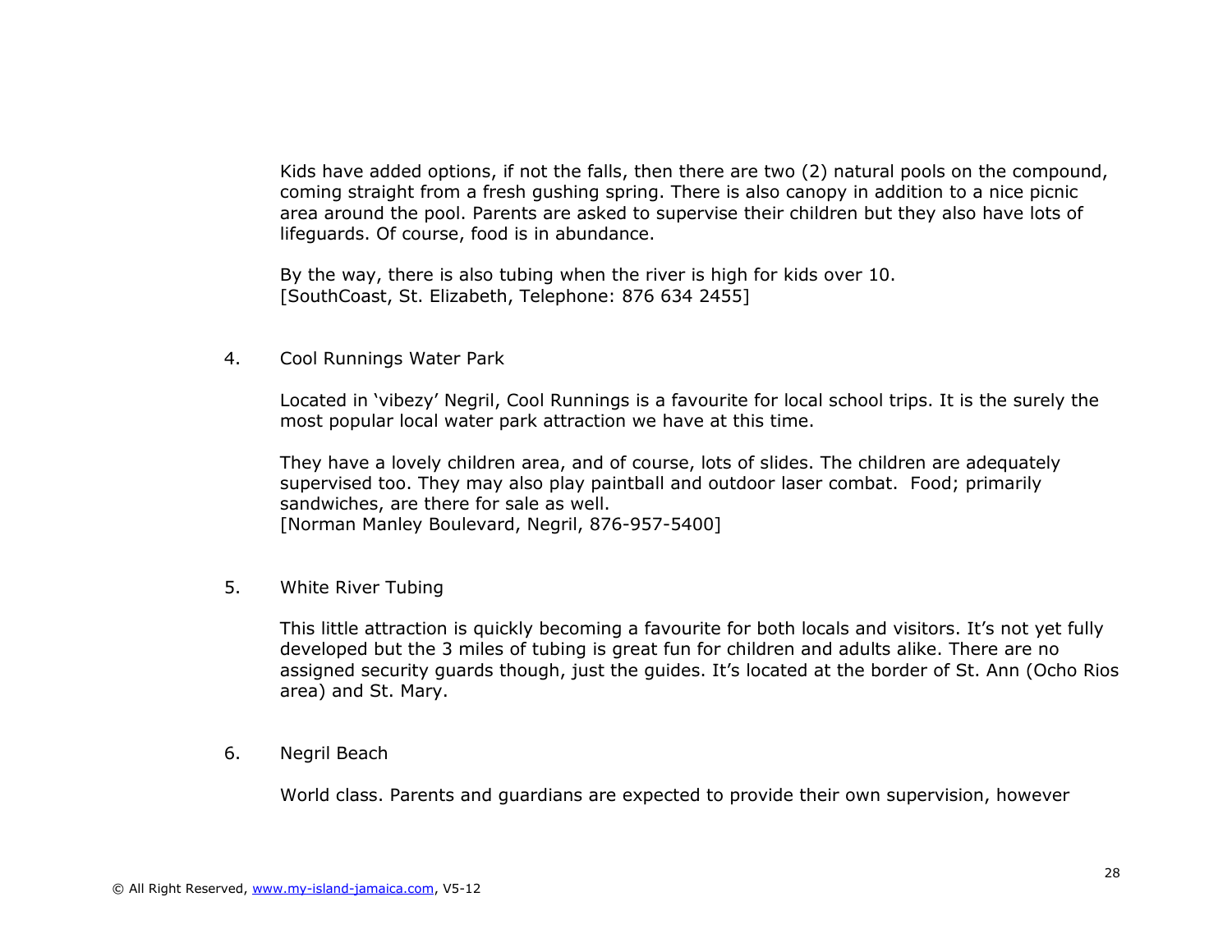Kids have added options, if not the falls, then there are two (2) natural pools on the compound, coming straight from a fresh gushing spring. There is also canopy in addition to a nice picnic area around the pool. Parents are asked to supervise their children but they also have lots of lifeguards. Of course, food is in abundance.

By the way, there is also tubing when the river is high for kids over 10.
[SouthCoast, St. Elizabeth, Telephone: 876 634 2455]

4. Cool Runnings Water Park

Located in 'vibezy' Negril, Cool Runnings is a favourite for local school trips. It is the surely the most popular local water park attraction we have at this time.

They have a lovely children area, and of course, lots of slides. The children are adequately supervised too. They may also play paintball and outdoor laser combat. Food; primarily sandwiches, are there for sale as well.
[Norman Manley Boulevard, Negril, 876-957-5400]

5. White River Tubing

This little attraction is quickly becoming a favourite for both locals and visitors. It's not yet fully developed but the 3 miles of tubing is great fun for children and adults alike. There are no assigned security guards though, just the guides. It's located at the border of St. Ann (Ocho Rios area) and St. Mary.

6. Negril Beach

World class. Parents and guardians are expected to provide their own supervision, however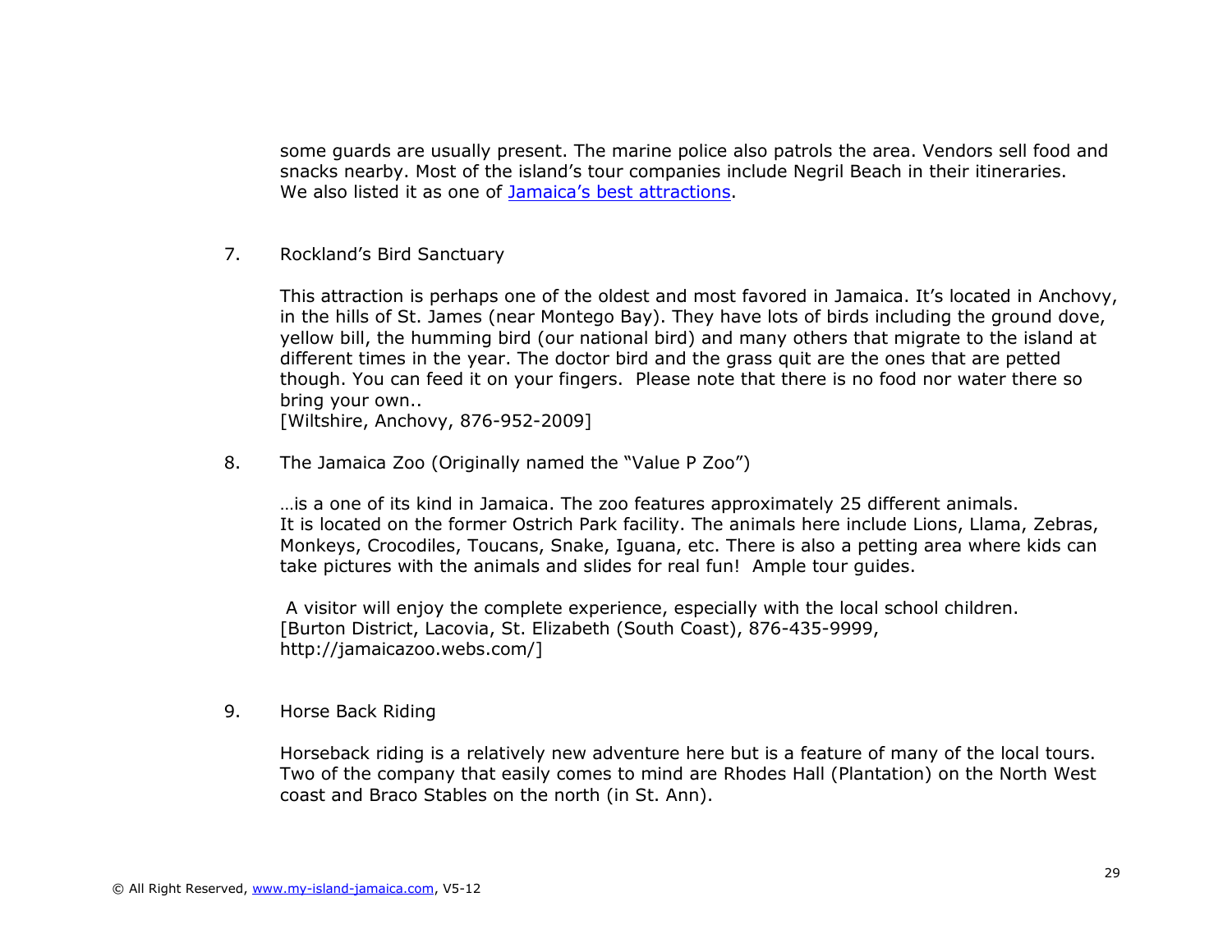some guards are usually present. The marine police also patrols the area. Vendors sell food and snacks nearby. Most of the island's tour companies include Negril Beach in their itineraries. We also listed it as one of [Jamaica's best attractions](#).

7. Rockland's Bird Sanctuary

   This attraction is perhaps one of the oldest and most favored in Jamaica. It's located in Anchovy, in the hills of St. James (near Montego Bay). They have lots of birds including the ground dove, yellow bill, the humming bird (our national bird) and many others that migrate to the island at different times in the year. The doctor bird and the grass quit are the ones that are petted though. You can feed it on your fingers.  Please note that there is no food nor water there so bring your own..
   [Wiltshire, Anchovy, 876-952-2009]

8. The Jamaica Zoo (Originally named the "Value P Zoo")

   …is a one of its kind in Jamaica. The zoo features approximately 25 different animals. It is located on the former Ostrich Park facility. The animals here include Lions, Llama, Zebras, Monkeys, Crocodiles, Toucans, Snake, Iguana, etc. There is also a petting area where kids can take pictures with the animals and slides for real fun!  Ample tour guides.

   A visitor will enjoy the complete experience, especially with the local school children.
   [Burton District, Lacovia, St. Elizabeth (South Coast), 876-435-9999, http://jamaicazoo.webs.com/]

9. Horse Back Riding

   Horseback riding is a relatively new adventure here but is a feature of many of the local tours. Two of the company that easily comes to mind are Rhodes Hall (Plantation) on the North West coast and Braco Stables on the north (in St. Ann).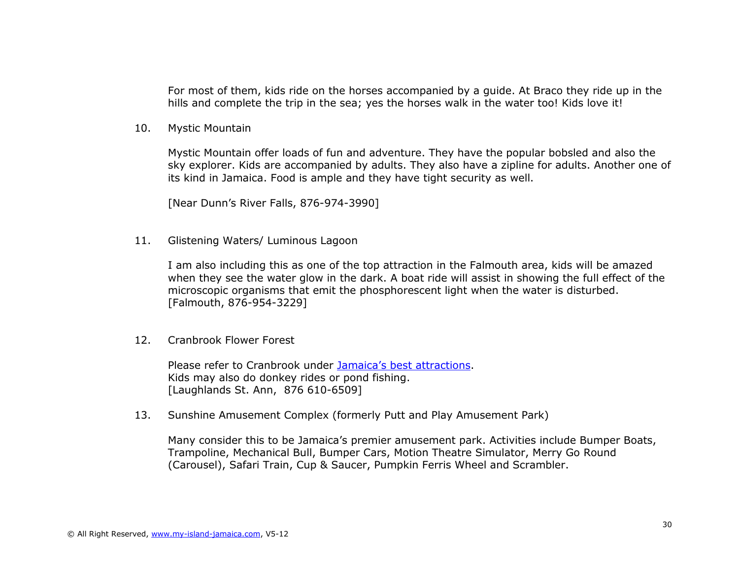For most of them, kids ride on the horses accompanied by a guide. At Braco they ride up in the hills and complete the trip in the sea; yes the horses walk in the water too! Kids love it!

10. Mystic Mountain

    Mystic Mountain offer loads of fun and adventure. They have the popular bobsled and also the sky explorer. Kids are accompanied by adults. They also have a zipline for adults. Another one of its kind in Jamaica. Food is ample and they have tight security as well.

    [Near Dunn's River Falls, 876-974-3990]

11. Glistening Waters/ Luminous Lagoon

    I am also including this as one of the top attraction in the Falmouth area, kids will be amazed when they see the water glow in the dark. A boat ride will assist in showing the full effect of the microscopic organisms that emit the phosphorescent light when the water is disturbed.
    [Falmouth, 876-954-3229]

12. Cranbrook Flower Forest

    Please refer to Cranbrook under Jamaica's best attractions.
    Kids may also do donkey rides or pond fishing.
    [Laughlands St. Ann, 876 610-6509]

13. Sunshine Amusement Complex (formerly Putt and Play Amusement Park)

    Many consider this to be Jamaica's premier amusement park. Activities include Bumper Boats, Trampoline, Mechanical Bull, Bumper Cars, Motion Theatre Simulator, Merry Go Round (Carousel), Safari Train, Cup & Saucer, Pumpkin Ferris Wheel and Scrambler.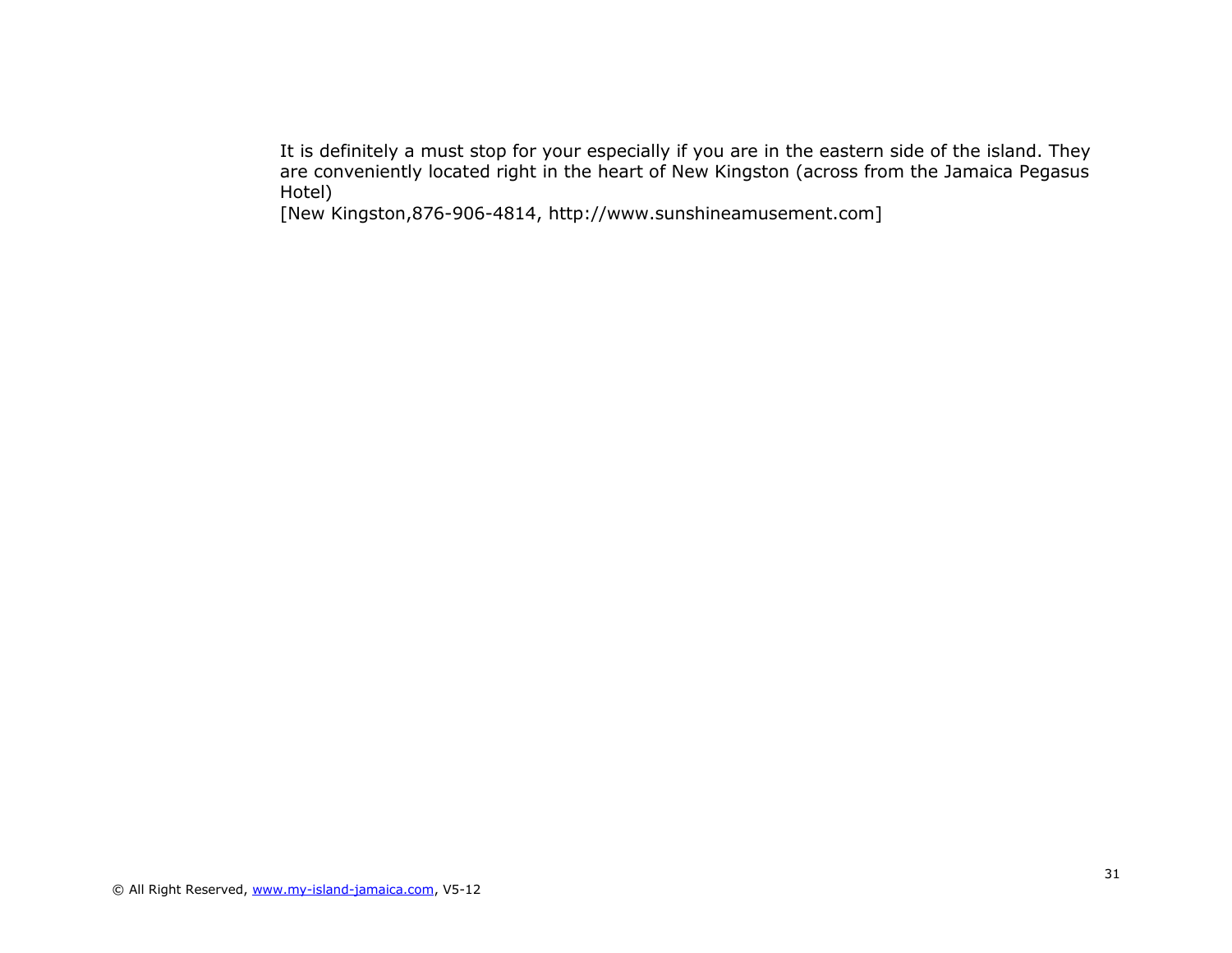It is definitely a must stop for your especially if you are in the eastern side of the island. They are conveniently located right in the heart of New Kingston (across from the Jamaica Pegasus Hotel)

[New Kingston,876-906-4814, http://www.sunshineamusement.com]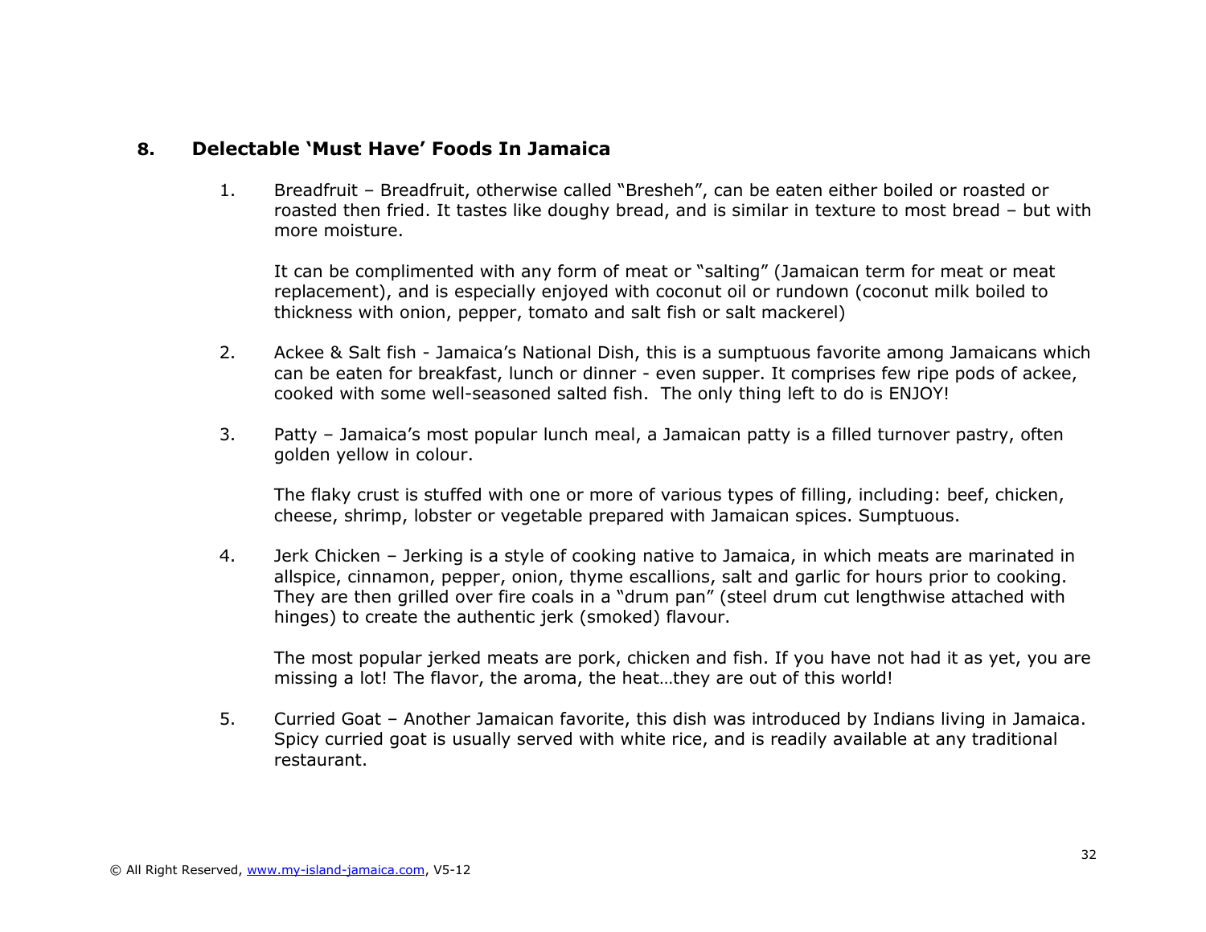## 8. Delectable 'Must Have' Foods In Jamaica

1. Breadfruit – Breadfruit, otherwise called "Bresheh", can be eaten either boiled or roasted or roasted then fried. It tastes like doughy bread, and is similar in texture to most bread – but with more moisture.

   It can be complimented with any form of meat or "salting" (Jamaican term for meat or meat replacement), and is especially enjoyed with coconut oil or rundown (coconut milk boiled to thickness with onion, pepper, tomato and salt fish or salt mackerel)

2. Ackee & Salt fish - Jamaica's National Dish, this is a sumptuous favorite among Jamaicans which can be eaten for breakfast, lunch or dinner - even supper. It comprises few ripe pods of ackee, cooked with some well-seasoned salted fish. The only thing left to do is ENJOY!

3. Patty – Jamaica's most popular lunch meal, a Jamaican patty is a filled turnover pastry, often golden yellow in colour.

   The flaky crust is stuffed with one or more of various types of filling, including: beef, chicken, cheese, shrimp, lobster or vegetable prepared with Jamaican spices. Sumptuous.

4. Jerk Chicken – Jerking is a style of cooking native to Jamaica, in which meats are marinated in allspice, cinnamon, pepper, onion, thyme escallions, salt and garlic for hours prior to cooking. They are then grilled over fire coals in a "drum pan" (steel drum cut lengthwise attached with hinges) to create the authentic jerk (smoked) flavour.

   The most popular jerked meats are pork, chicken and fish. If you have not had it as yet, you are missing a lot! The flavor, the aroma, the heat…they are out of this world!

5. Curried Goat – Another Jamaican favorite, this dish was introduced by Indians living in Jamaica. Spicy curried goat is usually served with white rice, and is readily available at any traditional restaurant.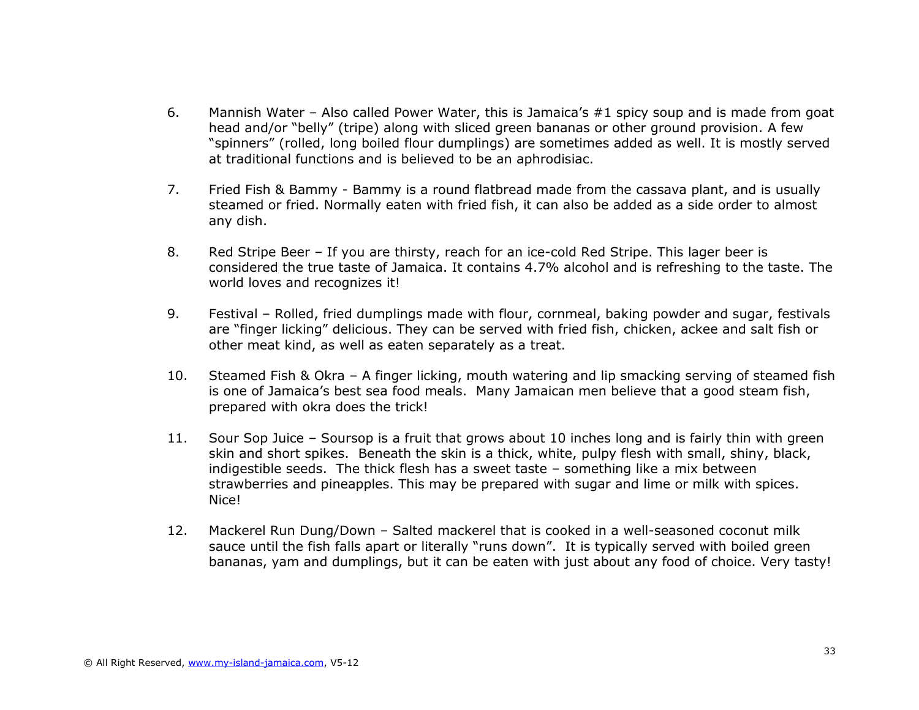6. Mannish Water – Also called Power Water, this is Jamaica's #1 spicy soup and is made from goat head and/or "belly" (tripe) along with sliced green bananas or other ground provision. A few "spinners" (rolled, long boiled flour dumplings) are sometimes added as well. It is mostly served at traditional functions and is believed to be an aphrodisiac.

7. Fried Fish & Bammy - Bammy is a round flatbread made from the cassava plant, and is usually steamed or fried. Normally eaten with fried fish, it can also be added as a side order to almost any dish.

8. Red Stripe Beer – If you are thirsty, reach for an ice-cold Red Stripe. This lager beer is considered the true taste of Jamaica. It contains 4.7% alcohol and is refreshing to the taste. The world loves and recognizes it!

9. Festival – Rolled, fried dumplings made with flour, cornmeal, baking powder and sugar, festivals are "finger licking" delicious. They can be served with fried fish, chicken, ackee and salt fish or other meat kind, as well as eaten separately as a treat.

10. Steamed Fish & Okra – A finger licking, mouth watering and lip smacking serving of steamed fish is one of Jamaica's best sea food meals. Many Jamaican men believe that a good steam fish, prepared with okra does the trick!

11. Sour Sop Juice – Soursop is a fruit that grows about 10 inches long and is fairly thin with green skin and short spikes. Beneath the skin is a thick, white, pulpy flesh with small, shiny, black, indigestible seeds. The thick flesh has a sweet taste – something like a mix between strawberries and pineapples. This may be prepared with sugar and lime or milk with spices. Nice!

12. Mackerel Run Dung/Down – Salted mackerel that is cooked in a well-seasoned coconut milk sauce until the fish falls apart or literally "runs down". It is typically served with boiled green bananas, yam and dumplings, but it can be eaten with just about any food of choice. Very tasty!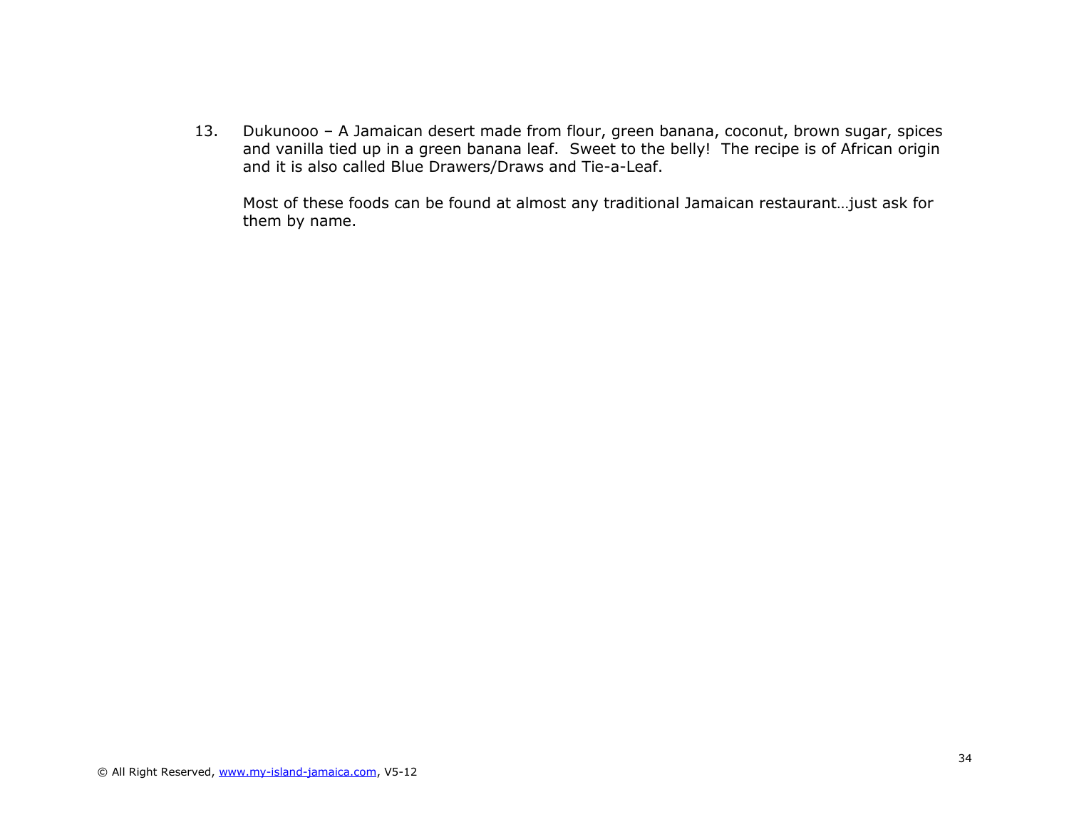13. Dukunooo – A Jamaican desert made from flour, green banana, coconut, brown sugar, spices and vanilla tied up in a green banana leaf. Sweet to the belly! The recipe is of African origin and it is also called Blue Drawers/Draws and Tie-a-Leaf.

    Most of these foods can be found at almost any traditional Jamaican restaurant…just ask for them by name.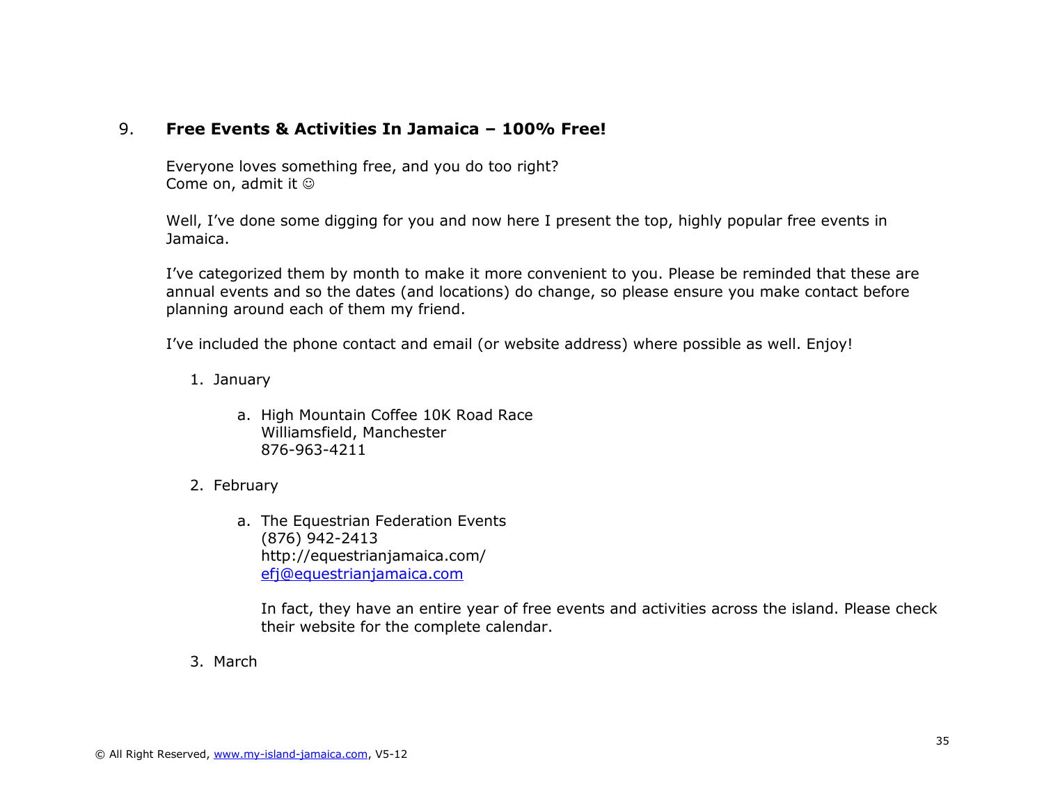## 9. Free Events & Activities In Jamaica – 100% Free!

Everyone loves something free, and you do too right?
Come on, admit it ☺

Well, I've done some digging for you and now here I present the top, highly popular free events in Jamaica.

I've categorized them by month to make it more convenient to you. Please be reminded that these are annual events and so the dates (and locations) do change, so please ensure you make contact before planning around each of them my friend.

I've included the phone contact and email (or website address) where possible as well. Enjoy!

1. January

   a. High Mountain Coffee 10K Road Race
      Williamsfield, Manchester
      876-963-4211

2. February

   a. The Equestrian Federation Events
      (876) 942-2413
      http://equestrianjamaica.com/
      efj@equestrianjamaica.com

      In fact, they have an entire year of free events and activities across the island. Please check their website for the complete calendar.

3. March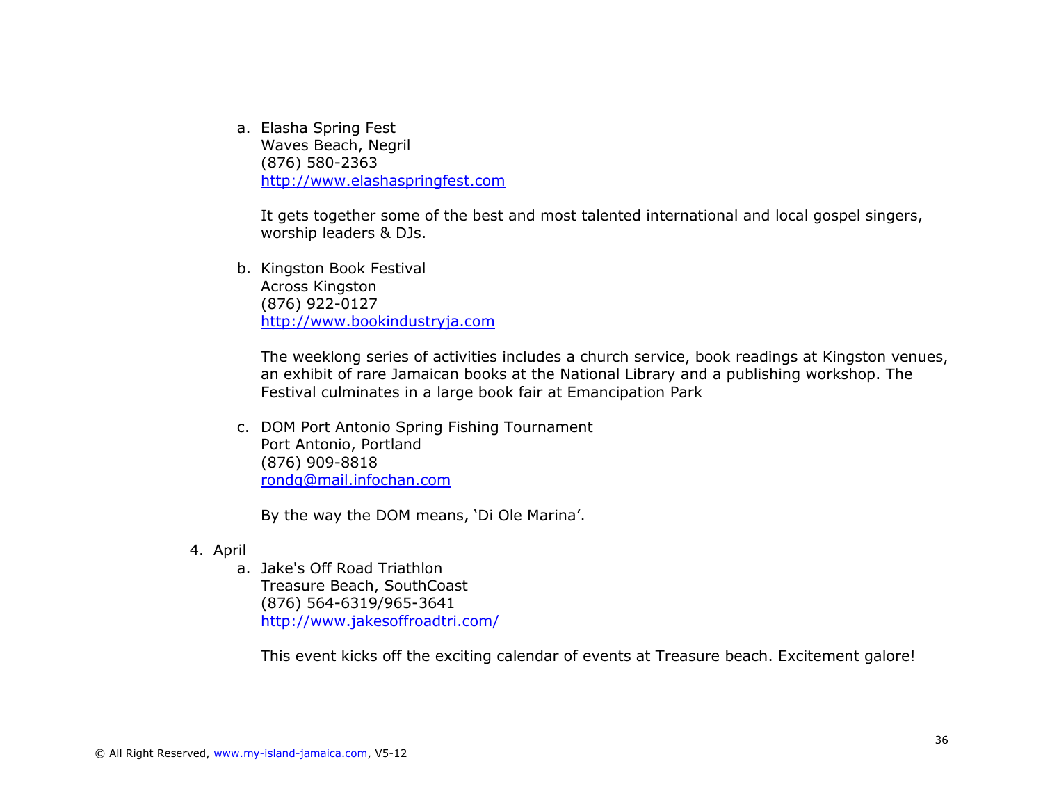a. Elasha Spring Fest
   Waves Beach, Negril
   (876) 580-2363
   http://www.elashaspringfest.com

   It gets together some of the best and most talented international and local gospel singers, worship leaders & DJs.

b. Kingston Book Festival
   Across Kingston
   (876) 922-0127
   http://www.bookindustryja.com

   The weeklong series of activities includes a church service, book readings at Kingston venues, an exhibit of rare Jamaican books at the National Library and a publishing workshop. The Festival culminates in a large book fair at Emancipation Park

c. DOM Port Antonio Spring Fishing Tournament
   Port Antonio, Portland
   (876) 909-8818
   rondg@mail.infochan.com

   By the way the DOM means, 'Di Ole Marina'.

4. April
   a. Jake's Off Road Triathlon
      Treasure Beach, SouthCoast
      (876) 564-6319/965-3641
      http://www.jakesoffroadtri.com/

      This event kicks off the exciting calendar of events at Treasure beach. Excitement galore!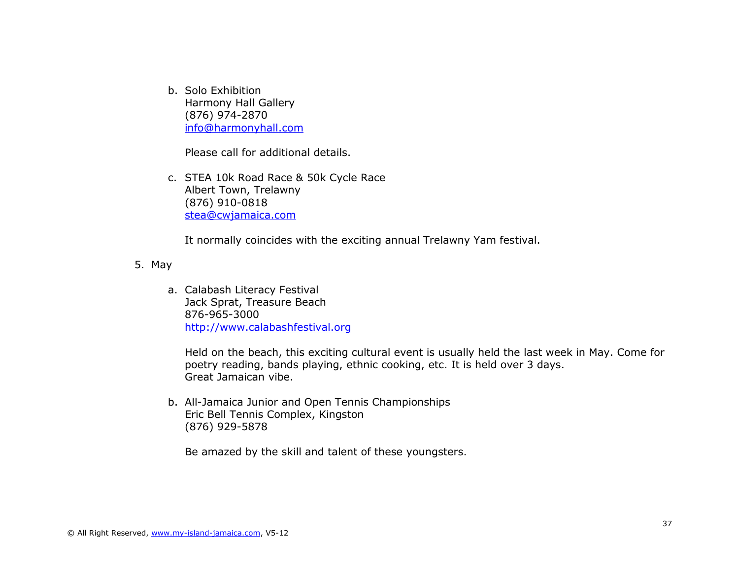b. Solo Exhibition
   Harmony Hall Gallery
   (876) 974-2870
   info@harmonyhall.com

   Please call for additional details.

c. STEA 10k Road Race & 50k Cycle Race
   Albert Town, Trelawny
   (876) 910-0818
   stea@cwjamaica.com

   It normally coincides with the exciting annual Trelawny Yam festival.

5. May

   a. Calabash Literacy Festival
      Jack Sprat, Treasure Beach
      876-965-3000
      http://www.calabashfestival.org

      Held on the beach, this exciting cultural event is usually held the last week in May. Come for poetry reading, bands playing, ethnic cooking, etc. It is held over 3 days.
      Great Jamaican vibe.

   b. All-Jamaica Junior and Open Tennis Championships
      Eric Bell Tennis Complex, Kingston
      (876) 929-5878

      Be amazed by the skill and talent of these youngsters.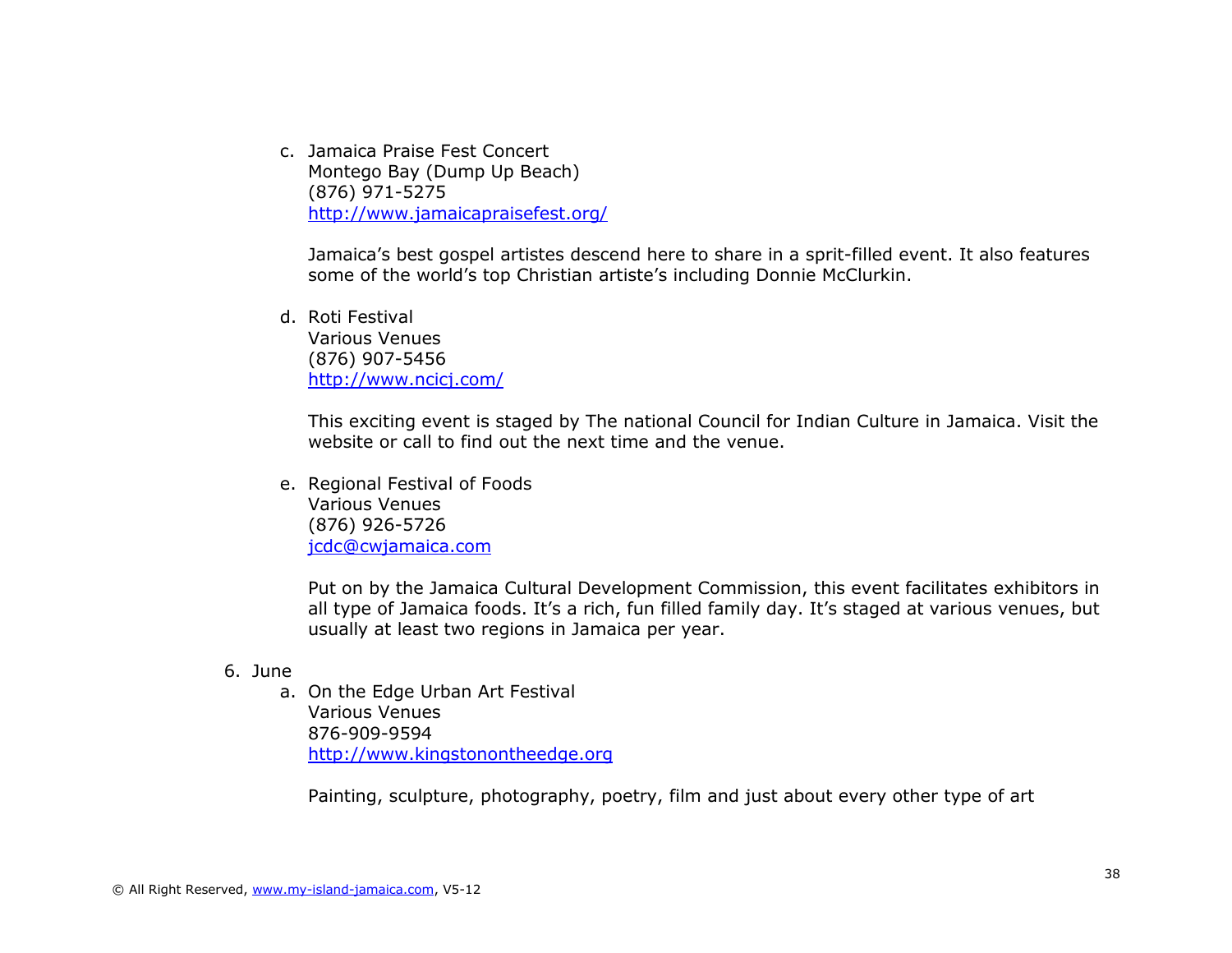c. Jamaica Praise Fest Concert
   Montego Bay (Dump Up Beach)
   (876) 971-5275
   http://www.jamaicapraisefest.org/

   Jamaica's best gospel artistes descend here to share in a sprit-filled event. It also features some of the world's top Christian artiste's including Donnie McClurkin.

d. Roti Festival
   Various Venues
   (876) 907-5456
   http://www.ncicj.com/

   This exciting event is staged by The national Council for Indian Culture in Jamaica. Visit the website or call to find out the next time and the venue.

e. Regional Festival of Foods
   Various Venues
   (876) 926-5726
   jcdc@cwjamaica.com

   Put on by the Jamaica Cultural Development Commission, this event facilitates exhibitors in all type of Jamaica foods. It's a rich, fun filled family day. It's staged at various venues, but usually at least two regions in Jamaica per year.

6. June
   a. On the Edge Urban Art Festival
      Various Venues
      876-909-9594
      http://www.kingstonontheedge.org

      Painting, sculpture, photography, poetry, film and just about every other type of art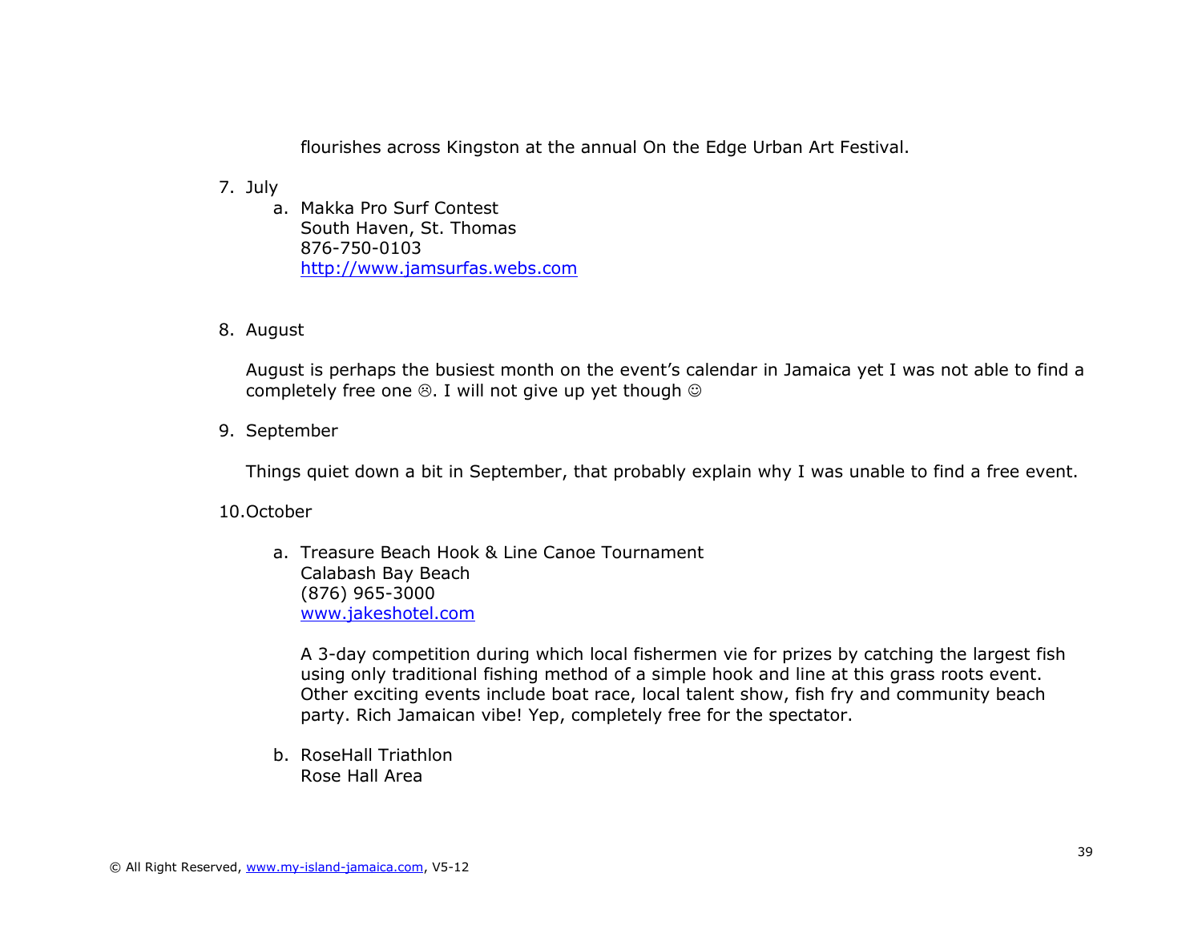flourishes across Kingston at the annual On the Edge Urban Art Festival.

7. July
   a. Makka Pro Surf Contest
      South Haven, St. Thomas
      876-750-0103
      http://www.jamsurfas.webs.com

8. August

   August is perhaps the busiest month on the event's calendar in Jamaica yet I was not able to find a completely free one ☹. I will not give up yet though ☺

9. September

   Things quiet down a bit in September, that probably explain why I was unable to find a free event.

10. October

    a. Treasure Beach Hook & Line Canoe Tournament
       Calabash Bay Beach
       (876) 965-3000
       www.jakeshotel.com

       A 3-day competition during which local fishermen vie for prizes by catching the largest fish using only traditional fishing method of a simple hook and line at this grass roots event. Other exciting events include boat race, local talent show, fish fry and community beach party. Rich Jamaican vibe! Yep, completely free for the spectator.

    b. RoseHall Triathlon
       Rose Hall Area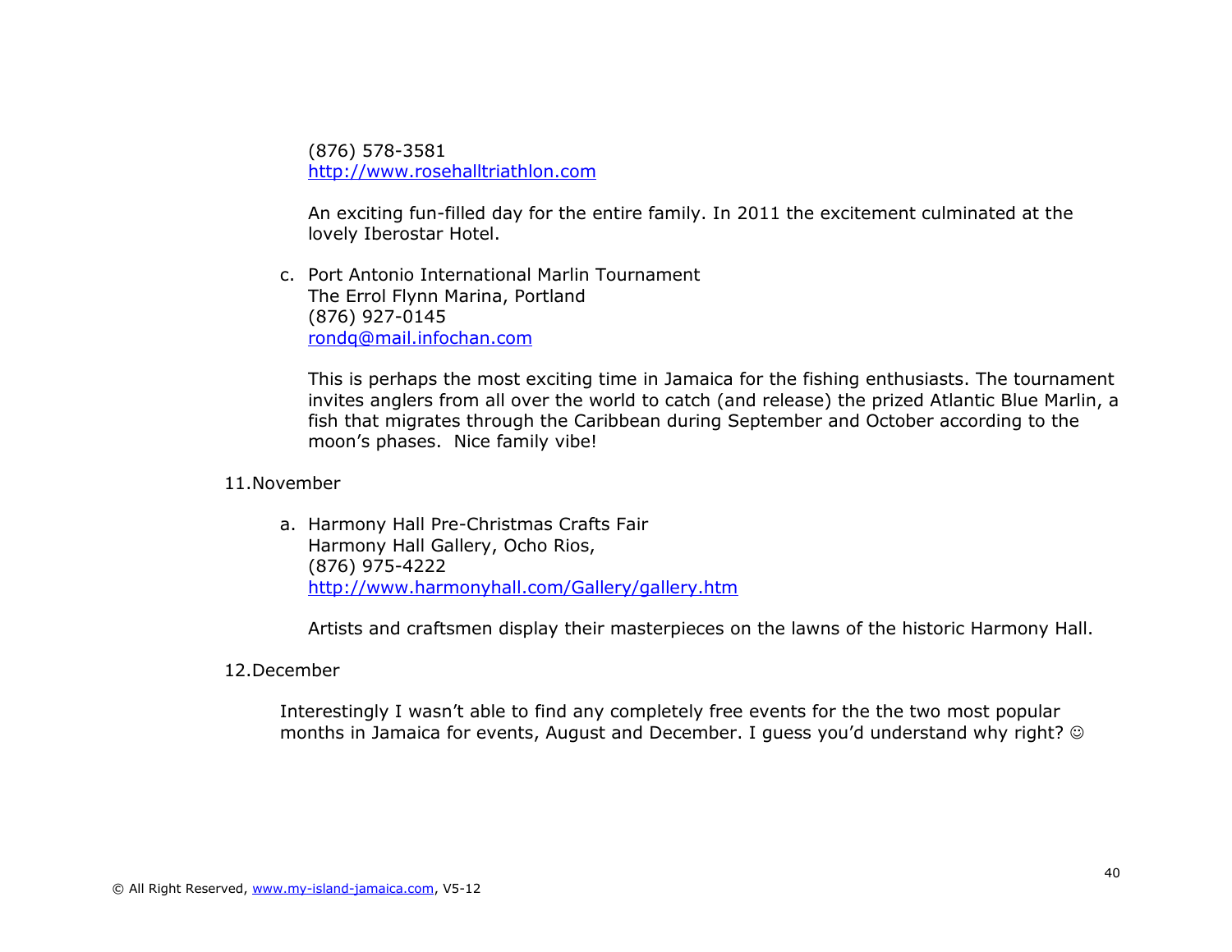(876) 578-3581
http://www.rosehalltriathlon.com

An exciting fun-filled day for the entire family. In 2011 the excitement culminated at the lovely Iberostar Hotel.

c. Port Antonio International Marlin Tournament
   The Errol Flynn Marina, Portland
   (876) 927-0145
   rondq@mail.infochan.com

   This is perhaps the most exciting time in Jamaica for the fishing enthusiasts. The tournament invites anglers from all over the world to catch (and release) the prized Atlantic Blue Marlin, a fish that migrates through the Caribbean during September and October according to the moon's phases. Nice family vibe!

11. November

   a. Harmony Hall Pre-Christmas Crafts Fair
      Harmony Hall Gallery, Ocho Rios,
      (876) 975-4222
      http://www.harmonyhall.com/Gallery/gallery.htm

      Artists and craftsmen display their masterpieces on the lawns of the historic Harmony Hall.

12. December

   Interestingly I wasn't able to find any completely free events for the the two most popular months in Jamaica for events, August and December. I guess you'd understand why right? ☺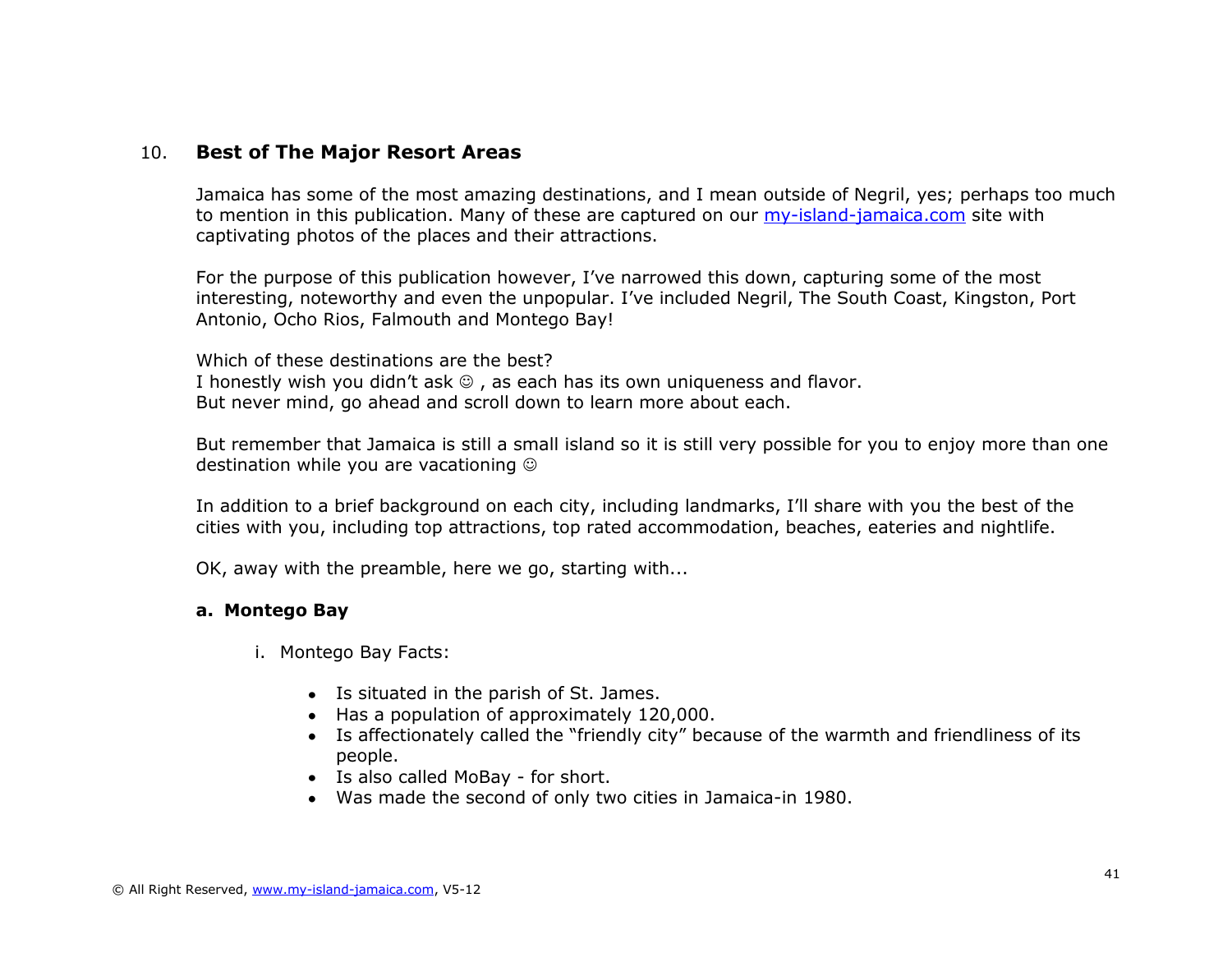## 10. Best of The Major Resort Areas

Jamaica has some of the most amazing destinations, and I mean outside of Negril, yes; perhaps too much to mention in this publication. Many of these are captured on our [my-island-jamaica.com](http://my-island-jamaica.com) site with captivating photos of the places and their attractions.

For the purpose of this publication however, I've narrowed this down, capturing some of the most interesting, noteworthy and even the unpopular. I've included Negril, The South Coast, Kingston, Port Antonio, Ocho Rios, Falmouth and Montego Bay!

Which of these destinations are the best?
I honestly wish you didn't ask ☺ , as each has its own uniqueness and flavor.
But never mind, go ahead and scroll down to learn more about each.

But remember that Jamaica is still a small island so it is still very possible for you to enjoy more than one destination while you are vacationing ☺

In addition to a brief background on each city, including landmarks, I'll share with you the best of the cities with you, including top attractions, top rated accommodation, beaches, eateries and nightlife.

OK, away with the preamble, here we go, starting with...

### a. Montego Bay

i. Montego Bay Facts:

- Is situated in the parish of St. James.
- Has a population of approximately 120,000.
- Is affectionately called the "friendly city" because of the warmth and friendliness of its people.
- Is also called MoBay - for short.
- Was made the second of only two cities in Jamaica-in 1980.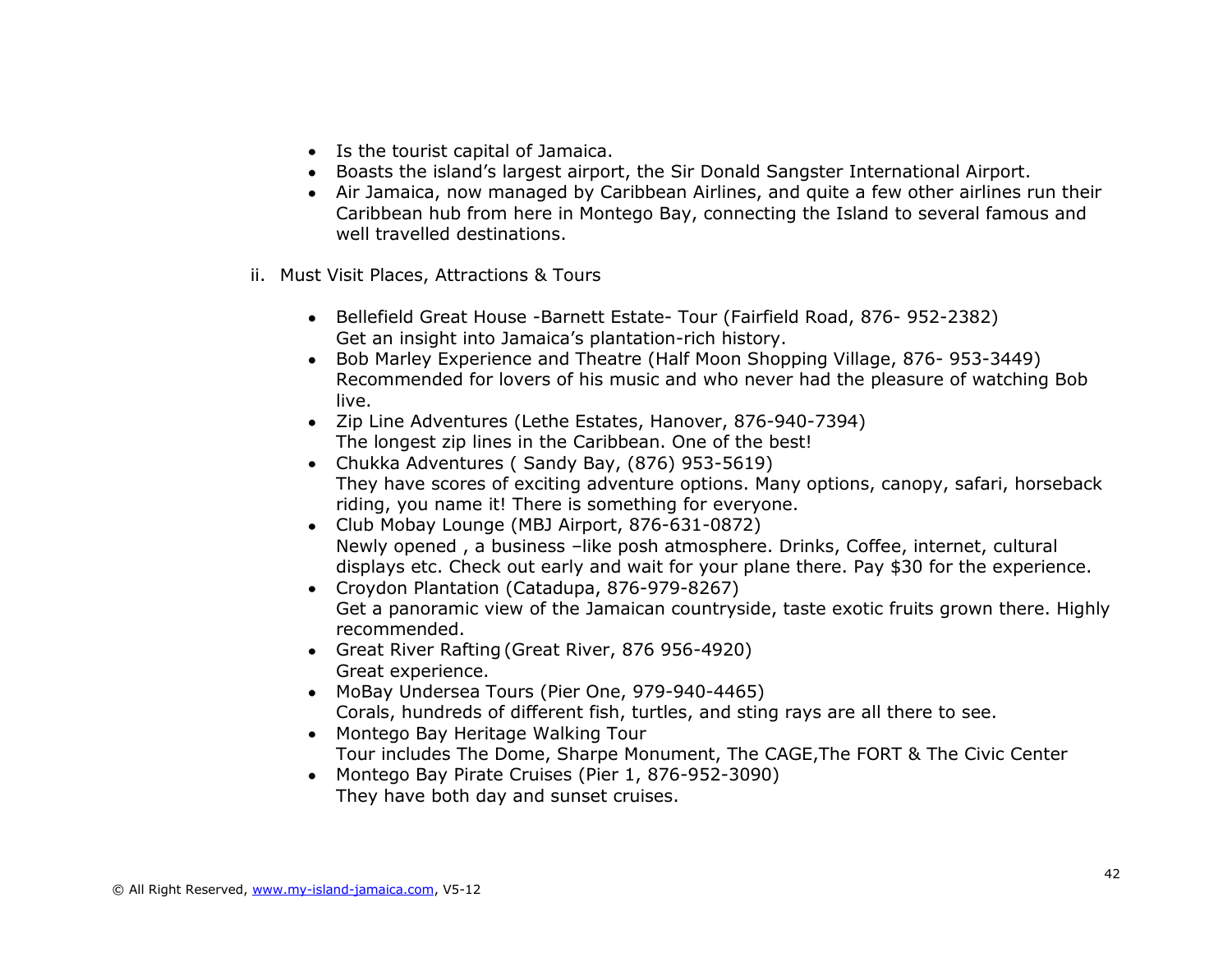- Is the tourist capital of Jamaica.
- Boasts the island's largest airport, the Sir Donald Sangster International Airport.
- Air Jamaica, now managed by Caribbean Airlines, and quite a few other airlines run their Caribbean hub from here in Montego Bay, connecting the Island to several famous and well travelled destinations.

ii. Must Visit Places, Attractions & Tours

- Bellefield Great House -Barnett Estate- Tour (Fairfield Road, 876- 952-2382)
  Get an insight into Jamaica's plantation-rich history.
- Bob Marley Experience and Theatre (Half Moon Shopping Village, 876- 953-3449)
  Recommended for lovers of his music and who never had the pleasure of watching Bob live.
- Zip Line Adventures (Lethe Estates, Hanover, 876-940-7394)
  The longest zip lines in the Caribbean. One of the best!
- Chukka Adventures ( Sandy Bay, (876) 953-5619)
  They have scores of exciting adventure options. Many options, canopy, safari, horseback riding, you name it! There is something for everyone.
- Club Mobay Lounge (MBJ Airport, 876-631-0872)
  Newly opened , a business –like posh atmosphere. Drinks, Coffee, internet, cultural displays etc. Check out early and wait for your plane there. Pay $30 for the experience.
- Croydon Plantation (Catadupa, 876-979-8267)
  Get a panoramic view of the Jamaican countryside, taste exotic fruits grown there. Highly recommended.
- Great River Rafting (Great River, 876 956-4920)
  Great experience.
- MoBay Undersea Tours (Pier One, 979-940-4465)
  Corals, hundreds of different fish, turtles, and sting rays are all there to see.
- Montego Bay Heritage Walking Tour
  Tour includes The Dome, Sharpe Monument, The CAGE,The FORT & The Civic Center
- Montego Bay Pirate Cruises (Pier 1, 876-952-3090)
  They have both day and sunset cruises.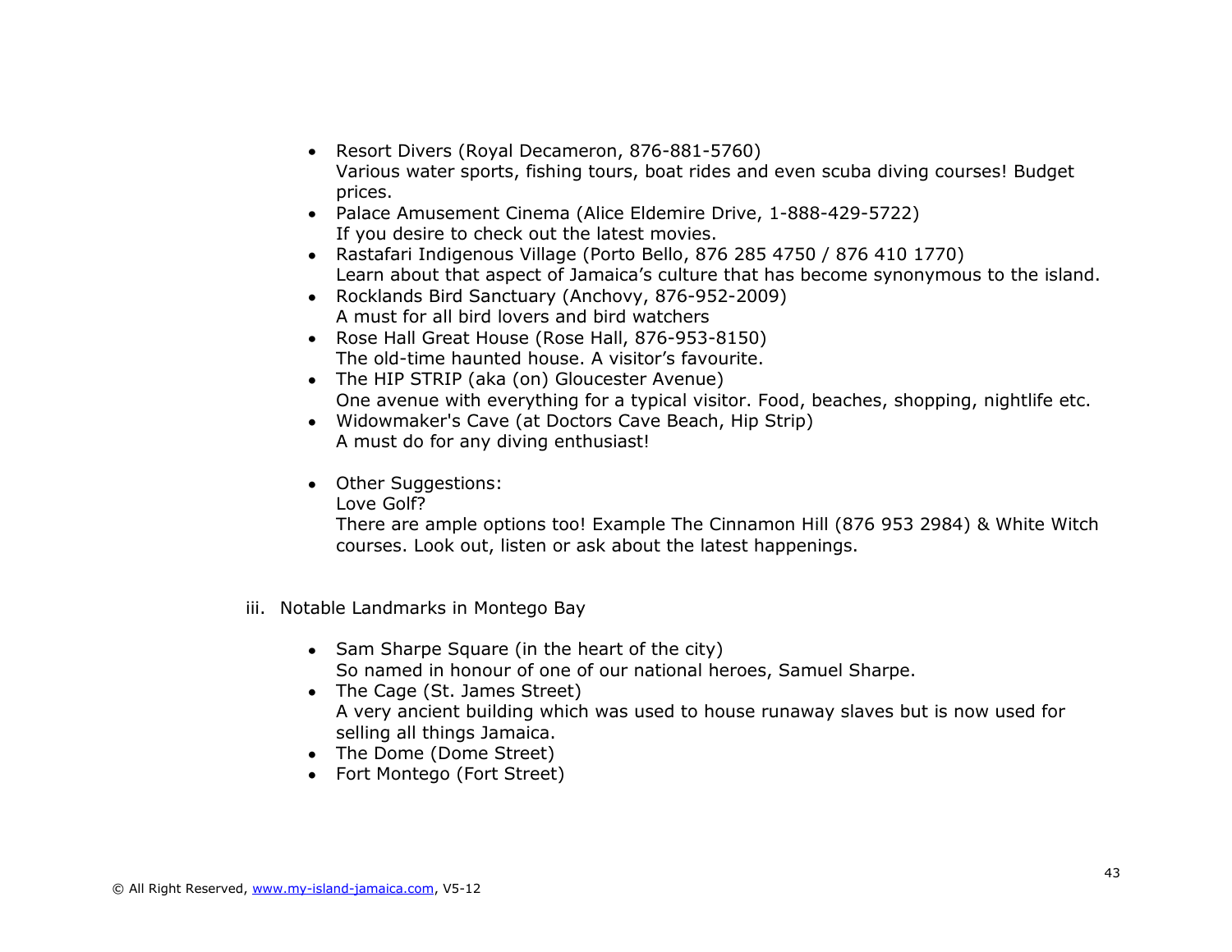- Resort Divers (Royal Decameron, 876-881-5760)
  Various water sports, fishing tours, boat rides and even scuba diving courses! Budget prices.
- Palace Amusement Cinema (Alice Eldemire Drive, 1-888-429-5722)
  If you desire to check out the latest movies.
- Rastafari Indigenous Village (Porto Bello, 876 285 4750 / 876 410 1770)
  Learn about that aspect of Jamaica's culture that has become synonymous to the island.
- Rocklands Bird Sanctuary (Anchovy, 876-952-2009)
  A must for all bird lovers and bird watchers
- Rose Hall Great House (Rose Hall, 876-953-8150)
  The old-time haunted house. A visitor's favourite.
- The HIP STRIP (aka (on) Gloucester Avenue)
  One avenue with everything for a typical visitor. Food, beaches, shopping, nightlife etc.
- Widowmaker's Cave (at Doctors Cave Beach, Hip Strip)
  A must do for any diving enthusiast!

- Other Suggestions:
  Love Golf?
  There are ample options too! Example The Cinnamon Hill (876 953 2984) & White Witch courses. Look out, listen or ask about the latest happenings.

iii. Notable Landmarks in Montego Bay

- Sam Sharpe Square (in the heart of the city)
  So named in honour of one of our national heroes, Samuel Sharpe.
- The Cage (St. James Street)
  A very ancient building which was used to house runaway slaves but is now used for selling all things Jamaica.
- The Dome (Dome Street)
- Fort Montego (Fort Street)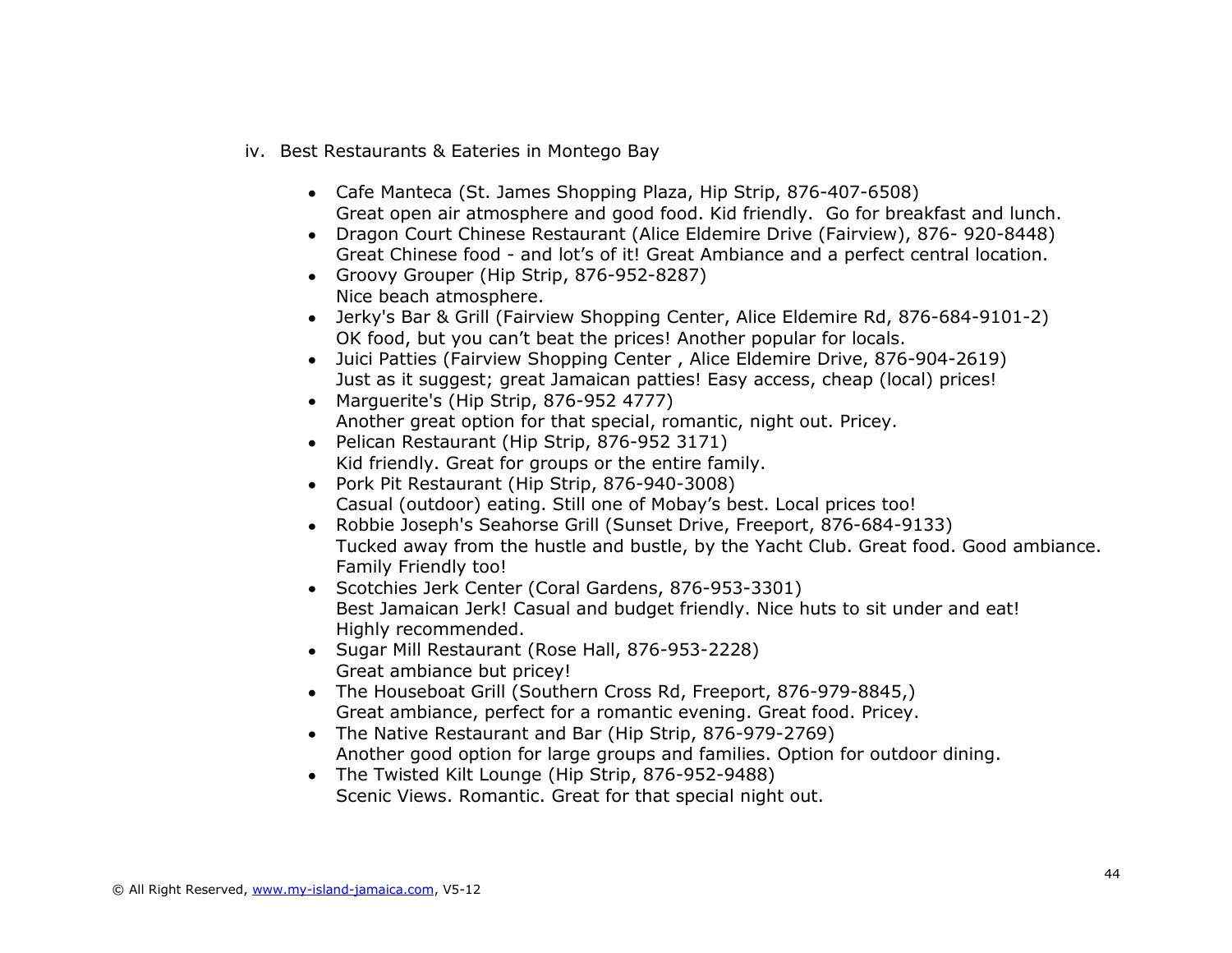iv. Best Restaurants & Eateries in Montego Bay

- Cafe Manteca (St. James Shopping Plaza, Hip Strip, 876-407-6508)
  Great open air atmosphere and good food. Kid friendly. Go for breakfast and lunch.
- Dragon Court Chinese Restaurant (Alice Eldemire Drive (Fairview), 876- 920-8448)
  Great Chinese food - and lot's of it! Great Ambiance and a perfect central location.
- Groovy Grouper (Hip Strip, 876-952-8287)
  Nice beach atmosphere.
- Jerky's Bar & Grill (Fairview Shopping Center, Alice Eldemire Rd, 876-684-9101-2)
  OK food, but you can't beat the prices! Another popular for locals.
- Juici Patties (Fairview Shopping Center , Alice Eldemire Drive, 876-904-2619)
  Just as it suggest; great Jamaican patties! Easy access, cheap (local) prices!
- Marguerite's (Hip Strip, 876-952 4777)
  Another great option for that special, romantic, night out. Pricey.
- Pelican Restaurant (Hip Strip, 876-952 3171)
  Kid friendly. Great for groups or the entire family.
- Pork Pit Restaurant (Hip Strip, 876-940-3008)
  Casual (outdoor) eating. Still one of Mobay's best. Local prices too!
- Robbie Joseph's Seahorse Grill (Sunset Drive, Freeport, 876-684-9133)
  Tucked away from the hustle and bustle, by the Yacht Club. Great food. Good ambiance. Family Friendly too!
- Scotchies Jerk Center (Coral Gardens, 876-953-3301)
  Best Jamaican Jerk! Casual and budget friendly. Nice huts to sit under and eat! Highly recommended.
- Sugar Mill Restaurant (Rose Hall, 876-953-2228)
  Great ambiance but pricey!
- The Houseboat Grill (Southern Cross Rd, Freeport, 876-979-8845,)
  Great ambiance, perfect for a romantic evening. Great food. Pricey.
- The Native Restaurant and Bar (Hip Strip, 876-979-2769)
  Another good option for large groups and families. Option for outdoor dining.
- The Twisted Kilt Lounge (Hip Strip, 876-952-9488)
  Scenic Views. Romantic. Great for that special night out.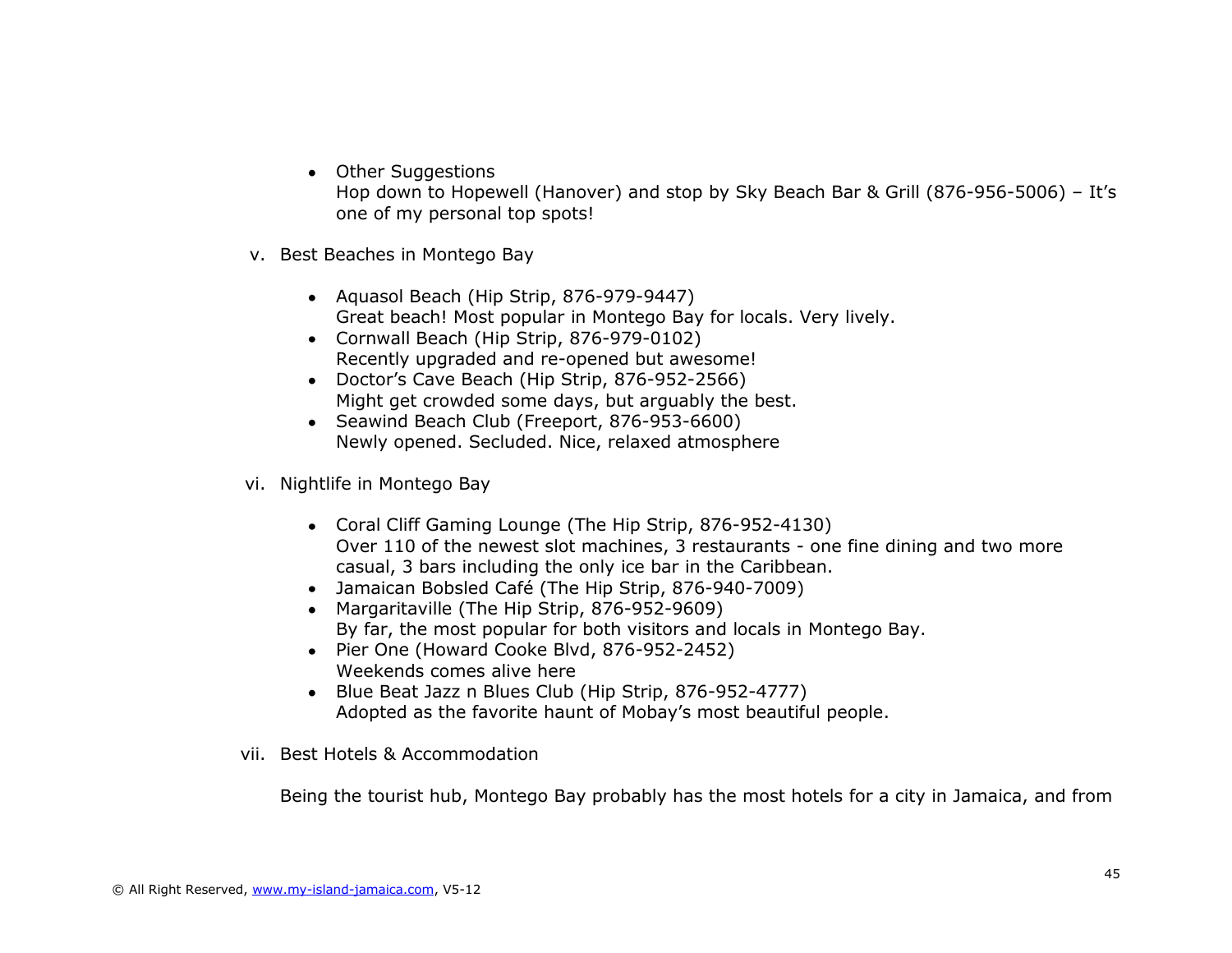- Other Suggestions
  Hop down to Hopewell (Hanover) and stop by Sky Beach Bar & Grill (876-956-5006) – It's one of my personal top spots!

v. Best Beaches in Montego Bay

- Aquasol Beach (Hip Strip, 876-979-9447)
  Great beach! Most popular in Montego Bay for locals. Very lively.
- Cornwall Beach (Hip Strip, 876-979-0102)
  Recently upgraded and re-opened but awesome!
- Doctor's Cave Beach (Hip Strip, 876-952-2566)
  Might get crowded some days, but arguably the best.
- Seawind Beach Club (Freeport, 876-953-6600)
  Newly opened. Secluded. Nice, relaxed atmosphere

vi. Nightlife in Montego Bay

- Coral Cliff Gaming Lounge (The Hip Strip, 876-952-4130)
  Over 110 of the newest slot machines, 3 restaurants - one fine dining and two more casual, 3 bars including the only ice bar in the Caribbean.
- Jamaican Bobsled Café (The Hip Strip, 876-940-7009)
- Margaritaville (The Hip Strip, 876-952-9609)
  By far, the most popular for both visitors and locals in Montego Bay.
- Pier One (Howard Cooke Blvd, 876-952-2452)
  Weekends comes alive here
- Blue Beat Jazz n Blues Club (Hip Strip, 876-952-4777)
  Adopted as the favorite haunt of Mobay's most beautiful people.

vii. Best Hotels & Accommodation

Being the tourist hub, Montego Bay probably has the most hotels for a city in Jamaica, and from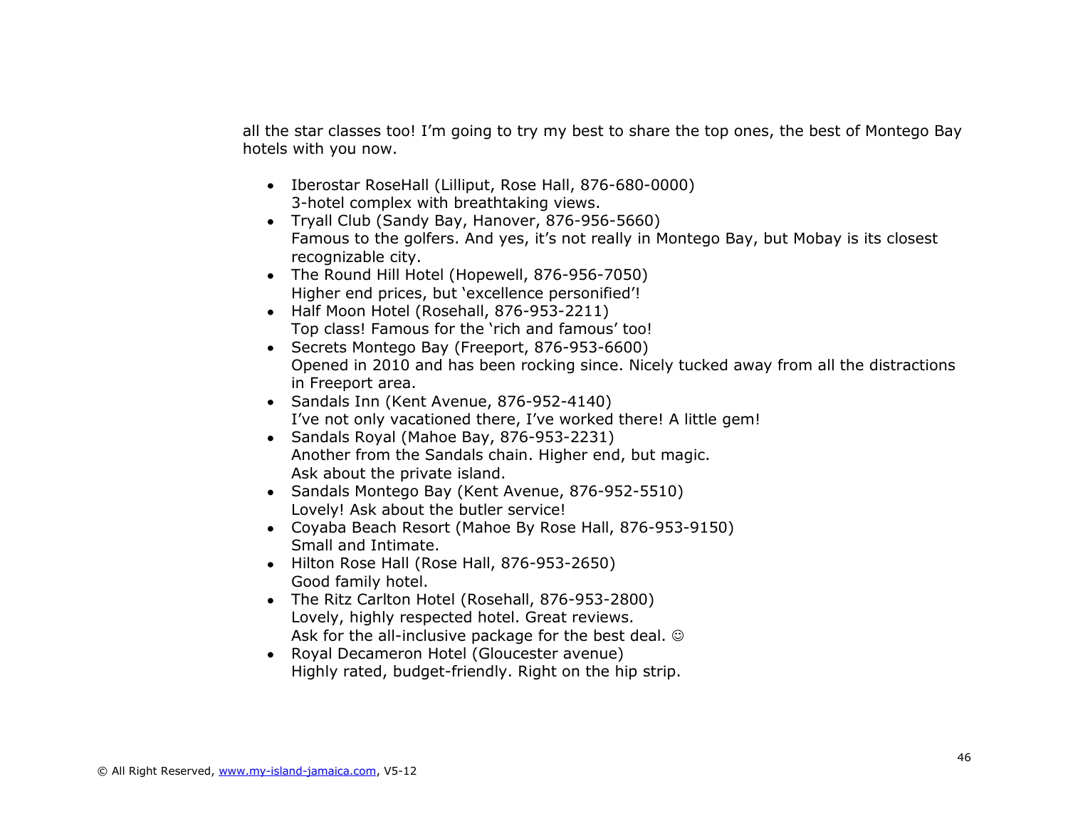all the star classes too! I'm going to try my best to share the top ones, the best of Montego Bay hotels with you now.

- Iberostar RoseHall (Lilliput, Rose Hall, 876-680-0000)
  3-hotel complex with breathtaking views.
- Tryall Club (Sandy Bay, Hanover, 876-956-5660)
  Famous to the golfers. And yes, it's not really in Montego Bay, but Mobay is its closest recognizable city.
- The Round Hill Hotel (Hopewell, 876-956-7050)
  Higher end prices, but 'excellence personified'!
- Half Moon Hotel (Rosehall, 876-953-2211)
  Top class! Famous for the 'rich and famous' too!
- Secrets Montego Bay (Freeport, 876-953-6600)
  Opened in 2010 and has been rocking since. Nicely tucked away from all the distractions in Freeport area.
- Sandals Inn (Kent Avenue, 876-952-4140)
  I've not only vacationed there, I've worked there! A little gem!
- Sandals Royal (Mahoe Bay, 876-953-2231)
  Another from the Sandals chain. Higher end, but magic.
  Ask about the private island.
- Sandals Montego Bay (Kent Avenue, 876-952-5510)
  Lovely! Ask about the butler service!
- Coyaba Beach Resort (Mahoe By Rose Hall, 876-953-9150)
  Small and Intimate.
- Hilton Rose Hall (Rose Hall, 876-953-2650)
  Good family hotel.
- The Ritz Carlton Hotel (Rosehall, 876-953-2800)
  Lovely, highly respected hotel. Great reviews.
  Ask for the all-inclusive package for the best deal. ☺
- Royal Decameron Hotel (Gloucester avenue)
  Highly rated, budget-friendly. Right on the hip strip.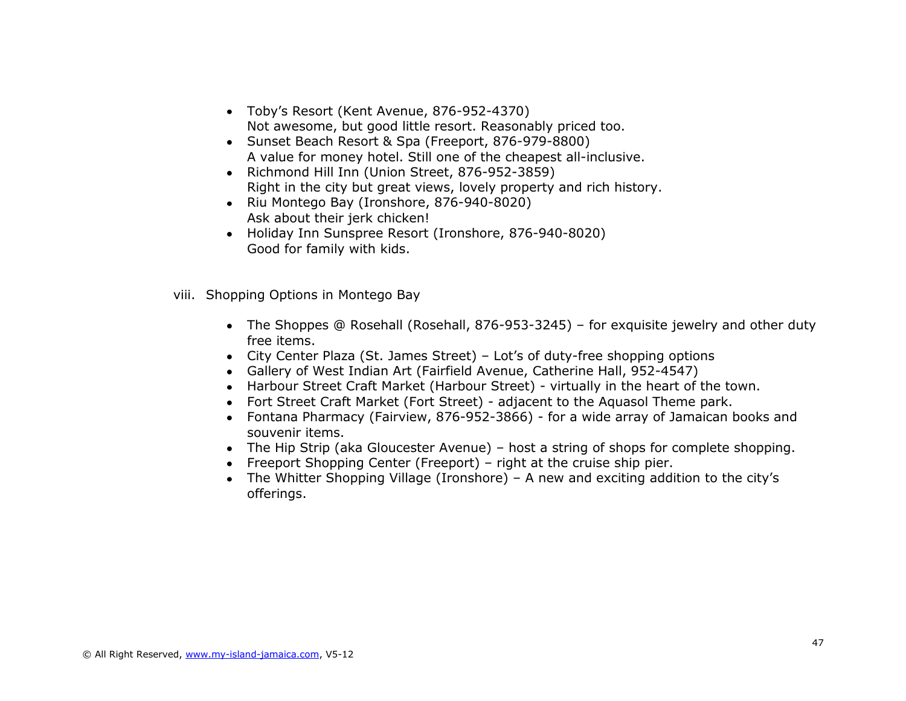- Toby's Resort (Kent Avenue, 876-952-4370)
  Not awesome, but good little resort. Reasonably priced too.
- Sunset Beach Resort & Spa (Freeport, 876-979-8800)
  A value for money hotel. Still one of the cheapest all-inclusive.
- Richmond Hill Inn (Union Street, 876-952-3859)
  Right in the city but great views, lovely property and rich history.
- Riu Montego Bay (Ironshore, 876-940-8020)
  Ask about their jerk chicken!
- Holiday Inn Sunspree Resort (Ironshore, 876-940-8020)
  Good for family with kids.

viii. Shopping Options in Montego Bay

- The Shoppes @ Rosehall (Rosehall, 876-953-3245) – for exquisite jewelry and other duty free items.
- City Center Plaza (St. James Street) – Lot's of duty-free shopping options
- Gallery of West Indian Art (Fairfield Avenue, Catherine Hall, 952-4547)
- Harbour Street Craft Market (Harbour Street) - virtually in the heart of the town.
- Fort Street Craft Market (Fort Street) - adjacent to the Aquasol Theme park.
- Fontana Pharmacy (Fairview, 876-952-3866) - for a wide array of Jamaican books and souvenir items.
- The Hip Strip (aka Gloucester Avenue) – host a string of shops for complete shopping.
- Freeport Shopping Center (Freeport) – right at the cruise ship pier.
- The Whitter Shopping Village (Ironshore) – A new and exciting addition to the city's offerings.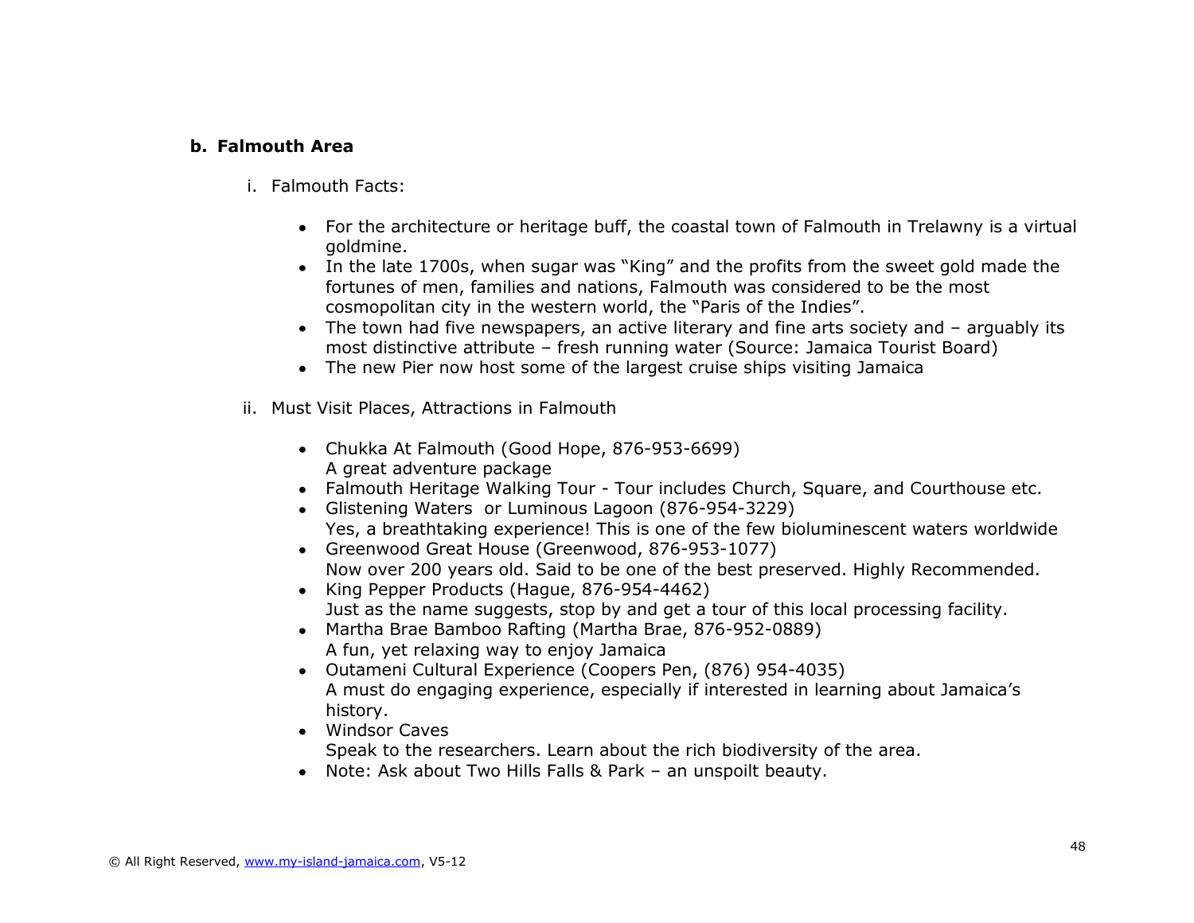### b. Falmouth Area

i. Falmouth Facts:

- For the architecture or heritage buff, the coastal town of Falmouth in Trelawny is a virtual goldmine.
- In the late 1700s, when sugar was "King" and the profits from the sweet gold made the fortunes of men, families and nations, Falmouth was considered to be the most cosmopolitan city in the western world, the "Paris of the Indies".
- The town had five newspapers, an active literary and fine arts society and – arguably its most distinctive attribute – fresh running water (Source: Jamaica Tourist Board)
- The new Pier now host some of the largest cruise ships visiting Jamaica

ii. Must Visit Places, Attractions in Falmouth

- Chukka At Falmouth (Good Hope, 876-953-6699)
  A great adventure package
- Falmouth Heritage Walking Tour - Tour includes Church, Square, and Courthouse etc.
- Glistening Waters or Luminous Lagoon (876-954-3229)
  Yes, a breathtaking experience! This is one of the few bioluminescent waters worldwide
- Greenwood Great House (Greenwood, 876-953-1077)
  Now over 200 years old. Said to be one of the best preserved. Highly Recommended.
- King Pepper Products (Hague, 876-954-4462)
  Just as the name suggests, stop by and get a tour of this local processing facility.
- Martha Brae Bamboo Rafting (Martha Brae, 876-952-0889)
  A fun, yet relaxing way to enjoy Jamaica
- Outameni Cultural Experience (Coopers Pen, (876) 954-4035)
  A must do engaging experience, especially if interested in learning about Jamaica's history.
- Windsor Caves
  Speak to the researchers. Learn about the rich biodiversity of the area.
- Note: Ask about Two Hills Falls & Park – an unspoilt beauty.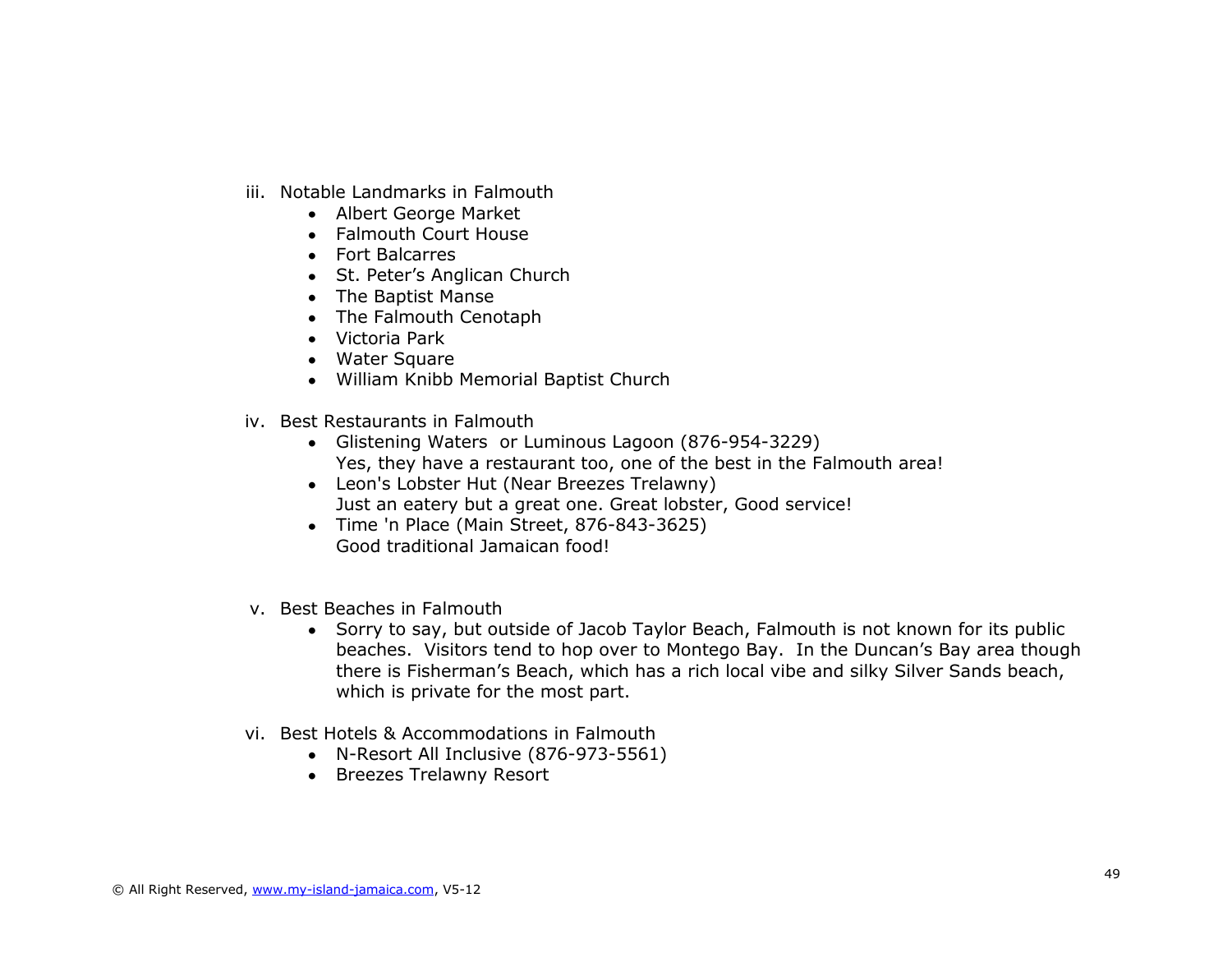iii. Notable Landmarks in Falmouth

- Albert George Market
- Falmouth Court House
- Fort Balcarres
- St. Peter's Anglican Church
- The Baptist Manse
- The Falmouth Cenotaph
- Victoria Park
- Water Square
- William Knibb Memorial Baptist Church

iv. Best Restaurants in Falmouth

- Glistening Waters or Luminous Lagoon (876-954-3229)
  Yes, they have a restaurant too, one of the best in the Falmouth area!
- Leon's Lobster Hut (Near Breezes Trelawny)
  Just an eatery but a great one. Great lobster, Good service!
- Time 'n Place (Main Street, 876-843-3625)
  Good traditional Jamaican food!

v. Best Beaches in Falmouth

- Sorry to say, but outside of Jacob Taylor Beach, Falmouth is not known for its public beaches. Visitors tend to hop over to Montego Bay. In the Duncan's Bay area though there is Fisherman's Beach, which has a rich local vibe and silky Silver Sands beach, which is private for the most part.

vi. Best Hotels & Accommodations in Falmouth

- N-Resort All Inclusive (876-973-5561)
- Breezes Trelawny Resort

© All Right Reserved, www.my-island-jamaica.com, V5-12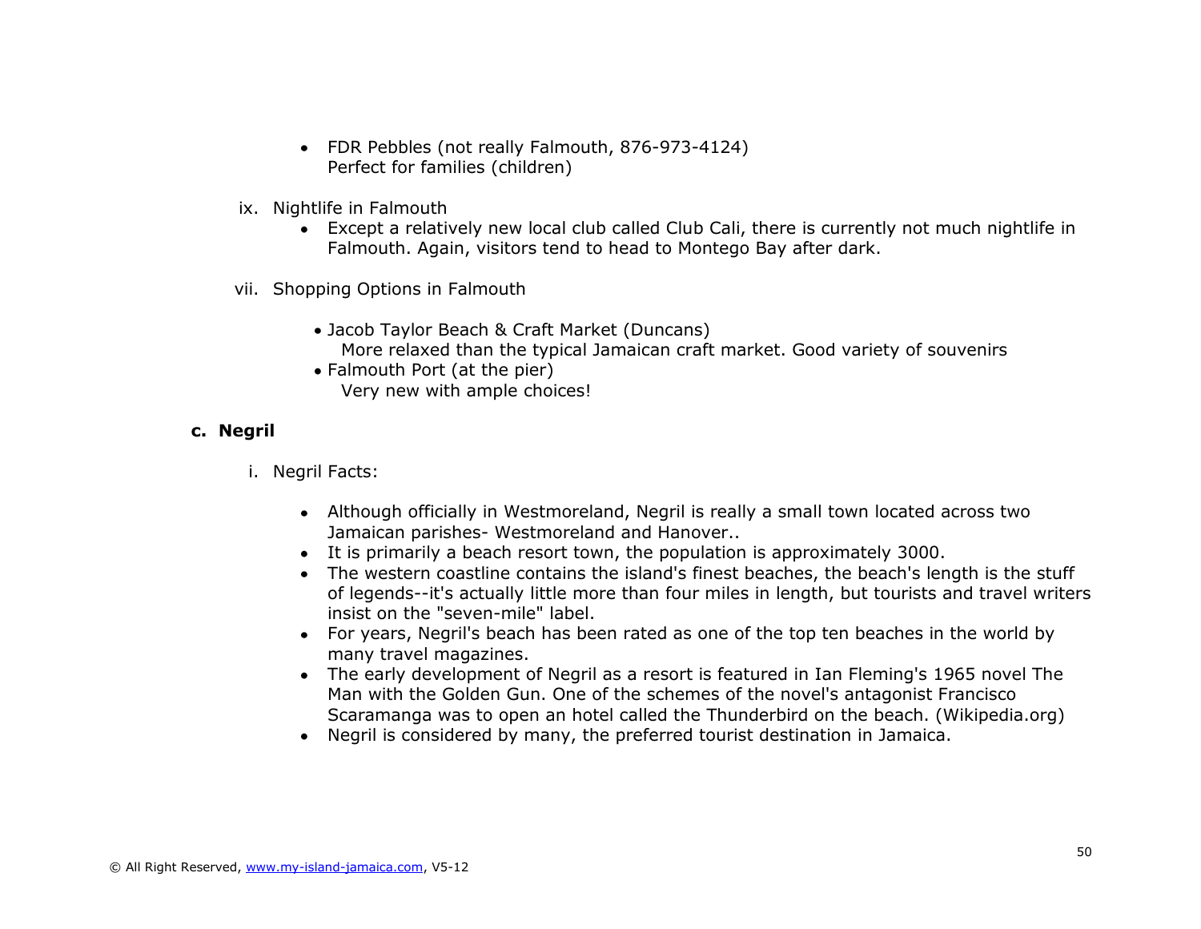- FDR Pebbles (not really Falmouth, 876-973-4124)
  Perfect for families (children)

ix. Nightlife in Falmouth

- Except a relatively new local club called Club Cali, there is currently not much nightlife in Falmouth. Again, visitors tend to head to Montego Bay after dark.

vii. Shopping Options in Falmouth

- Jacob Taylor Beach & Craft Market (Duncans)
  More relaxed than the typical Jamaican craft market. Good variety of souvenirs
- Falmouth Port (at the pier)
  Very new with ample choices!

**c. Negril**

i. Negril Facts:

- Although officially in Westmoreland, Negril is really a small town located across two Jamaican parishes- Westmoreland and Hanover..
- It is primarily a beach resort town, the population is approximately 3000.
- The western coastline contains the island's finest beaches, the beach's length is the stuff of legends--it's actually little more than four miles in length, but tourists and travel writers insist on the "seven-mile" label.
- For years, Negril's beach has been rated as one of the top ten beaches in the world by many travel magazines.
- The early development of Negril as a resort is featured in Ian Fleming's 1965 novel The Man with the Golden Gun. One of the schemes of the novel's antagonist Francisco Scaramanga was to open an hotel called the Thunderbird on the beach. (Wikipedia.org)
- Negril is considered by many, the preferred tourist destination in Jamaica.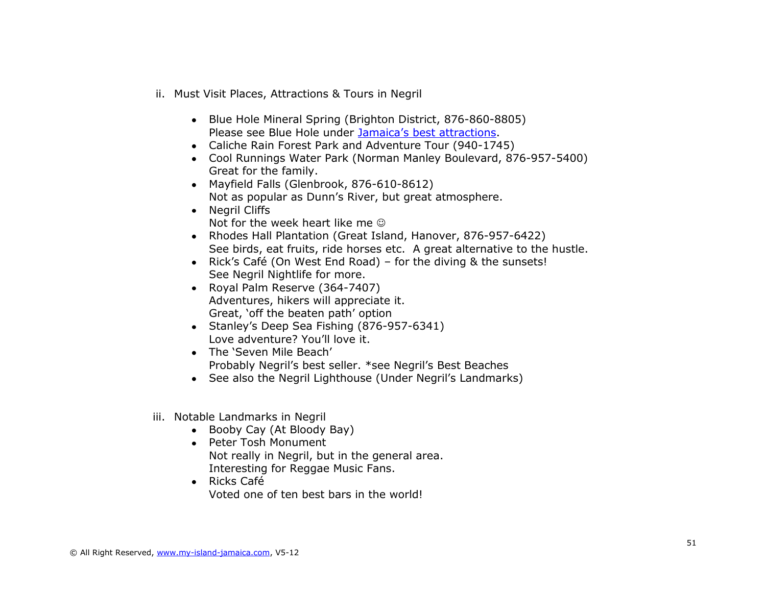ii. Must Visit Places, Attractions & Tours in Negril

- Blue Hole Mineral Spring (Brighton District, 876-860-8805)
  Please see Blue Hole under [Jamaica's best attractions](#).
- Caliche Rain Forest Park and Adventure Tour (940-1745)
- Cool Runnings Water Park (Norman Manley Boulevard, 876-957-5400)
  Great for the family.
- Mayfield Falls (Glenbrook, 876-610-8612)
  Not as popular as Dunn's River, but great atmosphere.
- Negril Cliffs
  Not for the week heart like me ☺
- Rhodes Hall Plantation (Great Island, Hanover, 876-957-6422)
  See birds, eat fruits, ride horses etc.  A great alternative to the hustle.
- Rick's Café (On West End Road) – for the diving & the sunsets!
  See Negril Nightlife for more.
- Royal Palm Reserve (364-7407)
  Adventures, hikers will appreciate it.
  Great, 'off the beaten path' option
- Stanley's Deep Sea Fishing (876-957-6341)
  Love adventure? You'll love it.
- The 'Seven Mile Beach'
  Probably Negril's best seller. *see Negril's Best Beaches
- See also the Negril Lighthouse (Under Negril's Landmarks)

iii. Notable Landmarks in Negril

- Booby Cay (At Bloody Bay)
- Peter Tosh Monument
  Not really in Negril, but in the general area.
  Interesting for Reggae Music Fans.
- Ricks Café
  Voted one of ten best bars in the world!

© All Right Reserved, [www.my-island-jamaica.com](http://www.my-island-jamaica.com), V5-12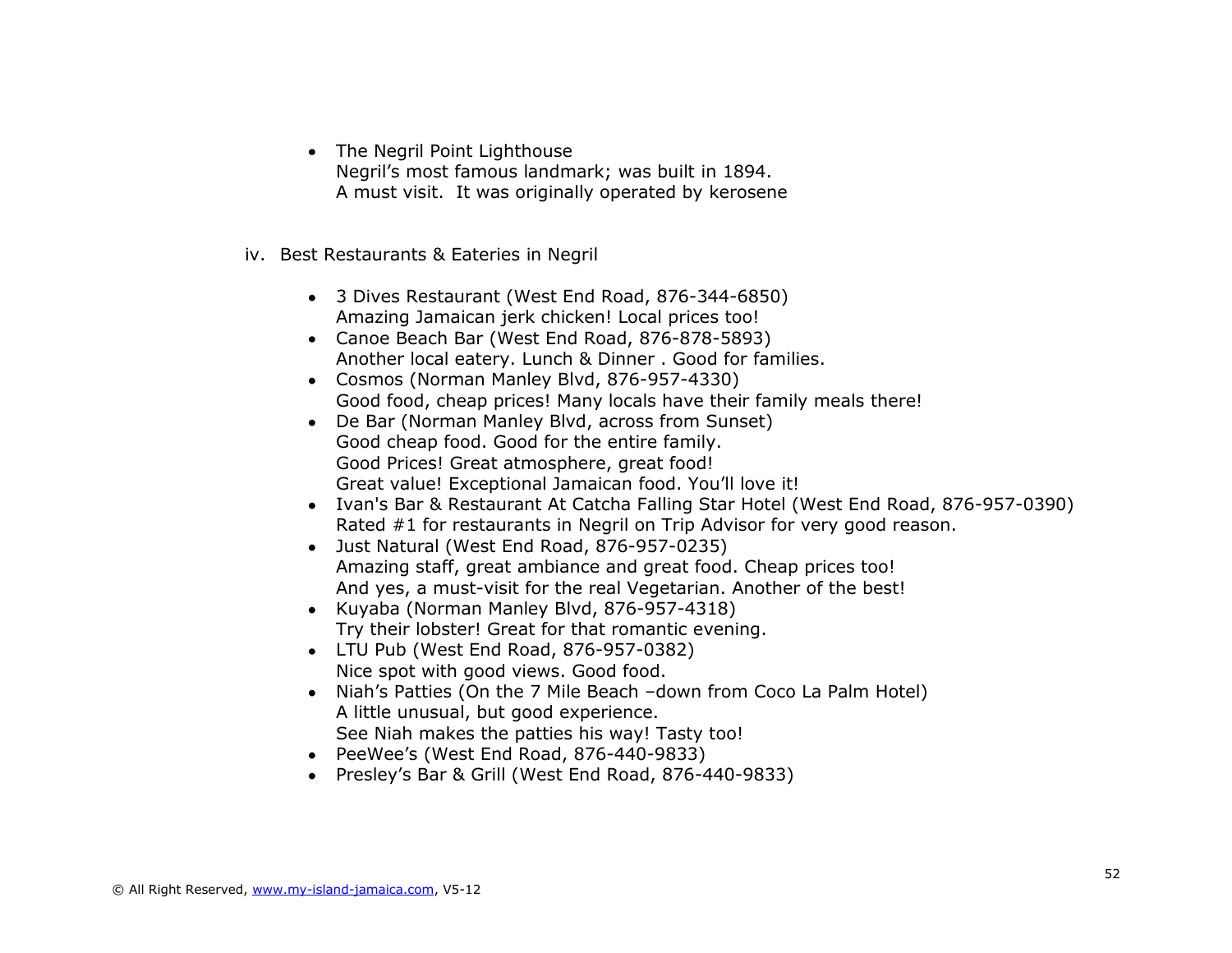- The Negril Point Lighthouse
  Negril's most famous landmark; was built in 1894.
  A must visit. It was originally operated by kerosene

iv. Best Restaurants & Eateries in Negril

- 3 Dives Restaurant (West End Road, 876-344-6850)
  Amazing Jamaican jerk chicken! Local prices too!
- Canoe Beach Bar (West End Road, 876-878-5893)
  Another local eatery. Lunch & Dinner . Good for families.
- Cosmos (Norman Manley Blvd, 876-957-4330)
  Good food, cheap prices! Many locals have their family meals there!
- De Bar (Norman Manley Blvd, across from Sunset)
  Good cheap food. Good for the entire family.
  Good Prices! Great atmosphere, great food!
  Great value! Exceptional Jamaican food. You'll love it!
- Ivan's Bar & Restaurant At Catcha Falling Star Hotel (West End Road, 876-957-0390)
  Rated #1 for restaurants in Negril on Trip Advisor for very good reason.
- Just Natural (West End Road, 876-957-0235)
  Amazing staff, great ambiance and great food. Cheap prices too!
  And yes, a must-visit for the real Vegetarian. Another of the best!
- Kuyaba (Norman Manley Blvd, 876-957-4318)
  Try their lobster! Great for that romantic evening.
- LTU Pub (West End Road, 876-957-0382)
  Nice spot with good views. Good food.
- Niah's Patties (On the 7 Mile Beach –down from Coco La Palm Hotel)
  A little unusual, but good experience.
  See Niah makes the patties his way! Tasty too!
- PeeWee's (West End Road, 876-440-9833)
- Presley's Bar & Grill (West End Road, 876-440-9833)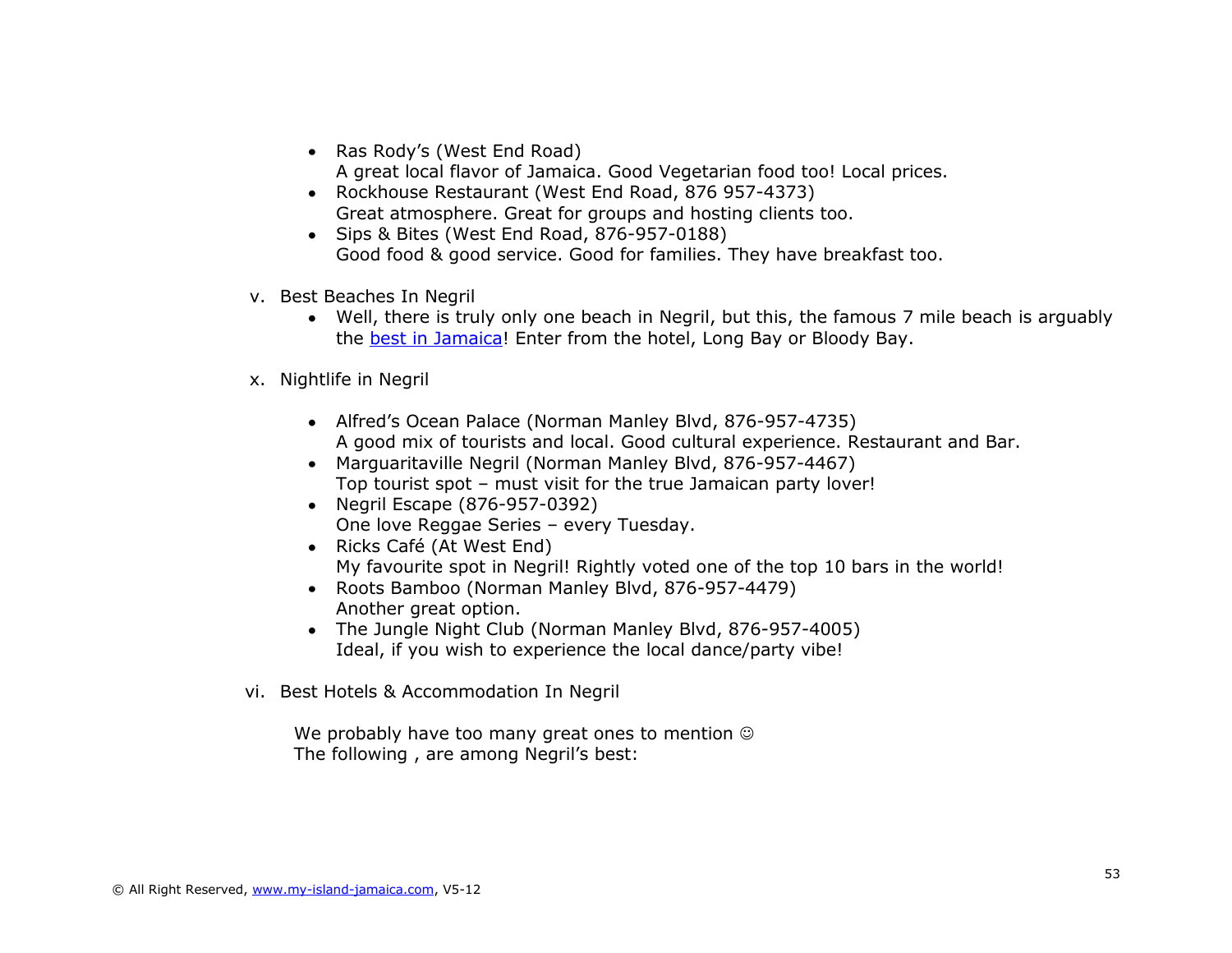- Ras Rody's (West End Road)
  A great local flavor of Jamaica. Good Vegetarian food too! Local prices.
- Rockhouse Restaurant (West End Road, 876 957-4373)
  Great atmosphere. Great for groups and hosting clients too.
- Sips & Bites (West End Road, 876-957-0188)
  Good food & good service. Good for families. They have breakfast too.

v. Best Beaches In Negril

- Well, there is truly only one beach in Negril, but this, the famous 7 mile beach is arguably the best in Jamaica! Enter from the hotel, Long Bay or Bloody Bay.

x. Nightlife in Negril

- Alfred's Ocean Palace (Norman Manley Blvd, 876-957-4735)
  A good mix of tourists and local. Good cultural experience. Restaurant and Bar.
- Marguaritaville Negril (Norman Manley Blvd, 876-957-4467)
  Top tourist spot – must visit for the true Jamaican party lover!
- Negril Escape (876-957-0392)
  One love Reggae Series – every Tuesday.
- Ricks Café (At West End)
  My favourite spot in Negril! Rightly voted one of the top 10 bars in the world!
- Roots Bamboo (Norman Manley Blvd, 876-957-4479)
  Another great option.
- The Jungle Night Club (Norman Manley Blvd, 876-957-4005)
  Ideal, if you wish to experience the local dance/party vibe!

vi. Best Hotels & Accommodation In Negril

We probably have too many great ones to mention ☺
The following , are among Negril's best:

© All Right Reserved, www.my-island-jamaica.com, V5-12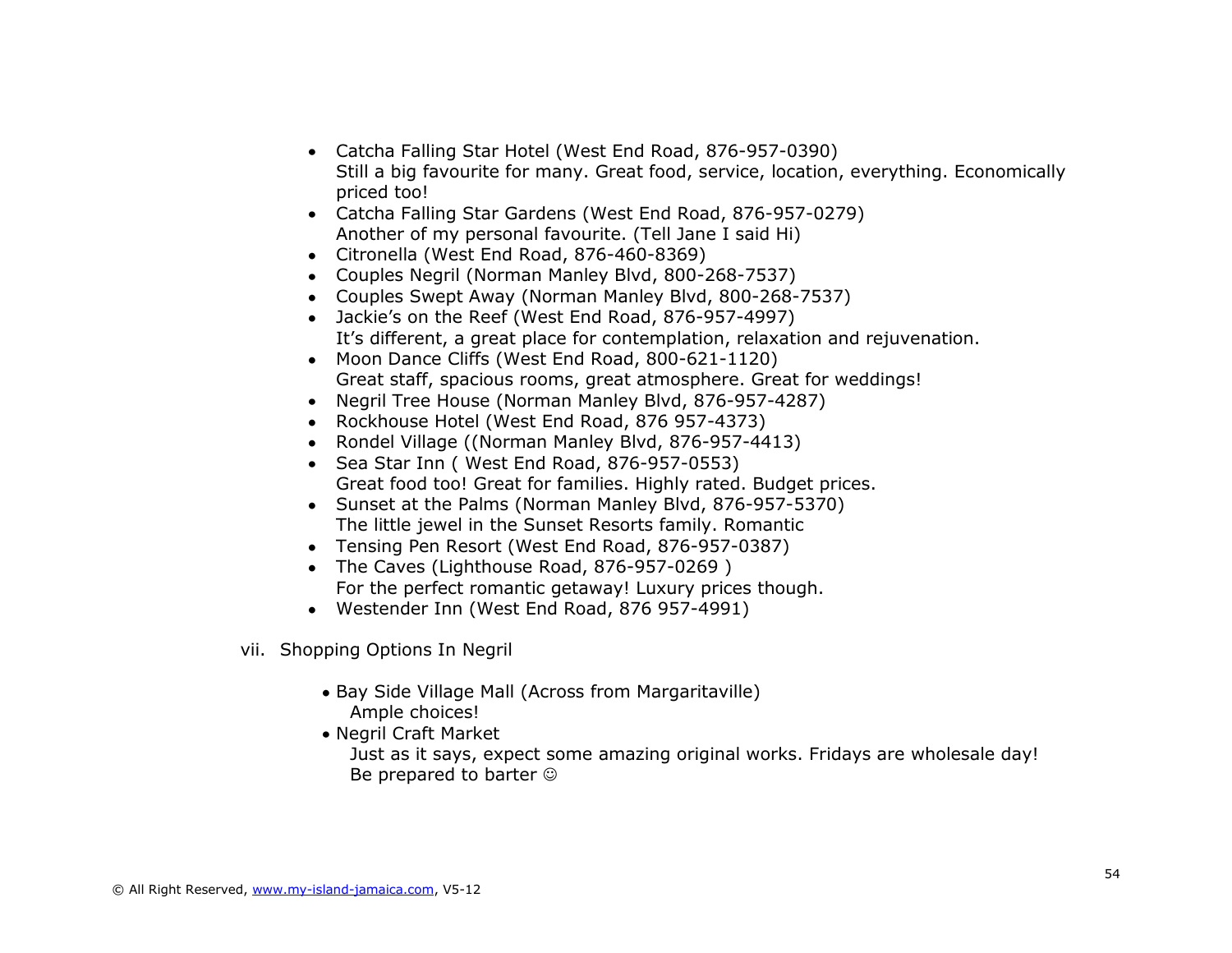- Catcha Falling Star Hotel (West End Road, 876-957-0390)
  Still a big favourite for many. Great food, service, location, everything. Economically priced too!
- Catcha Falling Star Gardens (West End Road, 876-957-0279)
  Another of my personal favourite. (Tell Jane I said Hi)
- Citronella (West End Road, 876-460-8369)
- Couples Negril (Norman Manley Blvd, 800-268-7537)
- Couples Swept Away (Norman Manley Blvd, 800-268-7537)
- Jackie's on the Reef (West End Road, 876-957-4997)
  It's different, a great place for contemplation, relaxation and rejuvenation.
- Moon Dance Cliffs (West End Road, 800-621-1120)
  Great staff, spacious rooms, great atmosphere. Great for weddings!
- Negril Tree House (Norman Manley Blvd, 876-957-4287)
- Rockhouse Hotel (West End Road, 876 957-4373)
- Rondel Village ((Norman Manley Blvd, 876-957-4413)
- Sea Star Inn ( West End Road, 876-957-0553)
  Great food too! Great for families. Highly rated. Budget prices.
- Sunset at the Palms (Norman Manley Blvd, 876-957-5370)
  The little jewel in the Sunset Resorts family. Romantic
- Tensing Pen Resort (West End Road, 876-957-0387)
- The Caves (Lighthouse Road, 876-957-0269 )
  For the perfect romantic getaway! Luxury prices though.
- Westender Inn (West End Road, 876 957-4991)

vii. Shopping Options In Negril

- Bay Side Village Mall (Across from Margaritaville)
  Ample choices!
- Negril Craft Market
  Just as it says, expect some amazing original works. Fridays are wholesale day! Be prepared to barter ☺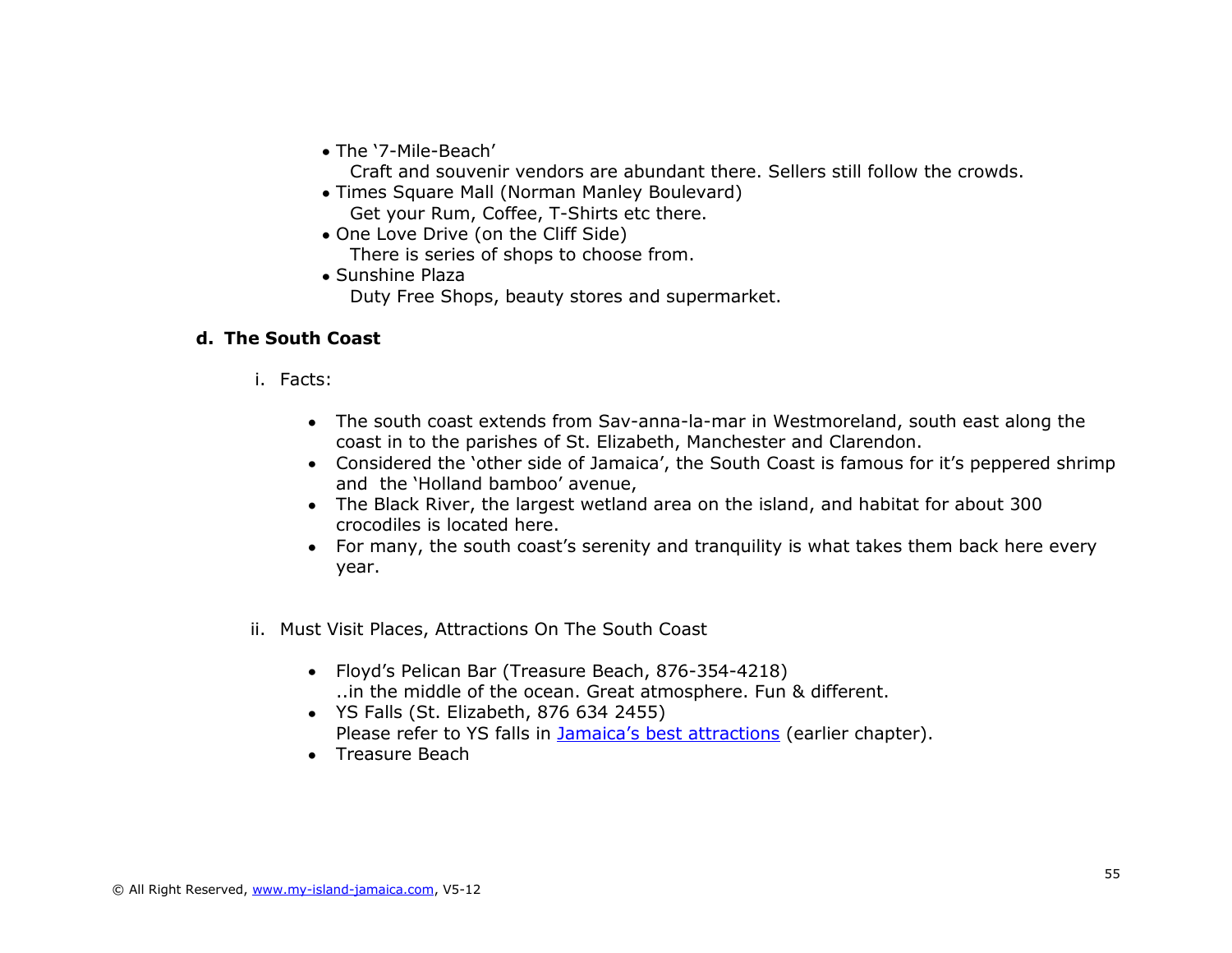- The '7-Mile-Beach'
  Craft and souvenir vendors are abundant there. Sellers still follow the crowds.
- Times Square Mall (Norman Manley Boulevard)
  Get your Rum, Coffee, T-Shirts etc there.
- One Love Drive (on the Cliff Side)
  There is series of shops to choose from.
- Sunshine Plaza
  Duty Free Shops, beauty stores and supermarket.

### d. The South Coast

i. Facts:

- The south coast extends from Sav-anna-la-mar in Westmoreland, south east along the coast in to the parishes of St. Elizabeth, Manchester and Clarendon.
- Considered the 'other side of Jamaica', the South Coast is famous for it's peppered shrimp and the 'Holland bamboo' avenue,
- The Black River, the largest wetland area on the island, and habitat for about 300 crocodiles is located here.
- For many, the south coast's serenity and tranquility is what takes them back here every year.

ii. Must Visit Places, Attractions On The South Coast

- Floyd's Pelican Bar (Treasure Beach, 876-354-4218)
  ..in the middle of the ocean. Great atmosphere. Fun & different.
- YS Falls (St. Elizabeth, 876 634 2455)
  Please refer to YS falls in Jamaica's best attractions (earlier chapter).
- Treasure Beach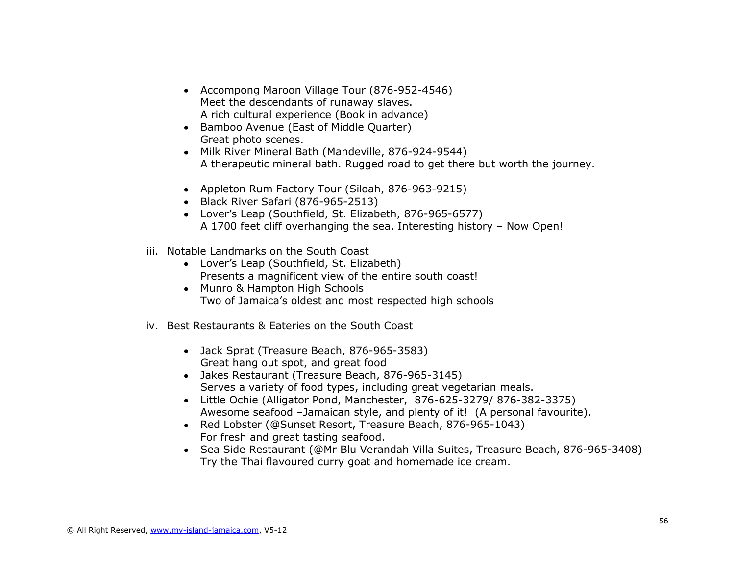- Accompong Maroon Village Tour (876-952-4546)
  Meet the descendants of runaway slaves.
  A rich cultural experience (Book in advance)
- Bamboo Avenue (East of Middle Quarter)
  Great photo scenes.
- Milk River Mineral Bath (Mandeville, 876-924-9544)
  A therapeutic mineral bath. Rugged road to get there but worth the journey.

- Appleton Rum Factory Tour (Siloah, 876-963-9215)
- Black River Safari (876-965-2513)
- Lover's Leap (Southfield, St. Elizabeth, 876-965-6577)
  A 1700 feet cliff overhanging the sea. Interesting history – Now Open!

iii. Notable Landmarks on the South Coast

- Lover's Leap (Southfield, St. Elizabeth)
  Presents a magnificent view of the entire south coast!
- Munro & Hampton High Schools
  Two of Jamaica's oldest and most respected high schools

iv. Best Restaurants & Eateries on the South Coast

- Jack Sprat (Treasure Beach, 876-965-3583)
  Great hang out spot, and great food
- Jakes Restaurant (Treasure Beach, 876-965-3145)
  Serves a variety of food types, including great vegetarian meals.
- Little Ochie (Alligator Pond, Manchester, 876-625-3279/ 876-382-3375)
  Awesome seafood –Jamaican style, and plenty of it! (A personal favourite).
- Red Lobster (@Sunset Resort, Treasure Beach, 876-965-1043)
  For fresh and great tasting seafood.
- Sea Side Restaurant (@Mr Blu Verandah Villa Suites, Treasure Beach, 876-965-3408)
  Try the Thai flavoured curry goat and homemade ice cream.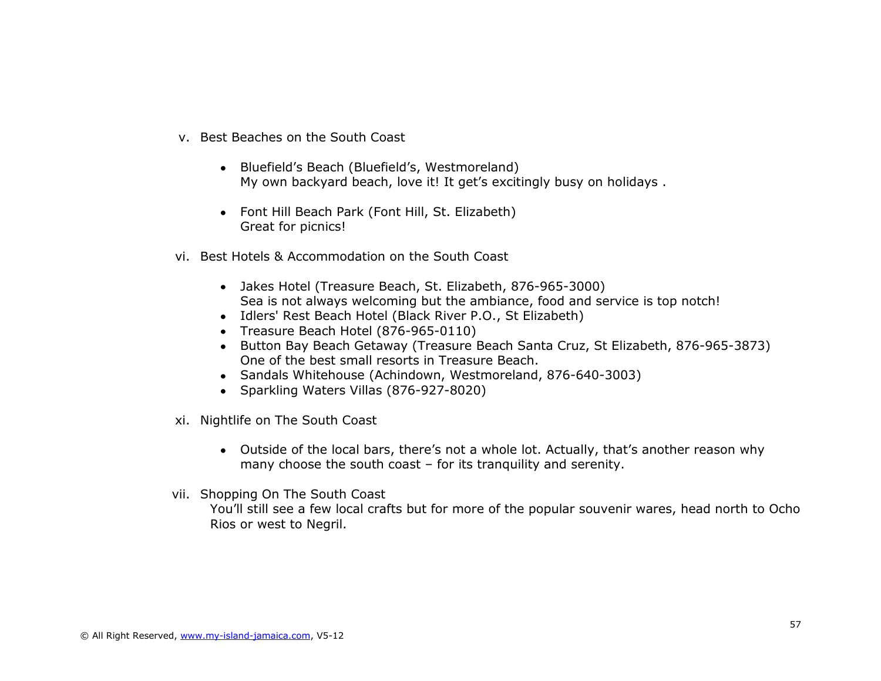v. Best Beaches on the South Coast

- Bluefield’s Beach (Bluefield’s, Westmoreland)
  My own backyard beach, love it! It get’s excitingly busy on holidays .

- Font Hill Beach Park (Font Hill, St. Elizabeth)
  Great for picnics!

vi. Best Hotels & Accommodation on the South Coast

- Jakes Hotel (Treasure Beach, St. Elizabeth, 876-965-3000)
  Sea is not always welcoming but the ambiance, food and service is top notch!
- Idlers' Rest Beach Hotel (Black River P.O., St Elizabeth)
- Treasure Beach Hotel (876-965-0110)
- Button Bay Beach Getaway (Treasure Beach Santa Cruz, St Elizabeth, 876-965-3873)
  One of the best small resorts in Treasure Beach.
- Sandals Whitehouse (Achindown, Westmoreland, 876-640-3003)
- Sparkling Waters Villas (876-927-8020)

xi. Nightlife on The South Coast

- Outside of the local bars, there’s not a whole lot. Actually, that’s another reason why many choose the south coast – for its tranquility and serenity.

vii. Shopping On The South Coast
You’ll still see a few local crafts but for more of the popular souvenir wares, head north to Ocho Rios or west to Negril.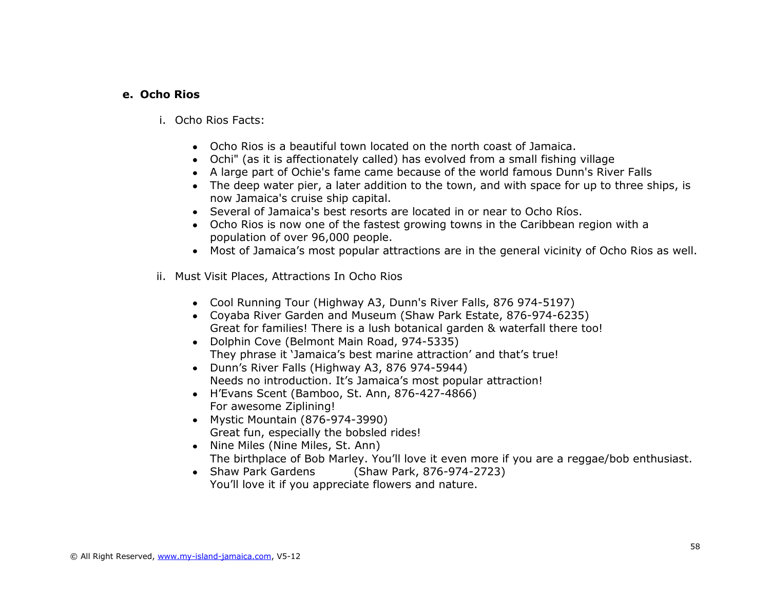### e. Ocho Rios

i. Ocho Rios Facts:

- Ocho Rios is a beautiful town located on the north coast of Jamaica.
- Ochi" (as it is affectionately called) has evolved from a small fishing village
- A large part of Ochie's fame came because of the world famous Dunn's River Falls
- The deep water pier, a later addition to the town, and with space for up to three ships, is now Jamaica's cruise ship capital.
- Several of Jamaica's best resorts are located in or near to Ocho Ríos.
- Ocho Rios is now one of the fastest growing towns in the Caribbean region with a population of over 96,000 people.
- Most of Jamaica's most popular attractions are in the general vicinity of Ocho Rios as well.

ii. Must Visit Places, Attractions In Ocho Rios

- Cool Running Tour (Highway A3, Dunn's River Falls, 876 974-5197)
- Coyaba River Garden and Museum (Shaw Park Estate, 876-974-6235)
  Great for families! There is a lush botanical garden & waterfall there too!
- Dolphin Cove (Belmont Main Road, 974-5335)
  They phrase it 'Jamaica's best marine attraction' and that's true!
- Dunn's River Falls (Highway A3, 876 974-5944)
  Needs no introduction. It's Jamaica's most popular attraction!
- H'Evans Scent (Bamboo, St. Ann, 876-427-4866)
  For awesome Ziplining!
- Mystic Mountain (876-974-3990)
  Great fun, especially the bobsled rides!
- Nine Miles (Nine Miles, St. Ann)
  The birthplace of Bob Marley. You'll love it even more if you are a reggae/bob enthusiast.
- Shaw Park Gardens (Shaw Park, 876-974-2723)
  You'll love it if you appreciate flowers and nature.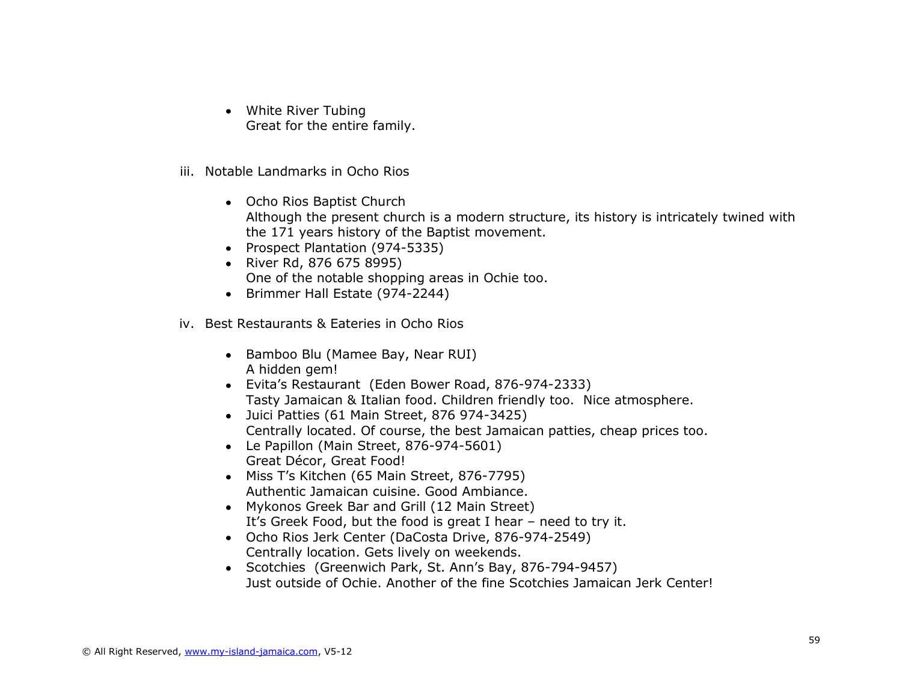- White River Tubing
  Great for the entire family.

iii. Notable Landmarks in Ocho Rios

- Ocho Rios Baptist Church
  Although the present church is a modern structure, its history is intricately twined with the 171 years history of the Baptist movement.
- Prospect Plantation (974-5335)
- River Rd, 876 675 8995)
  One of the notable shopping areas in Ochie too.
- Brimmer Hall Estate (974-2244)

iv. Best Restaurants & Eateries in Ocho Rios

- Bamboo Blu (Mamee Bay, Near RUI)
  A hidden gem!
- Evita's Restaurant (Eden Bower Road, 876-974-2333)
  Tasty Jamaican & Italian food. Children friendly too. Nice atmosphere.
- Juici Patties (61 Main Street, 876 974-3425)
  Centrally located. Of course, the best Jamaican patties, cheap prices too.
- Le Papillon (Main Street, 876-974-5601)
  Great Décor, Great Food!
- Miss T's Kitchen (65 Main Street, 876-7795)
  Authentic Jamaican cuisine. Good Ambiance.
- Mykonos Greek Bar and Grill (12 Main Street)
  It's Greek Food, but the food is great I hear – need to try it.
- Ocho Rios Jerk Center (DaCosta Drive, 876-974-2549)
  Centrally location. Gets lively on weekends.
- Scotchies (Greenwich Park, St. Ann's Bay, 876-794-9457)
  Just outside of Ochie. Another of the fine Scotchies Jamaican Jerk Center!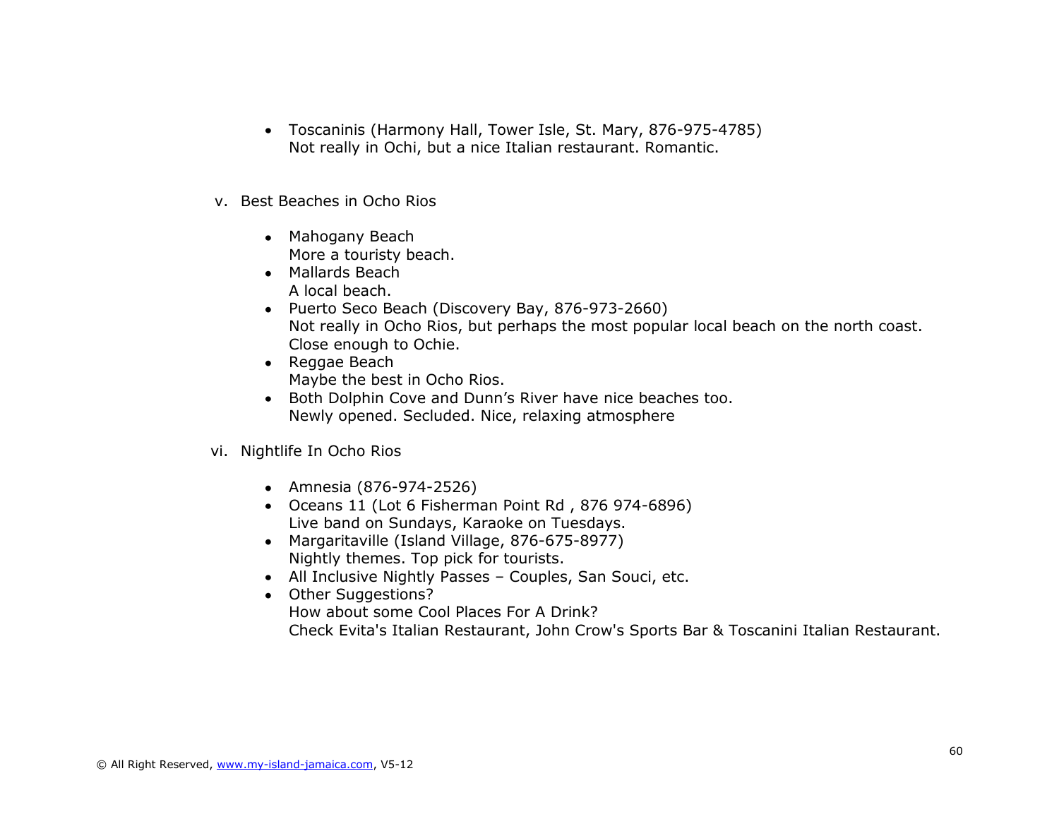- Toscaninis (Harmony Hall, Tower Isle, St. Mary, 876-975-4785)
  Not really in Ochi, but a nice Italian restaurant. Romantic.

v. Best Beaches in Ocho Rios

- Mahogany Beach
  More a touristy beach.
- Mallards Beach
  A local beach.
- Puerto Seco Beach (Discovery Bay, 876-973-2660)
  Not really in Ocho Rios, but perhaps the most popular local beach on the north coast. Close enough to Ochie.
- Reggae Beach
  Maybe the best in Ocho Rios.
- Both Dolphin Cove and Dunn's River have nice beaches too.
  Newly opened. Secluded. Nice, relaxing atmosphere

vi. Nightlife In Ocho Rios

- Amnesia (876-974-2526)
- Oceans 11 (Lot 6 Fisherman Point Rd , 876 974-6896)
  Live band on Sundays, Karaoke on Tuesdays.
- Margaritaville (Island Village, 876-675-8977)
  Nightly themes. Top pick for tourists.
- All Inclusive Nightly Passes – Couples, San Souci, etc.
- Other Suggestions?
  How about some Cool Places For A Drink?
  Check Evita's Italian Restaurant, John Crow's Sports Bar & Toscanini Italian Restaurant.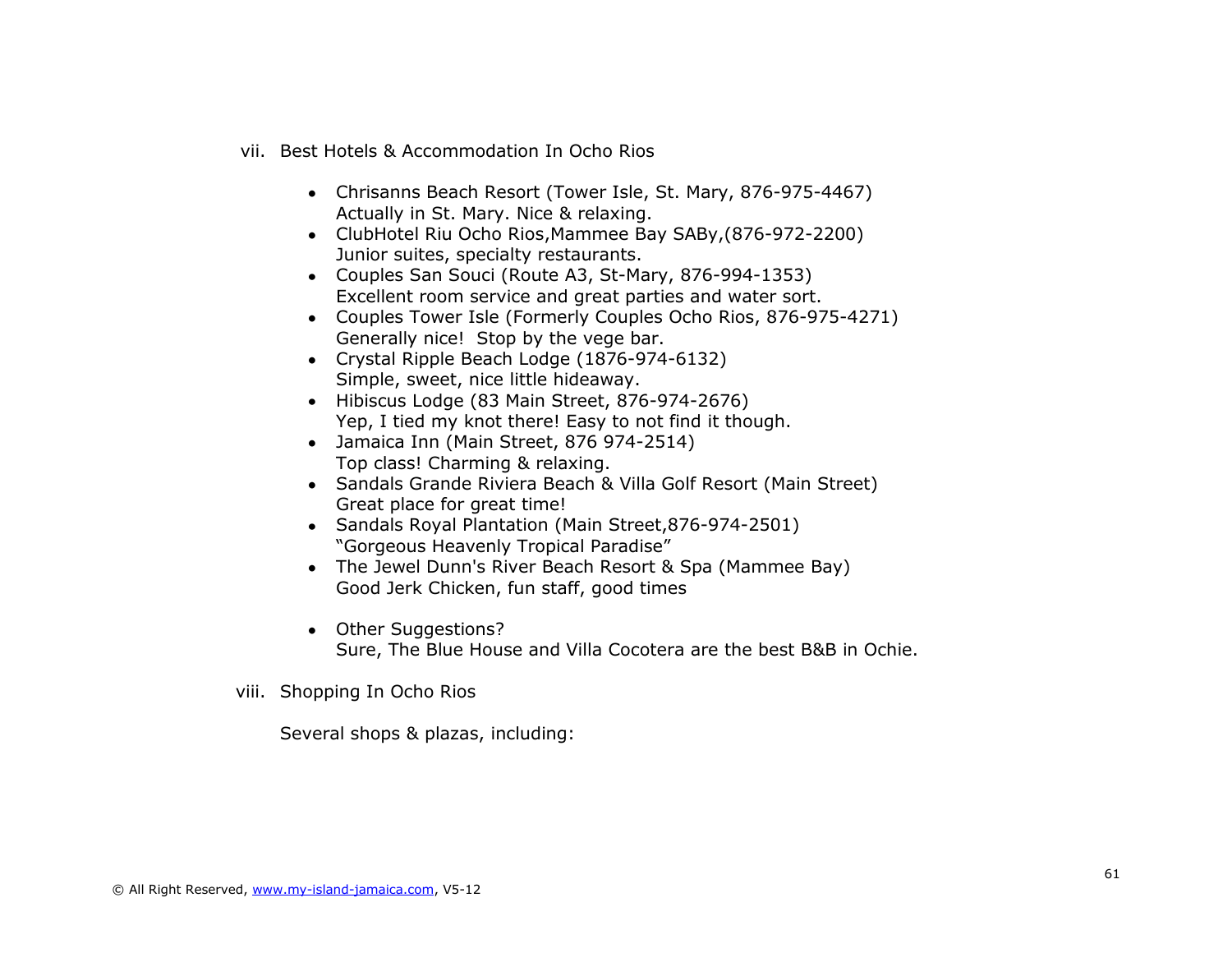vii. Best Hotels & Accommodation In Ocho Rios

- Chrisanns Beach Resort (Tower Isle, St. Mary, 876-975-4467)
  Actually in St. Mary. Nice & relaxing.
- ClubHotel Riu Ocho Rios,Mammee Bay SABy,(876-972-2200)
  Junior suites, specialty restaurants.
- Couples San Souci (Route A3, St-Mary, 876-994-1353)
  Excellent room service and great parties and water sort.
- Couples Tower Isle (Formerly Couples Ocho Rios, 876-975-4271)
  Generally nice! Stop by the vege bar.
- Crystal Ripple Beach Lodge (1876-974-6132)
  Simple, sweet, nice little hideaway.
- Hibiscus Lodge (83 Main Street, 876-974-2676)
  Yep, I tied my knot there! Easy to not find it though.
- Jamaica Inn (Main Street, 876 974-2514)
  Top class! Charming & relaxing.
- Sandals Grande Riviera Beach & Villa Golf Resort (Main Street)
  Great place for great time!
- Sandals Royal Plantation (Main Street,876-974-2501)
  "Gorgeous Heavenly Tropical Paradise"
- The Jewel Dunn's River Beach Resort & Spa (Mammee Bay)
  Good Jerk Chicken, fun staff, good times

- Other Suggestions?
  Sure, The Blue House and Villa Cocotera are the best B&B in Ochie.

viii. Shopping In Ocho Rios

Several shops & plazas, including: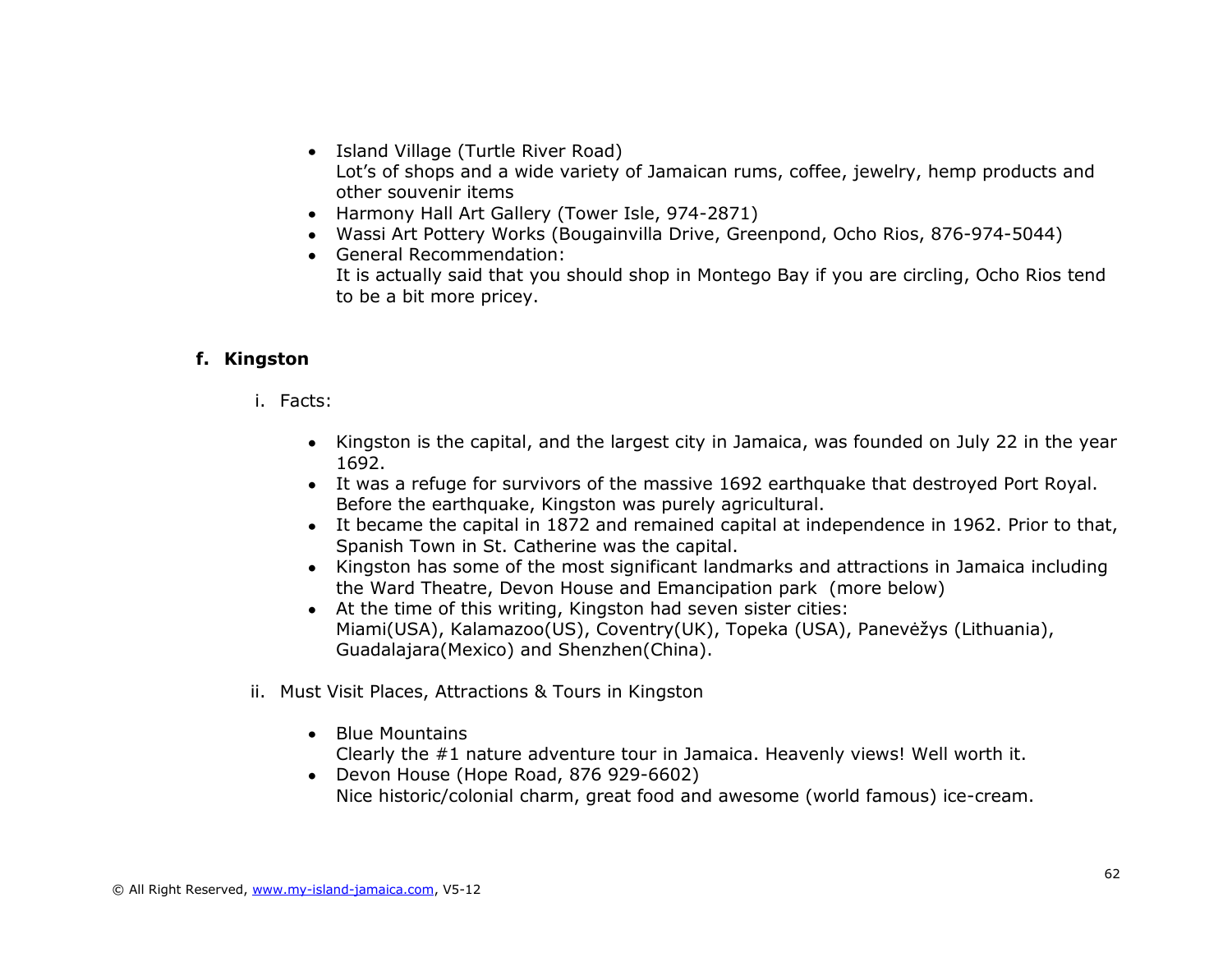- Island Village (Turtle River Road)
  Lot's of shops and a wide variety of Jamaican rums, coffee, jewelry, hemp products and other souvenir items
- Harmony Hall Art Gallery (Tower Isle, 974-2871)
- Wassi Art Pottery Works (Bougainvilla Drive, Greenpond, Ocho Rios, 876-974-5044)
- General Recommendation:
  It is actually said that you should shop in Montego Bay if you are circling, Ocho Rios tend to be a bit more pricey.

## f. Kingston

i. Facts:

- Kingston is the capital, and the largest city in Jamaica, was founded on July 22 in the year 1692.
- It was a refuge for survivors of the massive 1692 earthquake that destroyed Port Royal. Before the earthquake, Kingston was purely agricultural.
- It became the capital in 1872 and remained capital at independence in 1962. Prior to that, Spanish Town in St. Catherine was the capital.
- Kingston has some of the most significant landmarks and attractions in Jamaica including the Ward Theatre, Devon House and Emancipation park (more below)
- At the time of this writing, Kingston had seven sister cities:
  Miami(USA), Kalamazoo(US), Coventry(UK), Topeka (USA), Panevėžys (Lithuania), Guadalajara(Mexico) and Shenzhen(China).

ii. Must Visit Places, Attractions & Tours in Kingston

- Blue Mountains
  Clearly the #1 nature adventure tour in Jamaica. Heavenly views! Well worth it.
- Devon House (Hope Road, 876 929-6602)
  Nice historic/colonial charm, great food and awesome (world famous) ice-cream.

© All Right Reserved, www.my-island-jamaica.com, V5-12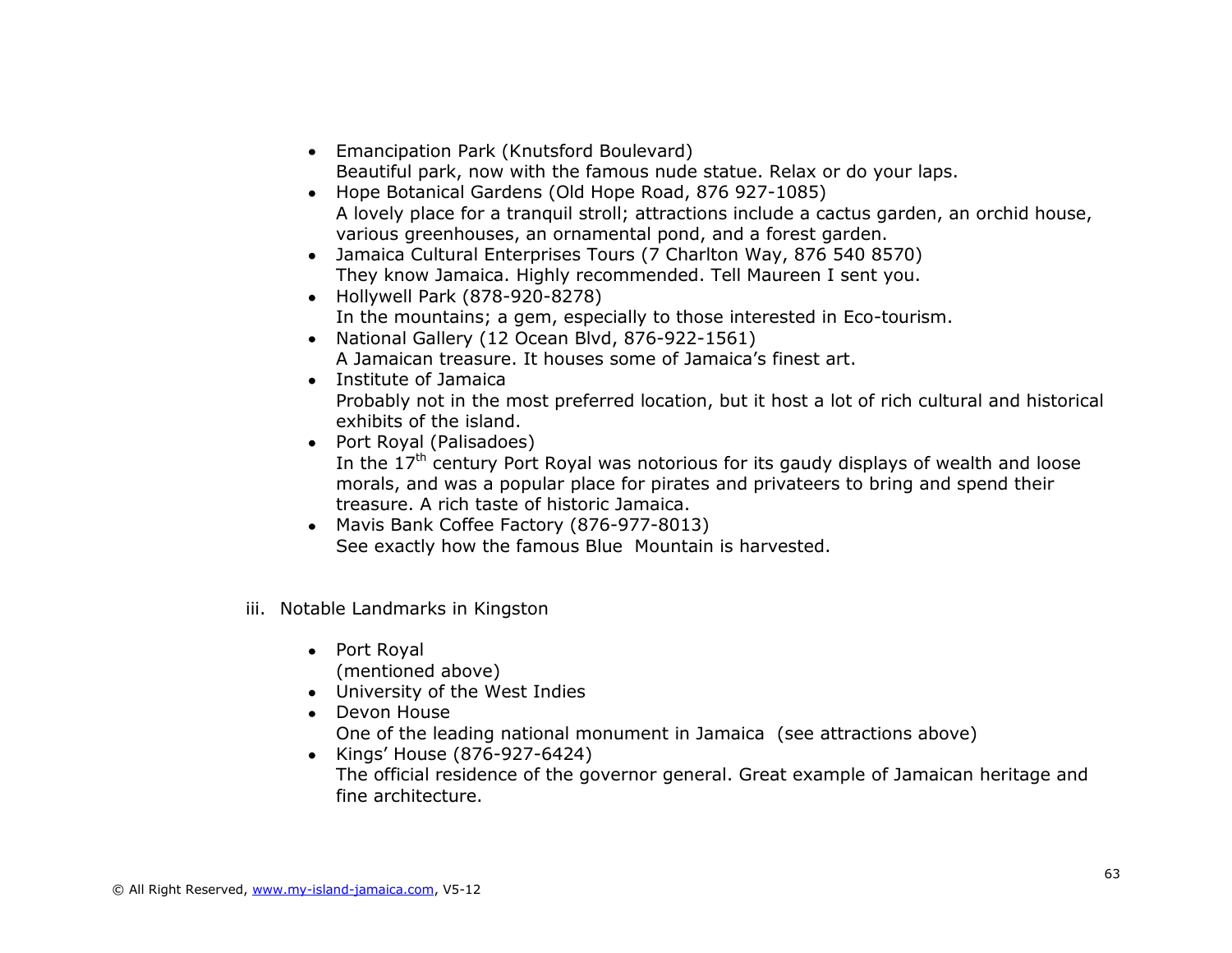- Emancipation Park (Knutsford Boulevard)
  Beautiful park, now with the famous nude statue. Relax or do your laps.
- Hope Botanical Gardens (Old Hope Road, 876 927-1085)
  A lovely place for a tranquil stroll; attractions include a cactus garden, an orchid house, various greenhouses, an ornamental pond, and a forest garden.
- Jamaica Cultural Enterprises Tours (7 Charlton Way, 876 540 8570)
  They know Jamaica. Highly recommended. Tell Maureen I sent you.
- Hollywell Park (878-920-8278)
  In the mountains; a gem, especially to those interested in Eco-tourism.
- National Gallery (12 Ocean Blvd, 876-922-1561)
  A Jamaican treasure. It houses some of Jamaica's finest art.
- Institute of Jamaica
  Probably not in the most preferred location, but it host a lot of rich cultural and historical exhibits of the island.
- Port Royal (Palisadoes)
  In the 17th century Port Royal was notorious for its gaudy displays of wealth and loose morals, and was a popular place for pirates and privateers to bring and spend their treasure. A rich taste of historic Jamaica.
- Mavis Bank Coffee Factory (876-977-8013)
  See exactly how the famous Blue Mountain is harvested.

iii. Notable Landmarks in Kingston

- Port Royal
  (mentioned above)
- University of the West Indies
- Devon House
  One of the leading national monument in Jamaica (see attractions above)
- Kings' House (876-927-6424)
  The official residence of the governor general. Great example of Jamaican heritage and fine architecture.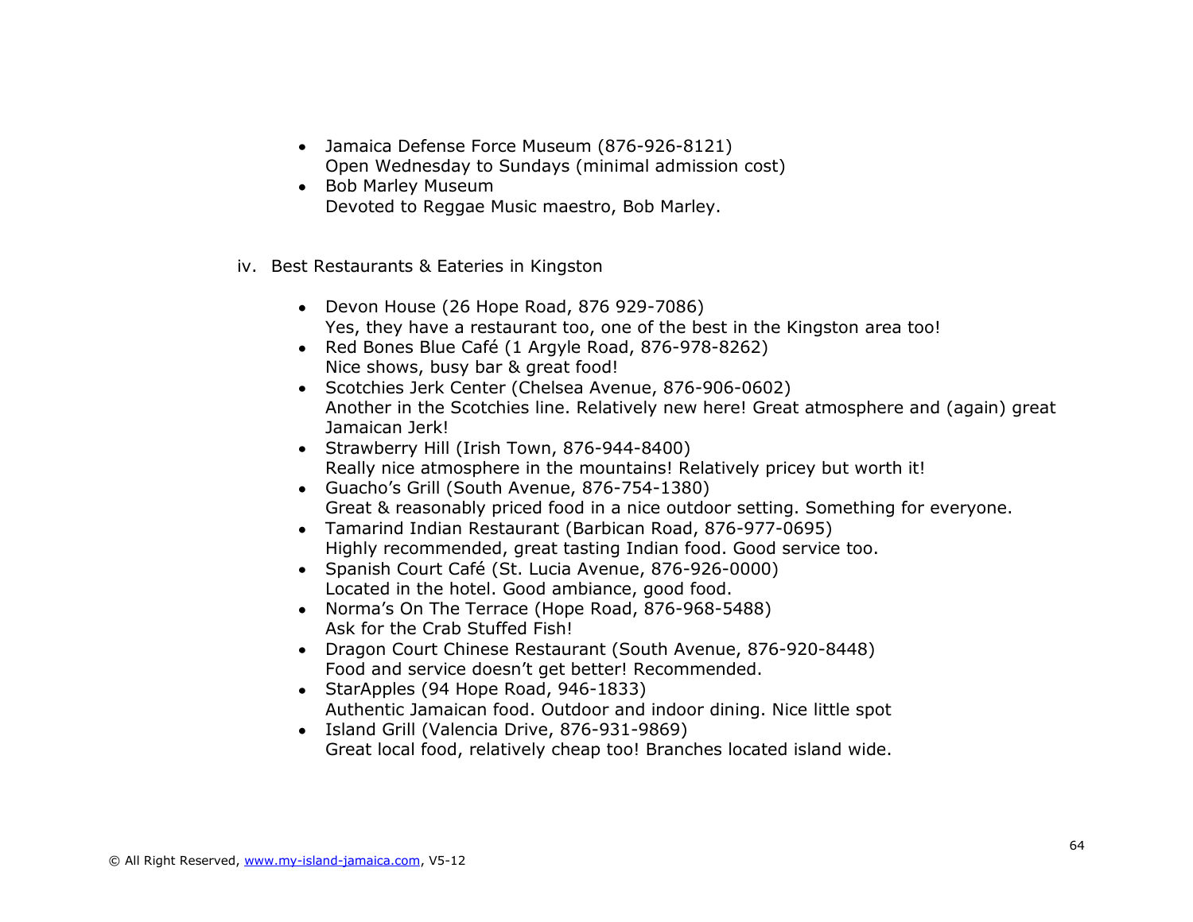- Jamaica Defense Force Museum (876-926-8121)
  Open Wednesday to Sundays (minimal admission cost)
- Bob Marley Museum
  Devoted to Reggae Music maestro, Bob Marley.

iv. Best Restaurants & Eateries in Kingston

- Devon House (26 Hope Road, 876 929-7086)
  Yes, they have a restaurant too, one of the best in the Kingston area too!
- Red Bones Blue Café (1 Argyle Road, 876-978-8262)
  Nice shows, busy bar & great food!
- Scotchies Jerk Center (Chelsea Avenue, 876-906-0602)
  Another in the Scotchies line. Relatively new here! Great atmosphere and (again) great Jamaican Jerk!
- Strawberry Hill (Irish Town, 876-944-8400)
  Really nice atmosphere in the mountains! Relatively pricey but worth it!
- Guacho's Grill (South Avenue, 876-754-1380)
  Great & reasonably priced food in a nice outdoor setting. Something for everyone.
- Tamarind Indian Restaurant (Barbican Road, 876-977-0695)
  Highly recommended, great tasting Indian food. Good service too.
- Spanish Court Café (St. Lucia Avenue, 876-926-0000)
  Located in the hotel. Good ambiance, good food.
- Norma's On The Terrace (Hope Road, 876-968-5488)
  Ask for the Crab Stuffed Fish!
- Dragon Court Chinese Restaurant (South Avenue, 876-920-8448)
  Food and service doesn't get better! Recommended.
- StarApples (94 Hope Road, 946-1833)
  Authentic Jamaican food. Outdoor and indoor dining. Nice little spot
- Island Grill (Valencia Drive, 876-931-9869)
  Great local food, relatively cheap too! Branches located island wide.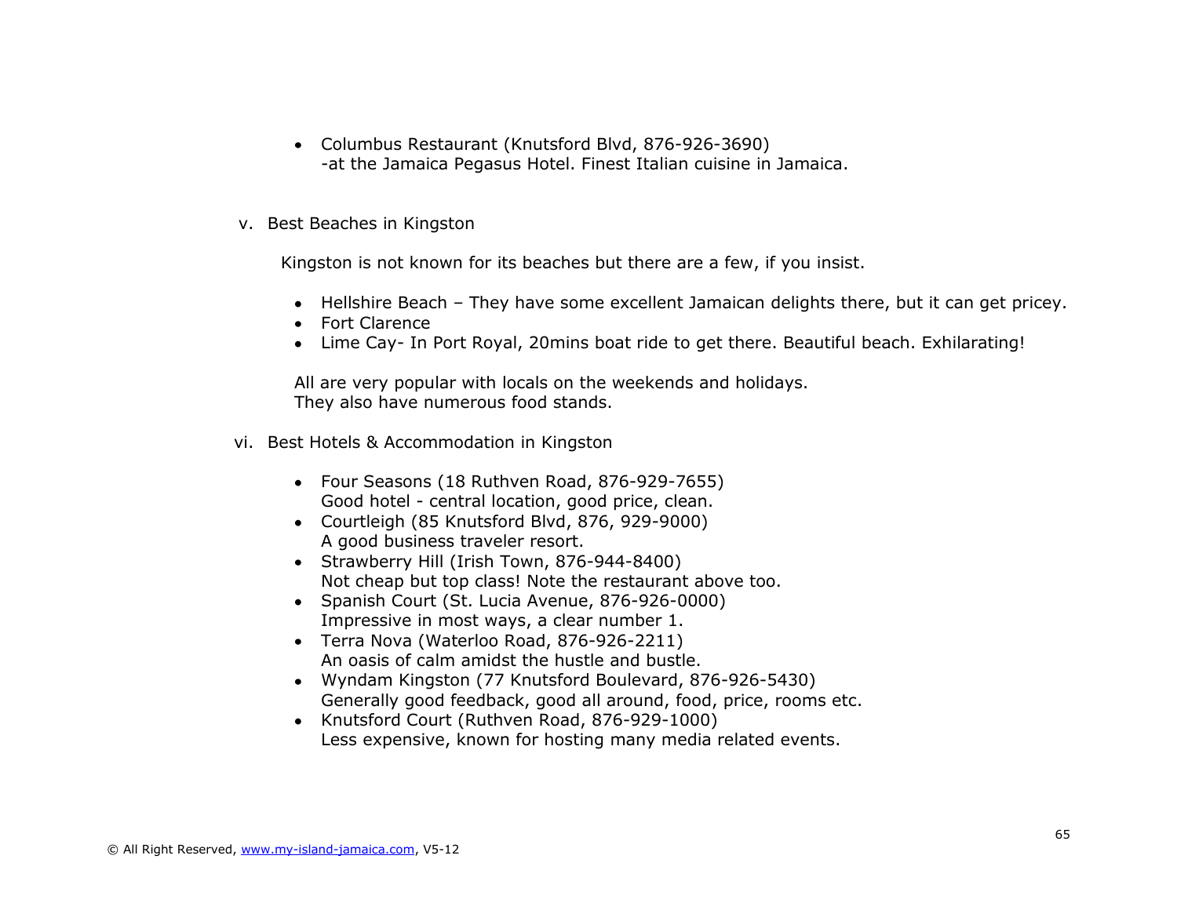- Columbus Restaurant (Knutsford Blvd, 876-926-3690)
  -at the Jamaica Pegasus Hotel. Finest Italian cuisine in Jamaica.

v. Best Beaches in Kingston

Kingston is not known for its beaches but there are a few, if you insist.

- Hellshire Beach – They have some excellent Jamaican delights there, but it can get pricey.
- Fort Clarence
- Lime Cay- In Port Royal, 20mins boat ride to get there. Beautiful beach. Exhilarating!

All are very popular with locals on the weekends and holidays.
They also have numerous food stands.

vi. Best Hotels & Accommodation in Kingston

- Four Seasons (18 Ruthven Road, 876-929-7655)
  Good hotel - central location, good price, clean.
- Courtleigh (85 Knutsford Blvd, 876, 929-9000)
  A good business traveler resort.
- Strawberry Hill (Irish Town, 876-944-8400)
  Not cheap but top class! Note the restaurant above too.
- Spanish Court (St. Lucia Avenue, 876-926-0000)
  Impressive in most ways, a clear number 1.
- Terra Nova (Waterloo Road, 876-926-2211)
  An oasis of calm amidst the hustle and bustle.
- Wyndam Kingston (77 Knutsford Boulevard, 876-926-5430)
  Generally good feedback, good all around, food, price, rooms etc.
- Knutsford Court (Ruthven Road, 876-929-1000)
  Less expensive, known for hosting many media related events.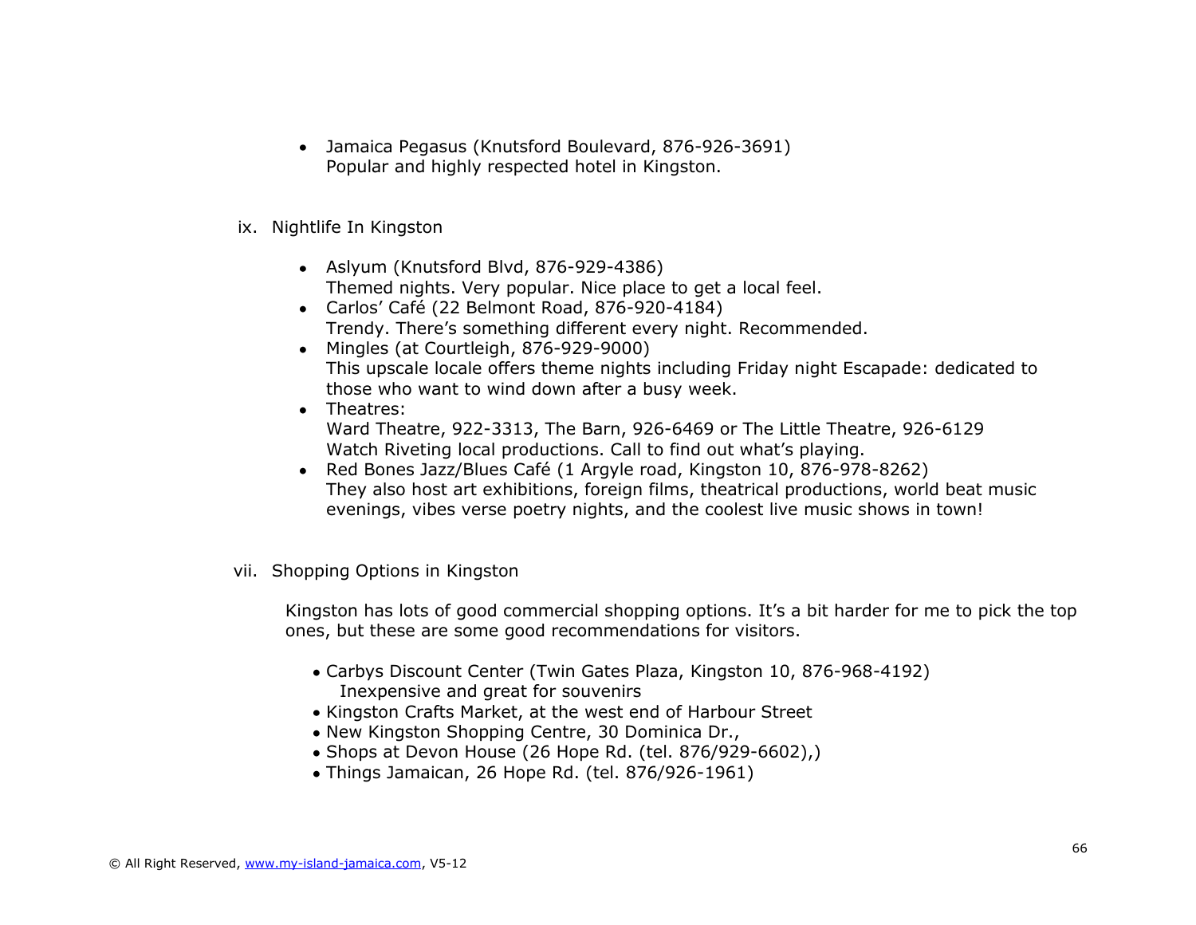- Jamaica Pegasus (Knutsford Boulevard, 876-926-3691)
  Popular and highly respected hotel in Kingston.

## ix. Nightlife In Kingston

- Aslyum (Knutsford Blvd, 876-929-4386)
  Themed nights. Very popular. Nice place to get a local feel.
- Carlos' Café (22 Belmont Road, 876-920-4184)
  Trendy. There's something different every night. Recommended.
- Mingles (at Courtleigh, 876-929-9000)
  This upscale locale offers theme nights including Friday night Escapade: dedicated to those who want to wind down after a busy week.
- Theatres:
  Ward Theatre, 922-3313, The Barn, 926-6469 or The Little Theatre, 926-6129
  Watch Riveting local productions. Call to find out what's playing.
- Red Bones Jazz/Blues Café (1 Argyle road, Kingston 10, 876-978-8262)
  They also host art exhibitions, foreign films, theatrical productions, world beat music evenings, vibes verse poetry nights, and the coolest live music shows in town!

## vii. Shopping Options in Kingston

Kingston has lots of good commercial shopping options. It's a bit harder for me to pick the top ones, but these are some good recommendations for visitors.

- Carbys Discount Center (Twin Gates Plaza, Kingston 10, 876-968-4192)
  Inexpensive and great for souvenirs
- Kingston Crafts Market, at the west end of Harbour Street
- New Kingston Shopping Centre, 30 Dominica Dr.,
- Shops at Devon House (26 Hope Rd. (tel. 876/929-6602),)
- Things Jamaican, 26 Hope Rd. (tel. 876/926-1961)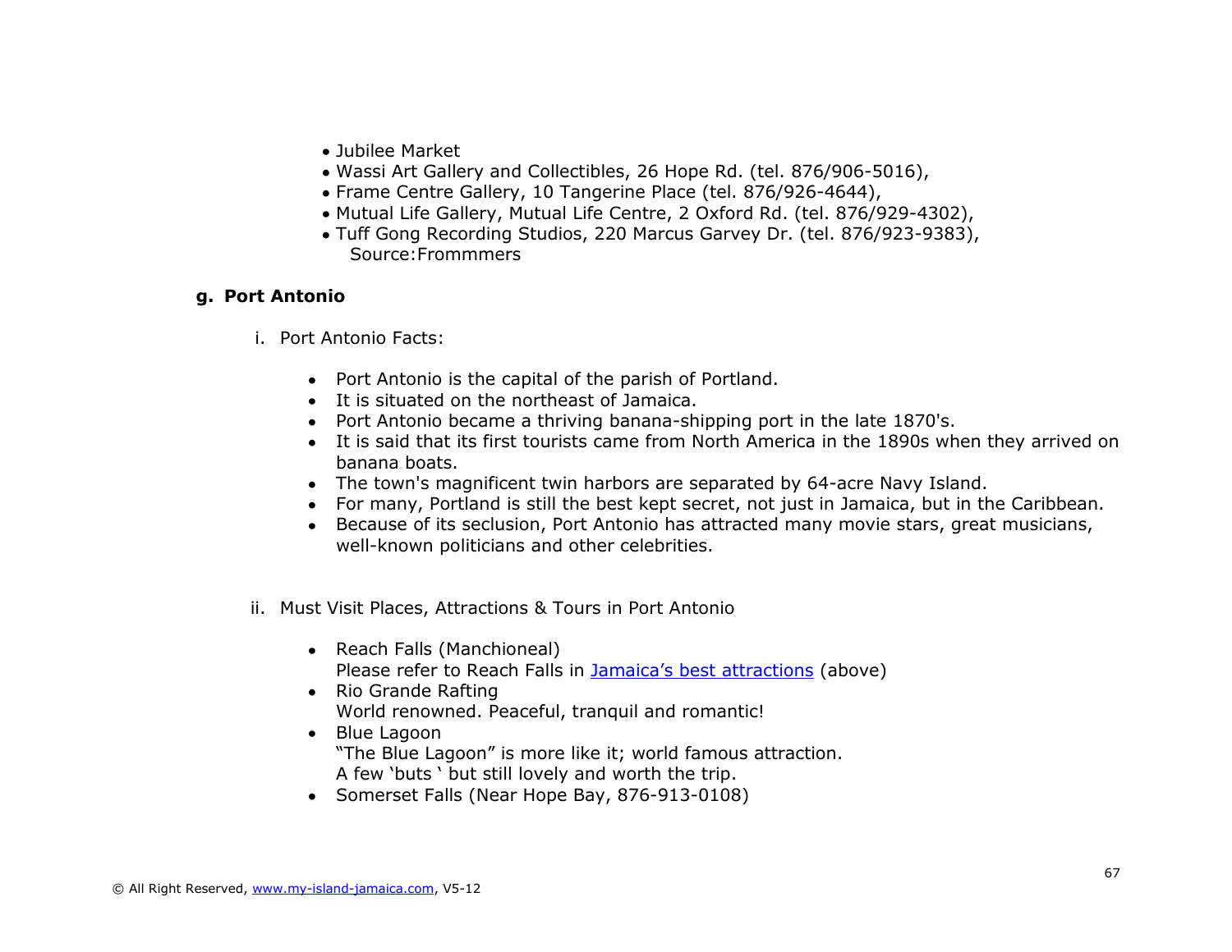- Jubilee Market
- Wassi Art Gallery and Collectibles, 26 Hope Rd. (tel. 876/906-5016),
- Frame Centre Gallery, 10 Tangerine Place (tel. 876/926-4644),
- Mutual Life Gallery, Mutual Life Centre, 2 Oxford Rd. (tel. 876/929-4302),
- Tuff Gong Recording Studios, 220 Marcus Garvey Dr. (tel. 876/923-9383),
  Source:Frommmers

### g. Port Antonio

i. Port Antonio Facts:

- Port Antonio is the capital of the parish of Portland.
- It is situated on the northeast of Jamaica.
- Port Antonio became a thriving banana-shipping port in the late 1870's.
- It is said that its first tourists came from North America in the 1890s when they arrived on banana boats.
- The town's magnificent twin harbors are separated by 64-acre Navy Island.
- For many, Portland is still the best kept secret, not just in Jamaica, but in the Caribbean.
- Because of its seclusion, Port Antonio has attracted many movie stars, great musicians, well-known politicians and other celebrities.

ii. Must Visit Places, Attractions & Tours in Port Antonio

- Reach Falls (Manchioneal)
  Please refer to Reach Falls in [Jamaica's best attractions] (above)
- Rio Grande Rafting
  World renowned. Peaceful, tranquil and romantic!
- Blue Lagoon
  "The Blue Lagoon" is more like it; world famous attraction.
  A few 'buts ' but still lovely and worth the trip.
- Somerset Falls (Near Hope Bay, 876-913-0108)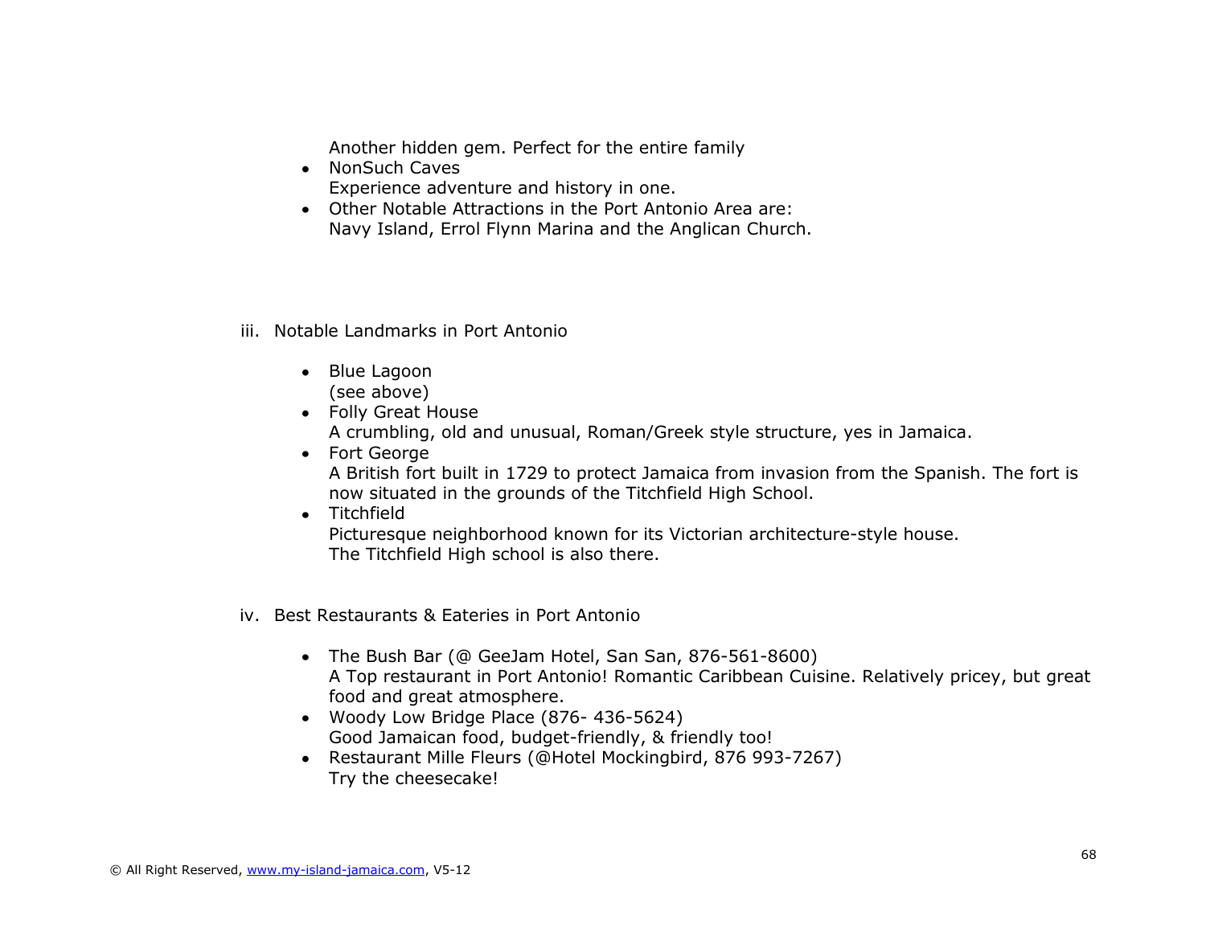Another hidden gem. Perfect for the entire family

- NonSuch Caves
  Experience adventure and history in one.
- Other Notable Attractions in the Port Antonio Area are:
  Navy Island, Errol Flynn Marina and the Anglican Church.

iii. Notable Landmarks in Port Antonio

- Blue Lagoon
  (see above)
- Folly Great House
  A crumbling, old and unusual, Roman/Greek style structure, yes in Jamaica.
- Fort George
  A British fort built in 1729 to protect Jamaica from invasion from the Spanish. The fort is now situated in the grounds of the Titchfield High School.
- Titchfield
  Picturesque neighborhood known for its Victorian architecture-style house.
  The Titchfield High school is also there.

iv. Best Restaurants & Eateries in Port Antonio

- The Bush Bar (@ GeeJam Hotel, San San, 876-561-8600)
  A Top restaurant in Port Antonio! Romantic Caribbean Cuisine. Relatively pricey, but great food and great atmosphere.
- Woody Low Bridge Place (876- 436-5624)
  Good Jamaican food, budget-friendly, & friendly too!
- Restaurant Mille Fleurs (@Hotel Mockingbird, 876 993-7267)
  Try the cheesecake!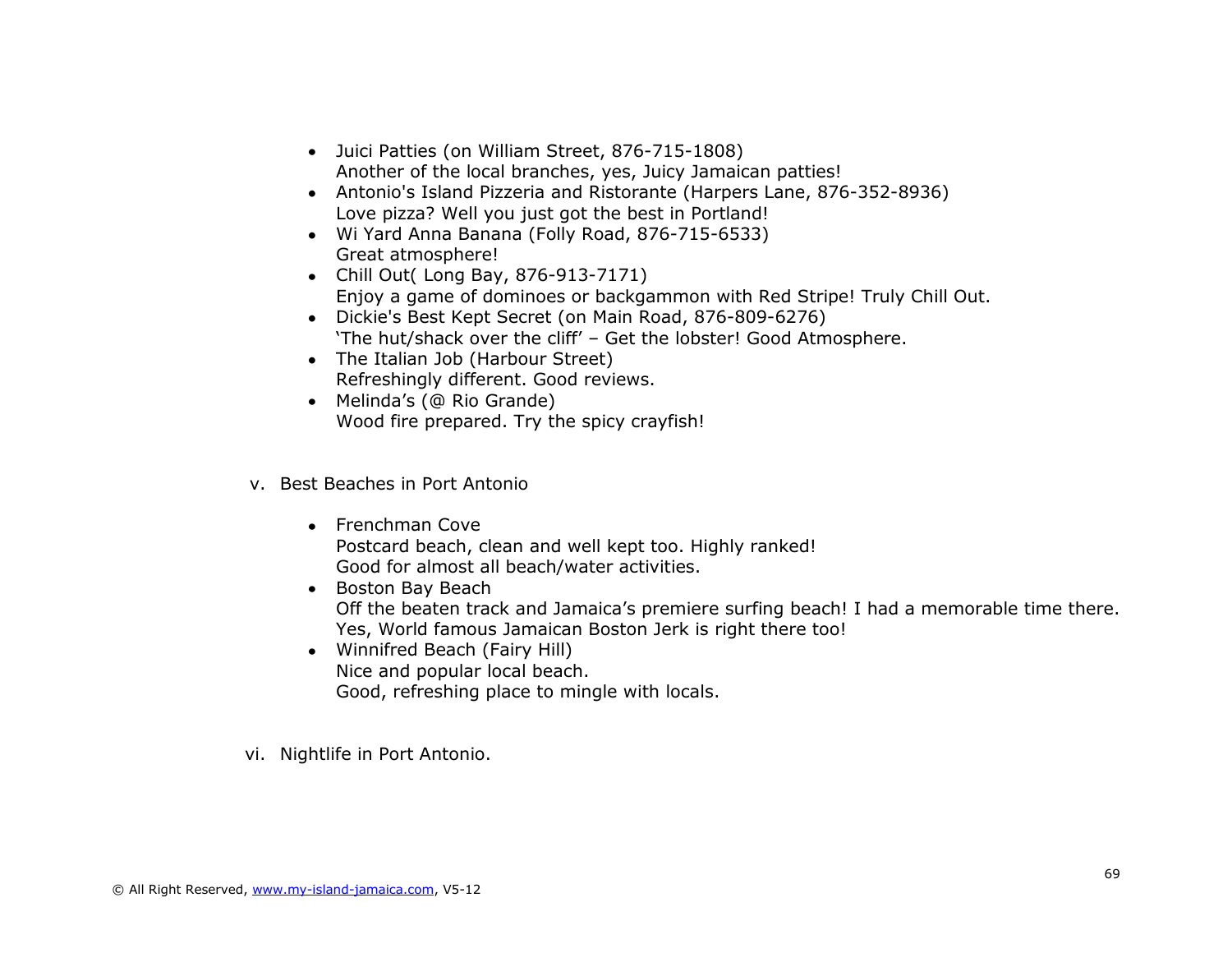- Juici Patties (on William Street, 876-715-1808)
  Another of the local branches, yes, Juicy Jamaican patties!
- Antonio's Island Pizzeria and Ristorante (Harpers Lane, 876-352-8936)
  Love pizza? Well you just got the best in Portland!
- Wi Yard Anna Banana (Folly Road, 876-715-6533)
  Great atmosphere!
- Chill Out( Long Bay, 876-913-7171)
  Enjoy a game of dominoes or backgammon with Red Stripe! Truly Chill Out.
- Dickie's Best Kept Secret (on Main Road, 876-809-6276)
  'The hut/shack over the cliff' – Get the lobster! Good Atmosphere.
- The Italian Job (Harbour Street)
  Refreshingly different. Good reviews.
- Melinda's (@ Rio Grande)
  Wood fire prepared. Try the spicy crayfish!

v. Best Beaches in Port Antonio

- Frenchman Cove
  Postcard beach, clean and well kept too. Highly ranked!
  Good for almost all beach/water activities.
- Boston Bay Beach
  Off the beaten track and Jamaica's premiere surfing beach! I had a memorable time there.
  Yes, World famous Jamaican Boston Jerk is right there too!
- Winnifred Beach (Fairy Hill)
  Nice and popular local beach.
  Good, refreshing place to mingle with locals.

vi. Nightlife in Port Antonio.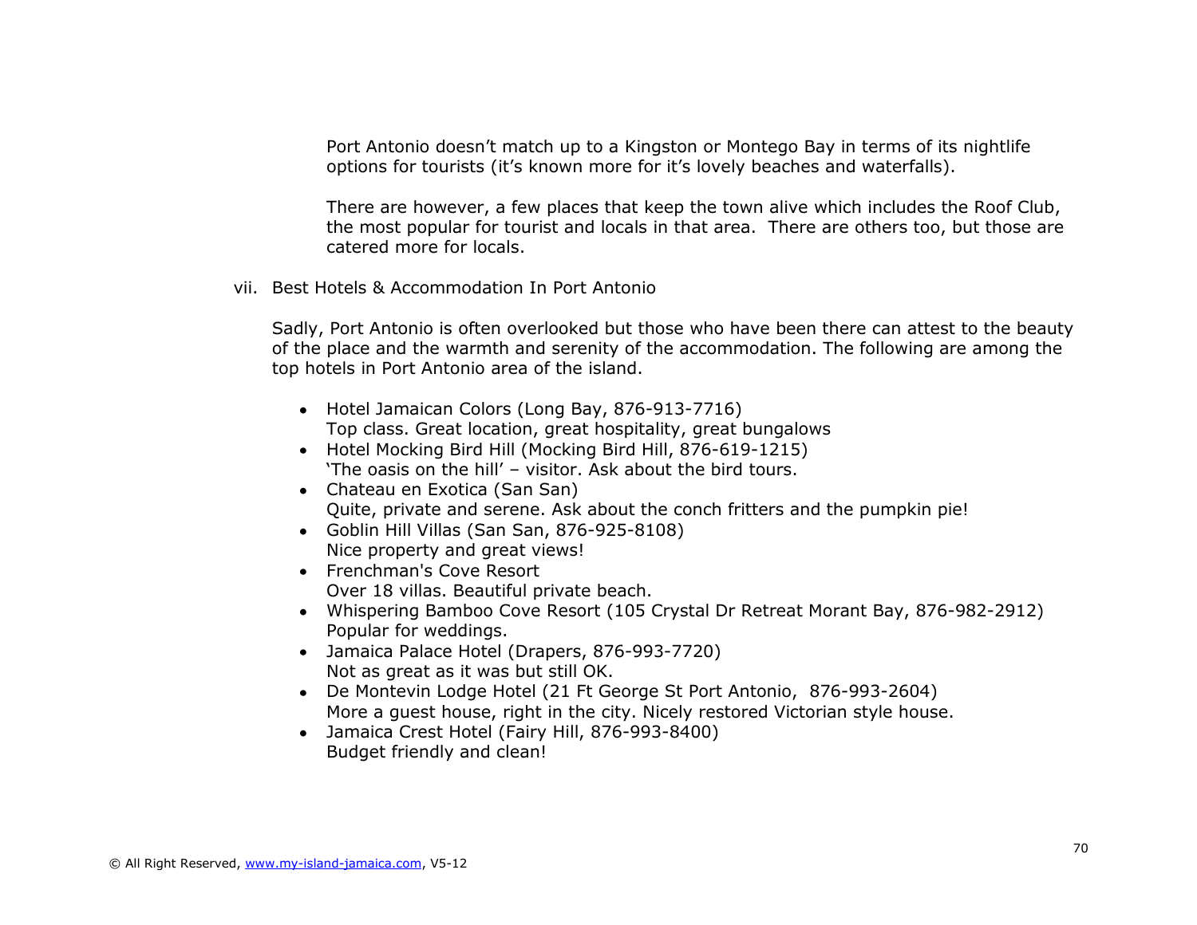Port Antonio doesn't match up to a Kingston or Montego Bay in terms of its nightlife options for tourists (it's known more for it's lovely beaches and waterfalls).

There are however, a few places that keep the town alive which includes the Roof Club, the most popular for tourist and locals in that area. There are others too, but those are catered more for locals.

vii. Best Hotels & Accommodation In Port Antonio

Sadly, Port Antonio is often overlooked but those who have been there can attest to the beauty of the place and the warmth and serenity of the accommodation. The following are among the top hotels in Port Antonio area of the island.

- Hotel Jamaican Colors (Long Bay, 876-913-7716)
  Top class. Great location, great hospitality, great bungalows
- Hotel Mocking Bird Hill (Mocking Bird Hill, 876-619-1215)
  'The oasis on the hill' – visitor. Ask about the bird tours.
- Chateau en Exotica (San San)
  Quite, private and serene. Ask about the conch fritters and the pumpkin pie!
- Goblin Hill Villas (San San, 876-925-8108)
  Nice property and great views!
- Frenchman's Cove Resort
  Over 18 villas. Beautiful private beach.
- Whispering Bamboo Cove Resort (105 Crystal Dr Retreat Morant Bay, 876-982-2912)
  Popular for weddings.
- Jamaica Palace Hotel (Drapers, 876-993-7720)
  Not as great as it was but still OK.
- De Montevin Lodge Hotel (21 Ft George St Port Antonio, 876-993-2604)
  More a guest house, right in the city. Nicely restored Victorian style house.
- Jamaica Crest Hotel (Fairy Hill, 876-993-8400)
  Budget friendly and clean!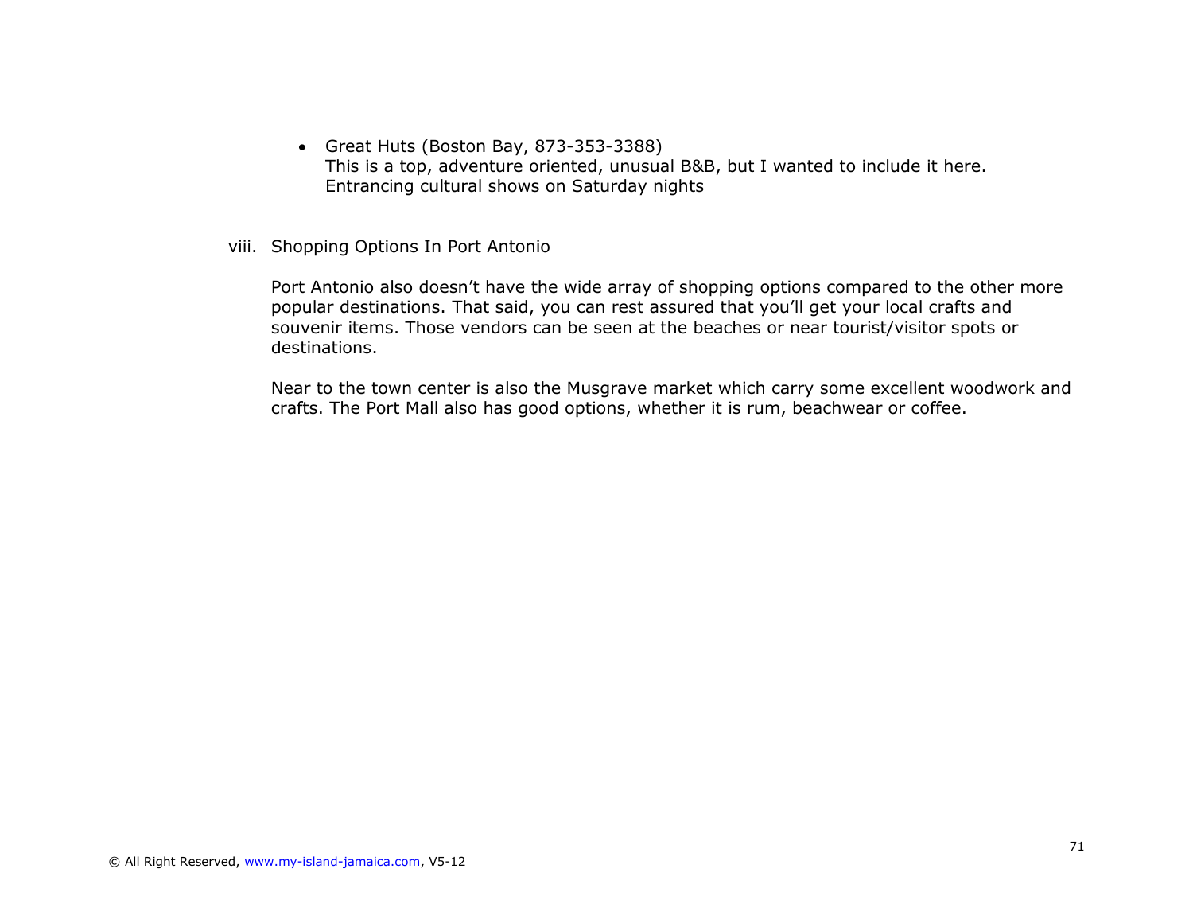- Great Huts (Boston Bay, 873-353-3388)
  This is a top, adventure oriented, unusual B&B, but I wanted to include it here. Entrancing cultural shows on Saturday nights

viii. Shopping Options In Port Antonio

Port Antonio also doesn't have the wide array of shopping options compared to the other more popular destinations. That said, you can rest assured that you'll get your local crafts and souvenir items. Those vendors can be seen at the beaches or near tourist/visitor spots or destinations.

Near to the town center is also the Musgrave market which carry some excellent woodwork and crafts. The Port Mall also has good options, whether it is rum, beachwear or coffee.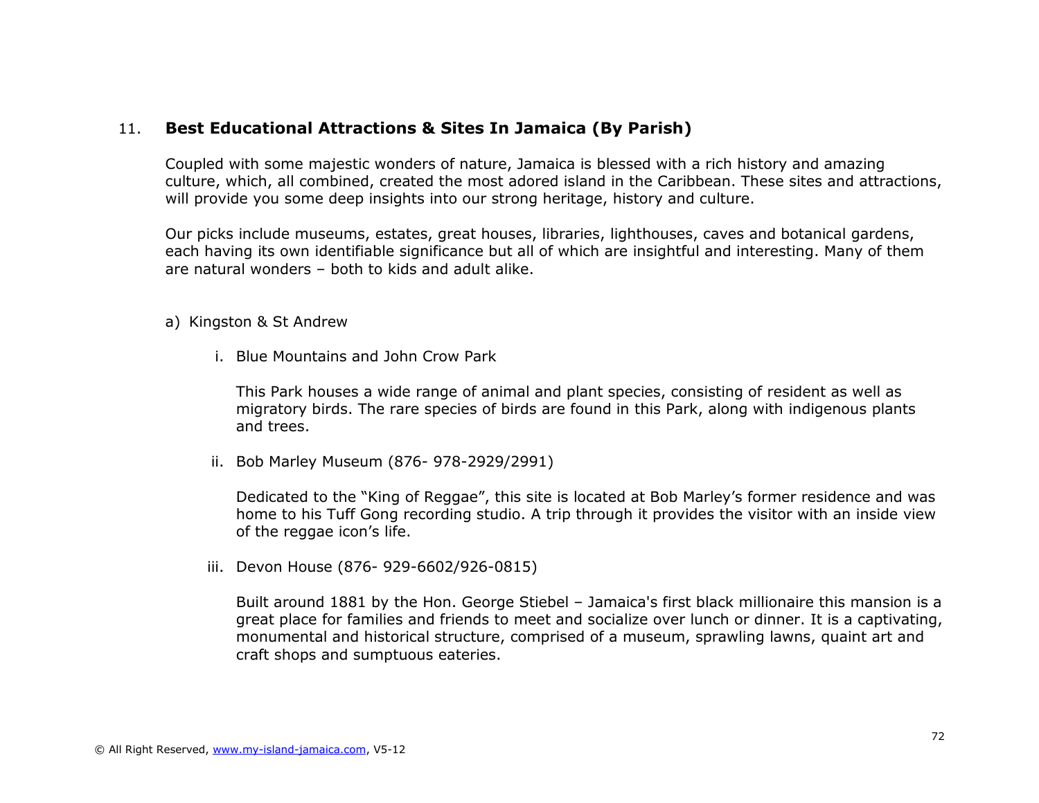## 11. Best Educational Attractions & Sites In Jamaica (By Parish)

Coupled with some majestic wonders of nature, Jamaica is blessed with a rich history and amazing culture, which, all combined, created the most adored island in the Caribbean. These sites and attractions, will provide you some deep insights into our strong heritage, history and culture.

Our picks include museums, estates, great houses, libraries, lighthouses, caves and botanical gardens, each having its own identifiable significance but all of which are insightful and interesting. Many of them are natural wonders – both to kids and adult alike.

a) Kingston & St Andrew

i. Blue Mountains and John Crow Park

This Park houses a wide range of animal and plant species, consisting of resident as well as migratory birds. The rare species of birds are found in this Park, along with indigenous plants and trees.

ii. Bob Marley Museum (876- 978-2929/2991)

Dedicated to the "King of Reggae", this site is located at Bob Marley's former residence and was home to his Tuff Gong recording studio. A trip through it provides the visitor with an inside view of the reggae icon's life.

iii. Devon House (876- 929-6602/926-0815)

Built around 1881 by the Hon. George Stiebel – Jamaica's first black millionaire this mansion is a great place for families and friends to meet and socialize over lunch or dinner. It is a captivating, monumental and historical structure, comprised of a museum, sprawling lawns, quaint art and craft shops and sumptuous eateries.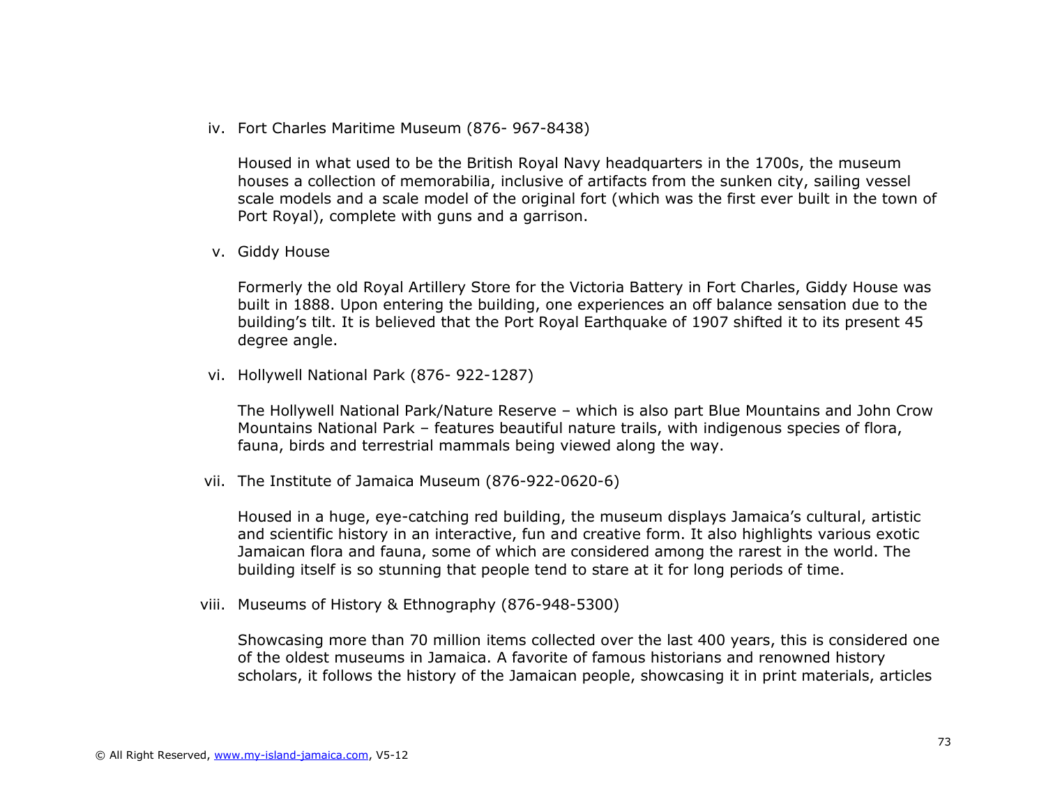iv. Fort Charles Maritime Museum (876- 967-8438)

Housed in what used to be the British Royal Navy headquarters in the 1700s, the museum houses a collection of memorabilia, inclusive of artifacts from the sunken city, sailing vessel scale models and a scale model of the original fort (which was the first ever built in the town of Port Royal), complete with guns and a garrison.

v. Giddy House

Formerly the old Royal Artillery Store for the Victoria Battery in Fort Charles, Giddy House was built in 1888. Upon entering the building, one experiences an off balance sensation due to the building's tilt. It is believed that the Port Royal Earthquake of 1907 shifted it to its present 45 degree angle.

vi. Hollywell National Park (876- 922-1287)

The Hollywell National Park/Nature Reserve – which is also part Blue Mountains and John Crow Mountains National Park – features beautiful nature trails, with indigenous species of flora, fauna, birds and terrestrial mammals being viewed along the way.

vii. The Institute of Jamaica Museum (876-922-0620-6)

Housed in a huge, eye-catching red building, the museum displays Jamaica's cultural, artistic and scientific history in an interactive, fun and creative form. It also highlights various exotic Jamaican flora and fauna, some of which are considered among the rarest in the world. The building itself is so stunning that people tend to stare at it for long periods of time.

viii. Museums of History & Ethnography (876-948-5300)

Showcasing more than 70 million items collected over the last 400 years, this is considered one of the oldest museums in Jamaica. A favorite of famous historians and renowned history scholars, it follows the history of the Jamaican people, showcasing it in print materials, articles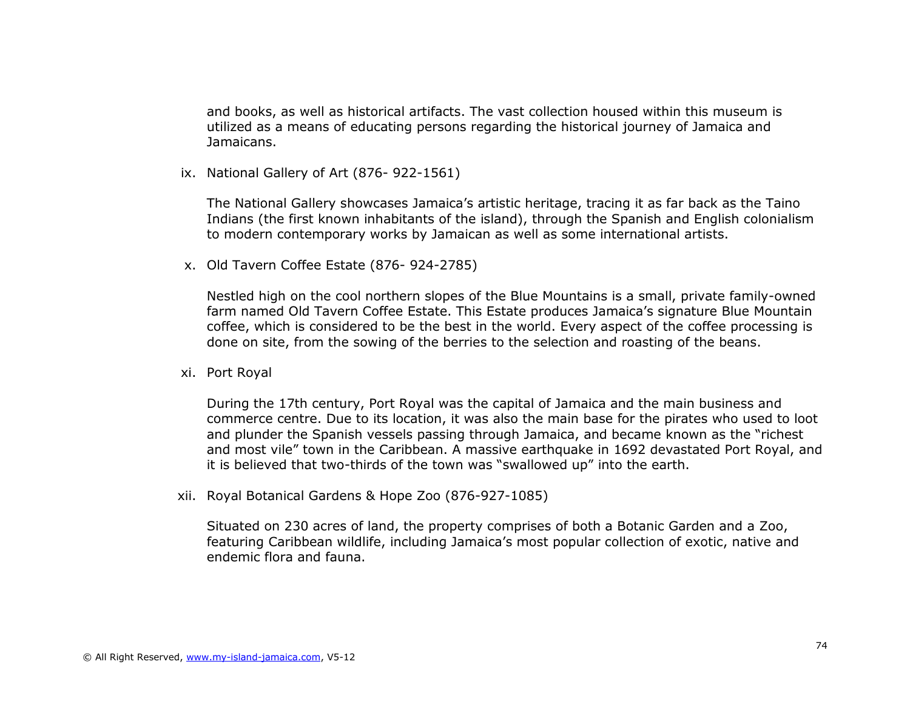and books, as well as historical artifacts. The vast collection housed within this museum is utilized as a means of educating persons regarding the historical journey of Jamaica and Jamaicans.

ix. National Gallery of Art (876- 922-1561)

    The National Gallery showcases Jamaica's artistic heritage, tracing it as far back as the Taino Indians (the first known inhabitants of the island), through the Spanish and English colonialism to modern contemporary works by Jamaican as well as some international artists.

x. Old Tavern Coffee Estate (876- 924-2785)

    Nestled high on the cool northern slopes of the Blue Mountains is a small, private family-owned farm named Old Tavern Coffee Estate. This Estate produces Jamaica's signature Blue Mountain coffee, which is considered to be the best in the world. Every aspect of the coffee processing is done on site, from the sowing of the berries to the selection and roasting of the beans.

xi. Port Royal

    During the 17th century, Port Royal was the capital of Jamaica and the main business and commerce centre. Due to its location, it was also the main base for the pirates who used to loot and plunder the Spanish vessels passing through Jamaica, and became known as the "richest and most vile" town in the Caribbean. A massive earthquake in 1692 devastated Port Royal, and it is believed that two-thirds of the town was "swallowed up" into the earth.

xii. Royal Botanical Gardens & Hope Zoo (876-927-1085)

    Situated on 230 acres of land, the property comprises of both a Botanic Garden and a Zoo, featuring Caribbean wildlife, including Jamaica's most popular collection of exotic, native and endemic flora and fauna.

© All Right Reserved, www.my-island-jamaica.com, V5-12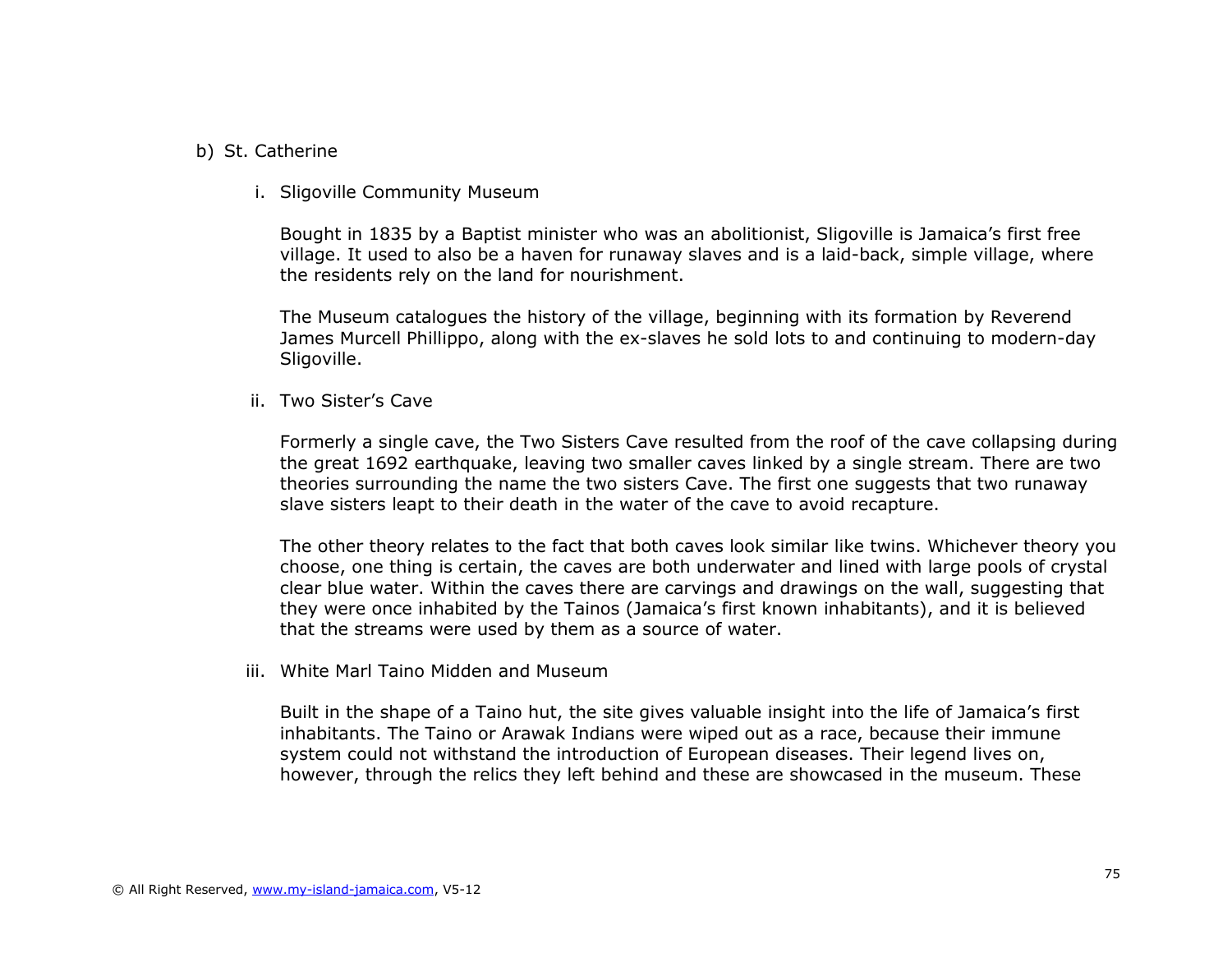b) St. Catherine

i. Sligoville Community Museum

Bought in 1835 by a Baptist minister who was an abolitionist, Sligoville is Jamaica's first free village. It used to also be a haven for runaway slaves and is a laid-back, simple village, where the residents rely on the land for nourishment.

The Museum catalogues the history of the village, beginning with its formation by Reverend James Murcell Phillippo, along with the ex-slaves he sold lots to and continuing to modern-day Sligoville.

ii. Two Sister's Cave

Formerly a single cave, the Two Sisters Cave resulted from the roof of the cave collapsing during the great 1692 earthquake, leaving two smaller caves linked by a single stream. There are two theories surrounding the name the two sisters Cave. The first one suggests that two runaway slave sisters leapt to their death in the water of the cave to avoid recapture.

The other theory relates to the fact that both caves look similar like twins. Whichever theory you choose, one thing is certain, the caves are both underwater and lined with large pools of crystal clear blue water. Within the caves there are carvings and drawings on the wall, suggesting that they were once inhabited by the Tainos (Jamaica's first known inhabitants), and it is believed that the streams were used by them as a source of water.

iii. White Marl Taino Midden and Museum

Built in the shape of a Taino hut, the site gives valuable insight into the life of Jamaica's first inhabitants. The Taino or Arawak Indians were wiped out as a race, because their immune system could not withstand the introduction of European diseases. Their legend lives on, however, through the relics they left behind and these are showcased in the museum. These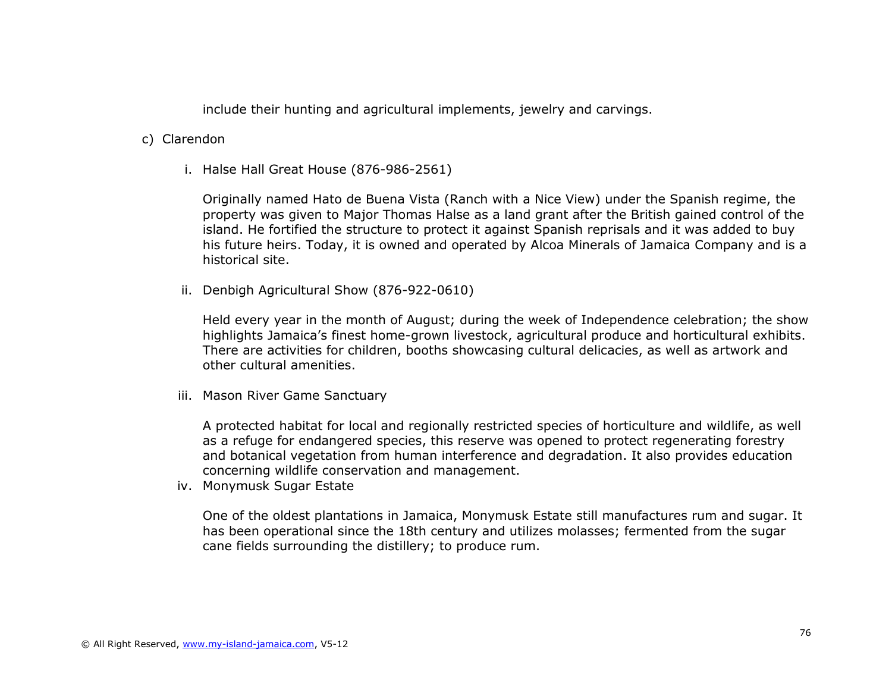include their hunting and agricultural implements, jewelry and carvings.

c) Clarendon

i. Halse Hall Great House (876-986-2561)

Originally named Hato de Buena Vista (Ranch with a Nice View) under the Spanish regime, the property was given to Major Thomas Halse as a land grant after the British gained control of the island. He fortified the structure to protect it against Spanish reprisals and it was added to buy his future heirs. Today, it is owned and operated by Alcoa Minerals of Jamaica Company and is a historical site.

ii. Denbigh Agricultural Show (876-922-0610)

Held every year in the month of August; during the week of Independence celebration; the show highlights Jamaica's finest home-grown livestock, agricultural produce and horticultural exhibits. There are activities for children, booths showcasing cultural delicacies, as well as artwork and other cultural amenities.

iii. Mason River Game Sanctuary

A protected habitat for local and regionally restricted species of horticulture and wildlife, as well as a refuge for endangered species, this reserve was opened to protect regenerating forestry and botanical vegetation from human interference and degradation. It also provides education concerning wildlife conservation and management.

iv. Monymusk Sugar Estate

One of the oldest plantations in Jamaica, Monymusk Estate still manufactures rum and sugar. It has been operational since the 18th century and utilizes molasses; fermented from the sugar cane fields surrounding the distillery; to produce rum.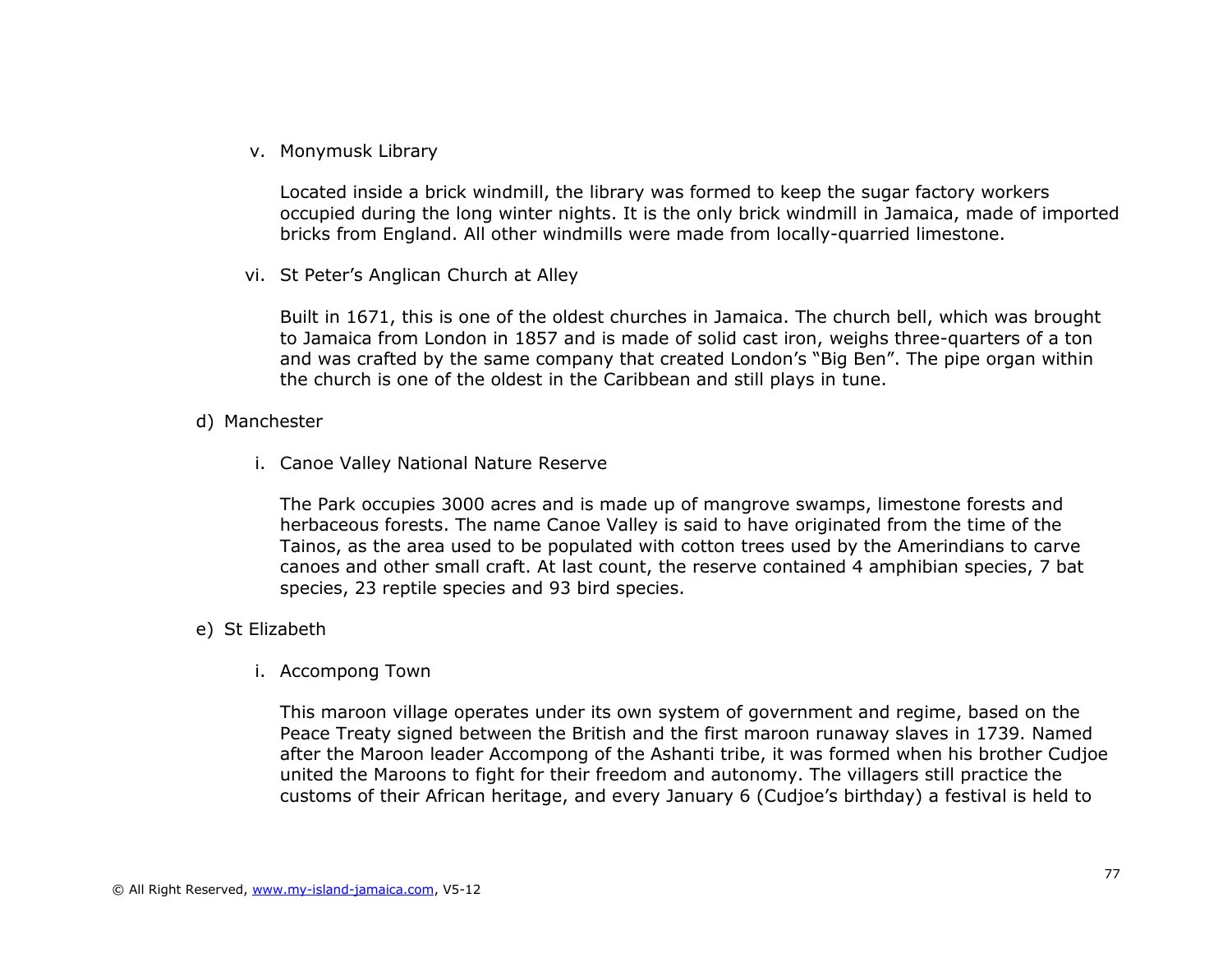v. Monymusk Library

Located inside a brick windmill, the library was formed to keep the sugar factory workers occupied during the long winter nights. It is the only brick windmill in Jamaica, made of imported bricks from England. All other windmills were made from locally-quarried limestone.

vi. St Peter's Anglican Church at Alley

Built in 1671, this is one of the oldest churches in Jamaica. The church bell, which was brought to Jamaica from London in 1857 and is made of solid cast iron, weighs three-quarters of a ton and was crafted by the same company that created London's "Big Ben". The pipe organ within the church is one of the oldest in the Caribbean and still plays in tune.

d) Manchester

i. Canoe Valley National Nature Reserve

The Park occupies 3000 acres and is made up of mangrove swamps, limestone forests and herbaceous forests. The name Canoe Valley is said to have originated from the time of the Tainos, as the area used to be populated with cotton trees used by the Amerindians to carve canoes and other small craft. At last count, the reserve contained 4 amphibian species, 7 bat species, 23 reptile species and 93 bird species.

e) St Elizabeth

i. Accompong Town

This maroon village operates under its own system of government and regime, based on the Peace Treaty signed between the British and the first maroon runaway slaves in 1739. Named after the Maroon leader Accompong of the Ashanti tribe, it was formed when his brother Cudjoe united the Maroons to fight for their freedom and autonomy. The villagers still practice the customs of their African heritage, and every January 6 (Cudjoe's birthday) a festival is held to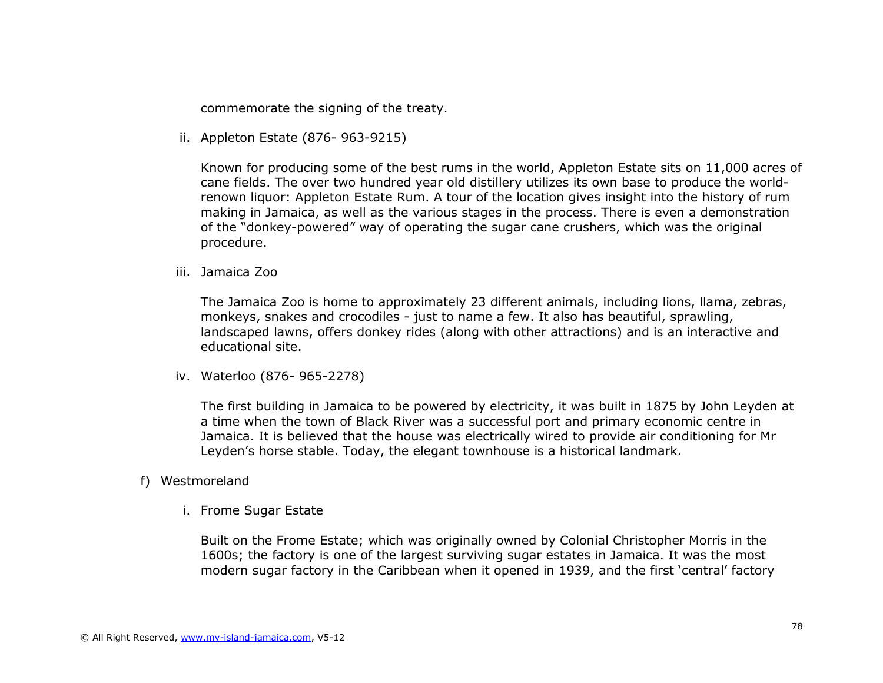commemorate the signing of the treaty.

ii. Appleton Estate (876- 963-9215)

Known for producing some of the best rums in the world, Appleton Estate sits on 11,000 acres of cane fields. The over two hundred year old distillery utilizes its own base to produce the world-renown liquor: Appleton Estate Rum. A tour of the location gives insight into the history of rum making in Jamaica, as well as the various stages in the process. There is even a demonstration of the "donkey-powered" way of operating the sugar cane crushers, which was the original procedure.

iii. Jamaica Zoo

The Jamaica Zoo is home to approximately 23 different animals, including lions, llama, zebras, monkeys, snakes and crocodiles - just to name a few. It also has beautiful, sprawling, landscaped lawns, offers donkey rides (along with other attractions) and is an interactive and educational site.

iv. Waterloo (876- 965-2278)

The first building in Jamaica to be powered by electricity, it was built in 1875 by John Leyden at a time when the town of Black River was a successful port and primary economic centre in Jamaica. It is believed that the house was electrically wired to provide air conditioning for Mr Leyden's horse stable. Today, the elegant townhouse is a historical landmark.

f) Westmoreland

i. Frome Sugar Estate

Built on the Frome Estate; which was originally owned by Colonial Christopher Morris in the 1600s; the factory is one of the largest surviving sugar estates in Jamaica. It was the most modern sugar factory in the Caribbean when it opened in 1939, and the first 'central' factory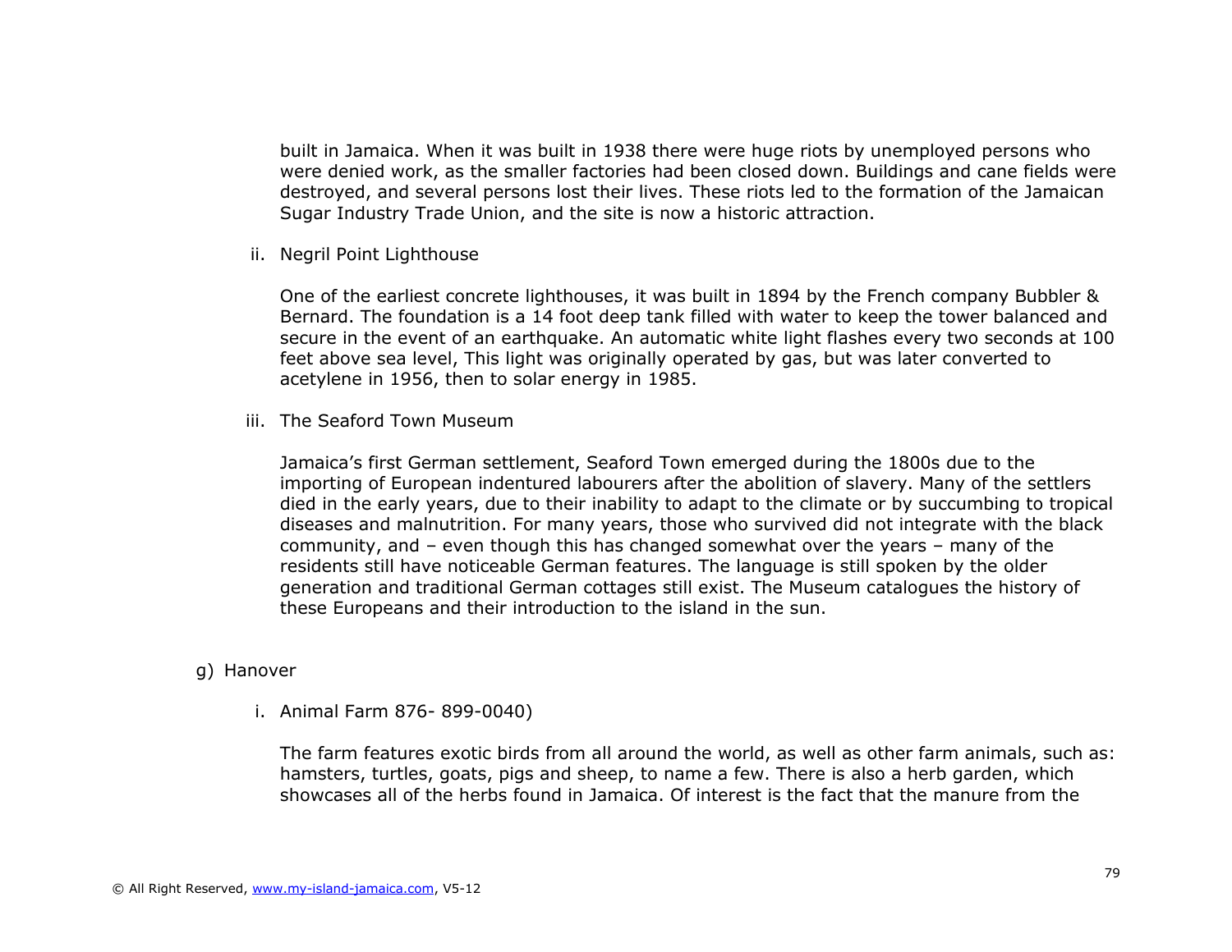built in Jamaica. When it was built in 1938 there were huge riots by unemployed persons who were denied work, as the smaller factories had been closed down. Buildings and cane fields were destroyed, and several persons lost their lives. These riots led to the formation of the Jamaican Sugar Industry Trade Union, and the site is now a historic attraction.

ii. Negril Point Lighthouse

One of the earliest concrete lighthouses, it was built in 1894 by the French company Bubbler & Bernard. The foundation is a 14 foot deep tank filled with water to keep the tower balanced and secure in the event of an earthquake. An automatic white light flashes every two seconds at 100 feet above sea level, This light was originally operated by gas, but was later converted to acetylene in 1956, then to solar energy in 1985.

iii. The Seaford Town Museum

Jamaica's first German settlement, Seaford Town emerged during the 1800s due to the importing of European indentured labourers after the abolition of slavery. Many of the settlers died in the early years, due to their inability to adapt to the climate or by succumbing to tropical diseases and malnutrition. For many years, those who survived did not integrate with the black community, and – even though this has changed somewhat over the years – many of the residents still have noticeable German features. The language is still spoken by the older generation and traditional German cottages still exist. The Museum catalogues the history of these Europeans and their introduction to the island in the sun.

g) Hanover

i. Animal Farm 876- 899-0040)

The farm features exotic birds from all around the world, as well as other farm animals, such as: hamsters, turtles, goats, pigs and sheep, to name a few. There is also a herb garden, which showcases all of the herbs found in Jamaica. Of interest is the fact that the manure from the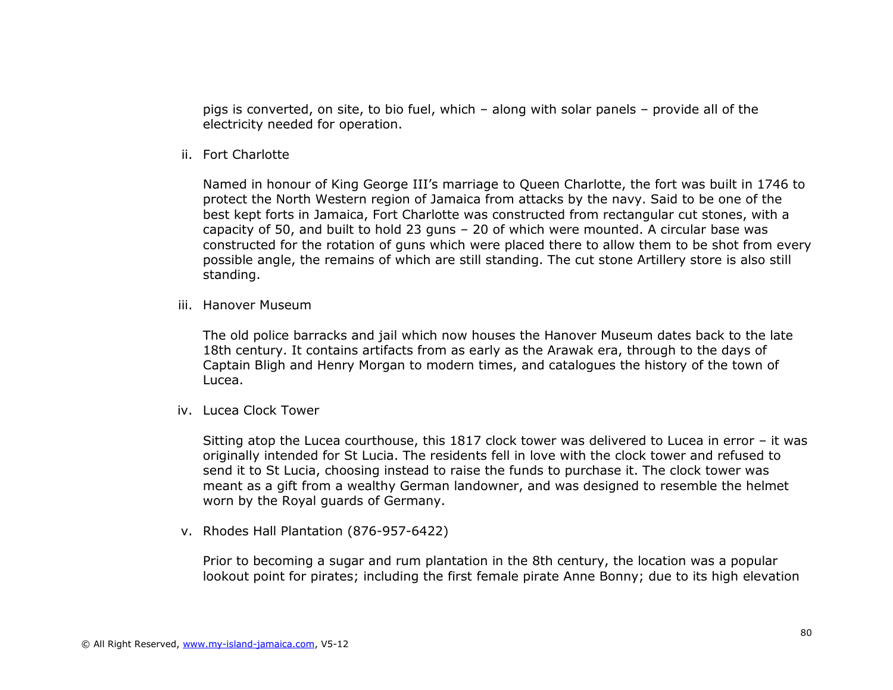pigs is converted, on site, to bio fuel, which – along with solar panels – provide all of the electricity needed for operation.

ii. Fort Charlotte

Named in honour of King George III's marriage to Queen Charlotte, the fort was built in 1746 to protect the North Western region of Jamaica from attacks by the navy. Said to be one of the best kept forts in Jamaica, Fort Charlotte was constructed from rectangular cut stones, with a capacity of 50, and built to hold 23 guns – 20 of which were mounted. A circular base was constructed for the rotation of guns which were placed there to allow them to be shot from every possible angle, the remains of which are still standing. The cut stone Artillery store is also still standing.

iii. Hanover Museum

The old police barracks and jail which now houses the Hanover Museum dates back to the late 18th century. It contains artifacts from as early as the Arawak era, through to the days of Captain Bligh and Henry Morgan to modern times, and catalogues the history of the town of Lucea.

iv. Lucea Clock Tower

Sitting atop the Lucea courthouse, this 1817 clock tower was delivered to Lucea in error – it was originally intended for St Lucia. The residents fell in love with the clock tower and refused to send it to St Lucia, choosing instead to raise the funds to purchase it. The clock tower was meant as a gift from a wealthy German landowner, and was designed to resemble the helmet worn by the Royal guards of Germany.

v. Rhodes Hall Plantation (876-957-6422)

Prior to becoming a sugar and rum plantation in the 8th century, the location was a popular lookout point for pirates; including the first female pirate Anne Bonny; due to its high elevation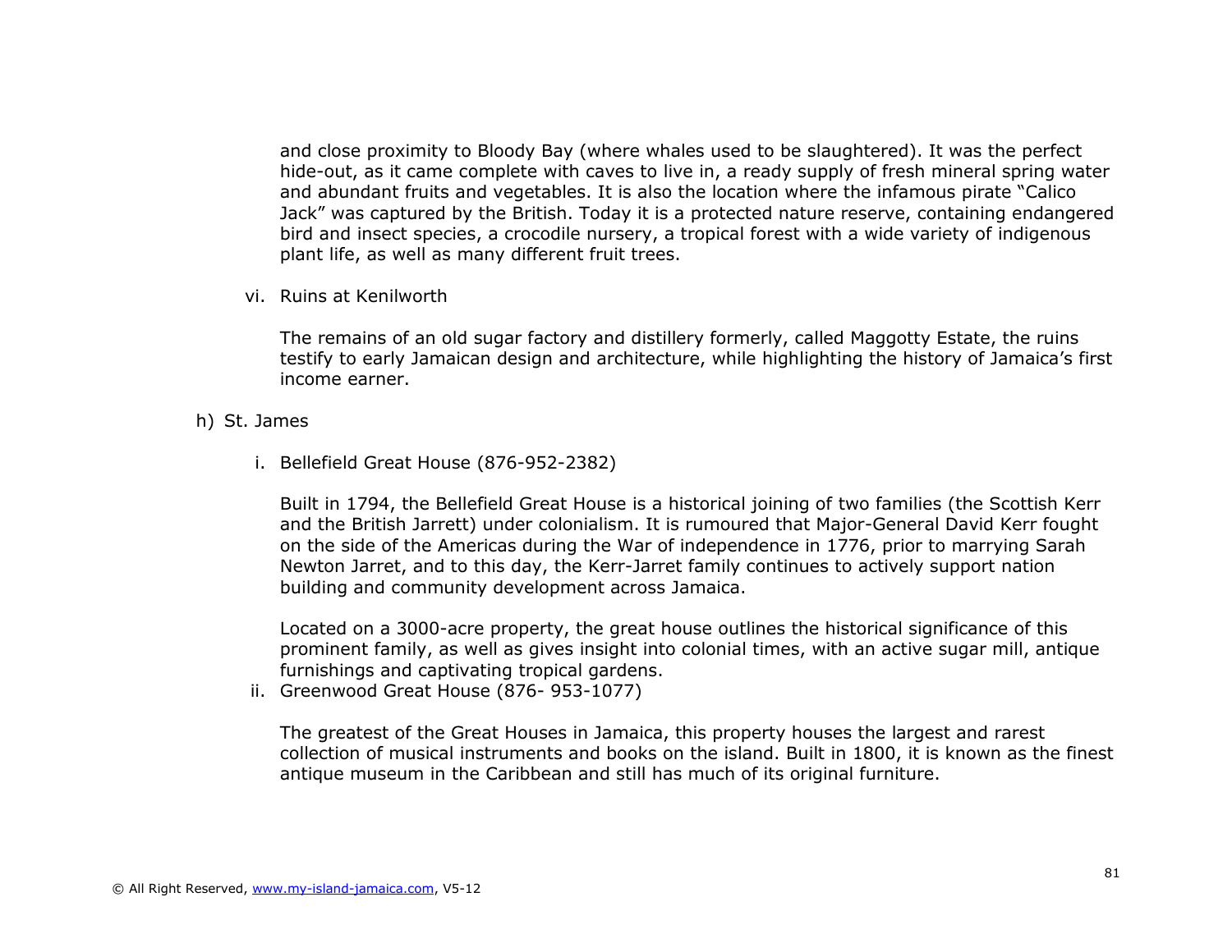and close proximity to Bloody Bay (where whales used to be slaughtered). It was the perfect hide-out, as it came complete with caves to live in, a ready supply of fresh mineral spring water and abundant fruits and vegetables. It is also the location where the infamous pirate "Calico Jack" was captured by the British. Today it is a protected nature reserve, containing endangered bird and insect species, a crocodile nursery, a tropical forest with a wide variety of indigenous plant life, as well as many different fruit trees.

vi. Ruins at Kenilworth

The remains of an old sugar factory and distillery formerly, called Maggotty Estate, the ruins testify to early Jamaican design and architecture, while highlighting the history of Jamaica's first income earner.

h) St. James

i. Bellefield Great House (876-952-2382)

Built in 1794, the Bellefield Great House is a historical joining of two families (the Scottish Kerr and the British Jarrett) under colonialism. It is rumoured that Major-General David Kerr fought on the side of the Americas during the War of independence in 1776, prior to marrying Sarah Newton Jarret, and to this day, the Kerr-Jarret family continues to actively support nation building and community development across Jamaica.

Located on a 3000-acre property, the great house outlines the historical significance of this prominent family, as well as gives insight into colonial times, with an active sugar mill, antique furnishings and captivating tropical gardens.

ii. Greenwood Great House (876- 953-1077)

The greatest of the Great Houses in Jamaica, this property houses the largest and rarest collection of musical instruments and books on the island. Built in 1800, it is known as the finest antique museum in the Caribbean and still has much of its original furniture.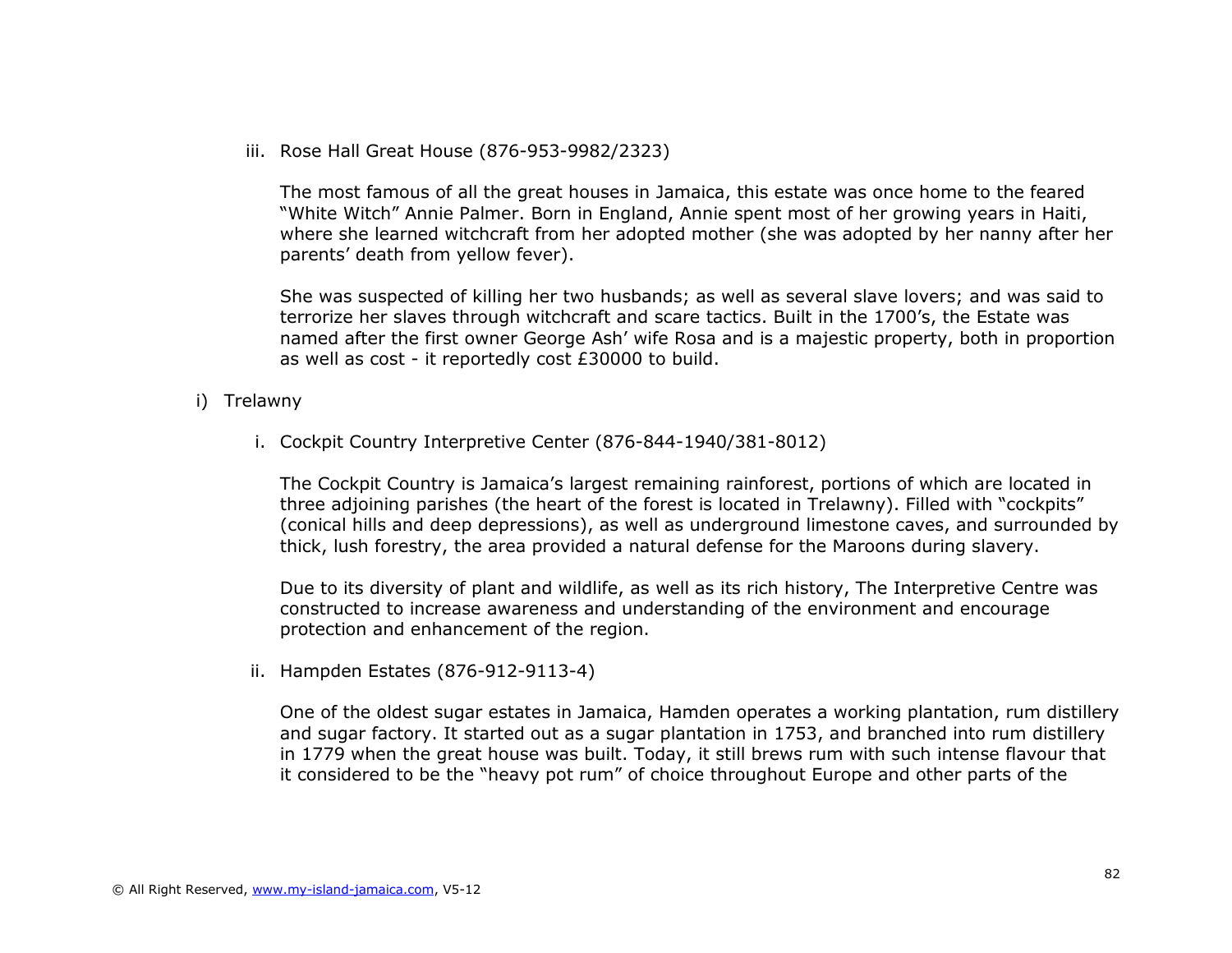iii. Rose Hall Great House (876-953-9982/2323)

The most famous of all the great houses in Jamaica, this estate was once home to the feared "White Witch" Annie Palmer. Born in England, Annie spent most of her growing years in Haiti, where she learned witchcraft from her adopted mother (she was adopted by her nanny after her parents' death from yellow fever).

She was suspected of killing her two husbands; as well as several slave lovers; and was said to terrorize her slaves through witchcraft and scare tactics. Built in the 1700's, the Estate was named after the first owner George Ash' wife Rosa and is a majestic property, both in proportion as well as cost - it reportedly cost £30000 to build.

i) Trelawny

i. Cockpit Country Interpretive Center (876-844-1940/381-8012)

The Cockpit Country is Jamaica's largest remaining rainforest, portions of which are located in three adjoining parishes (the heart of the forest is located in Trelawny). Filled with "cockpits" (conical hills and deep depressions), as well as underground limestone caves, and surrounded by thick, lush forestry, the area provided a natural defense for the Maroons during slavery.

Due to its diversity of plant and wildlife, as well as its rich history, The Interpretive Centre was constructed to increase awareness and understanding of the environment and encourage protection and enhancement of the region.

ii. Hampden Estates (876-912-9113-4)

One of the oldest sugar estates in Jamaica, Hamden operates a working plantation, rum distillery and sugar factory. It started out as a sugar plantation in 1753, and branched into rum distillery in 1779 when the great house was built. Today, it still brews rum with such intense flavour that it considered to be the "heavy pot rum" of choice throughout Europe and other parts of the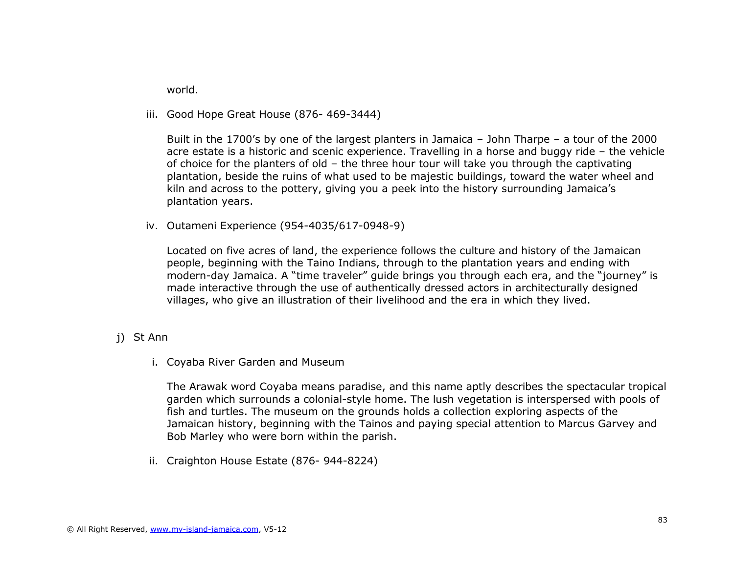world.

iii. Good Hope Great House (876- 469-3444)

Built in the 1700's by one of the largest planters in Jamaica – John Tharpe – a tour of the 2000 acre estate is a historic and scenic experience. Travelling in a horse and buggy ride – the vehicle of choice for the planters of old – the three hour tour will take you through the captivating plantation, beside the ruins of what used to be majestic buildings, toward the water wheel and kiln and across to the pottery, giving you a peek into the history surrounding Jamaica's plantation years.

iv. Outameni Experience (954-4035/617-0948-9)

Located on five acres of land, the experience follows the culture and history of the Jamaican people, beginning with the Taino Indians, through to the plantation years and ending with modern-day Jamaica. A "time traveler" guide brings you through each era, and the "journey" is made interactive through the use of authentically dressed actors in architecturally designed villages, who give an illustration of their livelihood and the era in which they lived.

j) St Ann

i. Coyaba River Garden and Museum

The Arawak word Coyaba means paradise, and this name aptly describes the spectacular tropical garden which surrounds a colonial-style home. The lush vegetation is interspersed with pools of fish and turtles. The museum on the grounds holds a collection exploring aspects of the Jamaican history, beginning with the Tainos and paying special attention to Marcus Garvey and Bob Marley who were born within the parish.

ii. Craighton House Estate (876- 944-8224)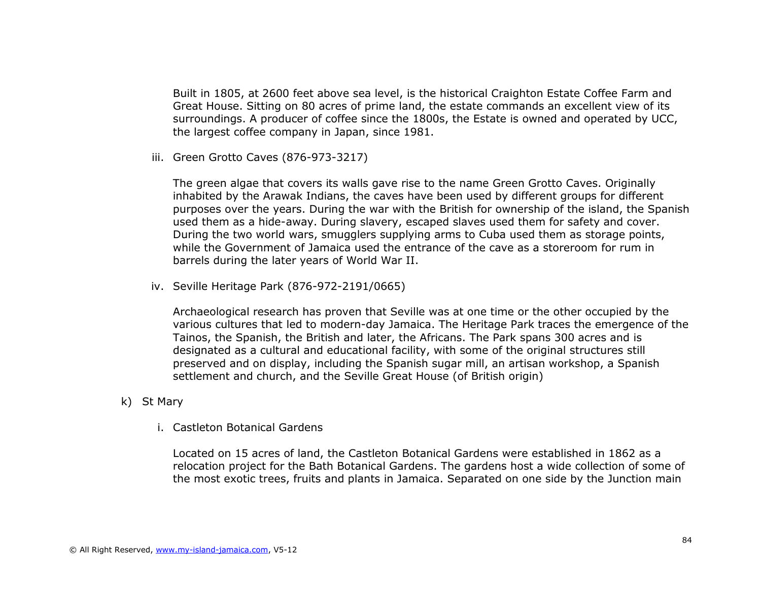Built in 1805, at 2600 feet above sea level, is the historical Craighton Estate Coffee Farm and Great House. Sitting on 80 acres of prime land, the estate commands an excellent view of its surroundings. A producer of coffee since the 1800s, the Estate is owned and operated by UCC, the largest coffee company in Japan, since 1981.

iii. Green Grotto Caves (876-973-3217)

The green algae that covers its walls gave rise to the name Green Grotto Caves. Originally inhabited by the Arawak Indians, the caves have been used by different groups for different purposes over the years. During the war with the British for ownership of the island, the Spanish used them as a hide-away. During slavery, escaped slaves used them for safety and cover. During the two world wars, smugglers supplying arms to Cuba used them as storage points, while the Government of Jamaica used the entrance of the cave as a storeroom for rum in barrels during the later years of World War II.

iv. Seville Heritage Park (876-972-2191/0665)

Archaeological research has proven that Seville was at one time or the other occupied by the various cultures that led to modern-day Jamaica. The Heritage Park traces the emergence of the Tainos, the Spanish, the British and later, the Africans. The Park spans 300 acres and is designated as a cultural and educational facility, with some of the original structures still preserved and on display, including the Spanish sugar mill, an artisan workshop, a Spanish settlement and church, and the Seville Great House (of British origin)

k) St Mary

i. Castleton Botanical Gardens

Located on 15 acres of land, the Castleton Botanical Gardens were established in 1862 as a relocation project for the Bath Botanical Gardens. The gardens host a wide collection of some of the most exotic trees, fruits and plants in Jamaica. Separated on one side by the Junction main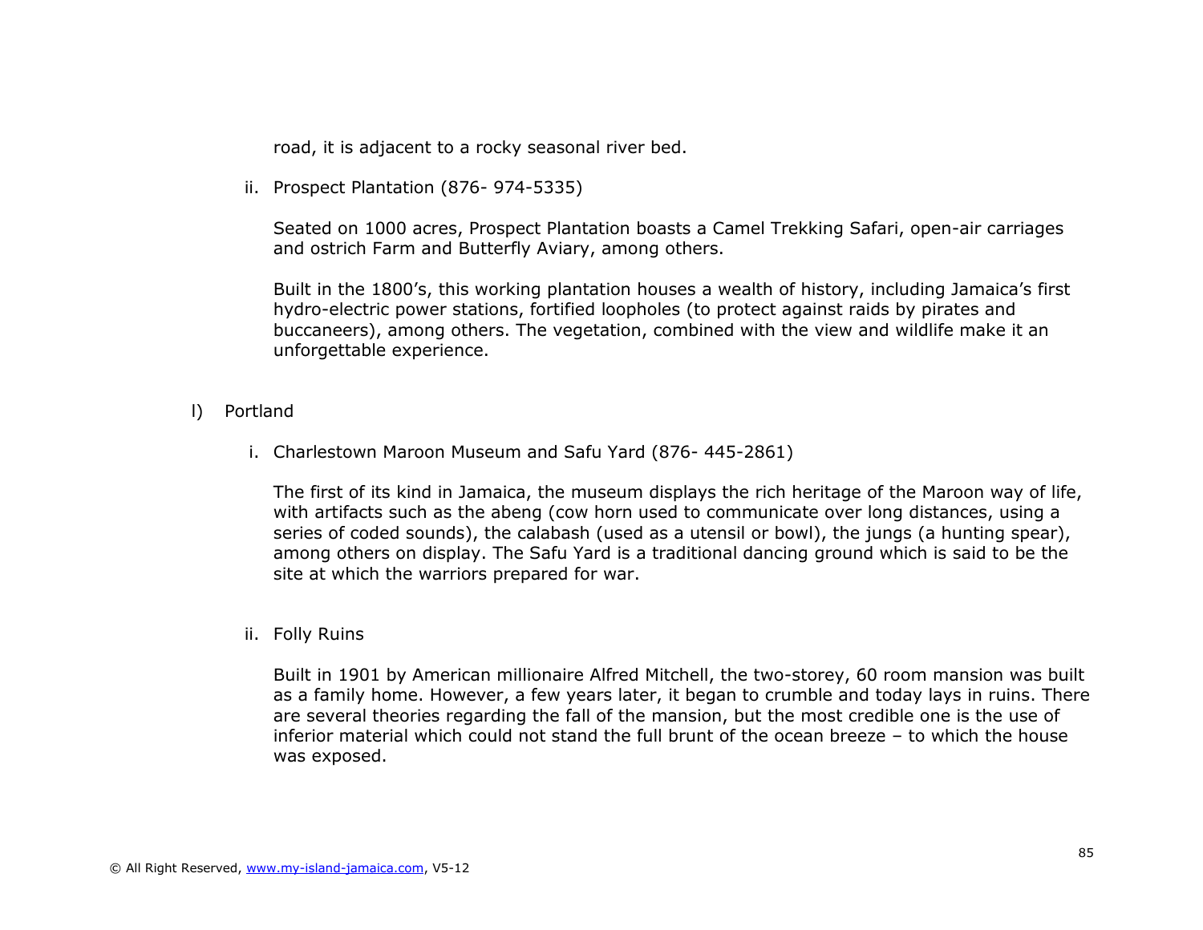road, it is adjacent to a rocky seasonal river bed.

ii. Prospect Plantation (876- 974-5335)

Seated on 1000 acres, Prospect Plantation boasts a Camel Trekking Safari, open-air carriages and ostrich Farm and Butterfly Aviary, among others.

Built in the 1800's, this working plantation houses a wealth of history, including Jamaica's first hydro-electric power stations, fortified loopholes (to protect against raids by pirates and buccaneers), among others. The vegetation, combined with the view and wildlife make it an unforgettable experience.

l) Portland

i. Charlestown Maroon Museum and Safu Yard (876- 445-2861)

The first of its kind in Jamaica, the museum displays the rich heritage of the Maroon way of life, with artifacts such as the abeng (cow horn used to communicate over long distances, using a series of coded sounds), the calabash (used as a utensil or bowl), the jungs (a hunting spear), among others on display. The Safu Yard is a traditional dancing ground which is said to be the site at which the warriors prepared for war.

ii. Folly Ruins

Built in 1901 by American millionaire Alfred Mitchell, the two-storey, 60 room mansion was built as a family home. However, a few years later, it began to crumble and today lays in ruins. There are several theories regarding the fall of the mansion, but the most credible one is the use of inferior material which could not stand the full brunt of the ocean breeze – to which the house was exposed.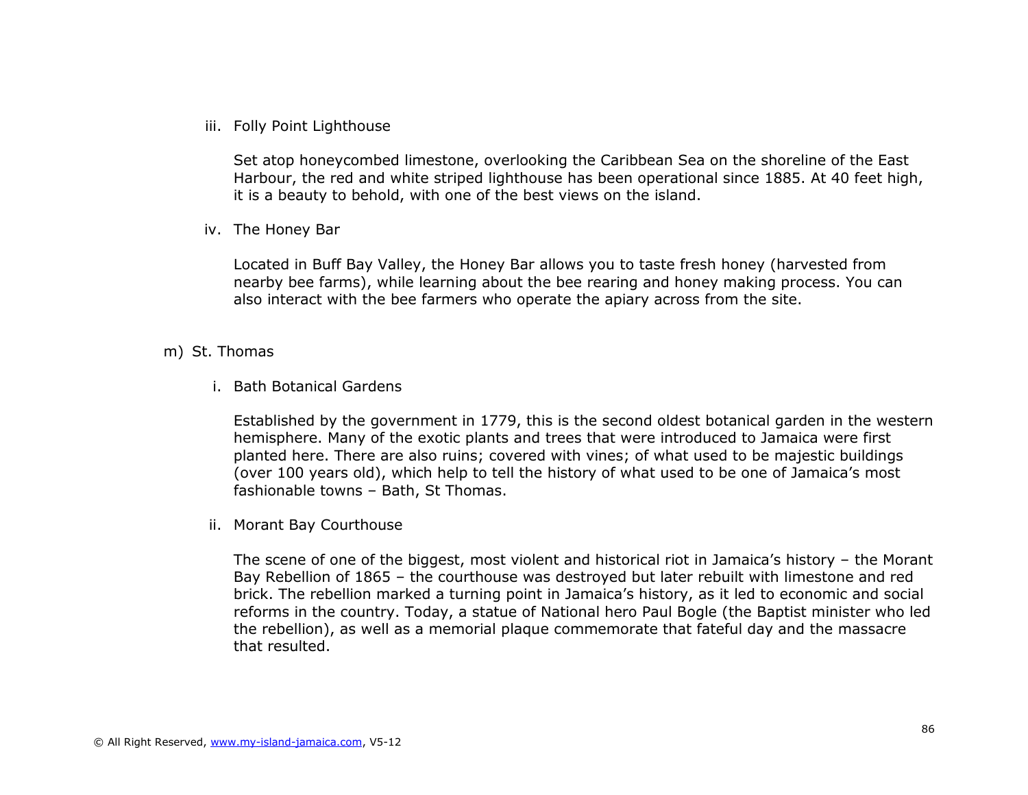iii. Folly Point Lighthouse

Set atop honeycombed limestone, overlooking the Caribbean Sea on the shoreline of the East Harbour, the red and white striped lighthouse has been operational since 1885. At 40 feet high, it is a beauty to behold, with one of the best views on the island.

iv. The Honey Bar

Located in Buff Bay Valley, the Honey Bar allows you to taste fresh honey (harvested from nearby bee farms), while learning about the bee rearing and honey making process. You can also interact with the bee farmers who operate the apiary across from the site.

m) St. Thomas

i. Bath Botanical Gardens

Established by the government in 1779, this is the second oldest botanical garden in the western hemisphere. Many of the exotic plants and trees that were introduced to Jamaica were first planted here. There are also ruins; covered with vines; of what used to be majestic buildings (over 100 years old), which help to tell the history of what used to be one of Jamaica's most fashionable towns – Bath, St Thomas.

ii. Morant Bay Courthouse

The scene of one of the biggest, most violent and historical riot in Jamaica's history – the Morant Bay Rebellion of 1865 – the courthouse was destroyed but later rebuilt with limestone and red brick. The rebellion marked a turning point in Jamaica's history, as it led to economic and social reforms in the country. Today, a statue of National hero Paul Bogle (the Baptist minister who led the rebellion), as well as a memorial plaque commemorate that fateful day and the massacre that resulted.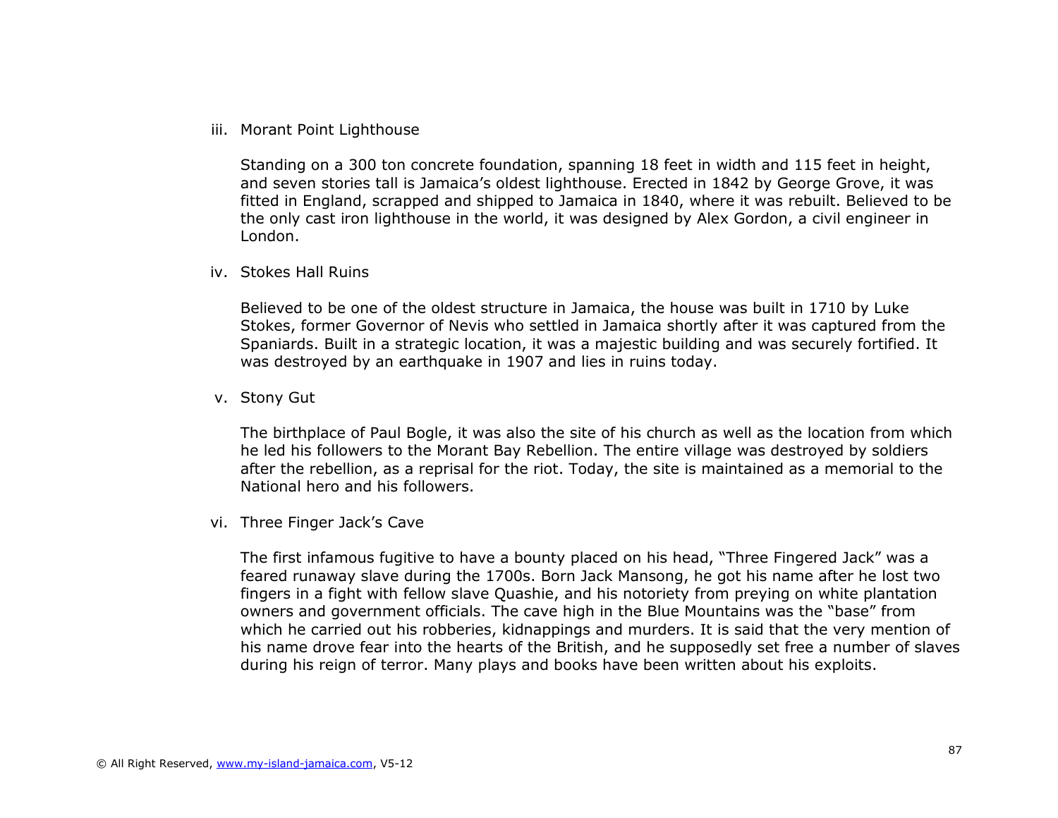iii. Morant Point Lighthouse

Standing on a 300 ton concrete foundation, spanning 18 feet in width and 115 feet in height, and seven stories tall is Jamaica's oldest lighthouse. Erected in 1842 by George Grove, it was fitted in England, scrapped and shipped to Jamaica in 1840, where it was rebuilt. Believed to be the only cast iron lighthouse in the world, it was designed by Alex Gordon, a civil engineer in London.

iv. Stokes Hall Ruins

Believed to be one of the oldest structure in Jamaica, the house was built in 1710 by Luke Stokes, former Governor of Nevis who settled in Jamaica shortly after it was captured from the Spaniards. Built in a strategic location, it was a majestic building and was securely fortified. It was destroyed by an earthquake in 1907 and lies in ruins today.

v. Stony Gut

The birthplace of Paul Bogle, it was also the site of his church as well as the location from which he led his followers to the Morant Bay Rebellion. The entire village was destroyed by soldiers after the rebellion, as a reprisal for the riot. Today, the site is maintained as a memorial to the National hero and his followers.

vi. Three Finger Jack's Cave

The first infamous fugitive to have a bounty placed on his head, "Three Fingered Jack" was a feared runaway slave during the 1700s. Born Jack Mansong, he got his name after he lost two fingers in a fight with fellow slave Quashie, and his notoriety from preying on white plantation owners and government officials. The cave high in the Blue Mountains was the "base" from which he carried out his robberies, kidnappings and murders. It is said that the very mention of his name drove fear into the hearts of the British, and he supposedly set free a number of slaves during his reign of terror. Many plays and books have been written about his exploits.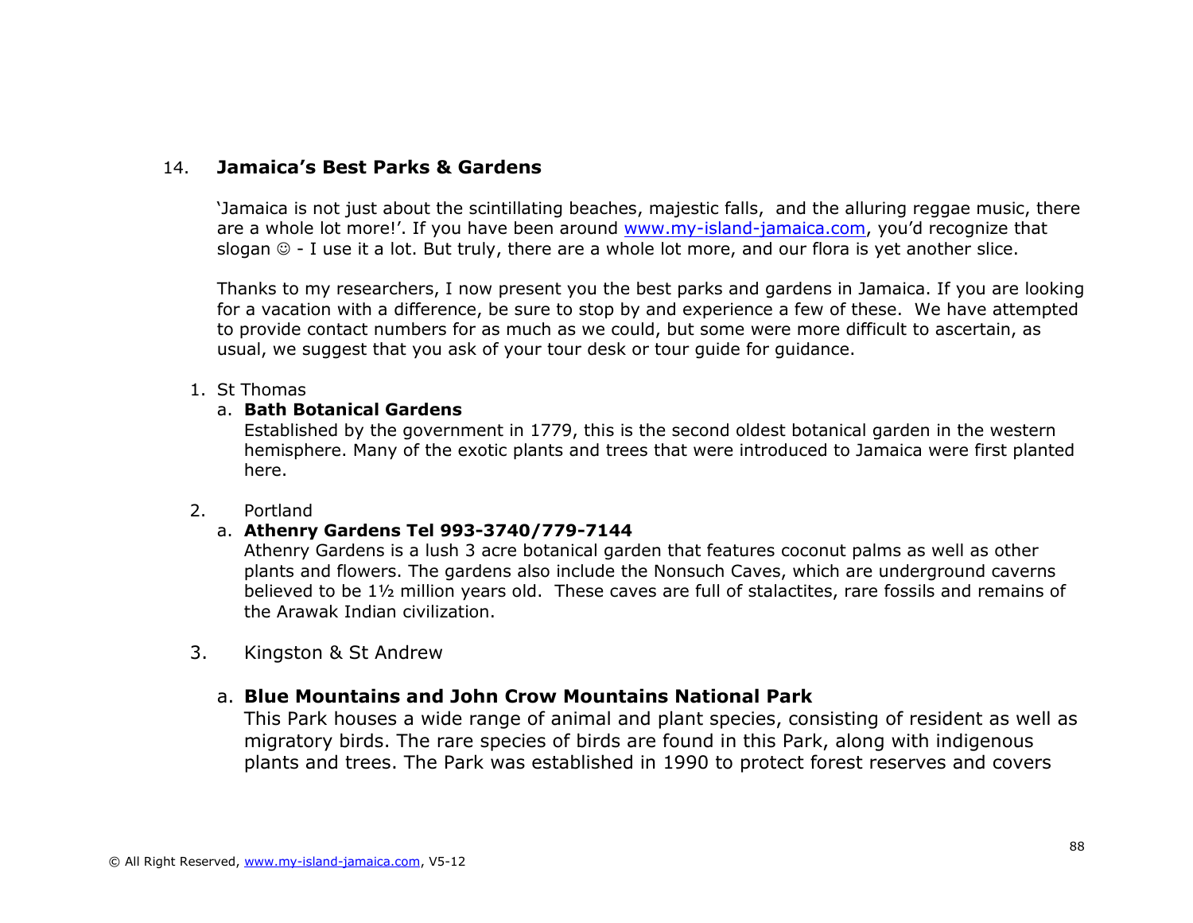## 14. Jamaica's Best Parks & Gardens

'Jamaica is not just about the scintillating beaches, majestic falls, and the alluring reggae music, there are a whole lot more!'. If you have been around www.my-island-jamaica.com, you'd recognize that slogan ☺ - I use it a lot. But truly, there are a whole lot more, and our flora is yet another slice.

Thanks to my researchers, I now present you the best parks and gardens in Jamaica. If you are looking for a vacation with a difference, be sure to stop by and experience a few of these. We have attempted to provide contact numbers for as much as we could, but some were more difficult to ascertain, as usual, we suggest that you ask of your tour desk or tour guide for guidance.

1. St Thomas
   a. **Bath Botanical Gardens**
      Established by the government in 1779, this is the second oldest botanical garden in the western hemisphere. Many of the exotic plants and trees that were introduced to Jamaica were first planted here.

2. Portland
   a. **Athenry Gardens Tel 993-3740/779-7144**
      Athenry Gardens is a lush 3 acre botanical garden that features coconut palms as well as other plants and flowers. The gardens also include the Nonsuch Caves, which are underground caverns believed to be 1½ million years old. These caves are full of stalactites, rare fossils and remains of the Arawak Indian civilization.

3. Kingston & St Andrew

   a. **Blue Mountains and John Crow Mountains National Park**
      This Park houses a wide range of animal and plant species, consisting of resident as well as migratory birds. The rare species of birds are found in this Park, along with indigenous plants and trees. The Park was established in 1990 to protect forest reserves and covers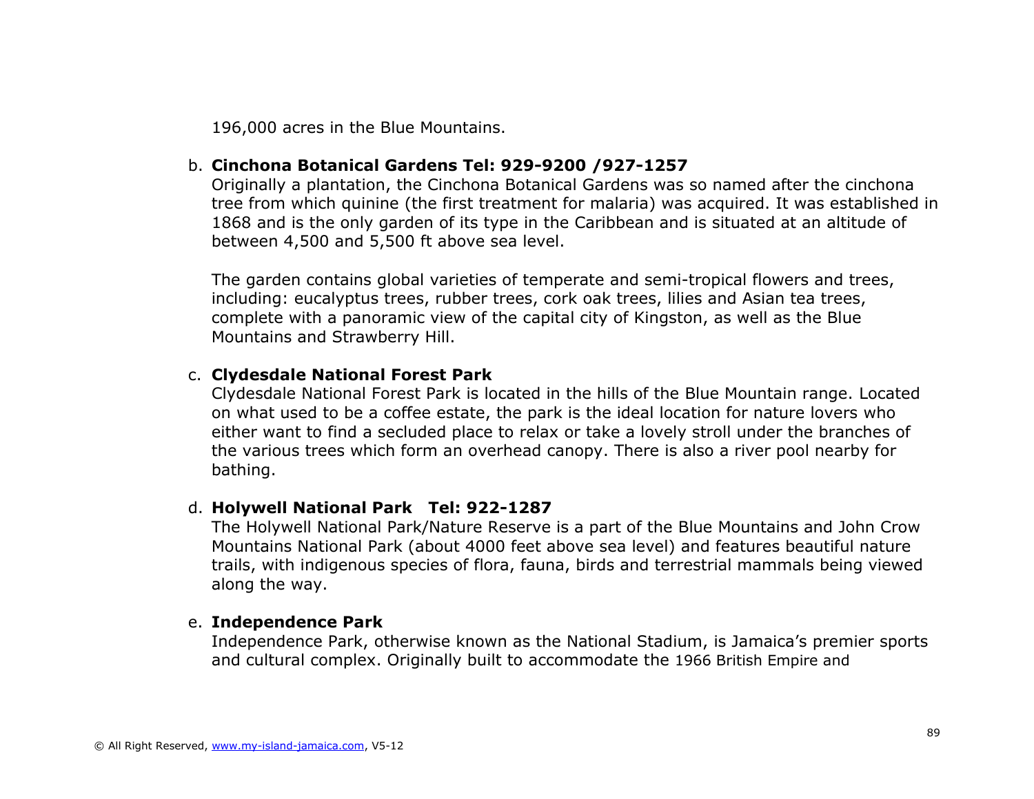196,000 acres in the Blue Mountains.

b. **Cinchona Botanical Gardens Tel: 929-9200 /927-1257**

Originally a plantation, the Cinchona Botanical Gardens was so named after the cinchona tree from which quinine (the first treatment for malaria) was acquired. It was established in 1868 and is the only garden of its type in the Caribbean and is situated at an altitude of between 4,500 and 5,500 ft above sea level.

The garden contains global varieties of temperate and semi-tropical flowers and trees, including: eucalyptus trees, rubber trees, cork oak trees, lilies and Asian tea trees, complete with a panoramic view of the capital city of Kingston, as well as the Blue Mountains and Strawberry Hill.

c. **Clydesdale National Forest Park**

Clydesdale National Forest Park is located in the hills of the Blue Mountain range. Located on what used to be a coffee estate, the park is the ideal location for nature lovers who either want to find a secluded place to relax or take a lovely stroll under the branches of the various trees which form an overhead canopy. There is also a river pool nearby for bathing.

d. **Holywell National Park Tel: 922-1287**

The Holywell National Park/Nature Reserve is a part of the Blue Mountains and John Crow Mountains National Park (about 4000 feet above sea level) and features beautiful nature trails, with indigenous species of flora, fauna, birds and terrestrial mammals being viewed along the way.

e. **Independence Park**

Independence Park, otherwise known as the National Stadium, is Jamaica's premier sports and cultural complex. Originally built to accommodate the 1966 British Empire and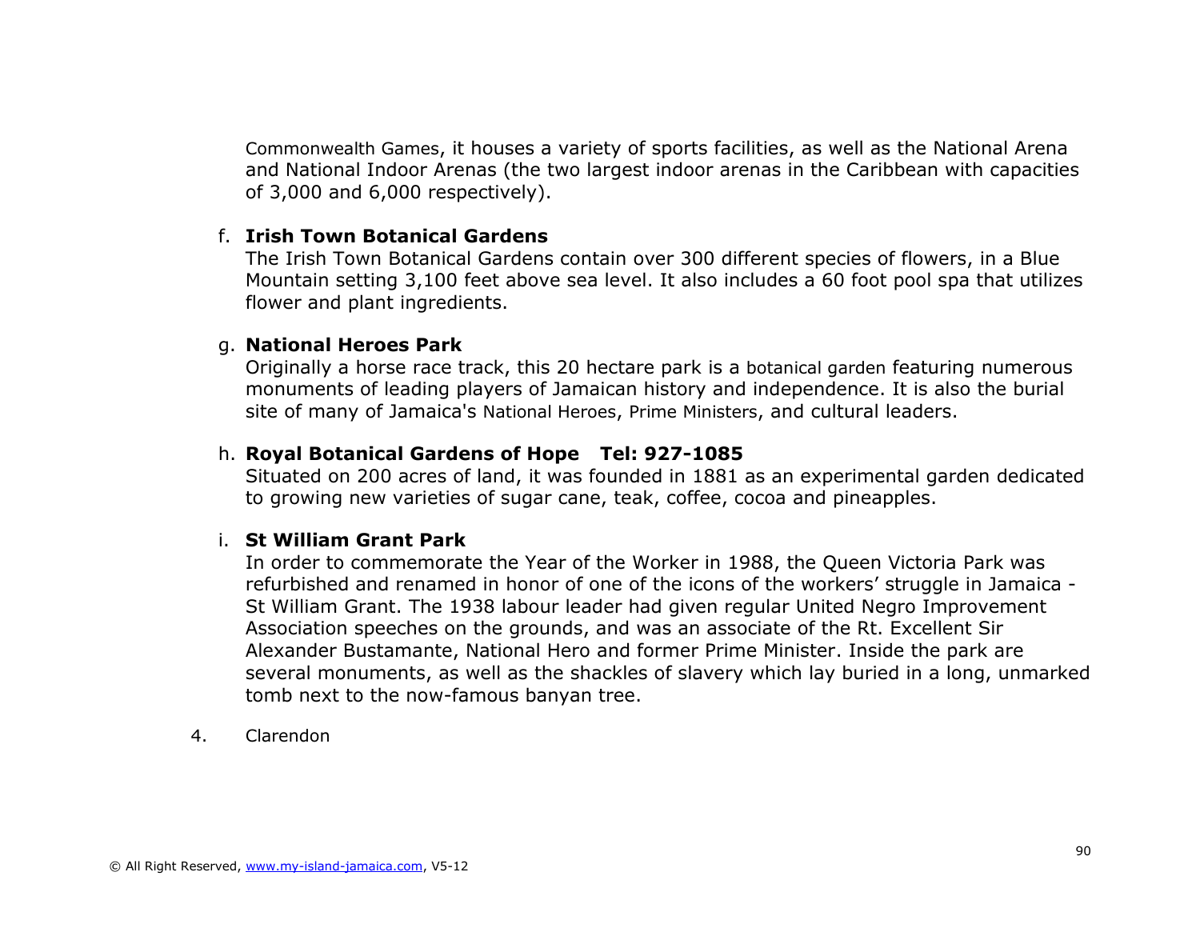Commonwealth Games, it houses a variety of sports facilities, as well as the National Arena and National Indoor Arenas (the two largest indoor arenas in the Caribbean with capacities of 3,000 and 6,000 respectively).

f. **Irish Town Botanical Gardens**
The Irish Town Botanical Gardens contain over 300 different species of flowers, in a Blue Mountain setting 3,100 feet above sea level. It also includes a 60 foot pool spa that utilizes flower and plant ingredients.

g. **National Heroes Park**
Originally a horse race track, this 20 hectare park is a botanical garden featuring numerous monuments of leading players of Jamaican history and independence. It is also the burial site of many of Jamaica's National Heroes, Prime Ministers, and cultural leaders.

h. **Royal Botanical Gardens of Hope   Tel: 927-1085**
Situated on 200 acres of land, it was founded in 1881 as an experimental garden dedicated to growing new varieties of sugar cane, teak, coffee, cocoa and pineapples.

i. **St William Grant Park**
In order to commemorate the Year of the Worker in 1988, the Queen Victoria Park was refurbished and renamed in honor of one of the icons of the workers' struggle in Jamaica - St William Grant. The 1938 labour leader had given regular United Negro Improvement Association speeches on the grounds, and was an associate of the Rt. Excellent Sir Alexander Bustamante, National Hero and former Prime Minister. Inside the park are several monuments, as well as the shackles of slavery which lay buried in a long, unmarked tomb next to the now-famous banyan tree.

4. Clarendon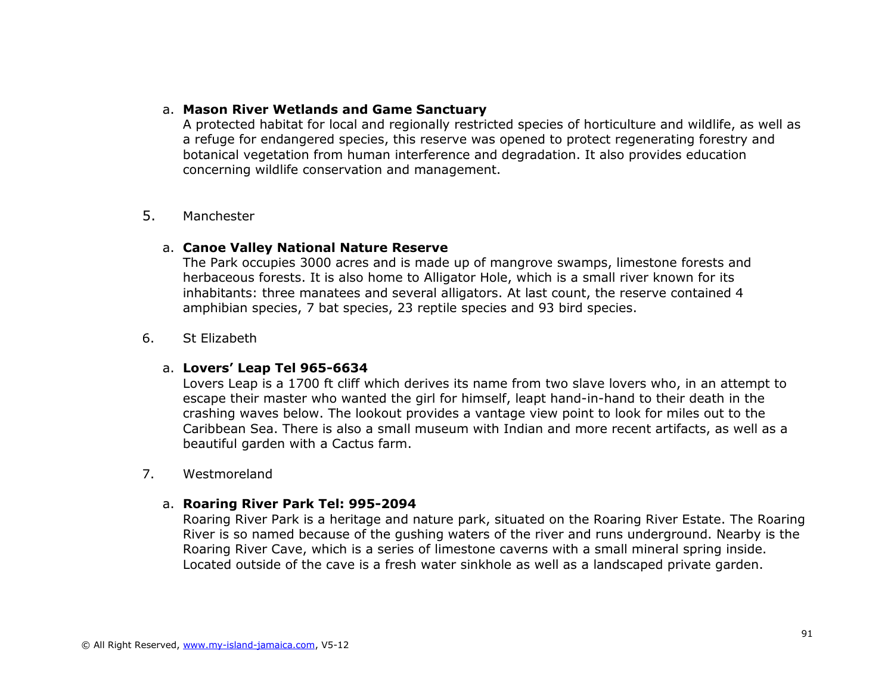a. **Mason River Wetlands and Game Sanctuary**

   A protected habitat for local and regionally restricted species of horticulture and wildlife, as well as a refuge for endangered species, this reserve was opened to protect regenerating forestry and botanical vegetation from human interference and degradation. It also provides education concerning wildlife conservation and management.

5. Manchester

   a. **Canoe Valley National Nature Reserve**

      The Park occupies 3000 acres and is made up of mangrove swamps, limestone forests and herbaceous forests. It is also home to Alligator Hole, which is a small river known for its inhabitants: three manatees and several alligators. At last count, the reserve contained 4 amphibian species, 7 bat species, 23 reptile species and 93 bird species.

6. St Elizabeth

   a. **Lovers' Leap Tel 965-6634**

      Lovers Leap is a 1700 ft cliff which derives its name from two slave lovers who, in an attempt to escape their master who wanted the girl for himself, leapt hand-in-hand to their death in the crashing waves below. The lookout provides a vantage view point to look for miles out to the Caribbean Sea. There is also a small museum with Indian and more recent artifacts, as well as a beautiful garden with a Cactus farm.

7. Westmoreland

   a. **Roaring River Park Tel: 995-2094**

      Roaring River Park is a heritage and nature park, situated on the Roaring River Estate. The Roaring River is so named because of the gushing waters of the river and runs underground. Nearby is the Roaring River Cave, which is a series of limestone caverns with a small mineral spring inside. Located outside of the cave is a fresh water sinkhole as well as a landscaped private garden.

© All Right Reserved, www.my-island-jamaica.com, V5-12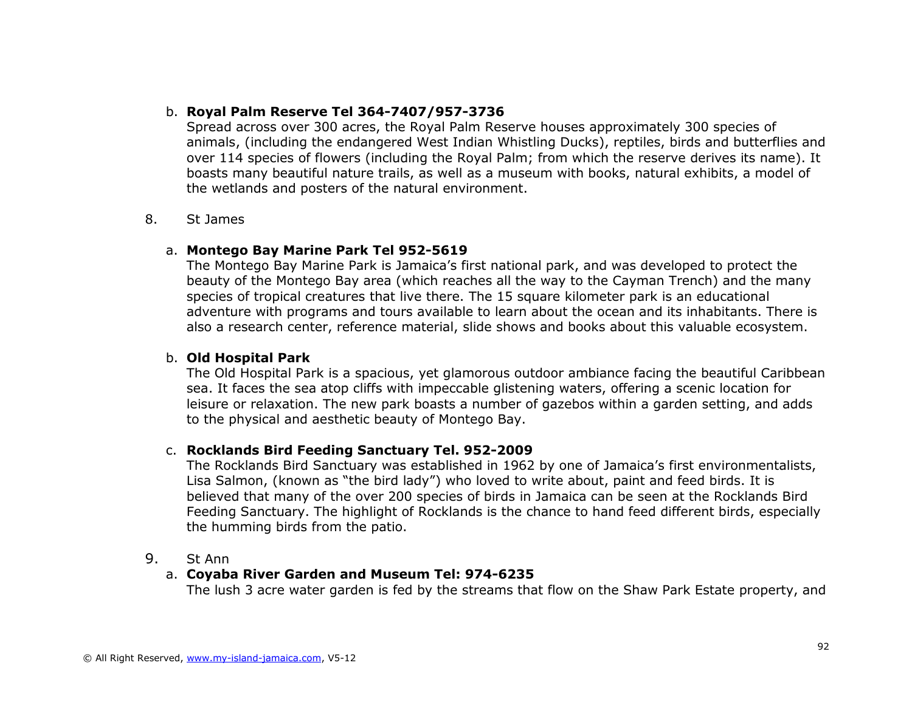b. **Royal Palm Reserve Tel 364-7407/957-3736**

Spread across over 300 acres, the Royal Palm Reserve houses approximately 300 species of animals, (including the endangered West Indian Whistling Ducks), reptiles, birds and butterflies and over 114 species of flowers (including the Royal Palm; from which the reserve derives its name). It boasts many beautiful nature trails, as well as a museum with books, natural exhibits, a model of the wetlands and posters of the natural environment.

8. St James

a. **Montego Bay Marine Park Tel 952-5619**

The Montego Bay Marine Park is Jamaica's first national park, and was developed to protect the beauty of the Montego Bay area (which reaches all the way to the Cayman Trench) and the many species of tropical creatures that live there. The 15 square kilometer park is an educational adventure with programs and tours available to learn about the ocean and its inhabitants. There is also a research center, reference material, slide shows and books about this valuable ecosystem.

b. **Old Hospital Park**

The Old Hospital Park is a spacious, yet glamorous outdoor ambiance facing the beautiful Caribbean sea. It faces the sea atop cliffs with impeccable glistening waters, offering a scenic location for leisure or relaxation. The new park boasts a number of gazebos within a garden setting, and adds to the physical and aesthetic beauty of Montego Bay.

c. **Rocklands Bird Feeding Sanctuary Tel. 952-2009**

The Rocklands Bird Sanctuary was established in 1962 by one of Jamaica's first environmentalists, Lisa Salmon, (known as "the bird lady") who loved to write about, paint and feed birds. It is believed that many of the over 200 species of birds in Jamaica can be seen at the Rocklands Bird Feeding Sanctuary. The highlight of Rocklands is the chance to hand feed different birds, especially the humming birds from the patio.

9. St Ann

a. **Coyaba River Garden and Museum Tel: 974-6235**

The lush 3 acre water garden is fed by the streams that flow on the Shaw Park Estate property, and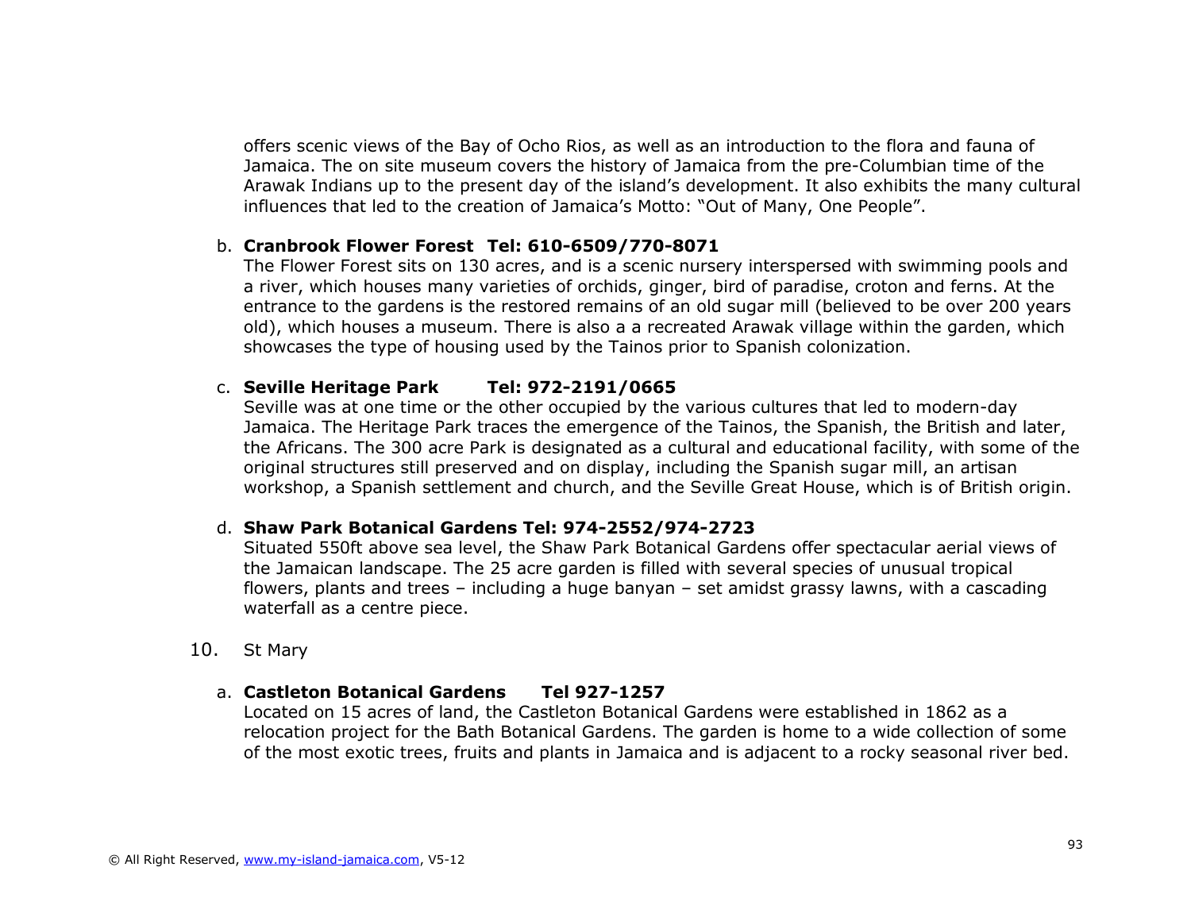offers scenic views of the Bay of Ocho Rios, as well as an introduction to the flora and fauna of Jamaica. The on site museum covers the history of Jamaica from the pre-Columbian time of the Arawak Indians up to the present day of the island's development. It also exhibits the many cultural influences that led to the creation of Jamaica's Motto: "Out of Many, One People".

b. **Cranbrook Flower Forest Tel: 610-6509/770-8071**
The Flower Forest sits on 130 acres, and is a scenic nursery interspersed with swimming pools and a river, which houses many varieties of orchids, ginger, bird of paradise, croton and ferns. At the entrance to the gardens is the restored remains of an old sugar mill (believed to be over 200 years old), which houses a museum. There is also a a recreated Arawak village within the garden, which showcases the type of housing used by the Tainos prior to Spanish colonization.

c. **Seville Heritage Park Tel: 972-2191/0665**
Seville was at one time or the other occupied by the various cultures that led to modern-day Jamaica. The Heritage Park traces the emergence of the Tainos, the Spanish, the British and later, the Africans. The 300 acre Park is designated as a cultural and educational facility, with some of the original structures still preserved and on display, including the Spanish sugar mill, an artisan workshop, a Spanish settlement and church, and the Seville Great House, which is of British origin.

d. **Shaw Park Botanical Gardens Tel: 974-2552/974-2723**
Situated 550ft above sea level, the Shaw Park Botanical Gardens offer spectacular aerial views of the Jamaican landscape. The 25 acre garden is filled with several species of unusual tropical flowers, plants and trees – including a huge banyan – set amidst grassy lawns, with a cascading waterfall as a centre piece.

10. St Mary

a. **Castleton Botanical Gardens Tel 927-1257**
Located on 15 acres of land, the Castleton Botanical Gardens were established in 1862 as a relocation project for the Bath Botanical Gardens. The garden is home to a wide collection of some of the most exotic trees, fruits and plants in Jamaica and is adjacent to a rocky seasonal river bed.

© All Right Reserved, www.my-island-jamaica.com, V5-12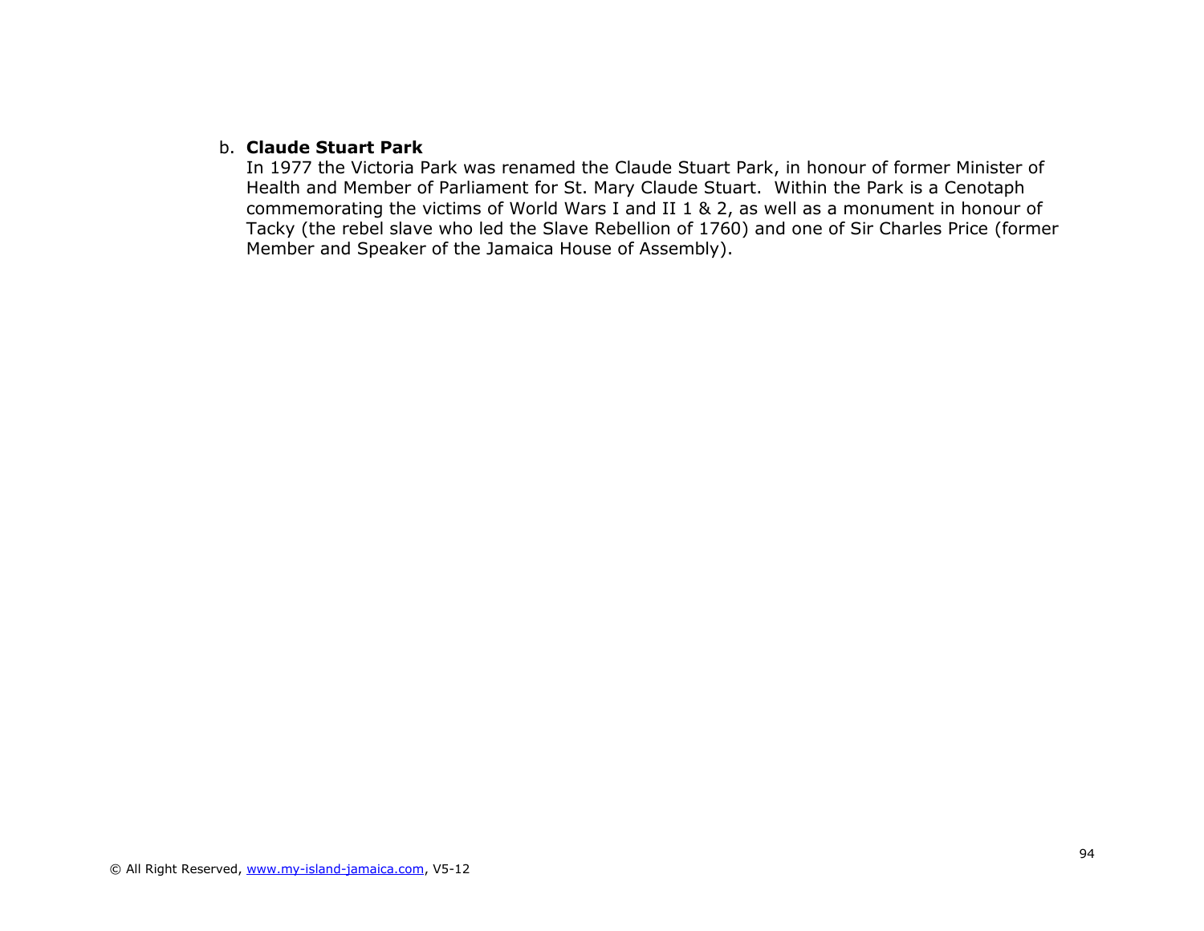b. **Claude Stuart Park**

In 1977 the Victoria Park was renamed the Claude Stuart Park, in honour of former Minister of Health and Member of Parliament for St. Mary Claude Stuart. Within the Park is a Cenotaph commemorating the victims of World Wars I and II 1 & 2, as well as a monument in honour of Tacky (the rebel slave who led the Slave Rebellion of 1760) and one of Sir Charles Price (former Member and Speaker of the Jamaica House of Assembly).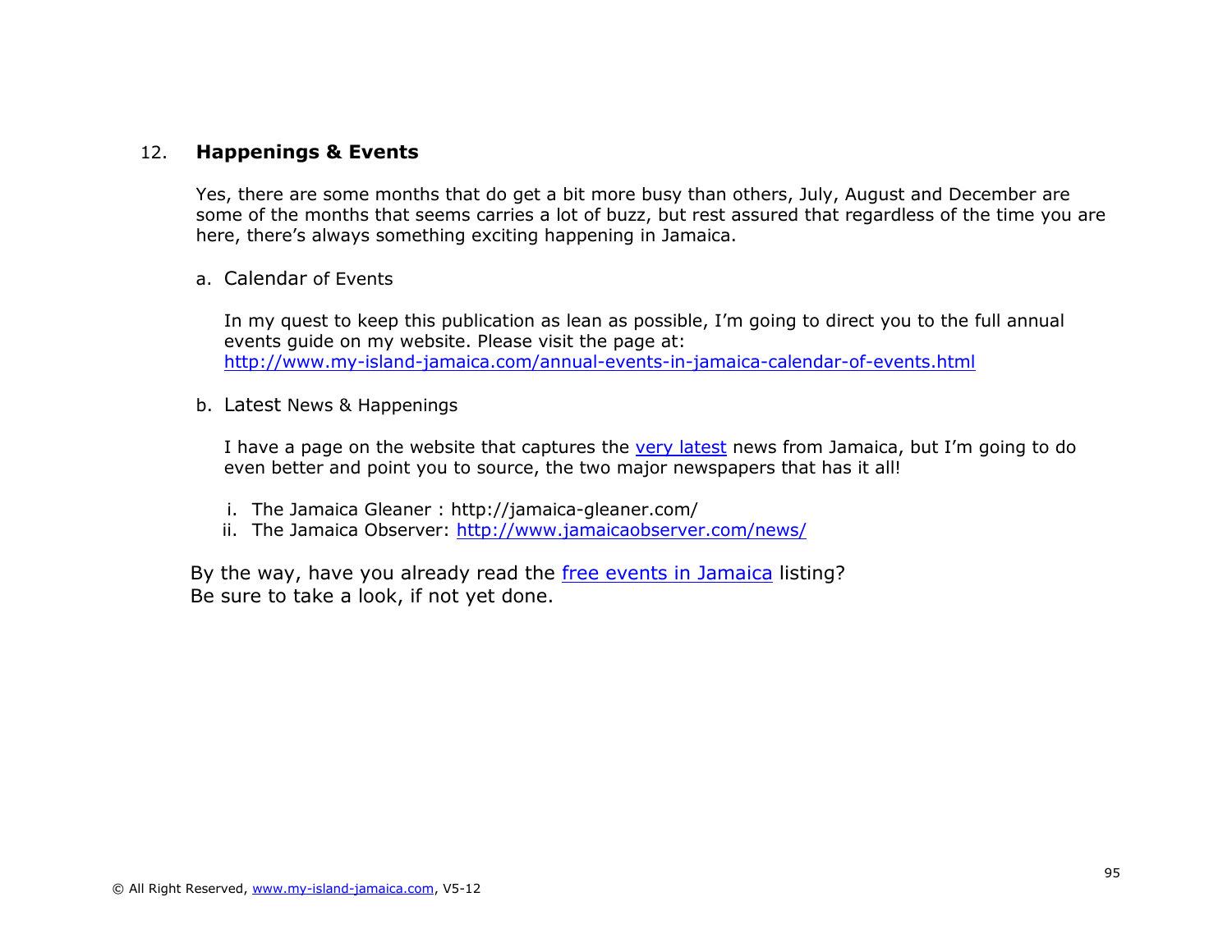## 12. Happenings & Events

Yes, there are some months that do get a bit more busy than others, July, August and December are some of the months that seems carries a lot of buzz, but rest assured that regardless of the time you are here, there's always something exciting happening in Jamaica.

### a. Calendar of Events

In my quest to keep this publication as lean as possible, I'm going to direct you to the full annual events guide on my website. Please visit the page at: http://www.my-island-jamaica.com/annual-events-in-jamaica-calendar-of-events.html

### b. Latest News & Happenings

I have a page on the website that captures the very latest news from Jamaica, but I'm going to do even better and point you to source, the two major newspapers that has it all!

i. The Jamaica Gleaner : http://jamaica-gleaner.com/
ii. The Jamaica Observer: http://www.jamaicaobserver.com/news/

By the way, have you already read the free events in Jamaica listing?
Be sure to take a look, if not yet done.

© All Right Reserved, www.my-island-jamaica.com, V5-12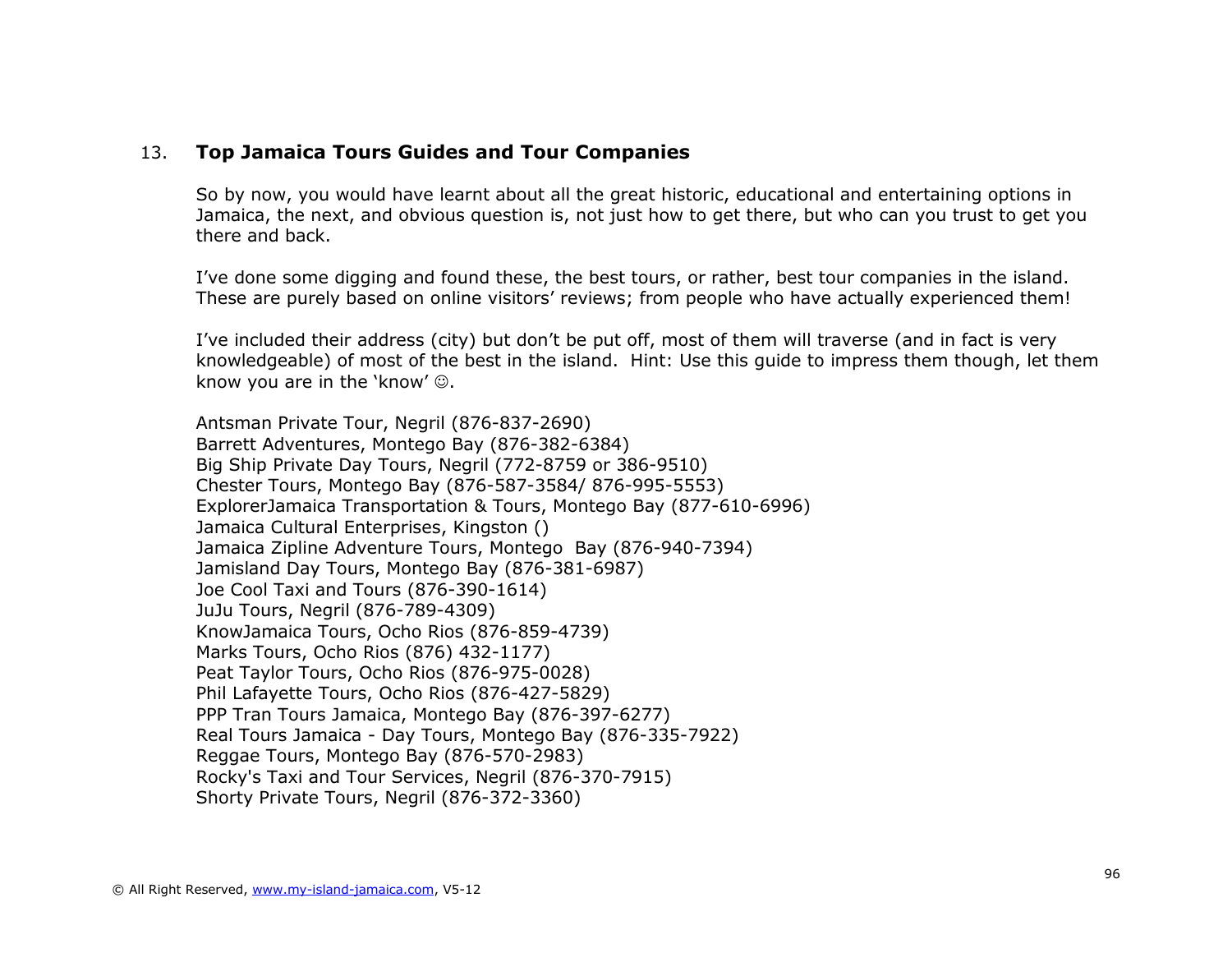## 13. Top Jamaica Tours Guides and Tour Companies

So by now, you would have learnt about all the great historic, educational and entertaining options in Jamaica, the next, and obvious question is, not just how to get there, but who can you trust to get you there and back.

I've done some digging and found these, the best tours, or rather, best tour companies in the island. These are purely based on online visitors' reviews; from people who have actually experienced them!

I've included their address (city) but don't be put off, most of them will traverse (and in fact is very knowledgeable) of most of the best in the island. Hint: Use this guide to impress them though, let them know you are in the 'know' ☺.

Antsman Private Tour, Negril (876-837-2690)
Barrett Adventures, Montego Bay (876-382-6384)
Big Ship Private Day Tours, Negril (772-8759 or 386-9510)
Chester Tours, Montego Bay (876-587-3584/ 876-995-5553)
ExplorerJamaica Transportation & Tours, Montego Bay (877-610-6996)
Jamaica Cultural Enterprises, Kingston ()
Jamaica Zipline Adventure Tours, Montego Bay (876-940-7394)
Jamisland Day Tours, Montego Bay (876-381-6987)
Joe Cool Taxi and Tours (876-390-1614)
JuJu Tours, Negril (876-789-4309)
KnowJamaica Tours, Ocho Rios (876-859-4739)
Marks Tours, Ocho Rios (876) 432-1177)
Peat Taylor Tours, Ocho Rios (876-975-0028)
Phil Lafayette Tours, Ocho Rios (876-427-5829)
PPP Tran Tours Jamaica, Montego Bay (876-397-6277)
Real Tours Jamaica - Day Tours, Montego Bay (876-335-7922)
Reggae Tours, Montego Bay (876-570-2983)
Rocky's Taxi and Tour Services, Negril (876-370-7915)
Shorty Private Tours, Negril (876-372-3360)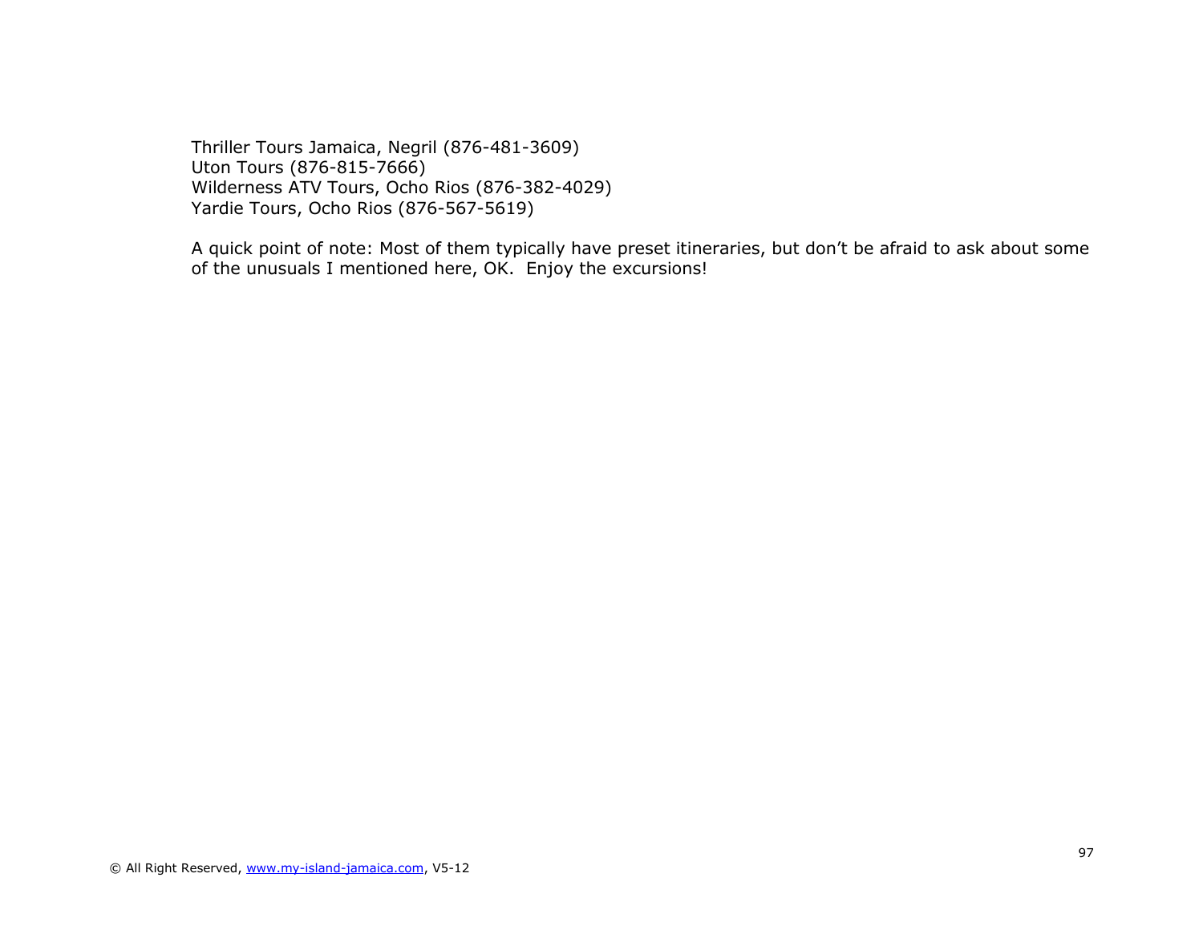Thriller Tours Jamaica, Negril (876-481-3609)
Uton Tours (876-815-7666)
Wilderness ATV Tours, Ocho Rios (876-382-4029)
Yardie Tours, Ocho Rios (876-567-5619)

A quick point of note: Most of them typically have preset itineraries, but don't be afraid to ask about some of the unusuals I mentioned here, OK. Enjoy the excursions!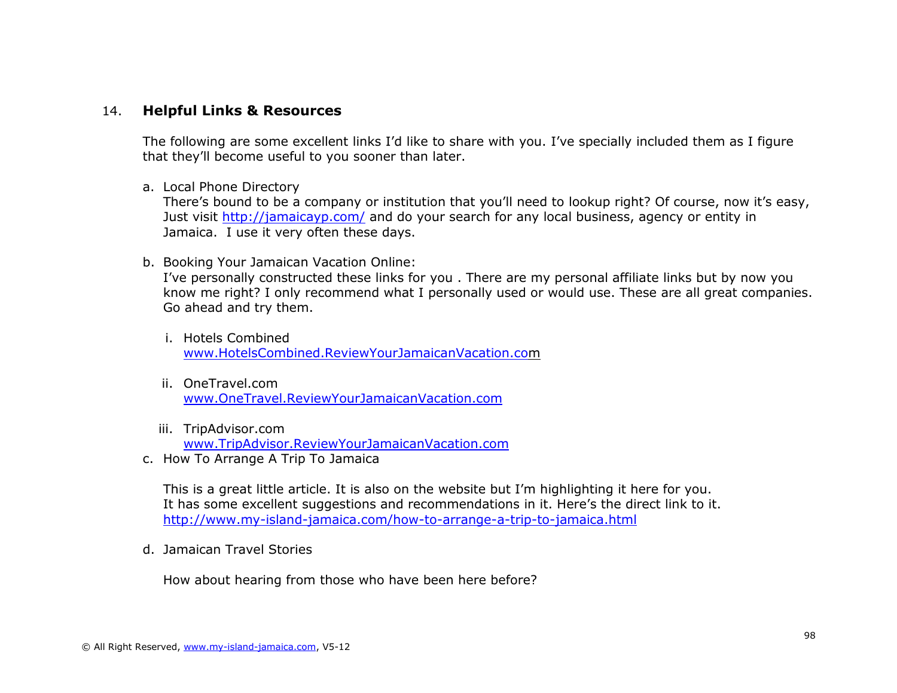## 14. **Helpful Links & Resources**

The following are some excellent links I'd like to share with you. I've specially included them as I figure that they'll become useful to you sooner than later.

a. Local Phone Directory
   There's bound to be a company or institution that you'll need to lookup right? Of course, now it's easy, Just visit http://jamaicayp.com/ and do your search for any local business, agency or entity in Jamaica.  I use it very often these days.

b. Booking Your Jamaican Vacation Online:
   I've personally constructed these links for you . There are my personal affiliate links but by now you know me right? I only recommend what I personally used or would use. These are all great companies. Go ahead and try them.

   i. Hotels Combined
      www.HotelsCombined.ReviewYourJamaicanVacation.com

   ii. OneTravel.com
      www.OneTravel.ReviewYourJamaicanVacation.com

   iii. TripAdvisor.com
      www.TripAdvisor.ReviewYourJamaicanVacation.com

c. How To Arrange A Trip To Jamaica

   This is a great little article. It is also on the website but I'm highlighting it here for you. It has some excellent suggestions and recommendations in it. Here's the direct link to it. http://www.my-island-jamaica.com/how-to-arrange-a-trip-to-jamaica.html

d. Jamaican Travel Stories

   How about hearing from those who have been here before?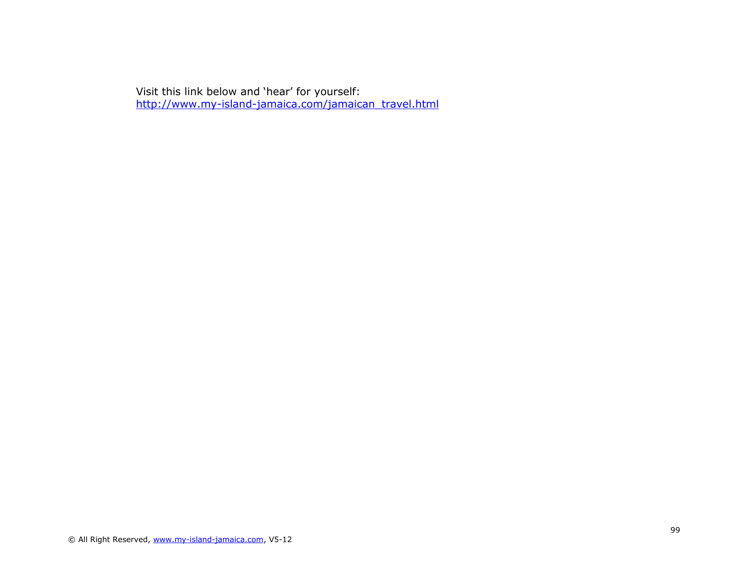Visit this link below and 'hear' for yourself:
http://www.my-island-jamaica.com/jamaican_travel.html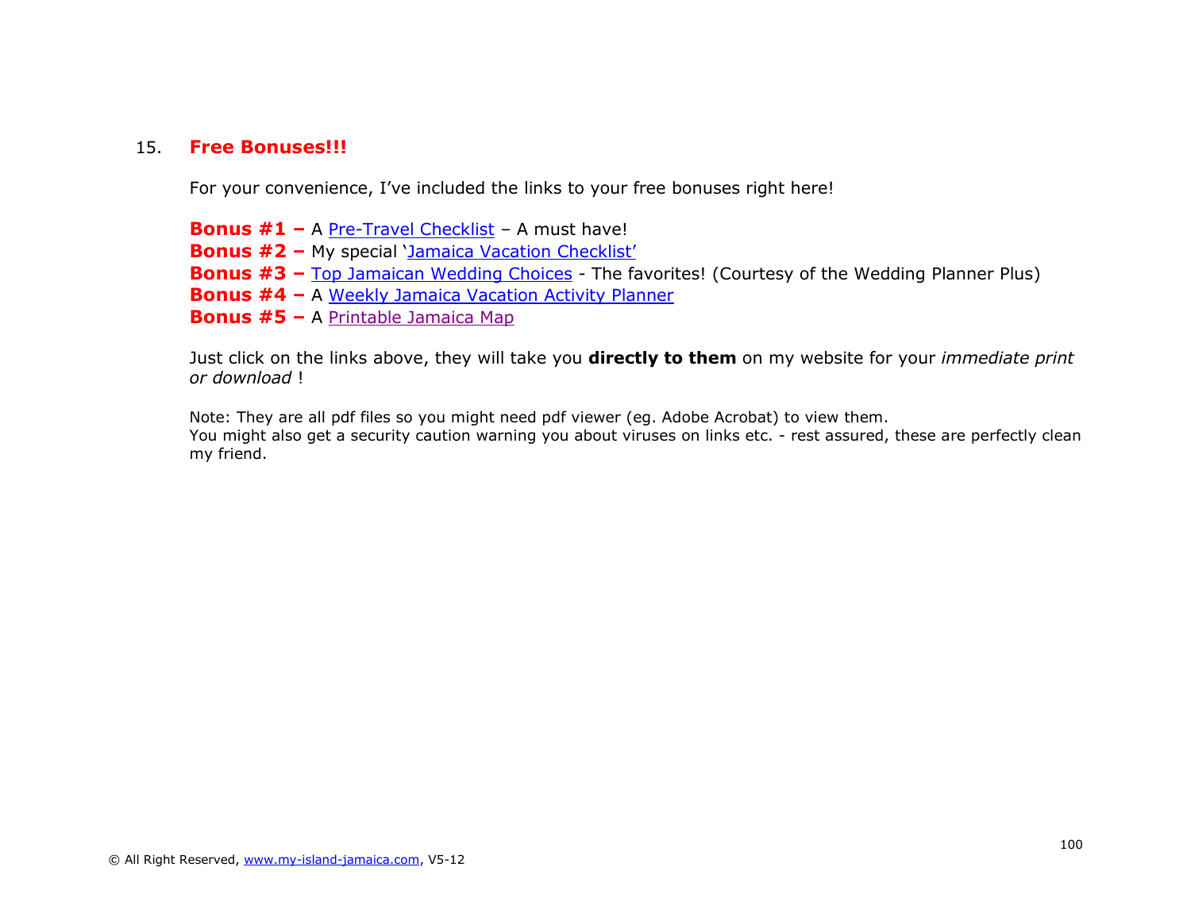## 15. **Free Bonuses!!!**

For your convenience, I've included the links to your free bonuses right here!

**Bonus #1 –** A Pre-Travel Checklist – A must have!
**Bonus #2 –** My special 'Jamaica Vacation Checklist'
**Bonus #3 –** Top Jamaican Wedding Choices - The favorites! (Courtesy of the Wedding Planner Plus)
**Bonus #4 –** A Weekly Jamaica Vacation Activity Planner
**Bonus #5 –** A Printable Jamaica Map

Just click on the links above, they will take you **directly to them** on my website for your *immediate print or download* !

Note: They are all pdf files so you might need pdf viewer (eg. Adobe Acrobat) to view them.
You might also get a security caution warning you about viruses on links etc. - rest assured, these are perfectly clean my friend.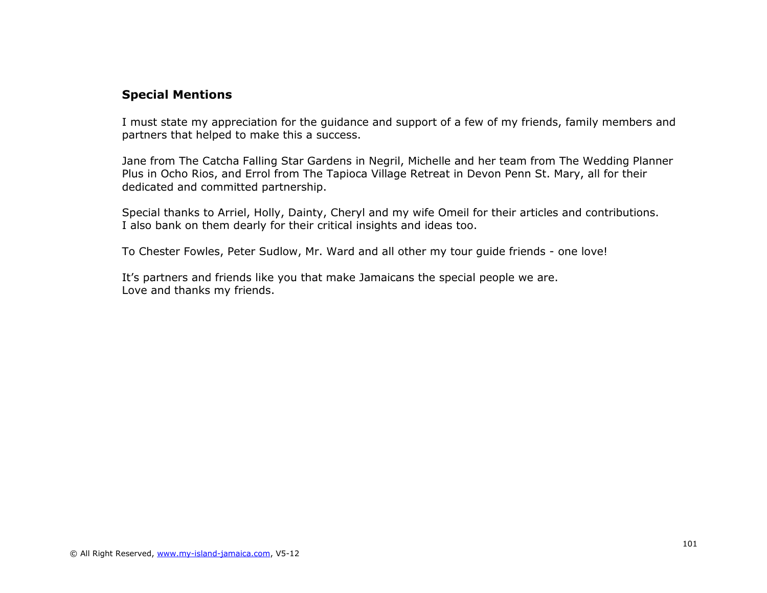## Special Mentions

I must state my appreciation for the guidance and support of a few of my friends, family members and partners that helped to make this a success.

Jane from The Catcha Falling Star Gardens in Negril, Michelle and her team from The Wedding Planner Plus in Ocho Rios, and Errol from The Tapioca Village Retreat in Devon Penn St. Mary, all for their dedicated and committed partnership.

Special thanks to Arriel, Holly, Dainty, Cheryl and my wife Omeil for their articles and contributions. I also bank on them dearly for their critical insights and ideas too.

To Chester Fowles, Peter Sudlow, Mr. Ward and all other my tour guide friends - one love!

It's partners and friends like you that make Jamaicans the special people we are.
Love and thanks my friends.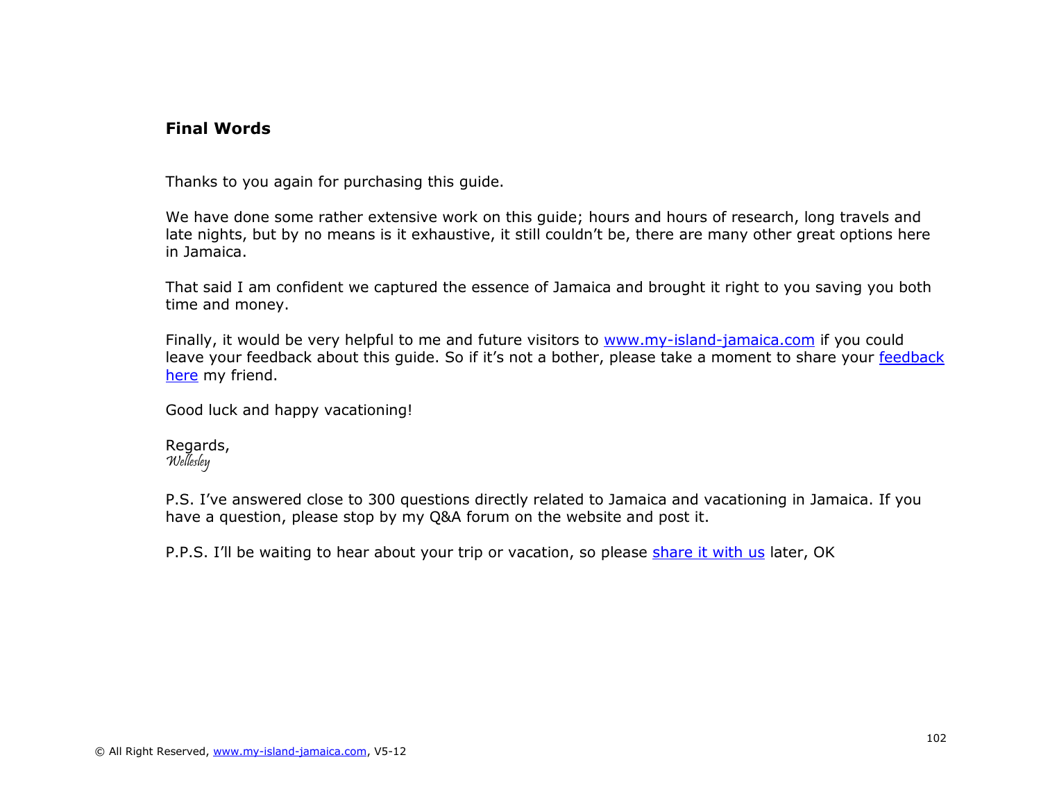## Final Words

Thanks to you again for purchasing this guide.

We have done some rather extensive work on this guide; hours and hours of research, long travels and late nights, but by no means is it exhaustive, it still couldn't be, there are many other great options here in Jamaica.

That said I am confident we captured the essence of Jamaica and brought it right to you saving you both time and money.

Finally, it would be very helpful to me and future visitors to www.my-island-jamaica.com if you could leave your feedback about this guide. So if it's not a bother, please take a moment to share your feedback here my friend.

Good luck and happy vacationing!

Regards,
*Wellesley*

P.S. I've answered close to 300 questions directly related to Jamaica and vacationing in Jamaica. If you have a question, please stop by my Q&A forum on the website and post it.

P.P.S. I'll be waiting to hear about your trip or vacation, so please share it with us later, OK

© All Right Reserved, www.my-island-jamaica.com, V5-12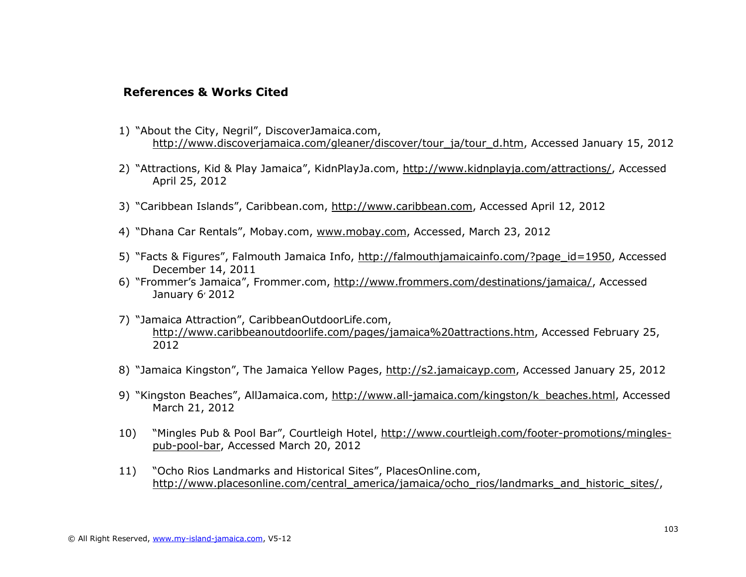**References & Works Cited**

1) "About the City, Negril", DiscoverJamaica.com, http://www.discoverjamaica.com/gleaner/discover/tour_ja/tour_d.htm, Accessed January 15, 2012

2) "Attractions, Kid & Play Jamaica", KidnPlayJa.com, http://www.kidnplayja.com/attractions/, Accessed April 25, 2012

3) "Caribbean Islands", Caribbean.com, http://www.caribbean.com, Accessed April 12, 2012

4) "Dhana Car Rentals", Mobay.com, www.mobay.com, Accessed, March 23, 2012

5) "Facts & Figures", Falmouth Jamaica Info, http://falmouthjamaicainfo.com/?page_id=1950, Accessed December 14, 2011

6) "Frommer's Jamaica", Frommer.com, http://www.frommers.com/destinations/jamaica/, Accessed January 6, 2012

7) "Jamaica Attraction", CaribbeanOutdoorLife.com, http://www.caribbeanoutdoorlife.com/pages/jamaica%20attractions.htm, Accessed February 25, 2012

8) "Jamaica Kingston", The Jamaica Yellow Pages, http://s2.jamaicayp.com, Accessed January 25, 2012

9) "Kingston Beaches", AllJamaica.com, http://www.all-jamaica.com/kingston/k_beaches.html, Accessed March 21, 2012

10) "Mingles Pub & Pool Bar", Courtleigh Hotel, http://www.courtleigh.com/footer-promotions/mingles-pub-pool-bar, Accessed March 20, 2012

11) "Ocho Rios Landmarks and Historical Sites", PlacesOnline.com, http://www.placesonline.com/central_america/jamaica/ocho_rios/landmarks_and_historic_sites/,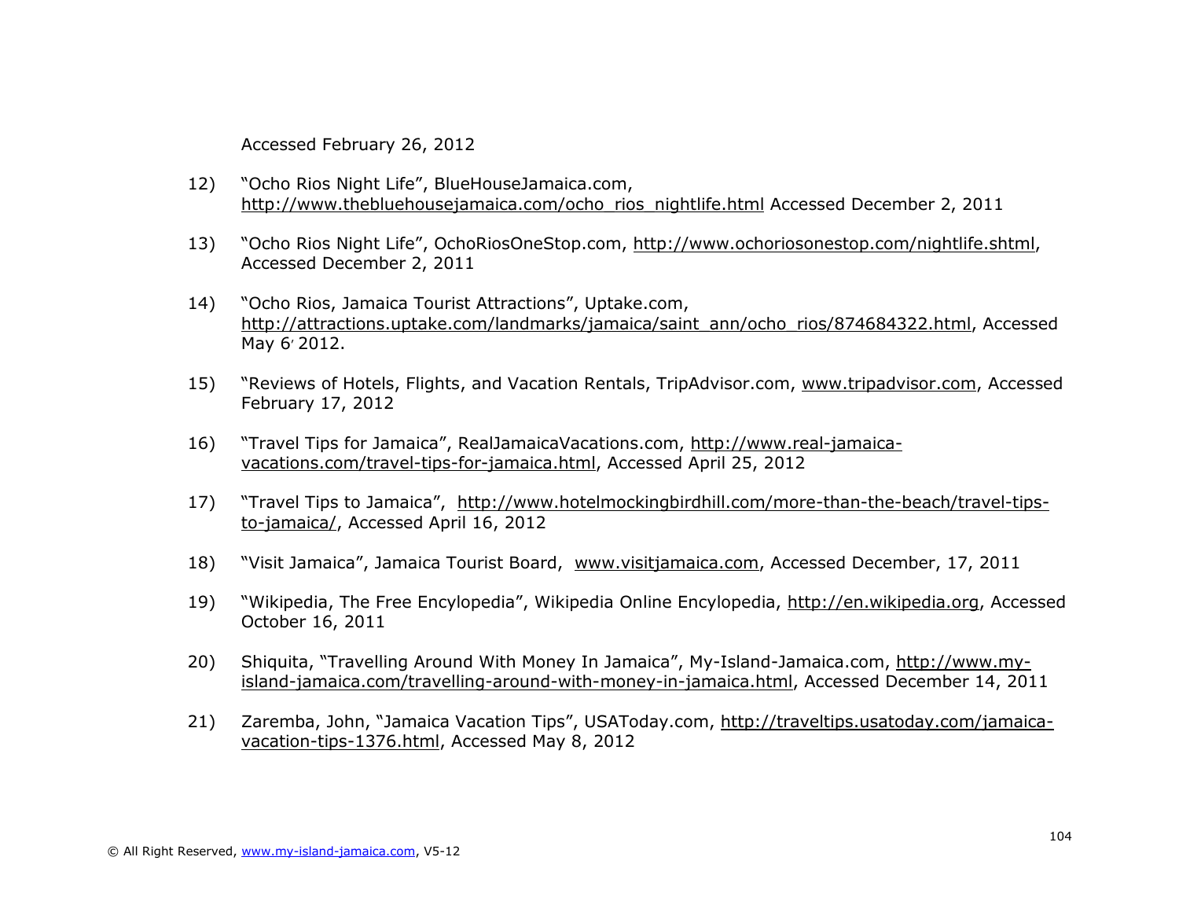Accessed February 26, 2012

12) "Ocho Rios Night Life", BlueHouseJamaica.com, http://www.thebluehousejamaica.com/ocho_rios_nightlife.html Accessed December 2, 2011

13) "Ocho Rios Night Life", OchoRiosOneStop.com, http://www.ochoriosonestop.com/nightlife.shtml, Accessed December 2, 2011

14) "Ocho Rios, Jamaica Tourist Attractions", Uptake.com, http://attractions.uptake.com/landmarks/jamaica/saint_ann/ocho_rios/874684322.html, Accessed May 6, 2012.

15) "Reviews of Hotels, Flights, and Vacation Rentals, TripAdvisor.com, www.tripadvisor.com, Accessed February 17, 2012

16) "Travel Tips for Jamaica", RealJamaicaVacations.com, http://www.real-jamaica-vacations.com/travel-tips-for-jamaica.html, Accessed April 25, 2012

17) "Travel Tips to Jamaica", http://www.hotelmockingbirdhill.com/more-than-the-beach/travel-tips-to-jamaica/, Accessed April 16, 2012

18) "Visit Jamaica", Jamaica Tourist Board, www.visitjamaica.com, Accessed December, 17, 2011

19) "Wikipedia, The Free Encylopedia", Wikipedia Online Encyclopedia, http://en.wikipedia.org, Accessed October 16, 2011

20) Shiquita, "Travelling Around With Money In Jamaica", My-Island-Jamaica.com, http://www.my-island-jamaica.com/travelling-around-with-money-in-jamaica.html, Accessed December 14, 2011

21) Zaremba, John, "Jamaica Vacation Tips", USAToday.com, http://traveltips.usatoday.com/jamaica-vacation-tips-1376.html, Accessed May 8, 2012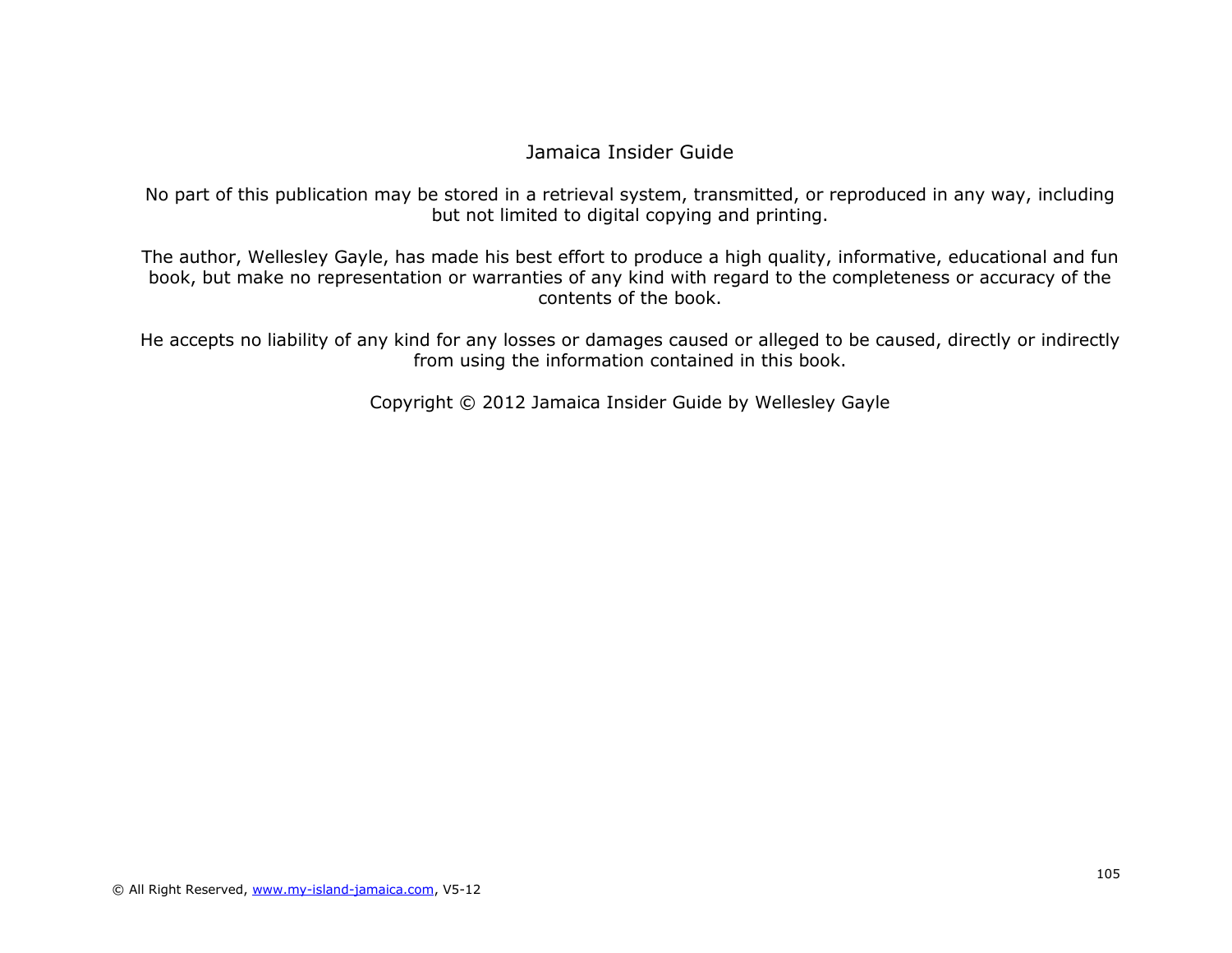Jamaica Insider Guide

No part of this publication may be stored in a retrieval system, transmitted, or reproduced in any way, including but not limited to digital copying and printing.

The author, Wellesley Gayle, has made his best effort to produce a high quality, informative, educational and fun book, but make no representation or warranties of any kind with regard to the completeness or accuracy of the contents of the book.

He accepts no liability of any kind for any losses or damages caused or alleged to be caused, directly or indirectly from using the information contained in this book.

Copyright © 2012 Jamaica Insider Guide by Wellesley Gayle